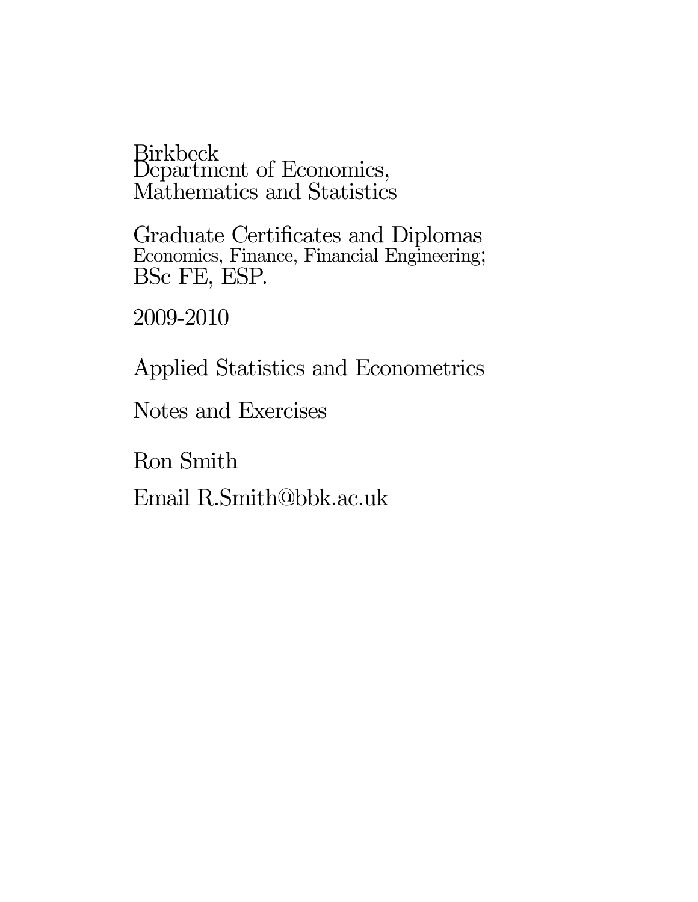Birkbeck
Department of Economics,
Mathematics and Statistics

Graduate Certificates and Diplomas
Economics, Finance, Financial Engineering;
BSc FE, ESP.

2009-2010

# Applied Statistics and Econometrics

Notes and Exercises

Ron Smith

Email R.Smith@bbk.ac.uk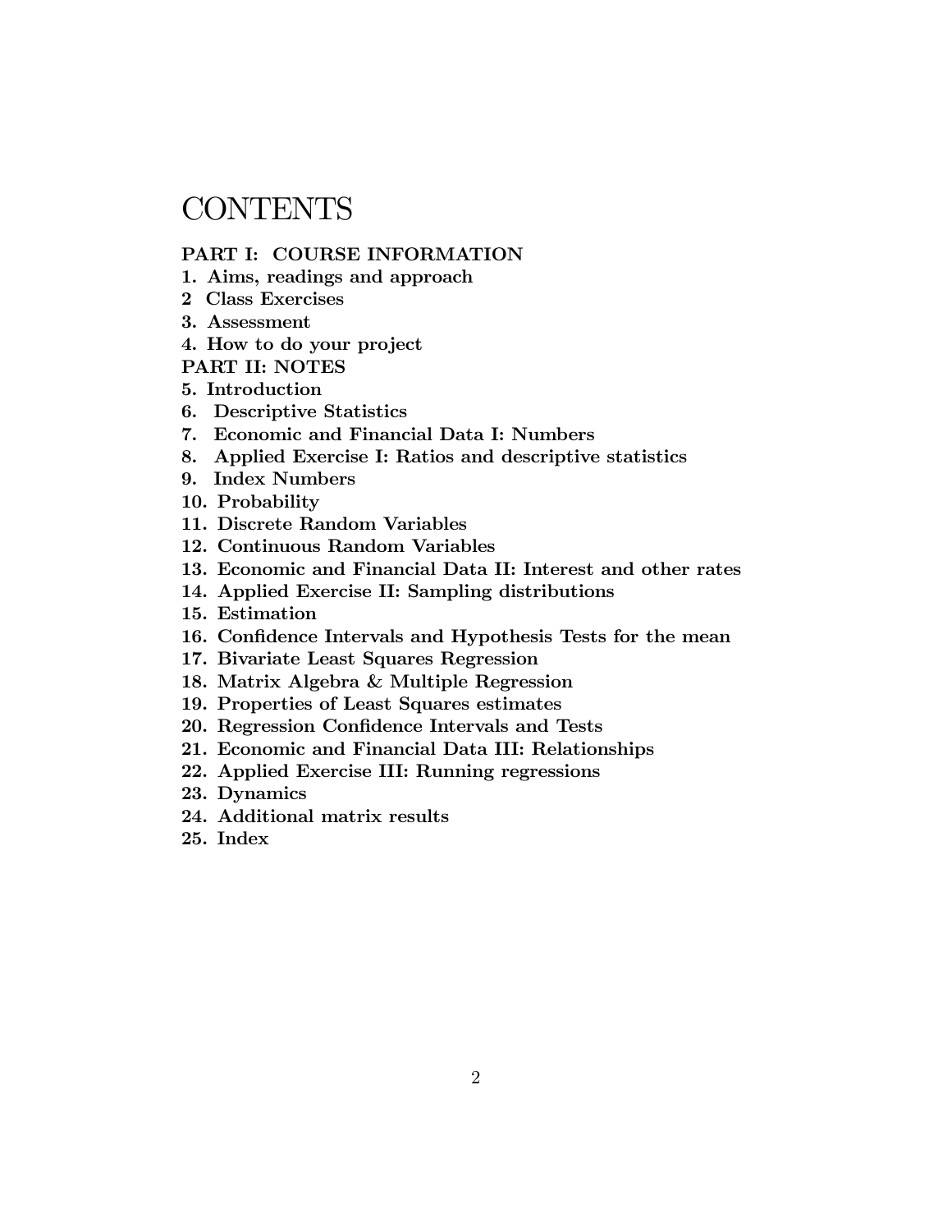# CONTENTS

**PART I: COURSE INFORMATION**

**1. Aims, readings and approach**

**2 Class Exercises**

**3. Assessment**

**4. How to do your project**

**PART II: NOTES**

**5. Introduction**

**6. Descriptive Statistics**

**7. Economic and Financial Data I: Numbers**

**8. Applied Exercise I: Ratios and descriptive statistics**

**9. Index Numbers**

**10. Probability**

**11. Discrete Random Variables**

**12. Continuous Random Variables**

**13. Economic and Financial Data II: Interest and other rates**

**14. Applied Exercise II: Sampling distributions**

**15. Estimation**

**16. Confidence Intervals and Hypothesis Tests for the mean**

**17. Bivariate Least Squares Regression**

**18. Matrix Algebra & Multiple Regression**

**19. Properties of Least Squares estimates**

**20. Regression Confidence Intervals and Tests**

**21. Economic and Financial Data III: Relationships**

**22. Applied Exercise III: Running regressions**

**23. Dynamics**

**24. Additional matrix results**

**25. Index**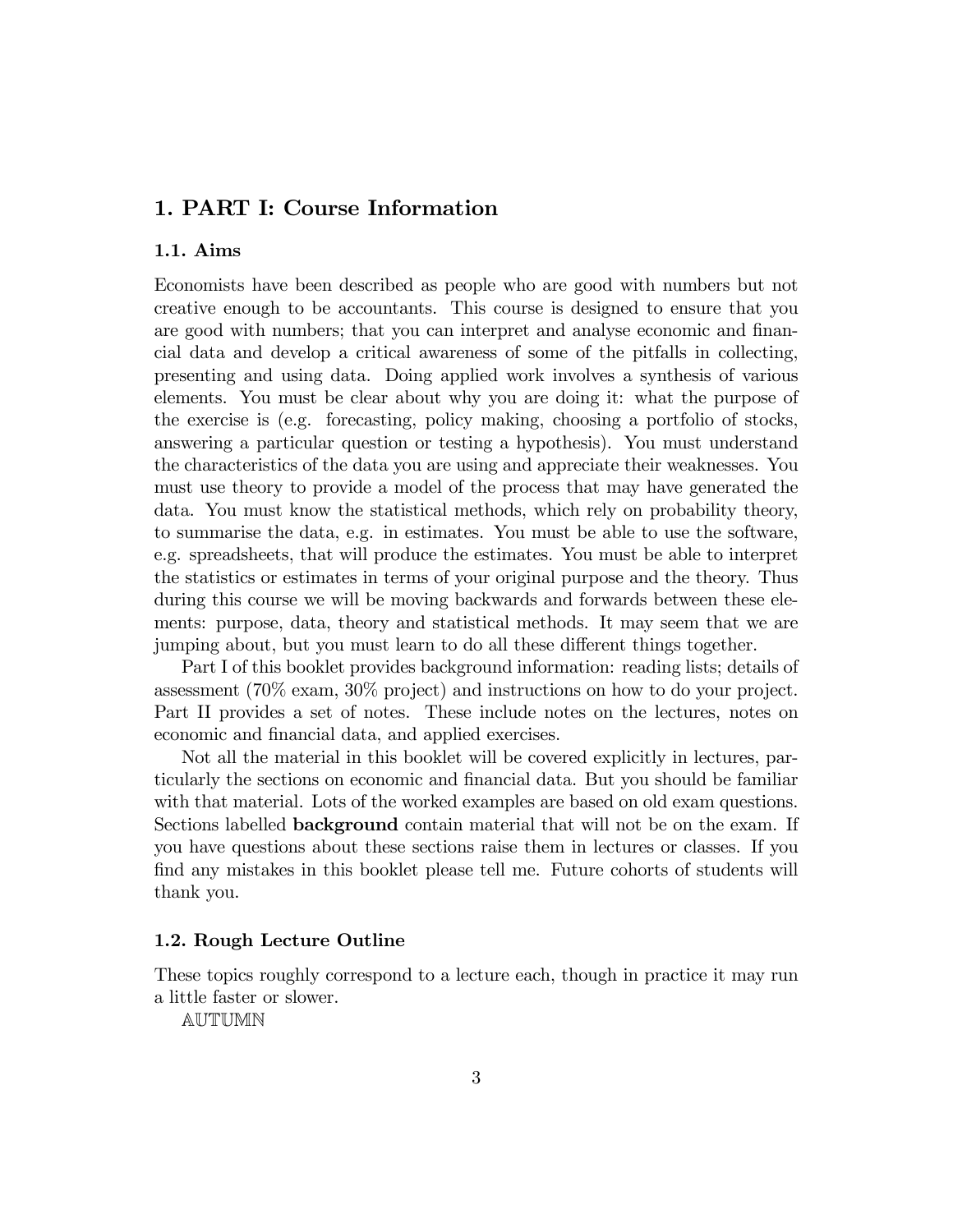# 1. PART I: Course Information

## 1.1. Aims

Economists have been described as people who are good with numbers but not creative enough to be accountants. This course is designed to ensure that you are good with numbers; that you can interpret and analyse economic and financial data and develop a critical awareness of some of the pitfalls in collecting, presenting and using data. Doing applied work involves a synthesis of various elements. You must be clear about why you are doing it: what the purpose of the exercise is (e.g. forecasting, policy making, choosing a portfolio of stocks, answering a particular question or testing a hypothesis). You must understand the characteristics of the data you are using and appreciate their weaknesses. You must use theory to provide a model of the process that may have generated the data. You must know the statistical methods, which rely on probability theory, to summarise the data, e.g. in estimates. You must be able to use the software, e.g. spreadsheets, that will produce the estimates. You must be able to interpret the statistics or estimates in terms of your original purpose and the theory. Thus during this course we will be moving backwards and forwards between these elements: purpose, data, theory and statistical methods. It may seem that we are jumping about, but you must learn to do all these different things together.

Part I of this booklet provides background information: reading lists; details of assessment (70% exam, 30% project) and instructions on how to do your project. Part II provides a set of notes. These include notes on the lectures, notes on economic and financial data, and applied exercises.

Not all the material in this booklet will be covered explicitly in lectures, particularly the sections on economic and financial data. But you should be familiar with that material. Lots of the worked examples are based on old exam questions. Sections labelled **background** contain material that will not be on the exam. If you have questions about these sections raise them in lectures or classes. If you find any mistakes in this booklet please tell me. Future cohorts of students will thank you.

## 1.2. Rough Lecture Outline

These topics roughly correspond to a lecture each, though in practice it may run a little faster or slower.

AUTUMN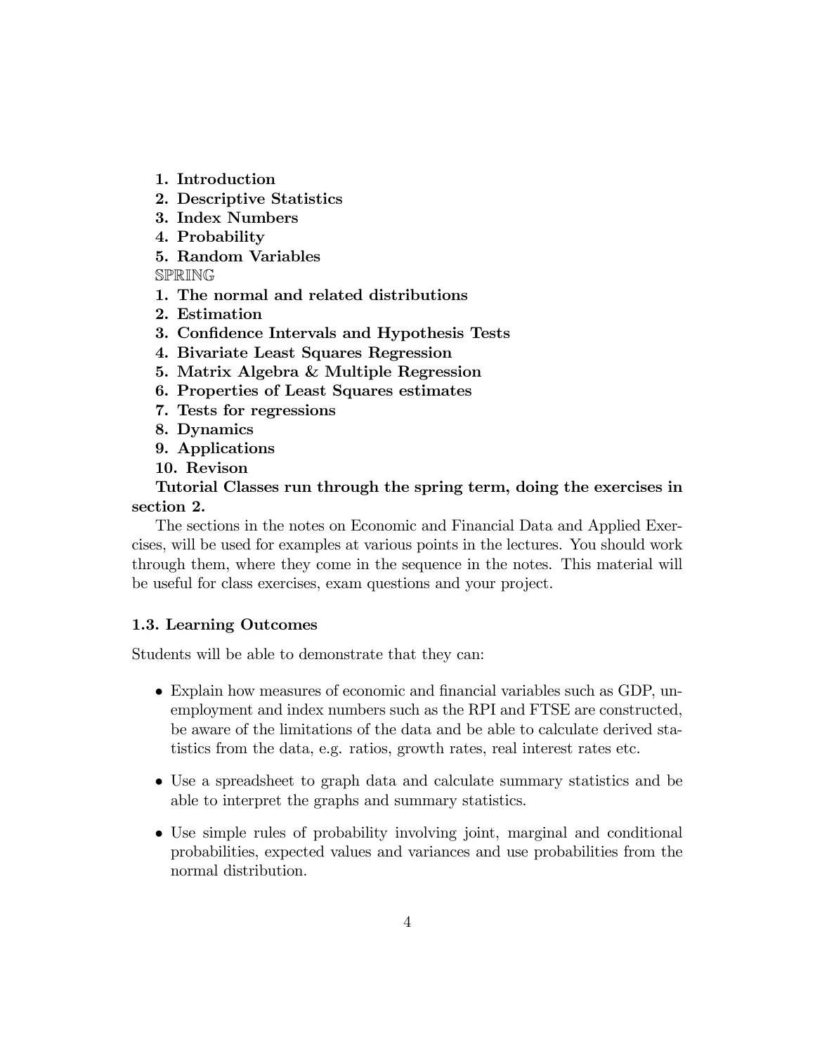1. **Introduction**
2. **Descriptive Statistics**
3. **Index Numbers**
4. **Probability**
5. **Random Variables**

SPRING

1. **The normal and related distributions**
2. **Estimation**
3. **Confidence Intervals and Hypothesis Tests**
4. **Bivariate Least Squares Regression**
5. **Matrix Algebra & Multiple Regression**
6. **Properties of Least Squares estimates**
7. **Tests for regressions**
8. **Dynamics**
9. **Applications**
10. **Revison**

**Tutorial Classes run through the spring term, doing the exercises in section 2.**

The sections in the notes on Economic and Financial Data and Applied Exercises, will be used for examples at various points in the lectures. You should work through them, where they come in the sequence in the notes. This material will be useful for class exercises, exam questions and your project.

### 1.3. Learning Outcomes

Students will be able to demonstrate that they can:

- Explain how measures of economic and financial variables such as GDP, unemployment and index numbers such as the RPI and FTSE are constructed, be aware of the limitations of the data and be able to calculate derived statistics from the data, e.g. ratios, growth rates, real interest rates etc.
- Use a spreadsheet to graph data and calculate summary statistics and be able to interpret the graphs and summary statistics.
- Use simple rules of probability involving joint, marginal and conditional probabilities, expected values and variances and use probabilities from the normal distribution.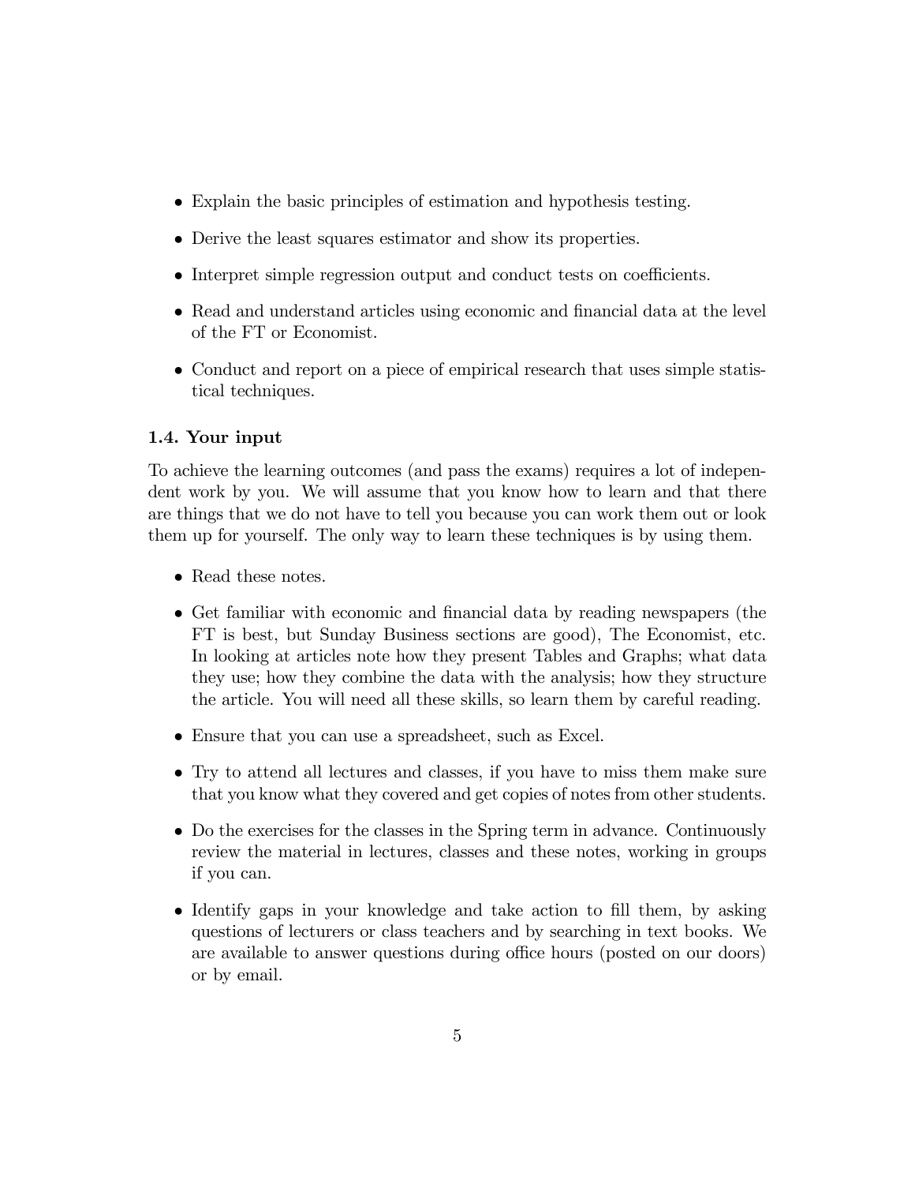- Explain the basic principles of estimation and hypothesis testing.
- Derive the least squares estimator and show its properties.
- Interpret simple regression output and conduct tests on coefficients.
- Read and understand articles using economic and financial data at the level of the FT or Economist.
- Conduct and report on a piece of empirical research that uses simple statistical techniques.

### 1.4. Your input

To achieve the learning outcomes (and pass the exams) requires a lot of independent work by you. We will assume that you know how to learn and that there are things that we do not have to tell you because you can work them out or look them up for yourself. The only way to learn these techniques is by using them.

- Read these notes.
- Get familiar with economic and financial data by reading newspapers (the FT is best, but Sunday Business sections are good), The Economist, etc. In looking at articles note how they present Tables and Graphs; what data they use; how they combine the data with the analysis; how they structure the article. You will need all these skills, so learn them by careful reading.
- Ensure that you can use a spreadsheet, such as Excel.
- Try to attend all lectures and classes, if you have to miss them make sure that you know what they covered and get copies of notes from other students.
- Do the exercises for the classes in the Spring term in advance. Continuously review the material in lectures, classes and these notes, working in groups if you can.
- Identify gaps in your knowledge and take action to fill them, by asking questions of lecturers or class teachers and by searching in text books. We are available to answer questions during office hours (posted on our doors) or by email.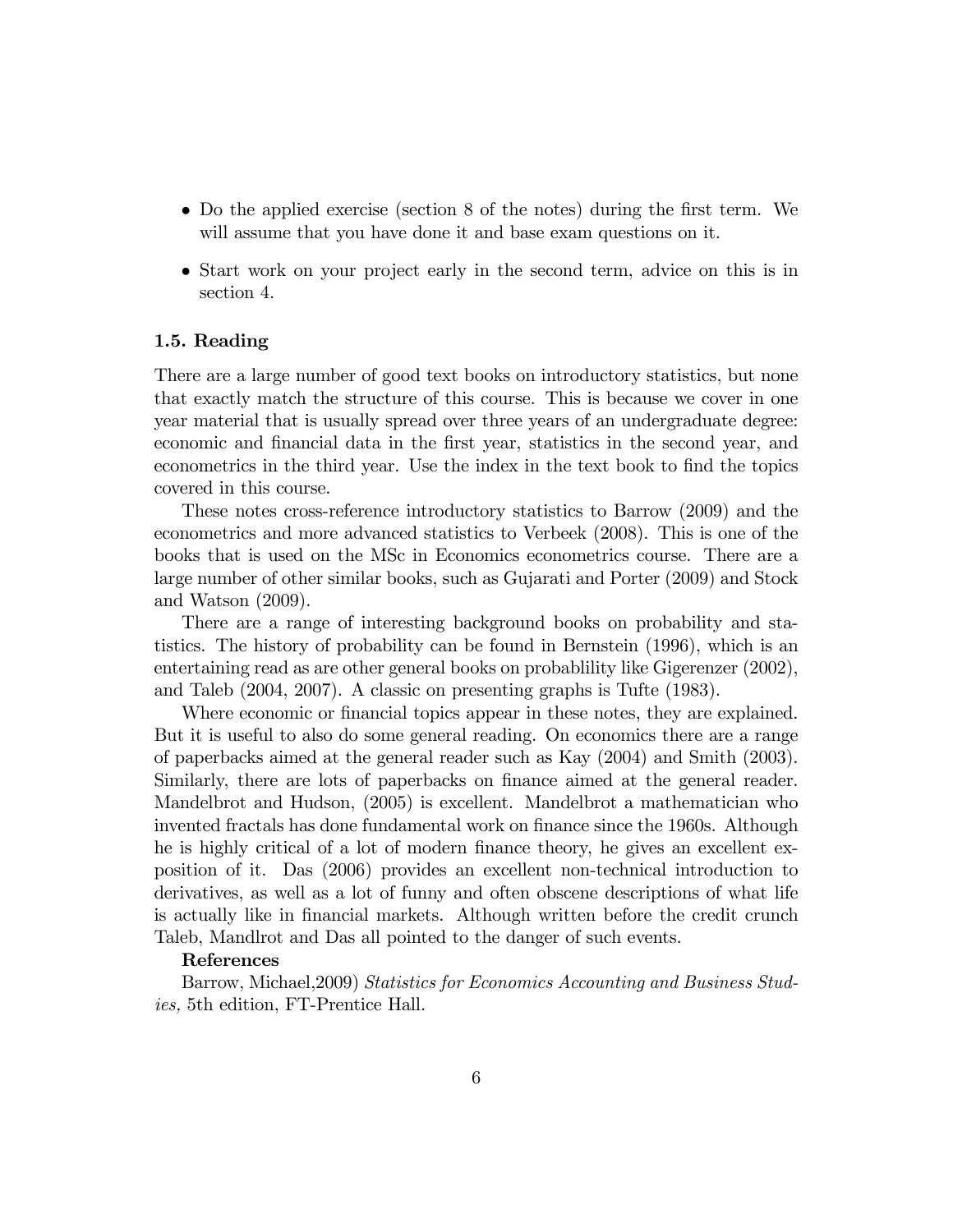- Do the applied exercise (section 8 of the notes) during the first term. We will assume that you have done it and base exam questions on it.

- Start work on your project early in the second term, advice on this is in section 4.

### 1.5. Reading

There are a large number of good text books on introductory statistics, but none that exactly match the structure of this course. This is because we cover in one year material that is usually spread over three years of an undergraduate degree: economic and financial data in the first year, statistics in the second year, and econometrics in the third year. Use the index in the text book to find the topics covered in this course.

These notes cross-reference introductory statistics to Barrow (2009) and the econometrics and more advanced statistics to Verbeek (2008). This is one of the books that is used on the MSc in Economics econometrics course. There are a large number of other similar books, such as Gujarati and Porter (2009) and Stock and Watson (2009).

There are a range of interesting background books on probability and statistics. The history of probability can be found in Bernstein (1996), which is an entertaining read as are other general books on probablility like Gigerenzer (2002), and Taleb (2004, 2007). A classic on presenting graphs is Tufte (1983).

Where economic or financial topics appear in these notes, they are explained. But it is useful to also do some general reading. On economics there are a range of paperbacks aimed at the general reader such as Kay (2004) and Smith (2003). Similarly, there are lots of paperbacks on finance aimed at the general reader. Mandelbrot and Hudson, (2005) is excellent. Mandelbrot a mathematician who invented fractals has done fundamental work on finance since the 1960s. Although he is highly critical of a lot of modern finance theory, he gives an excellent exposition of it. Das (2006) provides an excellent non-technical introduction to derivatives, as well as a lot of funny and often obscene descriptions of what life is actually like in financial markets. Although written before the credit crunch Taleb, Mandlrot and Das all pointed to the danger of such events.

**References**

Barrow, Michael,2009) *Statistics for Economics Accounting and Business Studies,* 5th edition, FT-Prentice Hall.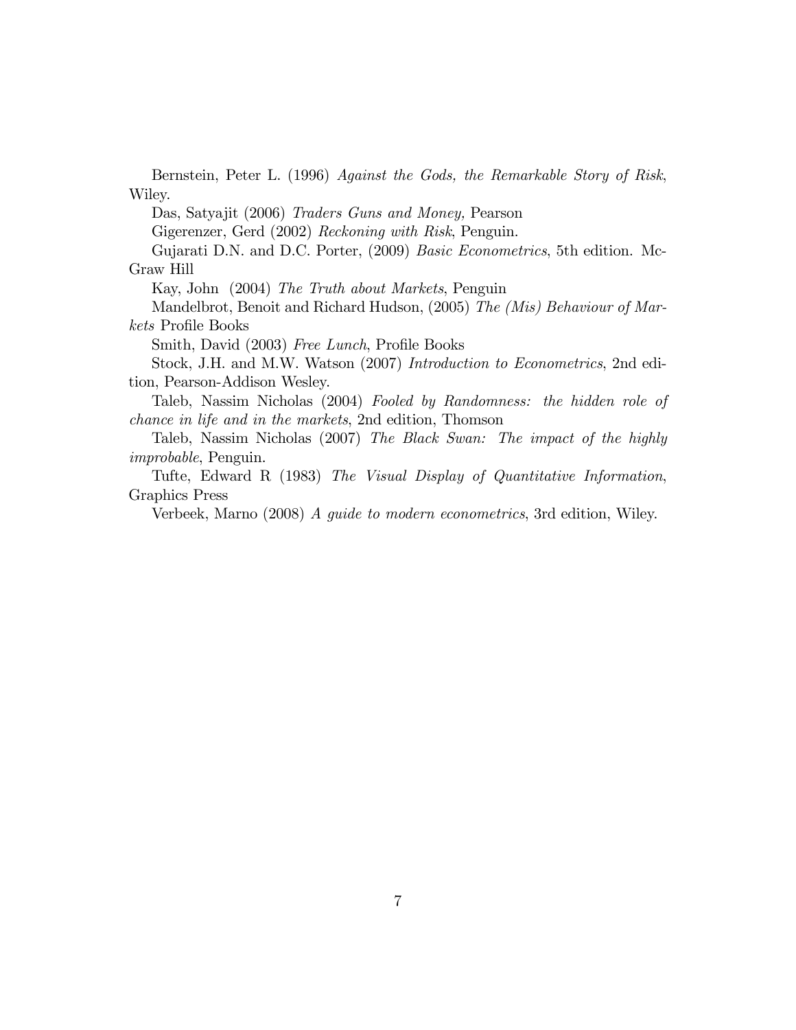Bernstein, Peter L. (1996) *Against the Gods, the Remarkable Story of Risk*, Wiley.

Das, Satyajit (2006) *Traders Guns and Money,* Pearson

Gigerenzer, Gerd (2002) *Reckoning with Risk*, Penguin.

Gujarati D.N. and D.C. Porter, (2009) *Basic Econometrics*, 5th edition. McGraw Hill

Kay, John (2004) *The Truth about Markets*, Penguin

Mandelbrot, Benoit and Richard Hudson, (2005) *The (Mis) Behaviour of Markets* Profile Books

Smith, David (2003) *Free Lunch*, Profile Books

Stock, J.H. and M.W. Watson (2007) *Introduction to Econometrics*, 2nd edition, Pearson-Addison Wesley.

Taleb, Nassim Nicholas (2004) *Fooled by Randomness: the hidden role of chance in life and in the markets*, 2nd edition, Thomson

Taleb, Nassim Nicholas (2007) *The Black Swan: The impact of the highly improbable*, Penguin.

Tufte, Edward R (1983) *The Visual Display of Quantitative Information*, Graphics Press

Verbeek, Marno (2008) *A guide to modern econometrics*, 3rd edition, Wiley.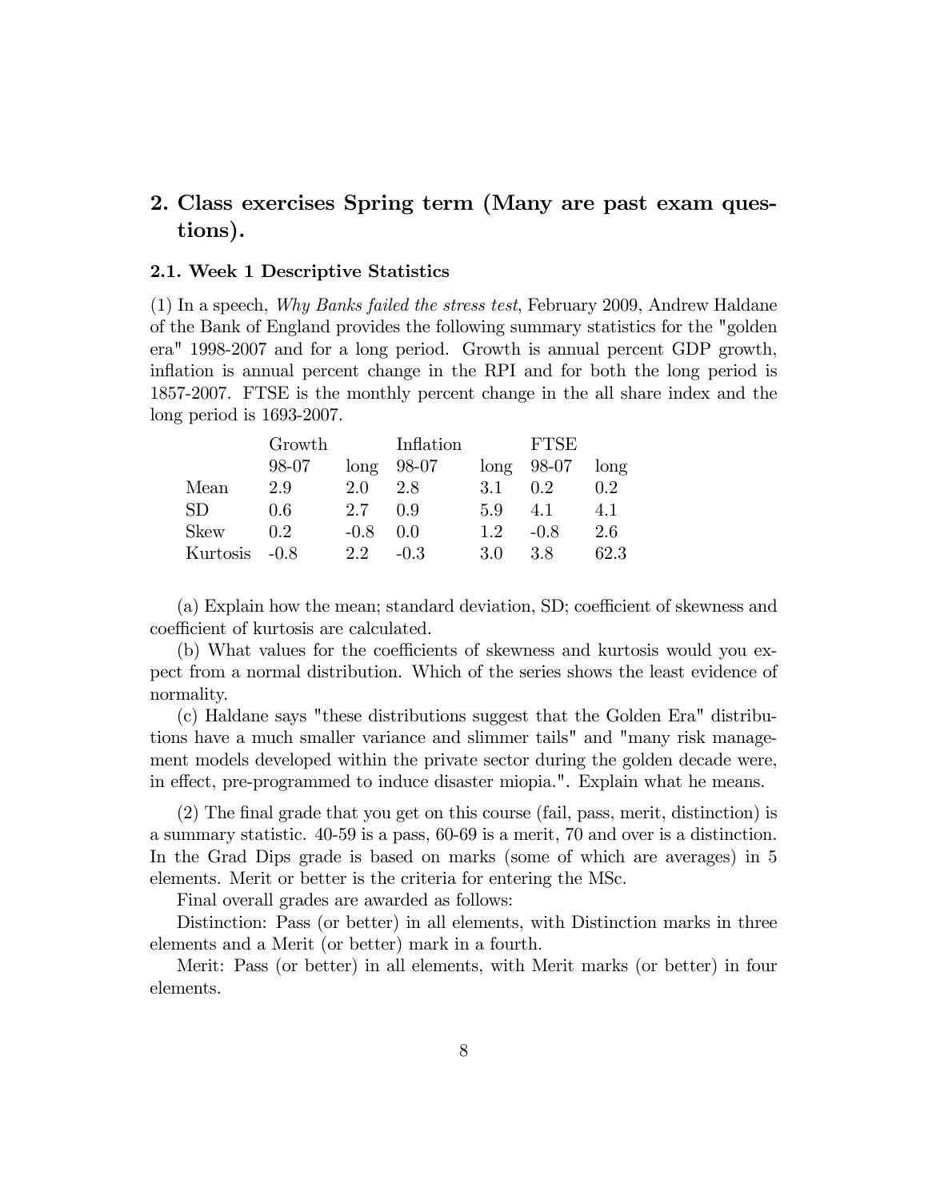## 2. Class exercises Spring term (Many are past exam questions).

### 2.1. Week 1 Descriptive Statistics

(1) In a speech, *Why Banks failed the stress test*, February 2009, Andrew Haldane of the Bank of England provides the following summary statistics for the "golden era" 1998-2007 and for a long period. Growth is annual percent GDP growth, inflation is annual percent change in the RPI and for both the long period is 1857-2007. FTSE is the monthly percent change in the all share index and the long period is 1693-2007.

| | Growth | | Inflation | | FTSE | |
|---|---|---|---|---|---|---|
| | 98-07 | long | 98-07 | long | 98-07 | long |
| Mean | 2.9 | 2.0 | 2.8 | 3.1 | 0.2 | 0.2 |
| SD | 0.6 | 2.7 | 0.9 | 5.9 | 4.1 | 4.1 |
| Skew | 0.2 | -0.8 | 0.0 | 1.2 | -0.8 | 2.6 |
| Kurtosis | -0.8 | 2.2 | -0.3 | 3.0 | 3.8 | 62.3 |

(a) Explain how the mean; standard deviation, SD; coefficient of skewness and coefficient of kurtosis are calculated.

(b) What values for the coefficients of skewness and kurtosis would you expect from a normal distribution. Which of the series shows the least evidence of normality.

(c) Haldane says "these distributions suggest that the Golden Era" distributions have a much smaller variance and slimmer tails" and "many risk management models developed within the private sector during the golden decade were, in effect, pre-programmed to induce disaster miopia.". Explain what he means.

(2) The final grade that you get on this course (fail, pass, merit, distinction) is a summary statistic. 40-59 is a pass, 60-69 is a merit, 70 and over is a distinction. In the Grad Dips grade is based on marks (some of which are averages) in 5 elements. Merit or better is the criteria for entering the MSc.

Final overall grades are awarded as follows:

Distinction: Pass (or better) in all elements, with Distinction marks in three elements and a Merit (or better) mark in a fourth.

Merit: Pass (or better) in all elements, with Merit marks (or better) in four elements.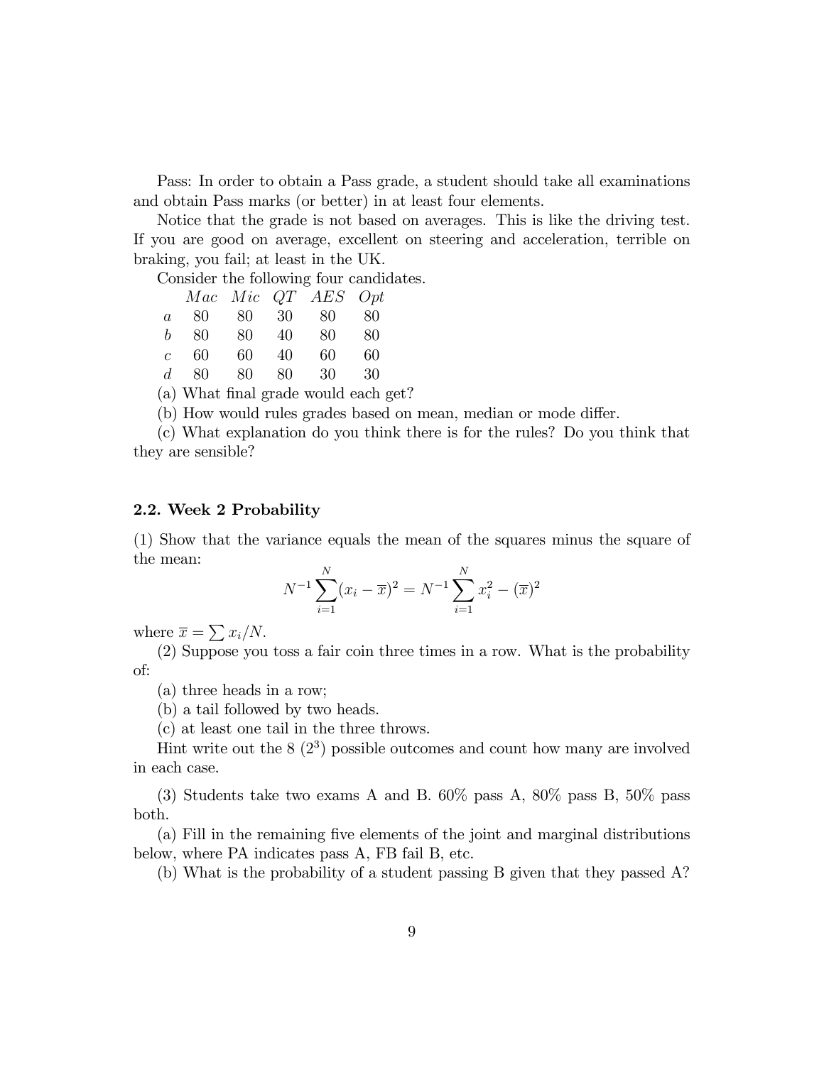Pass: In order to obtain a Pass grade, a student should take all examinations and obtain Pass marks (or better) in at least four elements.

Notice that the grade is not based on averages. This is like the driving test. If you are good on average, excellent on steering and acceleration, terrible on braking, you fail; at least in the UK.

Consider the following four candidates.

| | *Mac* | *Mic* | *QT* | *AES* | *Opt* |
|---|---|---|---|---|---|
| *a* | 80 | 80 | 30 | 80 | 80 |
| *b* | 80 | 80 | 40 | 80 | 80 |
| *c* | 60 | 60 | 40 | 60 | 60 |
| *d* | 80 | 80 | 80 | 30 | 30 |

(a) What final grade would each get?

(b) How would rules grades based on mean, median or mode differ.

(c) What explanation do you think there is for the rules? Do you think that they are sensible?

### 2.2. Week 2 Probability

(1) Show that the variance equals the mean of the squares minus the square of the mean:

$$N^{-1}\sum_{i=1}^{N}(x_i - \overline{x})^2 = N^{-1}\sum_{i=1}^{N}x_i^2 - (\overline{x})^2$$

where $\overline{x} = \sum x_i/N$.

(2) Suppose you toss a fair coin three times in a row. What is the probability of:

(a) three heads in a row;

(b) a tail followed by two heads.

(c) at least one tail in the three throws.

Hint write out the 8 ($2^3$) possible outcomes and count how many are involved in each case.

(3) Students take two exams A and B. 60% pass A, 80% pass B, 50% pass both.

(a) Fill in the remaining five elements of the joint and marginal distributions below, where PA indicates pass A, FB fail B, etc.

(b) What is the probability of a student passing B given that they passed A?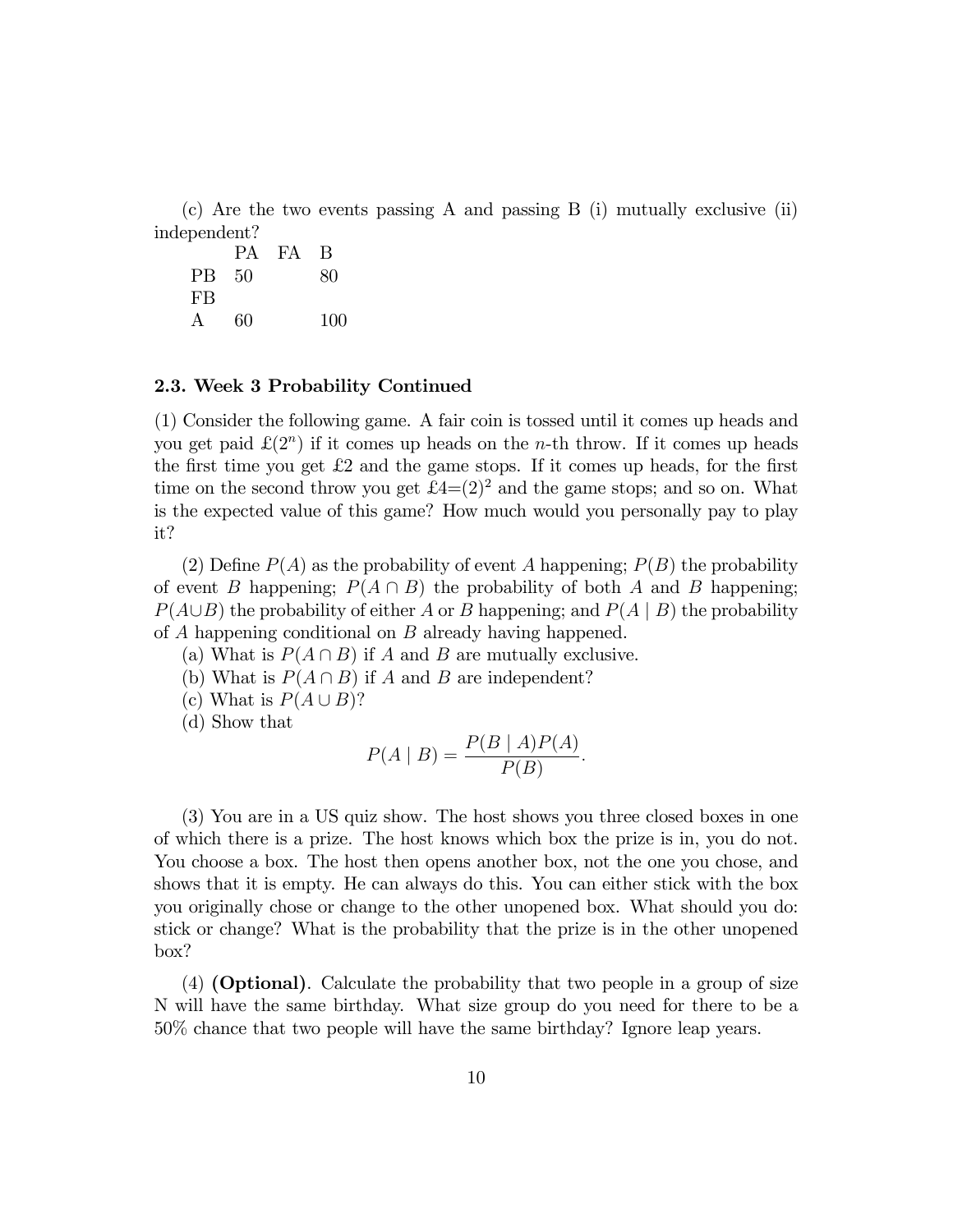(c) Are the two events passing A and passing B (i) mutually exclusive (ii) independent?

| | PA | FA | B |
|---|---|---|---|
| PB | 50 | | 80 |
| FB | | | |
| A | 60 | | 100 |

### 2.3. Week 3 Probability Continued

(1) Consider the following game. A fair coin is tossed until it comes up heads and you get paid £$(2^n)$ if it comes up heads on the $n$-th throw. If it comes up heads the first time you get £2 and the game stops. If it comes up heads, for the first time on the second throw you get £4=$(2)^2$ and the game stops; and so on. What is the expected value of this game? How much would you personally pay to play it?

(2) Define $P(A)$ as the probability of event $A$ happening; $P(B)$ the probability of event $B$ happening; $P(A \cap B)$ the probability of both $A$ and $B$ happening; $P(A \cup B)$ the probability of either $A$ or $B$ happening; and $P(A \mid B)$ the probability of $A$ happening conditional on $B$ already having happened.

(a) What is $P(A \cap B)$ if $A$ and $B$ are mutually exclusive.

(b) What is $P(A \cap B)$ if $A$ and $B$ are independent?

(c) What is $P(A \cup B)$?

(d) Show that

$$P(A \mid B) = \frac{P(B \mid A)P(A)}{P(B)}.$$

(3) You are in a US quiz show. The host shows you three closed boxes in one of which there is a prize. The host knows which box the prize is in, you do not. You choose a box. The host then opens another box, not the one you chose, and shows that it is empty. He can always do this. You can either stick with the box you originally chose or change to the other unopened box. What should you do: stick or change? What is the probability that the prize is in the other unopened box?

(4) **(Optional)**. Calculate the probability that two people in a group of size N will have the same birthday. What size group do you need for there to be a 50% chance that two people will have the same birthday? Ignore leap years.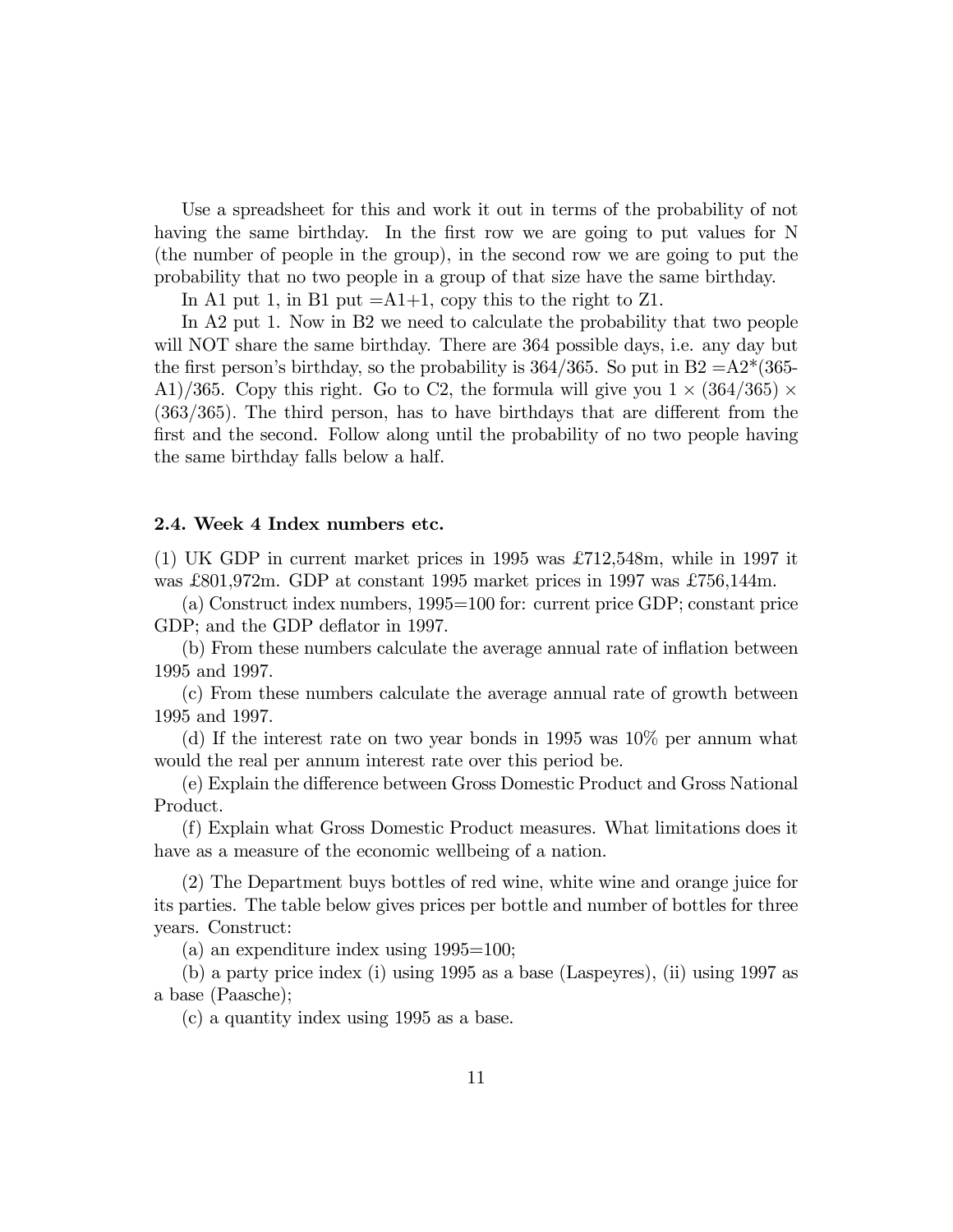Use a spreadsheet for this and work it out in terms of the probability of not having the same birthday. In the first row we are going to put values for N (the number of people in the group), in the second row we are going to put the probability that no two people in a group of that size have the same birthday.

In A1 put 1, in B1 put =A1+1, copy this to the right to Z1.

In A2 put 1. Now in B2 we need to calculate the probability that two people will NOT share the same birthday. There are 364 possible days, i.e. any day but the first person's birthday, so the probability is 364/365. So put in B2 =A2*(365-A1)/365. Copy this right. Go to C2, the formula will give you $1 \times (364/365) \times (363/365)$. The third person, has to have birthdays that are different from the first and the second. Follow along until the probability of no two people having the same birthday falls below a half.

### 2.4. Week 4 Index numbers etc.

(1) UK GDP in current market prices in 1995 was £712,548m, while in 1997 it was £801,972m. GDP at constant 1995 market prices in 1997 was £756,144m.

(a) Construct index numbers, 1995=100 for: current price GDP; constant price GDP; and the GDP deflator in 1997.

(b) From these numbers calculate the average annual rate of inflation between 1995 and 1997.

(c) From these numbers calculate the average annual rate of growth between 1995 and 1997.

(d) If the interest rate on two year bonds in 1995 was 10% per annum what would the real per annum interest rate over this period be.

(e) Explain the difference between Gross Domestic Product and Gross National Product.

(f) Explain what Gross Domestic Product measures. What limitations does it have as a measure of the economic wellbeing of a nation.

(2) The Department buys bottles of red wine, white wine and orange juice for its parties. The table below gives prices per bottle and number of bottles for three years. Construct:

(a) an expenditure index using 1995=100;

(b) a party price index (i) using 1995 as a base (Laspeyres), (ii) using 1997 as a base (Paasche);

(c) a quantity index using 1995 as a base.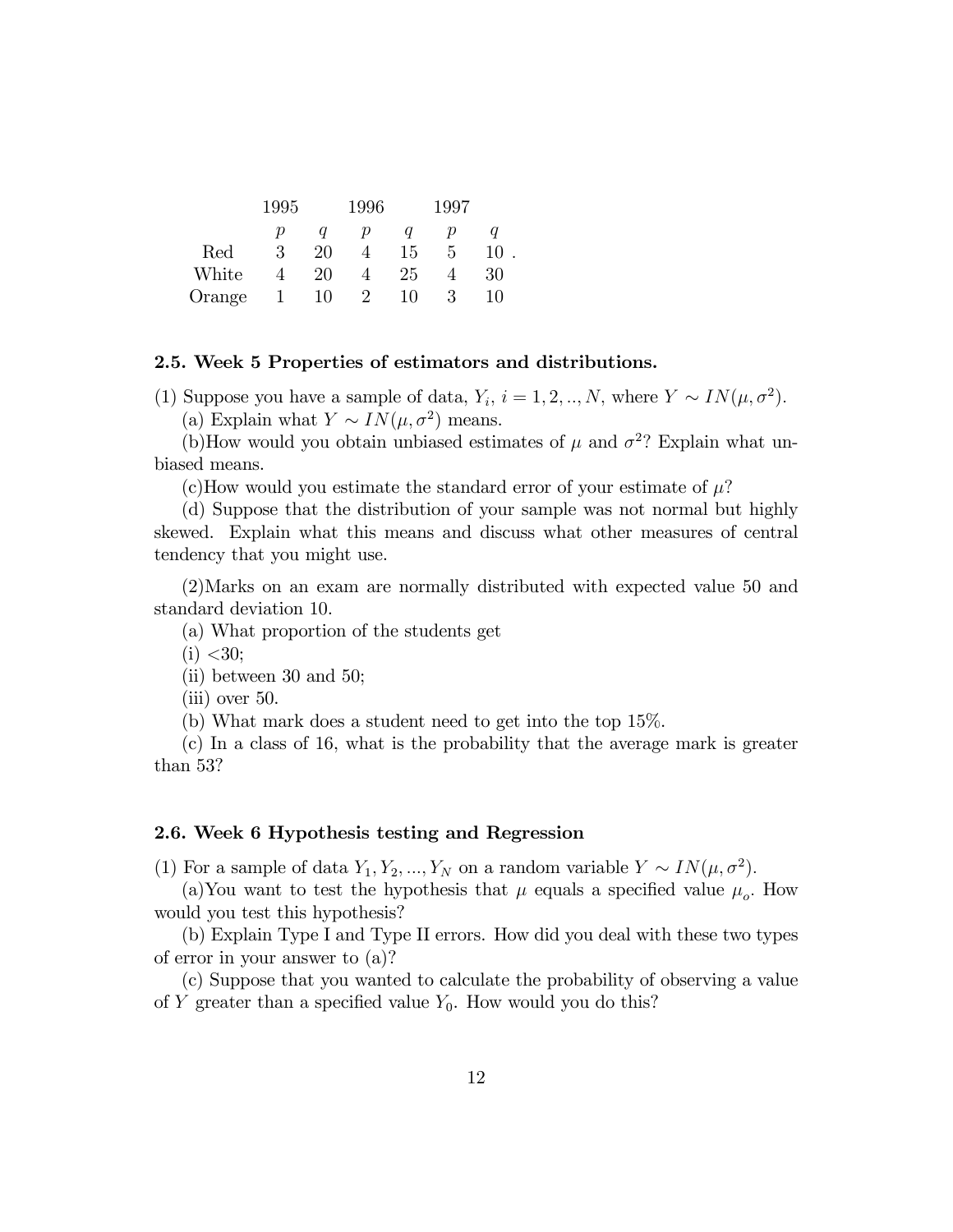| | 1995 | | 1996 | | 1997 | |
|---|---|---|---|---|---|---|
| | $p$ | $q$ | $p$ | $q$ | $p$ | $q$ |
| Red | 3 | 20 | 4 | 15 | 5 | 10 . |
| White | 4 | 20 | 4 | 25 | 4 | 30 |
| Orange | 1 | 10 | 2 | 10 | 3 | 10 |

### 2.5. Week 5 Properties of estimators and distributions.

(1) Suppose you have a sample of data, $Y_i$, $i = 1, 2, .., N$, where $Y \sim IN(\mu, \sigma^2)$.

(a) Explain what $Y \sim IN(\mu, \sigma^2)$ means.

(b)How would you obtain unbiased estimates of $\mu$ and $\sigma^2$? Explain what unbiased means.

(c)How would you estimate the standard error of your estimate of $\mu$?

(d) Suppose that the distribution of your sample was not normal but highly skewed. Explain what this means and discuss what other measures of central tendency that you might use.

(2)Marks on an exam are normally distributed with expected value 50 and standard deviation 10.

(a) What proportion of the students get

(i) <30;

(ii) between 30 and 50;

(iii) over 50.

(b) What mark does a student need to get into the top 15%.

(c) In a class of 16, what is the probability that the average mark is greater than 53?

### 2.6. Week 6 Hypothesis testing and Regression

(1) For a sample of data $Y_1, Y_2, ..., Y_N$ on a random variable $Y \sim IN(\mu, \sigma^2)$.

(a)You want to test the hypothesis that $\mu$ equals a specified value $\mu_o$. How would you test this hypothesis?

(b) Explain Type I and Type II errors. How did you deal with these two types of error in your answer to (a)?

(c) Suppose that you wanted to calculate the probability of observing a value of $Y$ greater than a specified value $Y_0$. How would you do this?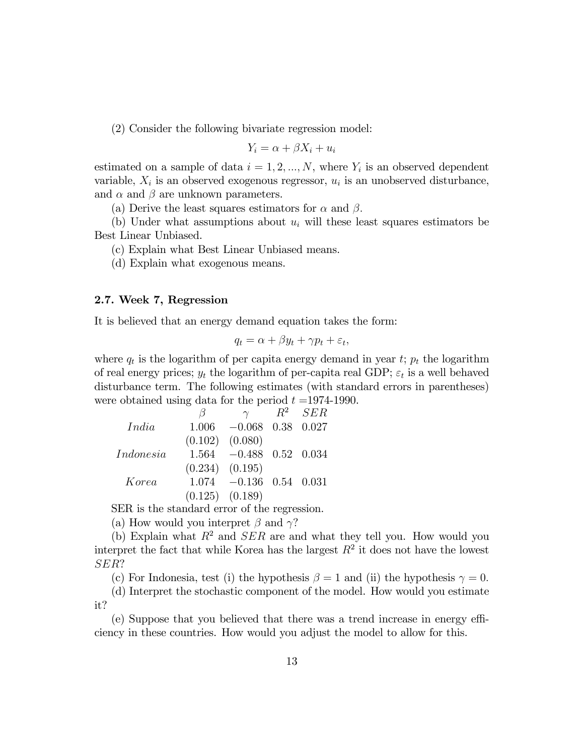(2) Consider the following bivariate regression model:

$$Y_i = \alpha + \beta X_i + u_i$$

estimated on a sample of data $i = 1, 2, ..., N$, where $Y_i$ is an observed dependent variable, $X_i$ is an observed exogenous regressor, $u_i$ is an unobserved disturbance, and $\alpha$ and $\beta$ are unknown parameters.

(a) Derive the least squares estimators for $\alpha$ and $\beta$.

(b) Under what assumptions about $u_i$ will these least squares estimators be Best Linear Unbiased.

(c) Explain what Best Linear Unbiased means.

(d) Explain what exogenous means.

### 2.7. Week 7, Regression

It is believed that an energy demand equation takes the form:

$$q_t = \alpha + \beta y_t + \gamma p_t + \varepsilon_t,$$

where $q_t$ is the logarithm of per capita energy demand in year $t$; $p_t$ the logarithm of real energy prices; $y_t$ the logarithm of per-capita real GDP; $\varepsilon_t$ is a well behaved disturbance term. The following estimates (with standard errors in parentheses) were obtained using data for the period $t$ =1974-1990.

| | $\beta$ | $\gamma$ | $R^2$ | $SER$ |
|---|---|---|---|---|
| *India* | 1.006 | $-0.068$ | 0.38 | 0.027 |
| | (0.102) | (0.080) | | |
| *Indonesia* | 1.564 | $-0.488$ | 0.52 | 0.034 |
| | (0.234) | (0.195) | | |
| *Korea* | 1.074 | $-0.136$ | 0.54 | 0.031 |
| | (0.125) | (0.189) | | |

SER is the standard error of the regression.

(a) How would you interpret $\beta$ and $\gamma$?

(b) Explain what $R^2$ and $SER$ are and what they tell you. How would you interpret the fact that while Korea has the largest $R^2$ it does not have the lowest $SER$?

(c) For Indonesia, test (i) the hypothesis $\beta = 1$ and (ii) the hypothesis $\gamma = 0$.

(d) Interpret the stochastic component of the model. How would you estimate it?

(e) Suppose that you believed that there was a trend increase in energy efficiency in these countries. How would you adjust the model to allow for this.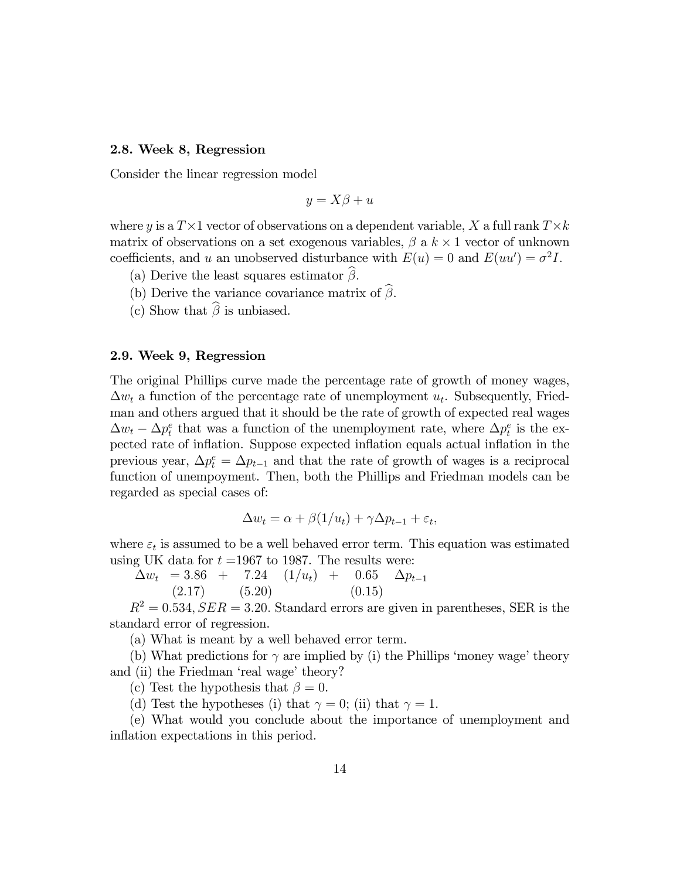### 2.8. Week 8, Regression

Consider the linear regression model

$$y = X\beta + u$$

where $y$ is a $T \times 1$ vector of observations on a dependent variable, $X$ a full rank $T \times k$ matrix of observations on a set exogenous variables, $\beta$ a $k \times 1$ vector of unknown coefficients, and $u$ an unobserved disturbance with $E(u) = 0$ and $E(uu') = \sigma^2 I$.

(a) Derive the least squares estimator $\widehat{\beta}$.

(b) Derive the variance covariance matrix of $\widehat{\beta}$.

(c) Show that $\widehat{\beta}$ is unbiased.

### 2.9. Week 9, Regression

The original Phillips curve made the percentage rate of growth of money wages, $\Delta w_t$ a function of the percentage rate of unemployment $u_t$. Subsequently, Friedman and others argued that it should be the rate of growth of expected real wages $\Delta w_t - \Delta p_t^e$ that was a function of the unemployment rate, where $\Delta p_t^e$ is the expected rate of inflation. Suppose expected inflation equals actual inflation in the previous year, $\Delta p_t^e = \Delta p_{t-1}$ and that the rate of growth of wages is a reciprocal function of unempoyment. Then, both the Phillips and Friedman models can be regarded as special cases of:

$$\Delta w_t = \alpha + \beta(1/u_t) + \gamma \Delta p_{t-1} + \varepsilon_t,$$

where $\varepsilon_t$ is assumed to be a well behaved error term. This equation was estimated using UK data for $t$ =1967 to 1987. The results were:

$$\underset{}{\Delta w_t} = \underset{(2.17)}{3.86} + \underset{(5.20)}{7.24}\ (1/u_t) + \underset{(0.15)}{0.65}\ \Delta p_{t-1}$$

$R^2 = 0.534, SER = 3.20$. Standard errors are given in parentheses, SER is the standard error of regression.

(a) What is meant by a well behaved error term.

(b) What predictions for $\gamma$ are implied by (i) the Phillips 'money wage' theory and (ii) the Friedman 'real wage' theory?

(c) Test the hypothesis that $\beta = 0$.

(d) Test the hypotheses (i) that $\gamma = 0$; (ii) that $\gamma = 1$.

(e) What would you conclude about the importance of unemployment and inflation expectations in this period.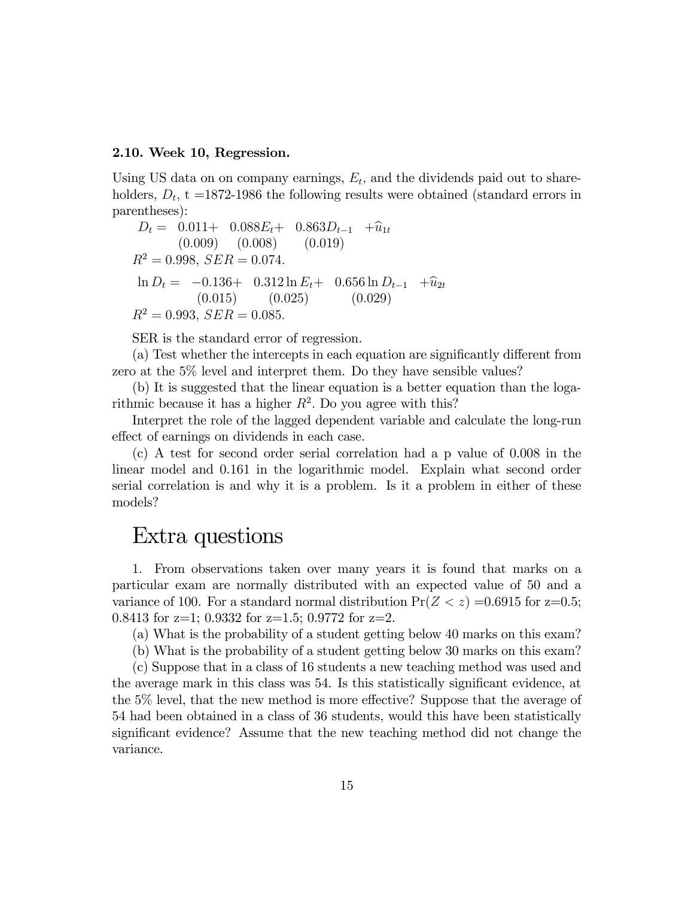### 2.10. Week 10, Regression.

Using US data on on company earnings, $E_t$, and the dividends paid out to shareholders, $D_t$, t =1872-1986 the following results were obtained (standard errors in parentheses):

$$
\begin{array}{llll}
D_t = & 0.011+ & 0.088E_t+ & 0.863D_{t-1} \quad +\widehat{u}_{1t} \\
 & (0.009) & (0.008) & (0.019)
\end{array}
$$

$R^2 = 0.998$, $SER = 0.074$.

$$
\begin{array}{llll}
\ln D_t = & -0.136+ & 0.312\ln E_t+ & 0.656\ln D_{t-1} \quad +\widehat{u}_{2t} \\
 & (0.015) & (0.025) & (0.029)
\end{array}
$$

$R^2 = 0.993$, $SER = 0.085$.

SER is the standard error of regression.

(a) Test whether the intercepts in each equation are significantly different from zero at the 5% level and interpret them. Do they have sensible values?

(b) It is suggested that the linear equation is a better equation than the logarithmic because it has a higher $R^2$. Do you agree with this?

Interpret the role of the lagged dependent variable and calculate the long-run effect of earnings on dividends in each case.

(c) A test for second order serial correlation had a p value of 0.008 in the linear model and 0.161 in the logarithmic model. Explain what second order serial correlation is and why it is a problem. Is it a problem in either of these models?

# Extra questions

1. From observations taken over many years it is found that marks on a particular exam are normally distributed with an expected value of 50 and a variance of 100. For a standard normal distribution $\Pr(Z < z)$ =0.6915 for z=0.5; 0.8413 for z=1; 0.9332 for z=1.5; 0.9772 for z=2.

(a) What is the probability of a student getting below 40 marks on this exam?

(b) What is the probability of a student getting below 30 marks on this exam?

(c) Suppose that in a class of 16 students a new teaching method was used and the average mark in this class was 54. Is this statistically significant evidence, at the 5% level, that the new method is more effective? Suppose that the average of 54 had been obtained in a class of 36 students, would this have been statistically significant evidence? Assume that the new teaching method did not change the variance.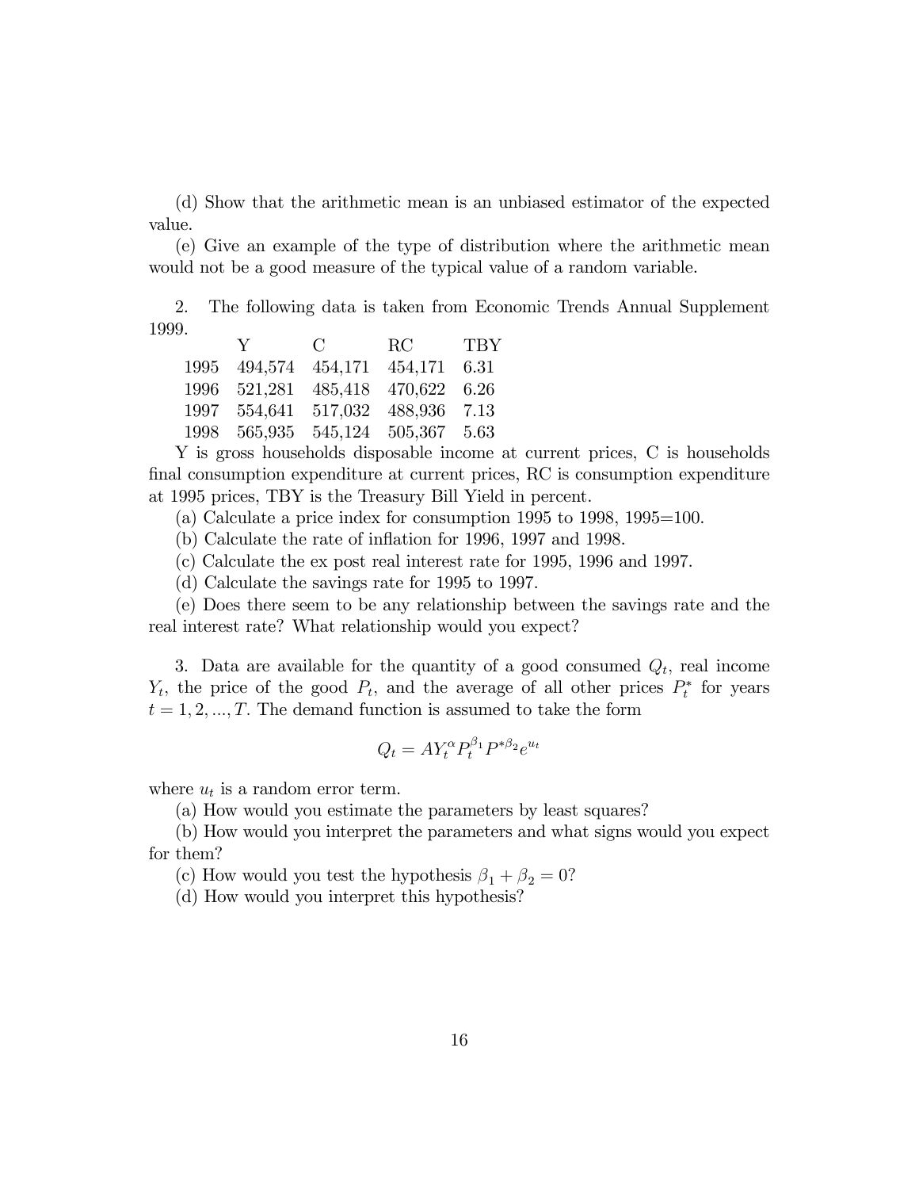(d) Show that the arithmetic mean is an unbiased estimator of the expected value.

(e) Give an example of the type of distribution where the arithmetic mean would not be a good measure of the typical value of a random variable.

2. The following data is taken from Economic Trends Annual Supplement 1999.

| | Y | C | RC | TBY |
|---|---|---|---|---|
| 1995 | 494,574 | 454,171 | 454,171 | 6.31 |
| 1996 | 521,281 | 485,418 | 470,622 | 6.26 |
| 1997 | 554,641 | 517,032 | 488,936 | 7.13 |
| 1998 | 565,935 | 545,124 | 505,367 | 5.63 |

Y is gross households disposable income at current prices, C is households final consumption expenditure at current prices, RC is consumption expenditure at 1995 prices, TBY is the Treasury Bill Yield in percent.

(a) Calculate a price index for consumption 1995 to 1998, 1995=100.

(b) Calculate the rate of inflation for 1996, 1997 and 1998.

(c) Calculate the ex post real interest rate for 1995, 1996 and 1997.

(d) Calculate the savings rate for 1995 to 1997.

(e) Does there seem to be any relationship between the savings rate and the real interest rate? What relationship would you expect?

3. Data are available for the quantity of a good consumed $Q_t$, real income $Y_t$, the price of the good $P_t$, and the average of all other prices $P_t^*$ for years $t = 1, 2, ..., T$. The demand function is assumed to take the form

$$Q_t = AY_t^{\alpha} P_t^{\beta_1} P^{*\beta_2} e^{u_t}$$

where $u_t$ is a random error term.

(a) How would you estimate the parameters by least squares?

(b) How would you interpret the parameters and what signs would you expect for them?

(c) How would you test the hypothesis $\beta_1 + \beta_2 = 0$?

(d) How would you interpret this hypothesis?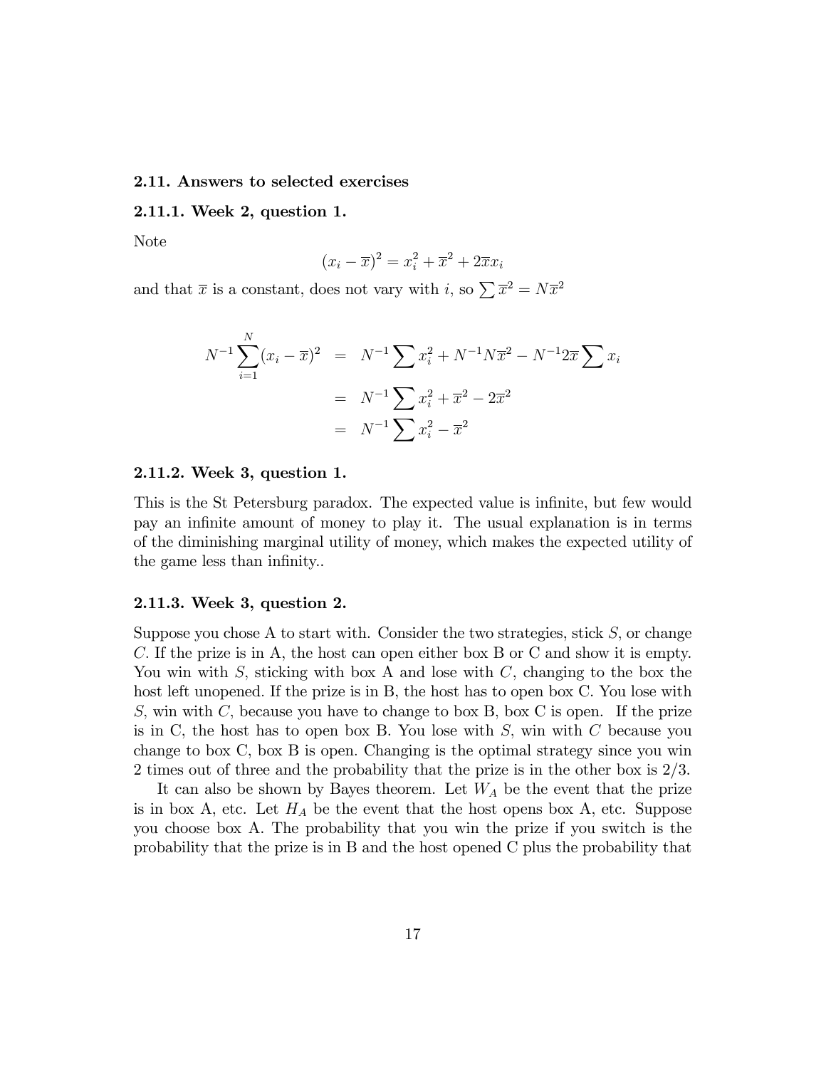#### 2.11. Answers to selected exercises

#### 2.11.1. Week 2, question 1.

Note

$$(x_i - \overline{x})^2 = x_i^2 + \overline{x}^2 + 2\overline{x}x_i$$

and that $\overline{x}$ is a constant, does not vary with $i$, so $\sum \overline{x}^2 = N\overline{x}^2$

$$\begin{aligned}
N^{-1}\sum_{i=1}^{N}(x_i - \overline{x})^2 &= N^{-1}\sum x_i^2 + N^{-1}N\overline{x}^2 - N^{-1}2\overline{x}\sum x_i \\
&= N^{-1}\sum x_i^2 + \overline{x}^2 - 2\overline{x}^2 \\
&= N^{-1}\sum x_i^2 - \overline{x}^2
\end{aligned}$$

#### 2.11.2. Week 3, question 1.

This is the St Petersburg paradox. The expected value is infinite, but few would pay an infinite amount of money to play it. The usual explanation is in terms of the diminishing marginal utility of money, which makes the expected utility of the game less than infinity..

#### 2.11.3. Week 3, question 2.

Suppose you chose A to start with. Consider the two strategies, stick $S$, or change $C$. If the prize is in A, the host can open either box B or C and show it is empty. You win with $S$, sticking with box A and lose with $C$, changing to the box the host left unopened. If the prize is in B, the host has to open box C. You lose with $S$, win with $C$, because you have to change to box B, box C is open. If the prize is in C, the host has to open box B. You lose with $S$, win with $C$ because you change to box C, box B is open. Changing is the optimal strategy since you win 2 times out of three and the probability that the prize is in the other box is 2/3.

It can also be shown by Bayes theorem. Let $W_A$ be the event that the prize is in box A, etc. Let $H_A$ be the event that the host opens box A, etc. Suppose you choose box A. The probability that you win the prize if you switch is the probability that the prize is in B and the host opened C plus the probability that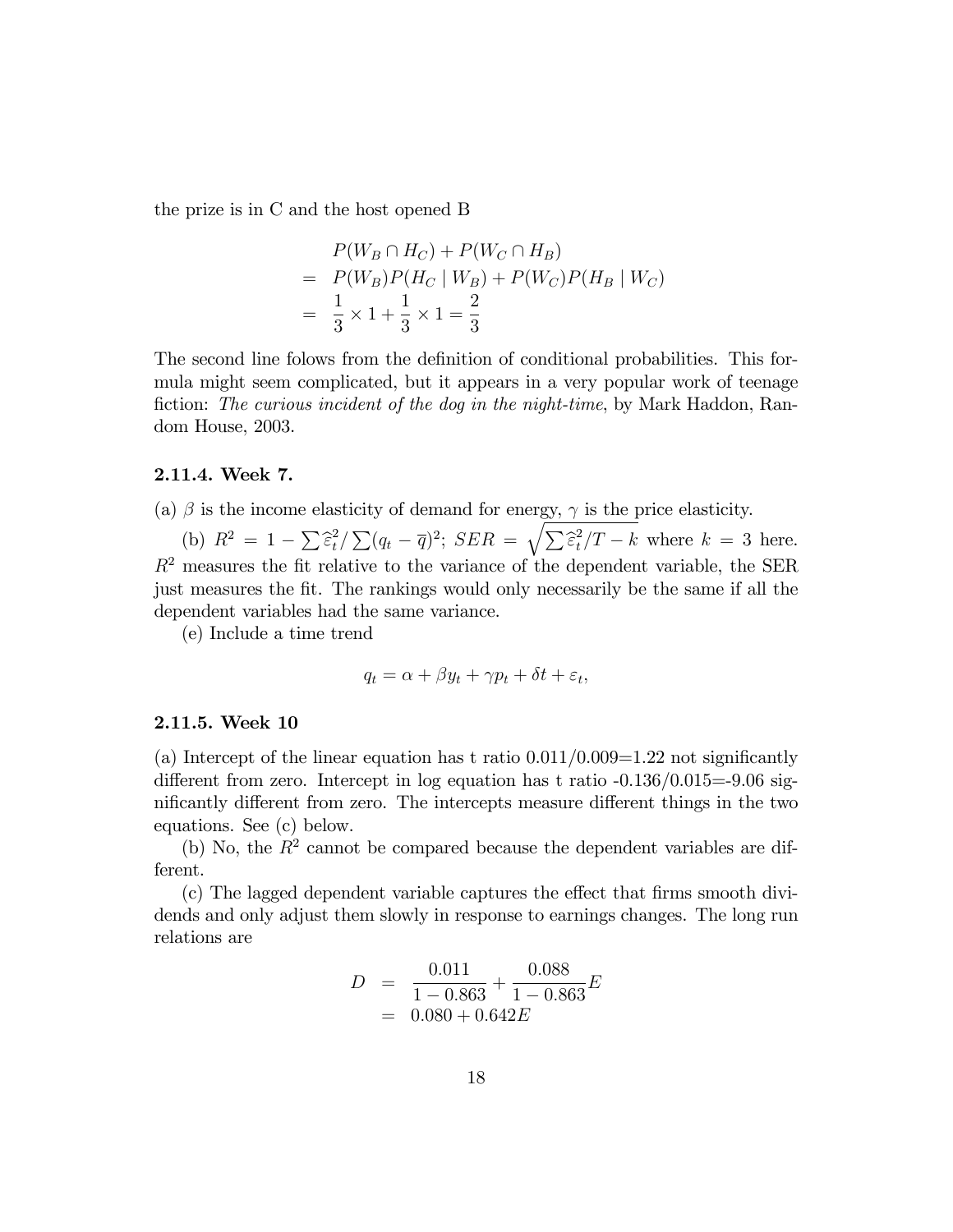the prize is in C and the host opened B

$$
\begin{aligned}
& P(W_B \cap H_C) + P(W_C \cap H_B) \\
= \; & P(W_B)P(H_C \mid W_B) + P(W_C)P(H_B \mid W_C) \\
= \; & \frac{1}{3} \times 1 + \frac{1}{3} \times 1 = \frac{2}{3}
\end{aligned}
$$

The second line folows from the definition of conditional probabilities. This formula might seem complicated, but it appears in a very popular work of teenage fiction: *The curious incident of the dog in the night-time*, by Mark Haddon, Random House, 2003.

### 2.11.4. Week 7.

(a) $\beta$ is the income elasticity of demand for energy, $\gamma$ is the price elasticity.

(b) $R^2 = 1 - \sum \widehat{\varepsilon}_t^2 / \sum (q_t - \overline{q})^2$; $SER = \sqrt{\sum \widehat{\varepsilon}_t^2 / T - k}$ where $k = 3$ here. $R^2$ measures the fit relative to the variance of the dependent variable, the SER just measures the fit. The rankings would only necessarily be the same if all the dependent variables had the same variance.

(e) Include a time trend

$$
q_t = \alpha + \beta y_t + \gamma p_t + \delta t + \varepsilon_t,
$$

### 2.11.5. Week 10

(a) Intercept of the linear equation has t ratio 0.011/0.009=1.22 not significantly different from zero. Intercept in log equation has t ratio -0.136/0.015=-9.06 significantly different from zero. The intercepts measure different things in the two equations. See (c) below.

(b) No, the $R^2$ cannot be compared because the dependent variables are different.

(c) The lagged dependent variable captures the effect that firms smooth dividends and only adjust them slowly in response to earnings changes. The long run relations are

$$
\begin{aligned}
D &= \frac{0.011}{1 - 0.863} + \frac{0.088}{1 - 0.863} E \\
&= 0.080 + 0.642E
\end{aligned}
$$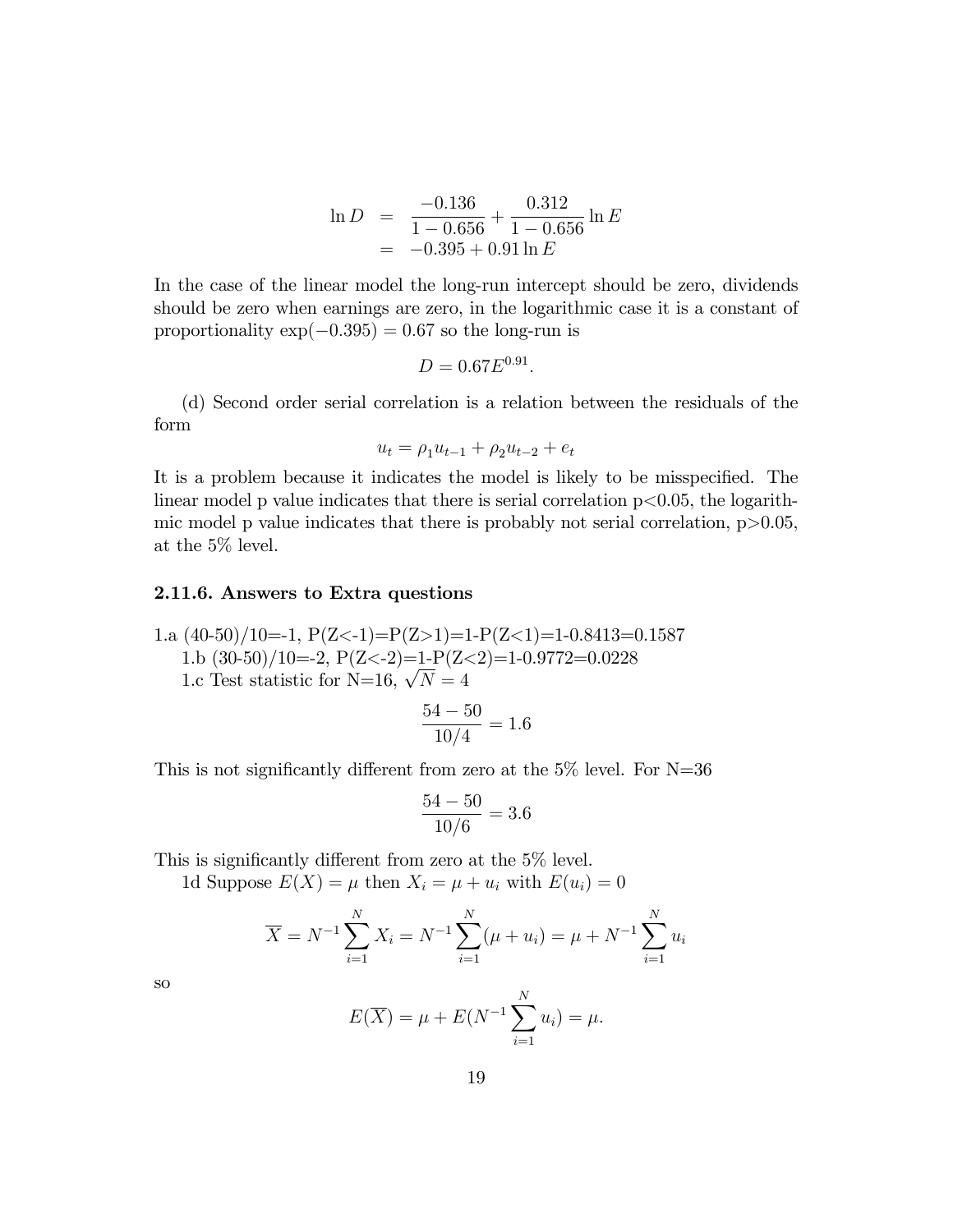$$
\begin{aligned}
\ln D &= \frac{-0.136}{1-0.656} + \frac{0.312}{1-0.656} \ln E \\
&= -0.395 + 0.91 \ln E
\end{aligned}
$$

In the case of the linear model the long-run intercept should be zero, dividends should be zero when earnings are zero, in the logarithmic case it is a constant of proportionality $\exp(-0.395) = 0.67$ so the long-run is

$$
D = 0.67E^{0.91}.
$$

(d) Second order serial correlation is a relation between the residuals of the form

$$
u_t = \rho_1 u_{t-1} + \rho_2 u_{t-2} + e_t
$$

It is a problem because it indicates the model is likely to be misspecified. The linear model p value indicates that there is serial correlation $p<0.05$, the logarithmic model p value indicates that there is probably not serial correlation, $p>0.05$, at the 5% level.

### 2.11.6. Answers to Extra questions

1.a $(40-50)/10=-1$, $P(Z<-1)=P(Z>1)=1-P(Z<1)=1-0.8413=0.1587$

1.b $(30-50)/10=-2$, $P(Z<-2)=1-P(Z<2)=1-0.9772=0.0228$

1.c Test statistic for N=16, $\sqrt{N}=4$

$$
\frac{54-50}{10/4} = 1.6
$$

This is not significantly different from zero at the 5% level. For N=36

$$
\frac{54-50}{10/6} = 3.6
$$

This is significantly different from zero at the 5% level.

1d Suppose $E(X)=\mu$ then $X_i = \mu + u_i$ with $E(u_i)=0$

$$
\overline{X} = N^{-1}\sum_{i=1}^{N} X_i = N^{-1}\sum_{i=1}^{N}(\mu + u_i) = \mu + N^{-1}\sum_{i=1}^{N} u_i
$$

so

$$
E(\overline{X}) = \mu + E(N^{-1}\sum_{i=1}^{N} u_i) = \mu.
$$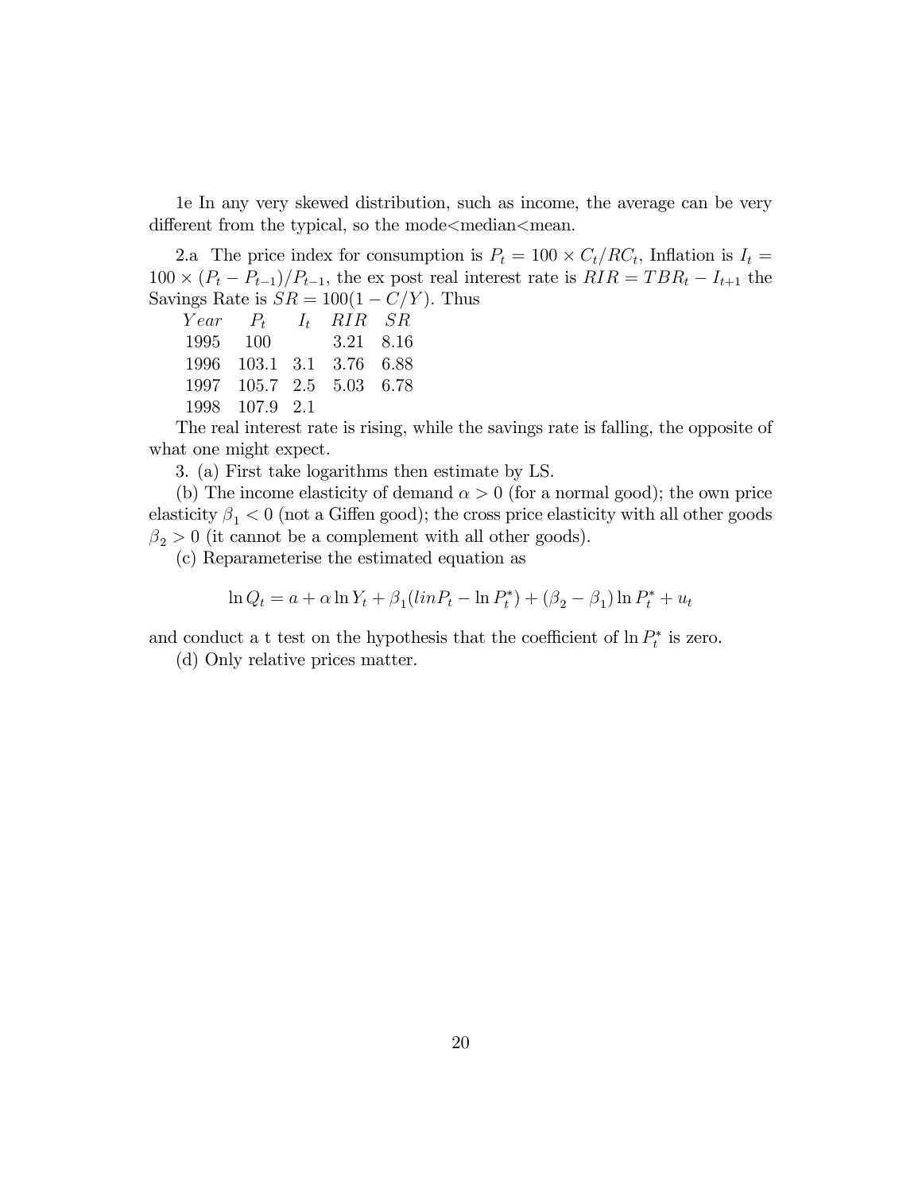1e In any very skewed distribution, such as income, the average can be very different from the typical, so the mode<median<mean.

2.a The price index for consumption is $P_t = 100 \times C_t/RC_t$, Inflation is $I_t = 100 \times (P_t - P_{t-1})/P_{t-1}$, the ex post real interest rate is $RIR = TBR_t - I_{t+1}$ the Savings Rate is $SR = 100(1 - C/Y)$. Thus

| $Year$ | $P_t$ | $I_t$ | $RIR$ | $SR$ |
|---|---|---|---|---|
| 1995 | 100 | | 3.21 | 8.16 |
| 1996 | 103.1 | 3.1 | 3.76 | 6.88 |
| 1997 | 105.7 | 2.5 | 5.03 | 6.78 |
| 1998 | 107.9 | 2.1 | | |

The real interest rate is rising, while the savings rate is falling, the opposite of what one might expect.

3. (a) First take logarithms then estimate by LS.

(b) The income elasticity of demand $\alpha > 0$ (for a normal good); the own price elasticity $\beta_1 < 0$ (not a Giffen good); the cross price elasticity with all other goods $\beta_2 > 0$ (it cannot be a complement with all other goods).

(c) Reparameterise the estimated equation as

$$\ln Q_t = a + \alpha \ln Y_t + \beta_1 (linP_t - \ln P_t^*) + (\beta_2 - \beta_1) \ln P_t^* + u_t$$

and conduct a t test on the hypothesis that the coefficient of $\ln P_t^*$ is zero.

(d) Only relative prices matter.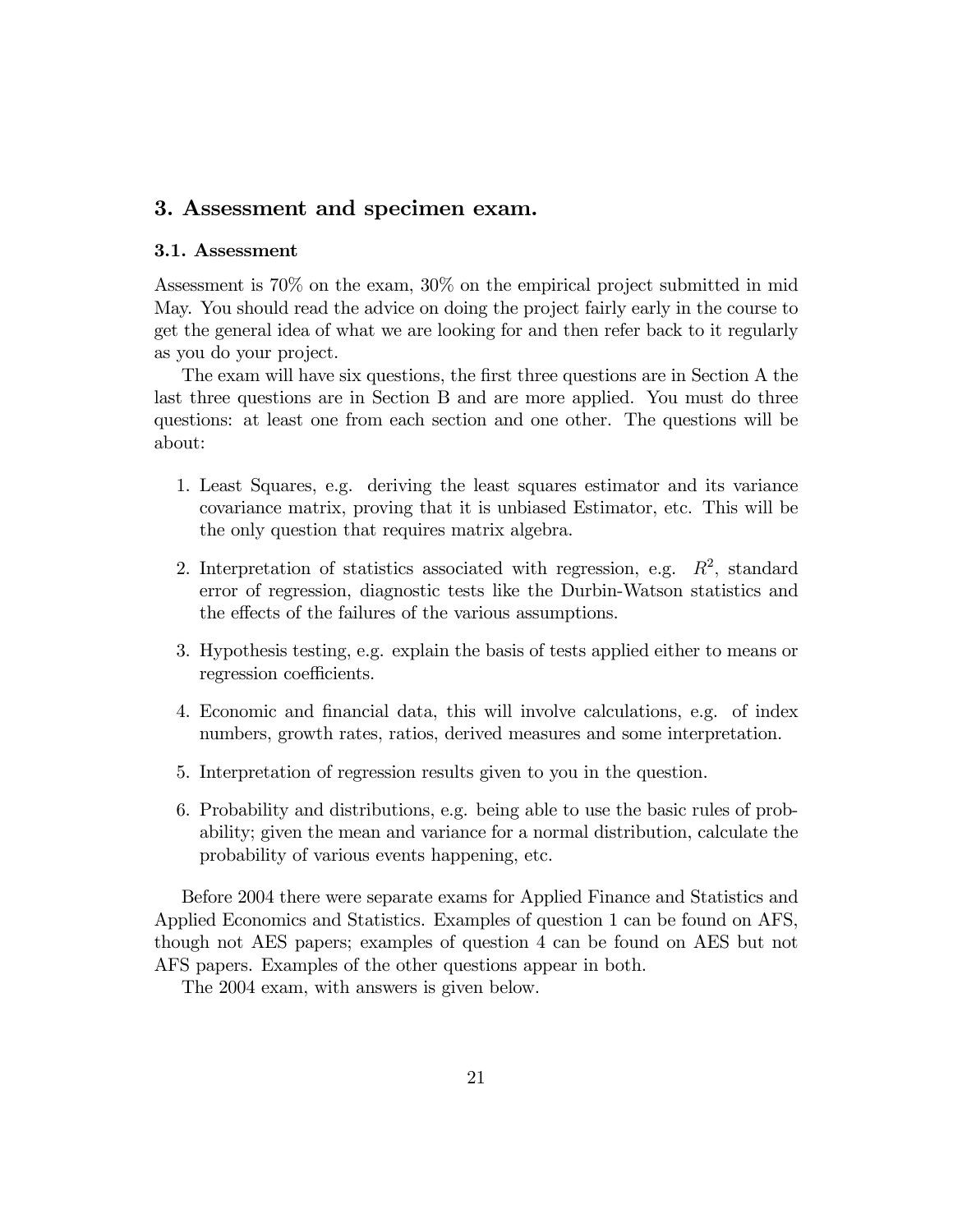## 3. Assessment and specimen exam.

### 3.1. Assessment

Assessment is 70% on the exam, 30% on the empirical project submitted in mid May. You should read the advice on doing the project fairly early in the course to get the general idea of what we are looking for and then refer back to it regularly as you do your project.

The exam will have six questions, the first three questions are in Section A the last three questions are in Section B and are more applied. You must do three questions: at least one from each section and one other. The questions will be about:

1. Least Squares, e.g. deriving the least squares estimator and its variance covariance matrix, proving that it is unbiased Estimator, etc. This will be the only question that requires matrix algebra.

2. Interpretation of statistics associated with regression, e.g. $R^2$, standard error of regression, diagnostic tests like the Durbin-Watson statistics and the effects of the failures of the various assumptions.

3. Hypothesis testing, e.g. explain the basis of tests applied either to means or regression coefficients.

4. Economic and financial data, this will involve calculations, e.g. of index numbers, growth rates, ratios, derived measures and some interpretation.

5. Interpretation of regression results given to you in the question.

6. Probability and distributions, e.g. being able to use the basic rules of probability; given the mean and variance for a normal distribution, calculate the probability of various events happening, etc.

Before 2004 there were separate exams for Applied Finance and Statistics and Applied Economics and Statistics. Examples of question 1 can be found on AFS, though not AES papers; examples of question 4 can be found on AES but not AFS papers. Examples of the other questions appear in both.

The 2004 exam, with answers is given below.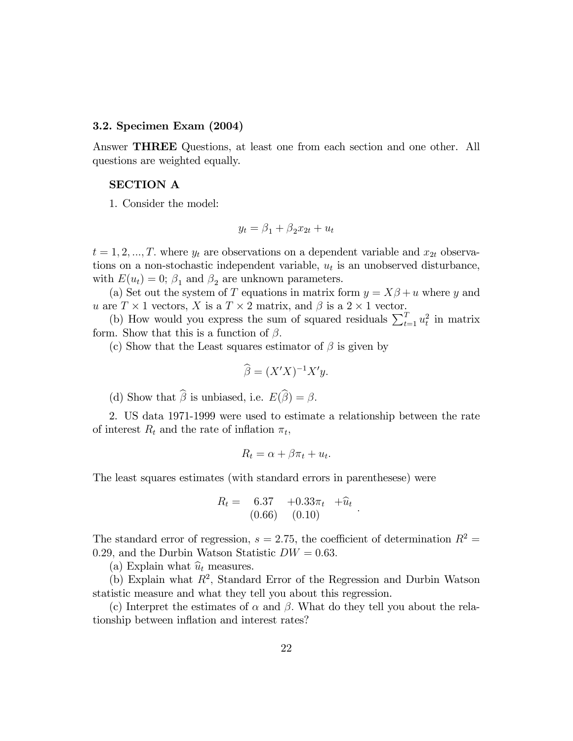### 3.2. Specimen Exam (2004)

Answer **THREE** Questions, at least one from each section and one other. All questions are weighted equally.

#### SECTION A

1. Consider the model:

$$y_t = \beta_1 + \beta_2 x_{2t} + u_t$$

$t = 1, 2, ..., T$. where $y_t$ are observations on a dependent variable and $x_{2t}$ observations on a non-stochastic independent variable, $u_t$ is an unobserved disturbance, with $E(u_t) = 0$; $\beta_1$ and $\beta_2$ are unknown parameters.

(a) Set out the system of $T$ equations in matrix form $y = X\beta + u$ where $y$ and $u$ are $T \times 1$ vectors, $X$ is a $T \times 2$ matrix, and $\beta$ is a $2 \times 1$ vector.

(b) How would you express the sum of squared residuals $\sum_{t=1}^{T} u_t^2$ in matrix form. Show that this is a function of $\beta$.

(c) Show that the Least squares estimator of $\beta$ is given by

$$\widehat{\beta} = (X'X)^{-1}X'y.$$

(d) Show that $\widehat{\beta}$ is unbiased, i.e. $E(\widehat{\beta}) = \beta$.

2. US data 1971-1999 were used to estimate a relationship between the rate of interest $R_t$ and the rate of inflation $\pi_t$,

$$R_t = \alpha + \beta\pi_t + u_t.$$

The least squares estimates (with standard errors in parenthesese) were

$$R_t = \underset{(0.66)}{6.37} \; + \underset{(0.10)}{0.33\pi_t} \; + \widehat{u}_t \, .$$

The standard error of regression, $s = 2.75$, the coefficient of determination $R^2 = 0.29$, and the Durbin Watson Statistic $DW = 0.63$.

(a) Explain what $\widehat{u}_t$ measures.

(b) Explain what $R^2$, Standard Error of the Regression and Durbin Watson statistic measure and what they tell you about this regression.

(c) Interpret the estimates of $\alpha$ and $\beta$. What do they tell you about the relationship between inflation and interest rates?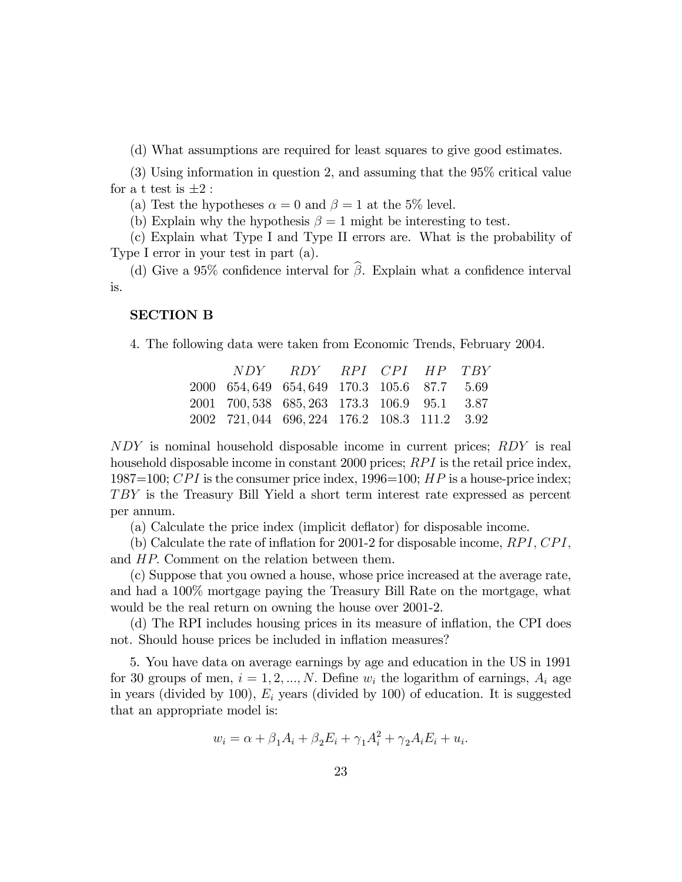(d) What assumptions are required for least squares to give good estimates.

(3) Using information in question 2, and assuming that the 95% critical value for a t test is $\pm 2$ :

(a) Test the hypotheses $\alpha = 0$ and $\beta = 1$ at the 5% level.

(b) Explain why the hypothesis $\beta = 1$ might be interesting to test.

(c) Explain what Type I and Type II errors are. What is the probability of Type I error in your test in part (a).

(d) Give a 95% confidence interval for $\widehat{\beta}$. Explain what a confidence interval is.

**SECTION B**

4. The following data were taken from Economic Trends, February 2004.

| | $NDY$ | $RDY$ | $RPI$ | $CPI$ | $HP$ | $TBY$ |
|---|---|---|---|---|---|---|
| 2000 | 654,649 | 654,649 | 170.3 | 105.6 | 87.7 | 5.69 |
| 2001 | 700,538 | 685,263 | 173.3 | 106.9 | 95.1 | 3.87 |
| 2002 | 721,044 | 696,224 | 176.2 | 108.3 | 111.2 | 3.92 |

$NDY$ is nominal household disposable income in current prices; $RDY$ is real household disposable income in constant 2000 prices; $RPI$ is the retail price index, 1987=100; $CPI$ is the consumer price index, 1996=100; $HP$ is a house-price index; $TBY$ is the Treasury Bill Yield a short term interest rate expressed as percent per annum.

(a) Calculate the price index (implicit deflator) for disposable income.

(b) Calculate the rate of inflation for 2001-2 for disposable income, $RPI$, $CPI$, and $HP$. Comment on the relation between them.

(c) Suppose that you owned a house, whose price increased at the average rate, and had a 100% mortgage paying the Treasury Bill Rate on the mortgage, what would be the real return on owning the house over 2001-2.

(d) The RPI includes housing prices in its measure of inflation, the CPI does not. Should house prices be included in inflation measures?

5. You have data on average earnings by age and education in the US in 1991 for 30 groups of men, $i = 1, 2, ..., N$. Define $w_i$ the logarithm of earnings, $A_i$ age in years (divided by 100), $E_i$ years (divided by 100) of education. It is suggested that an appropriate model is:

$$w_i = \alpha + \beta_1 A_i + \beta_2 E_i + \gamma_1 A_i^2 + \gamma_2 A_i E_i + u_i.$$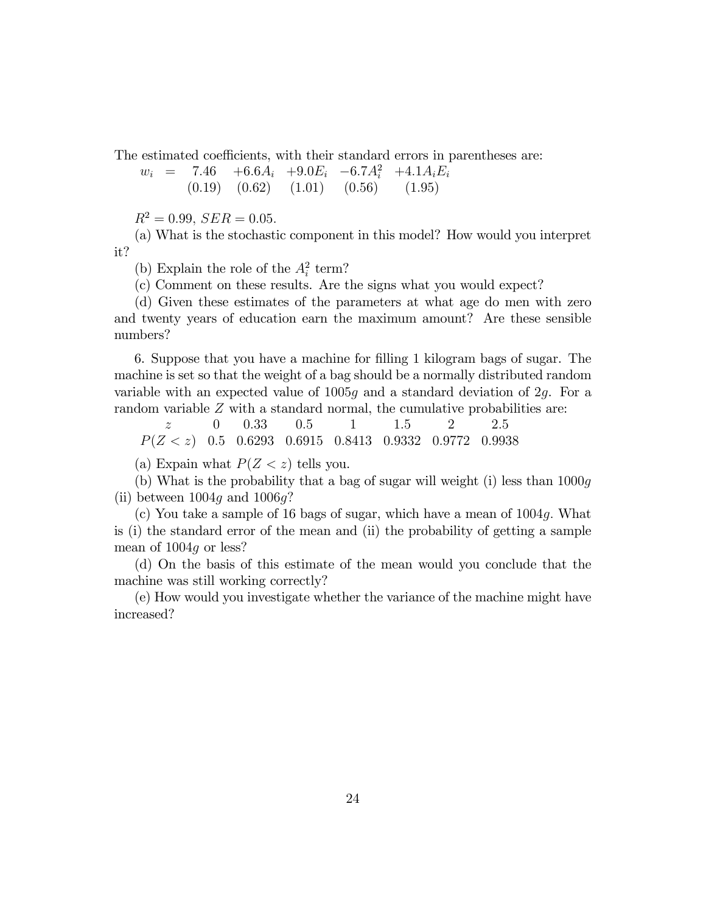The estimated coefficients, with their standard errors in parentheses are:

$$
\begin{array}{lllllll}
w_i & = & 7.46 & +6.6A_i & +9.0E_i & -6.7A_i^2 & +4.1A_iE_i \\
 & & (0.19) & (0.62) & (1.01) & (0.56) & (1.95)
\end{array}
$$

$R^2 = 0.99$, $SER = 0.05$.

(a) What is the stochastic component in this model? How would you interpret it?

(b) Explain the role of the $A_i^2$ term?

(c) Comment on these results. Are the signs what you would expect?

(d) Given these estimates of the parameters at what age do men with zero and twenty years of education earn the maximum amount? Are these sensible numbers?

6. Suppose that you have a machine for filling 1 kilogram bags of sugar. The machine is set so that the weight of a bag should be a normally distributed random variable with an expected value of $1005g$ and a standard deviation of $2g$. For a random variable $Z$ with a standard normal, the cumulative probabilities are:

| $z$ | 0 | 0.33 | 0.5 | 1 | 1.5 | 2 | 2.5 |
|---|---|---|---|---|---|---|---|
| $P(Z < z)$ | 0.5 | 0.6293 | 0.6915 | 0.8413 | 0.9332 | 0.9772 | 0.9938 |

(a) Expain what $P(Z < z)$ tells you.

(b) What is the probability that a bag of sugar will weight (i) less than $1000g$ (ii) between $1004g$ and $1006g$?

(c) You take a sample of 16 bags of sugar, which have a mean of $1004g$. What is (i) the standard error of the mean and (ii) the probability of getting a sample mean of $1004g$ or less?

(d) On the basis of this estimate of the mean would you conclude that the machine was still working correctly?

(e) How would you investigate whether the variance of the machine might have increased?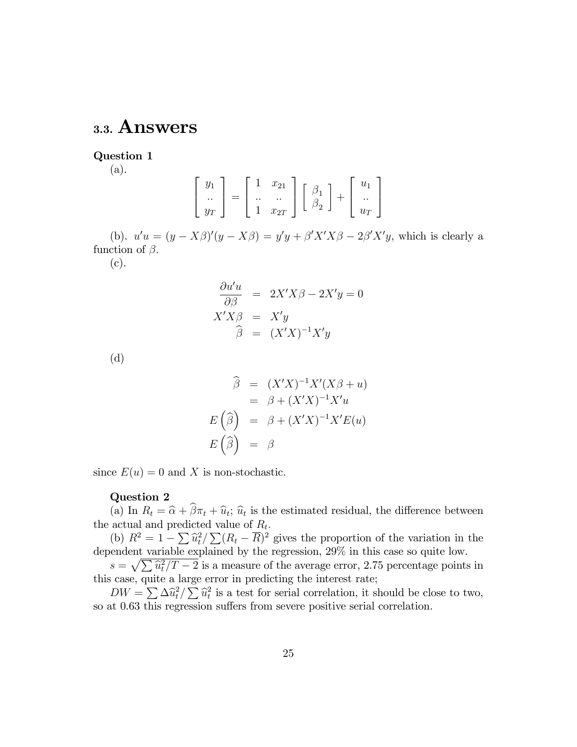## 3.3. Answers

**Question 1**

(a).

$$\begin{bmatrix} y_1 \\ .. \\ y_T \end{bmatrix} = \begin{bmatrix} 1 & x_{21} \\ .. & .. \\ 1 & x_{2T} \end{bmatrix} \begin{bmatrix} \beta_1 \\ \beta_2 \end{bmatrix} + \begin{bmatrix} u_1 \\ .. \\ u_T \end{bmatrix}$$

(b). $u'u = (y - X\beta)'(y - X\beta) = y'y + \beta'X'X\beta - 2\beta'X'y$, which is clearly a function of $\beta$.

(c).

$$\begin{aligned} \frac{\partial u'u}{\partial \beta} &= 2X'X\beta - 2X'y = 0 \\ X'X\beta &= X'y \\ \widehat{\beta} &= (X'X)^{-1}X'y \end{aligned}$$

(d)

$$\begin{aligned} \widehat{\beta} &= (X'X)^{-1}X'(X\beta + u) \\ &= \beta + (X'X)^{-1}X'u \\ E\left(\widehat{\beta}\right) &= \beta + (X'X)^{-1}X'E(u) \\ E\left(\widehat{\beta}\right) &= \beta \end{aligned}$$

since $E(u) = 0$ and $X$ is non-stochastic.

**Question 2**

(a) In $R_t = \widehat{\alpha} + \widehat{\beta}\pi_t + \widehat{u}_t$; $\widehat{u}_t$ is the estimated residual, the difference between the actual and predicted value of $R_t$.

(b) $R^2 = 1 - \sum \widehat{u}_t^2 / \sum (R_t - \overline{R})^2$ gives the proportion of the variation in the dependent variable explained by the regression, 29% in this case so quite low.

$s = \sqrt{\sum \widehat{u}_t^2 / T - 2}$ is a measure of the average error, 2.75 percentage points in this case, quite a large error in predicting the interest rate;

$DW = \sum \Delta \widehat{u}_t^2 / \sum \widehat{u}_t^2$ is a test for serial correlation, it should be close to two, so at 0.63 this regression suffers from severe positive serial correlation.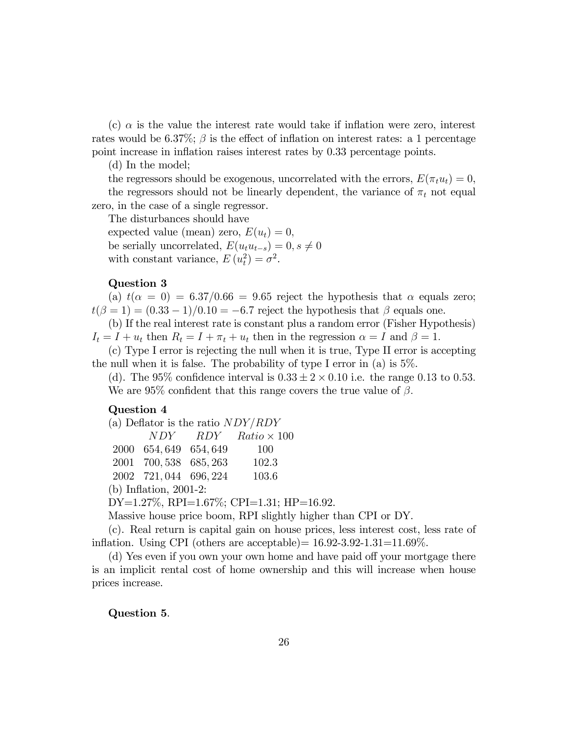(c) $\alpha$ is the value the interest rate would take if inflation were zero, interest rates would be 6.37%; $\beta$ is the effect of inflation on interest rates: a 1 percentage point increase in inflation raises interest rates by 0.33 percentage points.

(d) In the model;

the regressors should be exogenous, uncorrelated with the errors, $E(\pi_t u_t) = 0$,

the regressors should not be linearly dependent, the variance of $\pi_t$ not equal zero, in the case of a single regressor.

The disturbances should have

expected value (mean) zero, $E(u_t) = 0$,

be serially uncorrelated, $E(u_t u_{t-s}) = 0, s \neq 0$

with constant variance, $E(u_t^2) = \sigma^2$.

**Question 3**

(a) $t(\alpha = 0) = 6.37/0.66 = 9.65$ reject the hypothesis that $\alpha$ equals zero; $t(\beta = 1) = (0.33 - 1)/0.10 = -6.7$ reject the hypothesis that $\beta$ equals one.

(b) If the real interest rate is constant plus a random error (Fisher Hypothesis) $I_t = I + u_t$ then $R_t = I + \pi_t + u_t$ then in the regression $\alpha = I$ and $\beta = 1$.

(c) Type I error is rejecting the null when it is true, Type II error is accepting the null when it is false. The probability of type I error in (a) is 5%.

(d). The 95% confidence interval is $0.33 \pm 2 \times 0.10$ i.e. the range 0.13 to 0.53. We are 95% confident that this range covers the true value of $\beta$.

**Question 4**

(a) Deflator is the ratio $NDY/RDY$

| | $NDY$ | $RDY$ | $Ratio \times 100$ |
|---|---|---|---|
| 2000 | 654,649 | 654,649 | 100 |
| 2001 | 700,538 | 685,263 | 102.3 |
| 2002 | 721,044 | 696,224 | 103.6 |

(b) Inflation, 2001-2:

DY=1.27%, RPI=1.67%; CPI=1.31; HP=16.92.

Massive house price boom, RPI slightly higher than CPI or DY.

(c). Real return is capital gain on house prices, less interest cost, less rate of inflation. Using CPI (others are acceptable)= 16.92-3.92-1.31=11.69%.

(d) Yes even if you own your own home and have paid off your mortgage there is an implicit rental cost of home ownership and this will increase when house prices increase.

**Question 5**.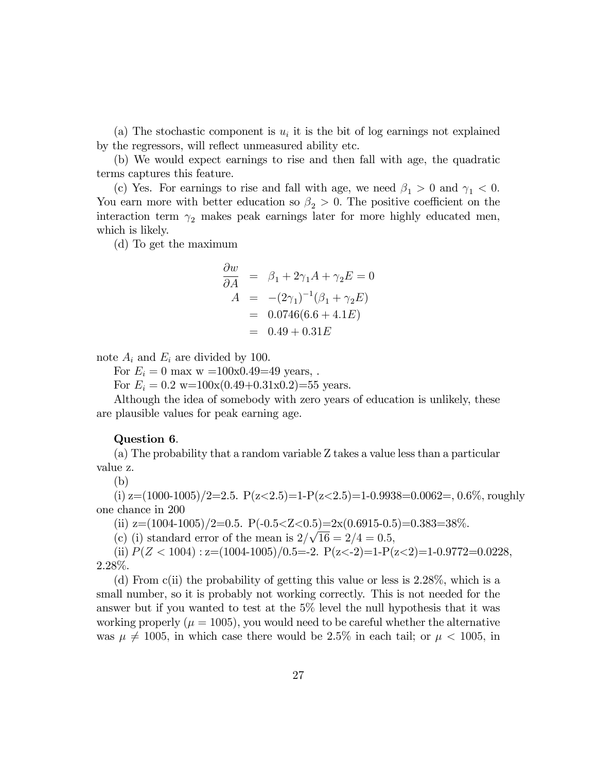(a) The stochastic component is $u_i$ it is the bit of log earnings not explained by the regressors, will reflect unmeasured ability etc.

(b) We would expect earnings to rise and then fall with age, the quadratic terms captures this feature.

(c) Yes. For earnings to rise and fall with age, we need $\beta_1 > 0$ and $\gamma_1 < 0$. You earn more with better education so $\beta_2 > 0$. The positive coefficient on the interaction term $\gamma_2$ makes peak earnings later for more highly educated men, which is likely.

(d) To get the maximum

$$
\begin{aligned}
\frac{\partial w}{\partial A} &= \beta_1 + 2\gamma_1 A + \gamma_2 E = 0 \\
A &= -(2\gamma_1)^{-1}(\beta_1 + \gamma_2 E) \\
&= 0.0746(6.6 + 4.1E) \\
&= 0.49 + 0.31E
\end{aligned}
$$

note $A_i$ and $E_i$ are divided by 100.

For $E_i = 0$ max w =100x0.49=49 years, .

For $E_i = 0.2$ w=100x(0.49+0.31x0.2)=55 years.

Although the idea of somebody with zero years of education is unlikely, these are plausible values for peak earning age.

**Question 6**.

(a) The probability that a random variable Z takes a value less than a particular value z.

(b)

(i) z=(1000-1005)/2=2.5. P(z<2.5)=1-P(z<2.5)=1-0.9938=0.0062=, 0.6%, roughly one chance in 200

(ii) z=(1004-1005)/2=0.5. P(-0.5<Z<0.5)=2x(0.6915-0.5)=0.383=38%.

(c) (i) standard error of the mean is $2/\sqrt{16} = 2/4 = 0.5$,

(ii) $P(Z < 1004)$ : z=(1004-1005)/0.5=-2. P(z<-2)=1-P(z<2)=1-0.9772=0.0228, 2.28%.

(d) From c(ii) the probability of getting this value or less is 2.28%, which is a small number, so it is probably not working correctly. This is not needed for the answer but if you wanted to test at the 5% level the null hypothesis that it was working properly ($\mu = 1005$), you would need to be careful whether the alternative was $\mu \neq 1005$, in which case there would be 2.5% in each tail; or $\mu < 1005$, in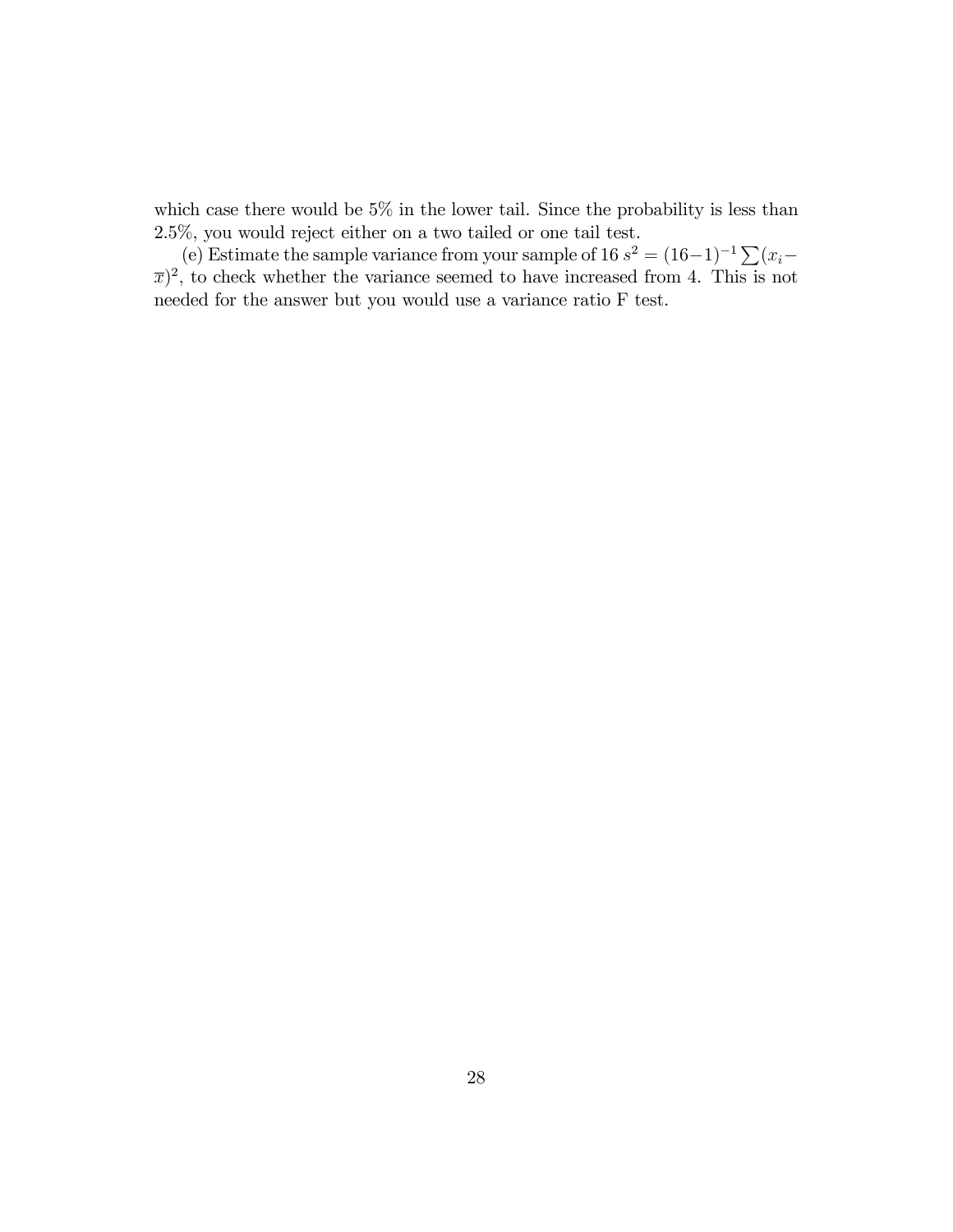which case there would be 5% in the lower tail. Since the probability is less than 2.5%, you would reject either on a two tailed or one tail test.

(e) Estimate the sample variance from your sample of 16 $s^2 = (16-1)^{-1}\sum(x_i - \overline{x})^2$, to check whether the variance seemed to have increased from 4. This is not needed for the answer but you would use a variance ratio F test.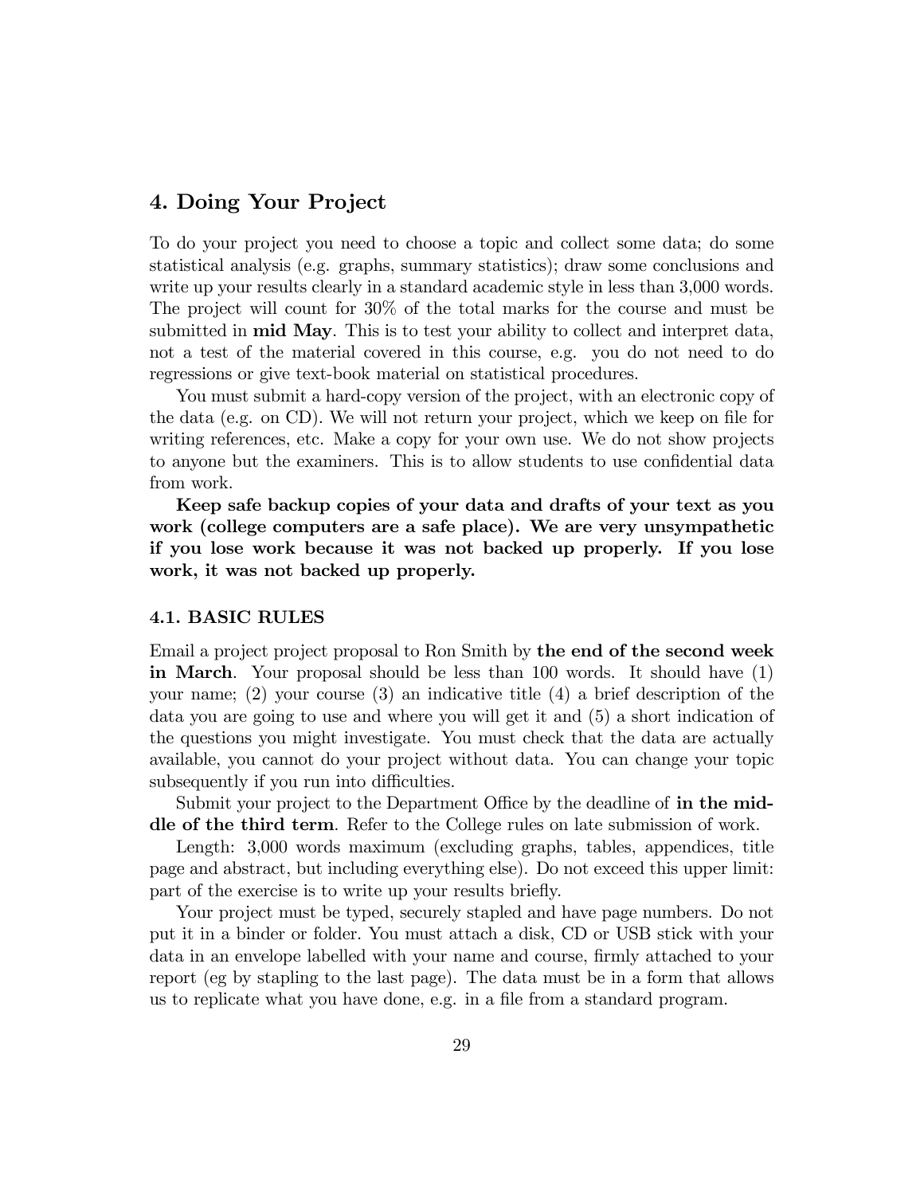## 4. Doing Your Project

To do your project you need to choose a topic and collect some data; do some statistical analysis (e.g. graphs, summary statistics); draw some conclusions and write up your results clearly in a standard academic style in less than 3,000 words. The project will count for 30% of the total marks for the course and must be submitted in **mid May**. This is to test your ability to collect and interpret data, not a test of the material covered in this course, e.g. you do not need to do regressions or give text-book material on statistical procedures.

You must submit a hard-copy version of the project, with an electronic copy of the data (e.g. on CD). We will not return your project, which we keep on file for writing references, etc. Make a copy for your own use. We do not show projects to anyone but the examiners. This is to allow students to use confidential data from work.

**Keep safe backup copies of your data and drafts of your text as you work (college computers are a safe place). We are very unsympathetic if you lose work because it was not backed up properly. If you lose work, it was not backed up properly.**

### 4.1. BASIC RULES

Email a project project proposal to Ron Smith by **the end of the second week in March**. Your proposal should be less than 100 words. It should have (1) your name; (2) your course (3) an indicative title (4) a brief description of the data you are going to use and where you will get it and (5) a short indication of the questions you might investigate. You must check that the data are actually available, you cannot do your project without data. You can change your topic subsequently if you run into difficulties.

Submit your project to the Department Office by the deadline of **in the middle of the third term**. Refer to the College rules on late submission of work.

Length: 3,000 words maximum (excluding graphs, tables, appendices, title page and abstract, but including everything else). Do not exceed this upper limit: part of the exercise is to write up your results briefly.

Your project must be typed, securely stapled and have page numbers. Do not put it in a binder or folder. You must attach a disk, CD or USB stick with your data in an envelope labelled with your name and course, firmly attached to your report (eg by stapling to the last page). The data must be in a form that allows us to replicate what you have done, e.g. in a file from a standard program.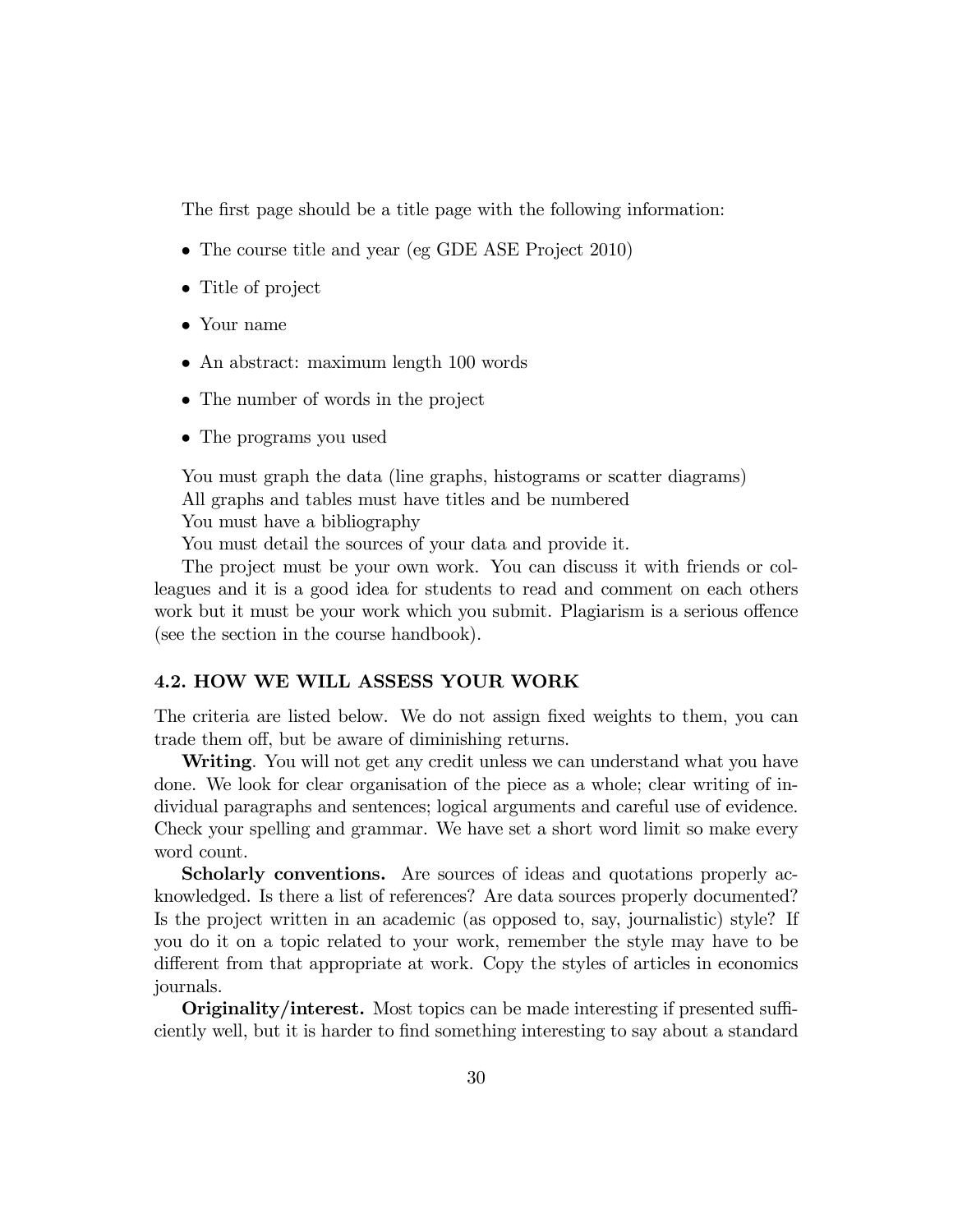The first page should be a title page with the following information:

- The course title and year (eg GDE ASE Project 2010)
- Title of project
- Your name
- An abstract: maximum length 100 words
- The number of words in the project
- The programs you used

You must graph the data (line graphs, histograms or scatter diagrams)
All graphs and tables must have titles and be numbered
You must have a bibliography
You must detail the sources of your data and provide it.

The project must be your own work. You can discuss it with friends or colleagues and it is a good idea for students to read and comment on each others work but it must be your work which you submit. Plagiarism is a serious offence (see the section in the course handbook).

### 4.2. HOW WE WILL ASSESS YOUR WORK

The criteria are listed below. We do not assign fixed weights to them, you can trade them off, but be aware of diminishing returns.

**Writing**. You will not get any credit unless we can understand what you have done. We look for clear organisation of the piece as a whole; clear writing of individual paragraphs and sentences; logical arguments and careful use of evidence. Check your spelling and grammar. We have set a short word limit so make every word count.

**Scholarly conventions.** Are sources of ideas and quotations properly acknowledged. Is there a list of references? Are data sources properly documented? Is the project written in an academic (as opposed to, say, journalistic) style? If you do it on a topic related to your work, remember the style may have to be different from that appropriate at work. Copy the styles of articles in economics journals.

**Originality/interest.** Most topics can be made interesting if presented sufficiently well, but it is harder to find something interesting to say about a standard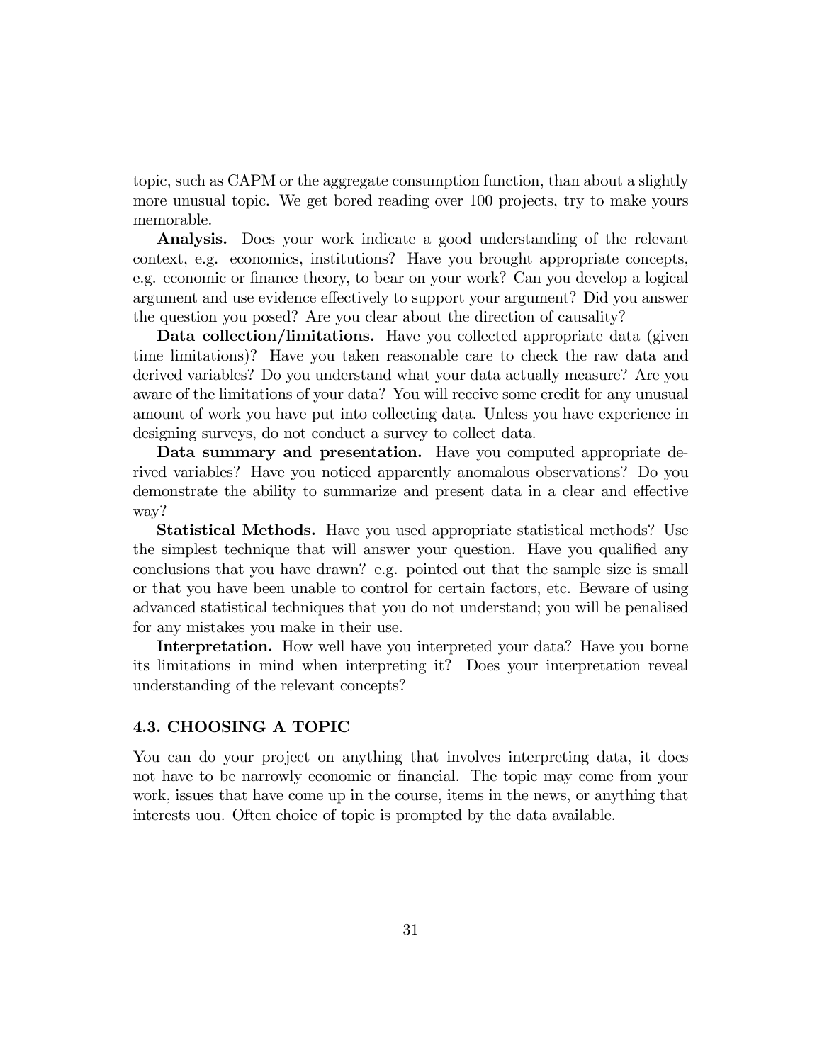topic, such as CAPM or the aggregate consumption function, than about a slightly more unusual topic. We get bored reading over 100 projects, try to make yours memorable.

**Analysis.** Does your work indicate a good understanding of the relevant context, e.g. economics, institutions? Have you brought appropriate concepts, e.g. economic or finance theory, to bear on your work? Can you develop a logical argument and use evidence effectively to support your argument? Did you answer the question you posed? Are you clear about the direction of causality?

**Data collection/limitations.** Have you collected appropriate data (given time limitations)? Have you taken reasonable care to check the raw data and derived variables? Do you understand what your data actually measure? Are you aware of the limitations of your data? You will receive some credit for any unusual amount of work you have put into collecting data. Unless you have experience in designing surveys, do not conduct a survey to collect data.

**Data summary and presentation.** Have you computed appropriate derived variables? Have you noticed apparently anomalous observations? Do you demonstrate the ability to summarize and present data in a clear and effective way?

**Statistical Methods.** Have you used appropriate statistical methods? Use the simplest technique that will answer your question. Have you qualified any conclusions that you have drawn? e.g. pointed out that the sample size is small or that you have been unable to control for certain factors, etc. Beware of using advanced statistical techniques that you do not understand; you will be penalised for any mistakes you make in their use.

**Interpretation.** How well have you interpreted your data? Have you borne its limitations in mind when interpreting it? Does your interpretation reveal understanding of the relevant concepts?

### 4.3. CHOOSING A TOPIC

You can do your project on anything that involves interpreting data, it does not have to be narrowly economic or financial. The topic may come from your work, issues that have come up in the course, items in the news, or anything that interests uou. Often choice of topic is prompted by the data available.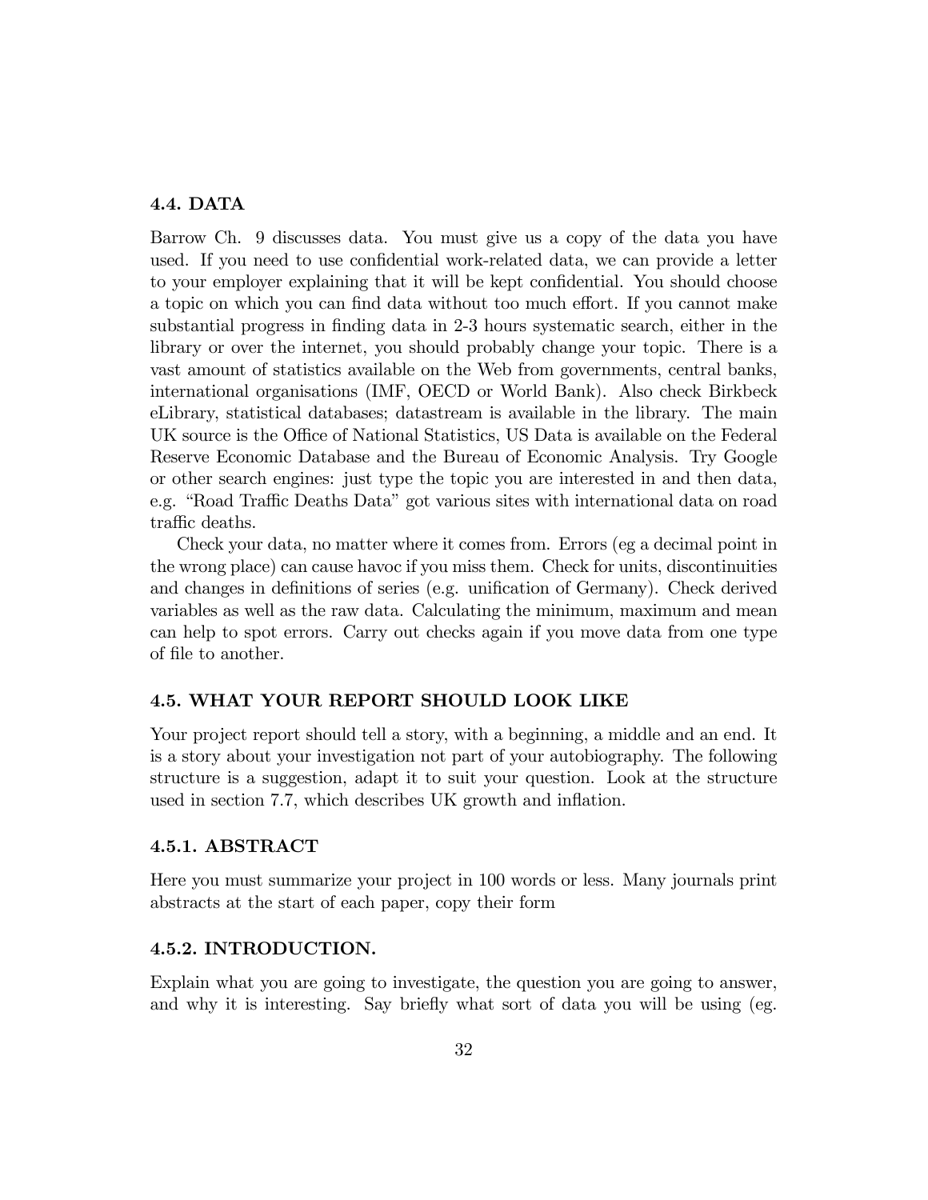## 4.4. DATA

Barrow Ch. 9 discusses data. You must give us a copy of the data you have used. If you need to use confidential work-related data, we can provide a letter to your employer explaining that it will be kept confidential. You should choose a topic on which you can find data without too much effort. If you cannot make substantial progress in finding data in 2-3 hours systematic search, either in the library or over the internet, you should probably change your topic. There is a vast amount of statistics available on the Web from governments, central banks, international organisations (IMF, OECD or World Bank). Also check Birkbeck eLibrary, statistical databases; datastream is available in the library. The main UK source is the Office of National Statistics, US Data is available on the Federal Reserve Economic Database and the Bureau of Economic Analysis. Try Google or other search engines: just type the topic you are interested in and then data, e.g. "Road Traffic Deaths Data" got various sites with international data on road traffic deaths.

Check your data, no matter where it comes from. Errors (eg a decimal point in the wrong place) can cause havoc if you miss them. Check for units, discontinuities and changes in definitions of series (e.g. unification of Germany). Check derived variables as well as the raw data. Calculating the minimum, maximum and mean can help to spot errors. Carry out checks again if you move data from one type of file to another.

## 4.5. WHAT YOUR REPORT SHOULD LOOK LIKE

Your project report should tell a story, with a beginning, a middle and an end. It is a story about your investigation not part of your autobiography. The following structure is a suggestion, adapt it to suit your question. Look at the structure used in section 7.7, which describes UK growth and inflation.

### 4.5.1. ABSTRACT

Here you must summarize your project in 100 words or less. Many journals print abstracts at the start of each paper, copy their form

### 4.5.2. INTRODUCTION.

Explain what you are going to investigate, the question you are going to answer, and why it is interesting. Say briefly what sort of data you will be using (eg.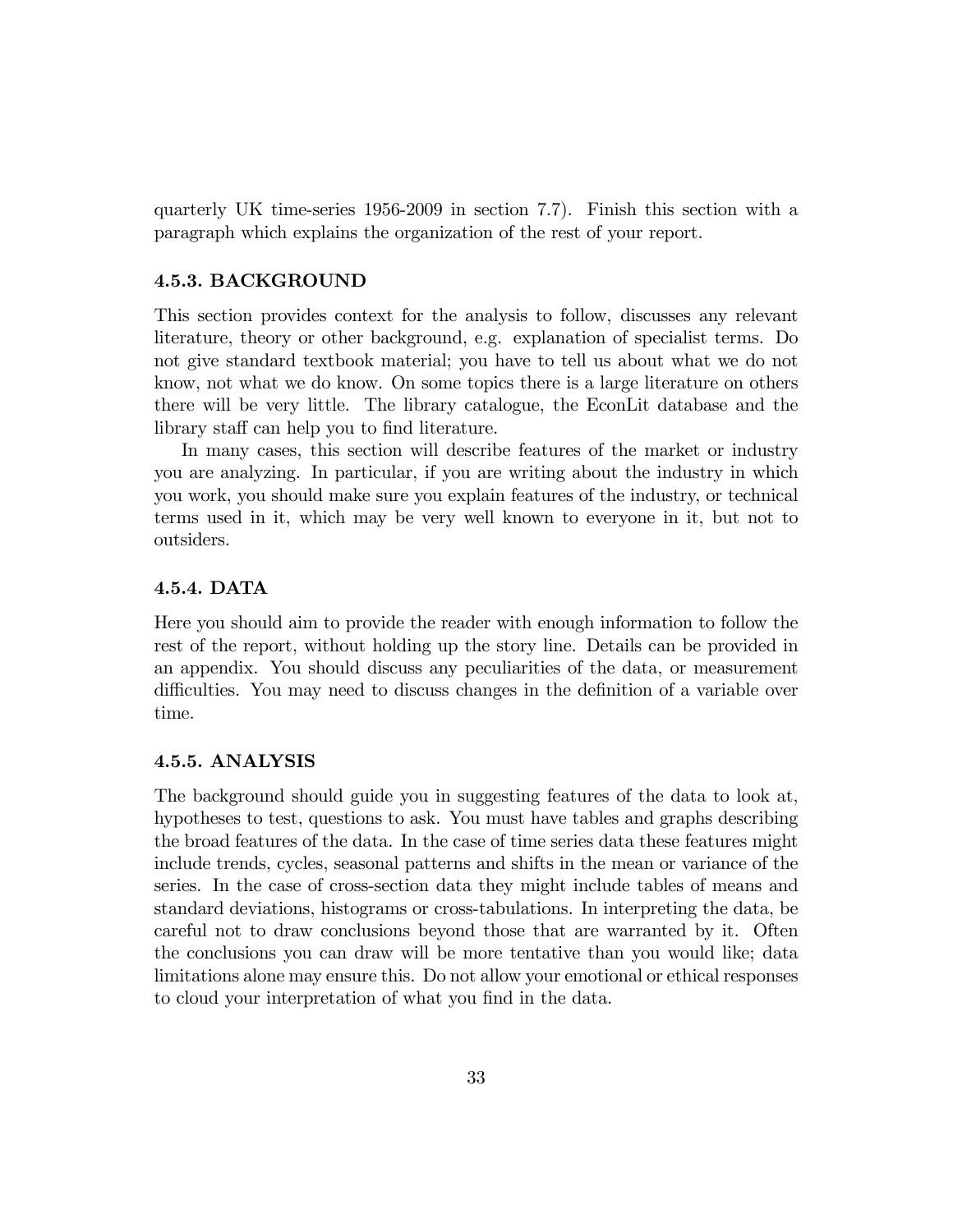quarterly UK time-series 1956-2009 in section 7.7). Finish this section with a paragraph which explains the organization of the rest of your report.

### 4.5.3. BACKGROUND

This section provides context for the analysis to follow, discusses any relevant literature, theory or other background, e.g. explanation of specialist terms. Do not give standard textbook material; you have to tell us about what we do not know, not what we do know. On some topics there is a large literature on others there will be very little. The library catalogue, the EconLit database and the library staff can help you to find literature.

In many cases, this section will describe features of the market or industry you are analyzing. In particular, if you are writing about the industry in which you work, you should make sure you explain features of the industry, or technical terms used in it, which may be very well known to everyone in it, but not to outsiders.

### 4.5.4. DATA

Here you should aim to provide the reader with enough information to follow the rest of the report, without holding up the story line. Details can be provided in an appendix. You should discuss any peculiarities of the data, or measurement difficulties. You may need to discuss changes in the definition of a variable over time.

### 4.5.5. ANALYSIS

The background should guide you in suggesting features of the data to look at, hypotheses to test, questions to ask. You must have tables and graphs describing the broad features of the data. In the case of time series data these features might include trends, cycles, seasonal patterns and shifts in the mean or variance of the series. In the case of cross-section data they might include tables of means and standard deviations, histograms or cross-tabulations. In interpreting the data, be careful not to draw conclusions beyond those that are warranted by it. Often the conclusions you can draw will be more tentative than you would like; data limitations alone may ensure this. Do not allow your emotional or ethical responses to cloud your interpretation of what you find in the data.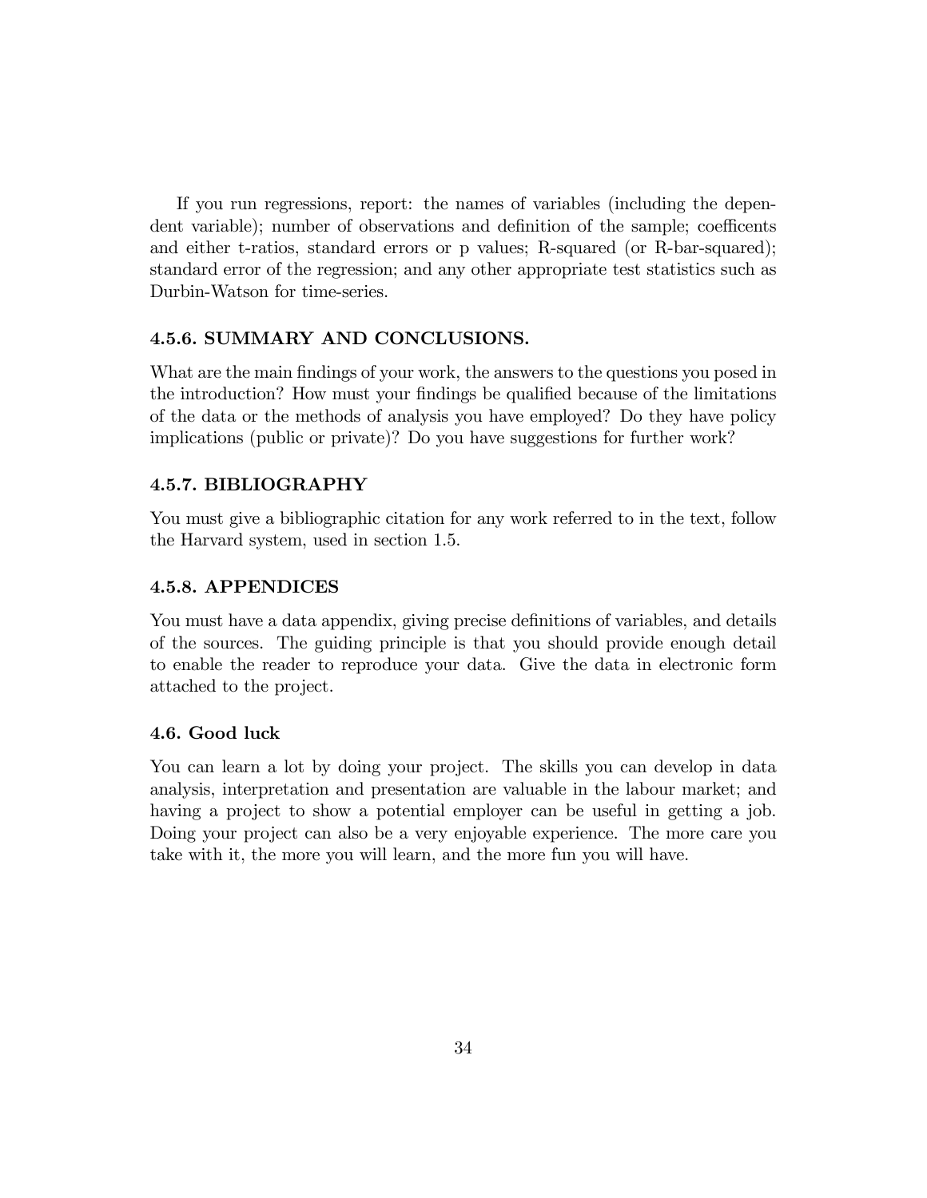If you run regressions, report: the names of variables (including the dependent variable); number of observations and definition of the sample; coefficents and either t-ratios, standard errors or p values; R-squared (or R-bar-squared); standard error of the regression; and any other appropriate test statistics such as Durbin-Watson for time-series.

### 4.5.6. SUMMARY AND CONCLUSIONS.

What are the main findings of your work, the answers to the questions you posed in the introduction? How must your findings be qualified because of the limitations of the data or the methods of analysis you have employed? Do they have policy implications (public or private)? Do you have suggestions for further work?

### 4.5.7. BIBLIOGRAPHY

You must give a bibliographic citation for any work referred to in the text, follow the Harvard system, used in section 1.5.

### 4.5.8. APPENDICES

You must have a data appendix, giving precise definitions of variables, and details of the sources. The guiding principle is that you should provide enough detail to enable the reader to reproduce your data. Give the data in electronic form attached to the project.

## 4.6. Good luck

You can learn a lot by doing your project. The skills you can develop in data analysis, interpretation and presentation are valuable in the labour market; and having a project to show a potential employer can be useful in getting a job. Doing your project can also be a very enjoyable experience. The more care you take with it, the more you will learn, and the more fun you will have.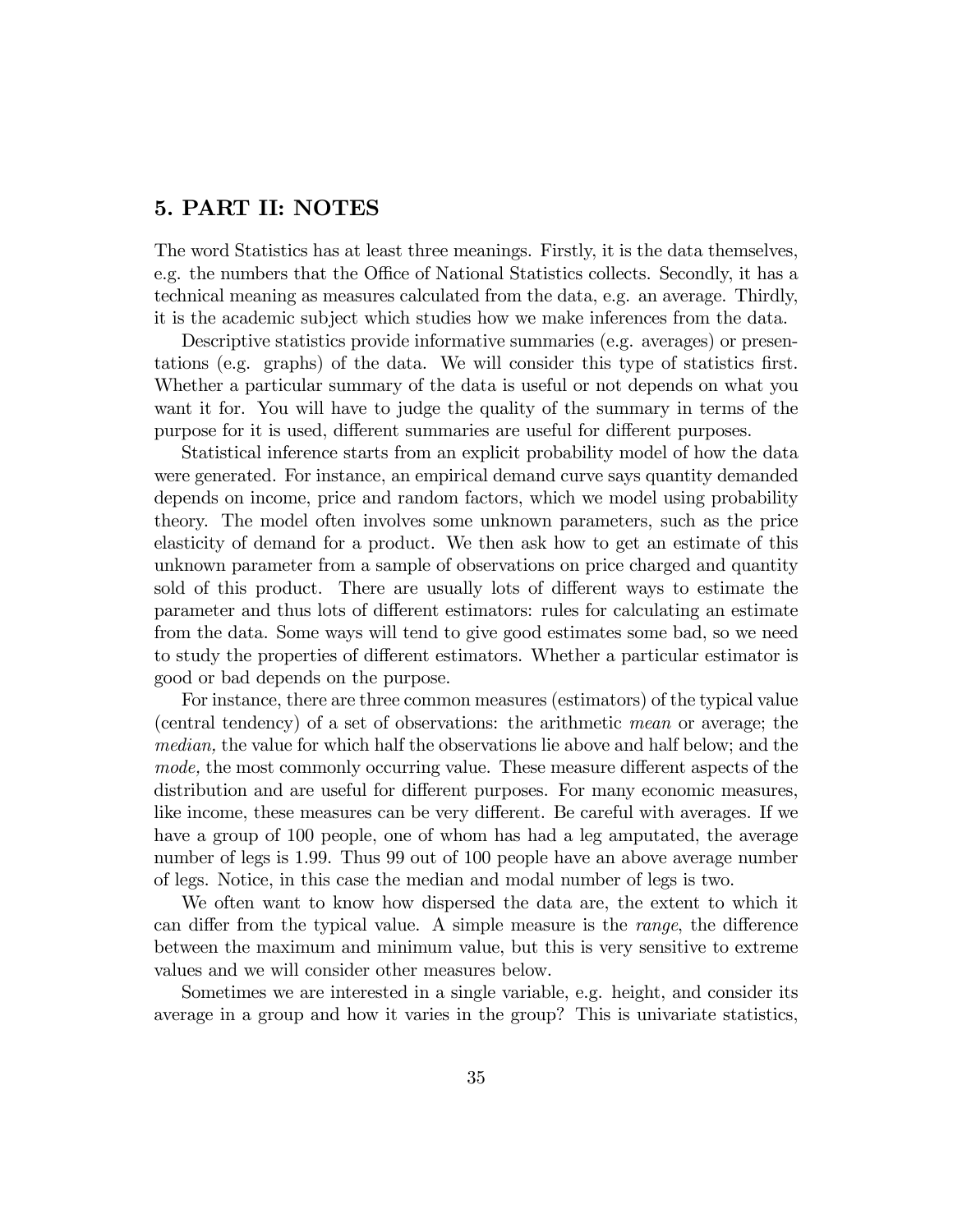# 5. PART II: NOTES

The word Statistics has at least three meanings. Firstly, it is the data themselves, e.g. the numbers that the Office of National Statistics collects. Secondly, it has a technical meaning as measures calculated from the data, e.g. an average. Thirdly, it is the academic subject which studies how we make inferences from the data.

Descriptive statistics provide informative summaries (e.g. averages) or presentations (e.g. graphs) of the data. We will consider this type of statistics first. Whether a particular summary of the data is useful or not depends on what you want it for. You will have to judge the quality of the summary in terms of the purpose for it is used, different summaries are useful for different purposes.

Statistical inference starts from an explicit probability model of how the data were generated. For instance, an empirical demand curve says quantity demanded depends on income, price and random factors, which we model using probability theory. The model often involves some unknown parameters, such as the price elasticity of demand for a product. We then ask how to get an estimate of this unknown parameter from a sample of observations on price charged and quantity sold of this product. There are usually lots of different ways to estimate the parameter and thus lots of different estimators: rules for calculating an estimate from the data. Some ways will tend to give good estimates some bad, so we need to study the properties of different estimators. Whether a particular estimator is good or bad depends on the purpose.

For instance, there are three common measures (estimators) of the typical value (central tendency) of a set of observations: the arithmetic *mean* or average; the *median,* the value for which half the observations lie above and half below; and the *mode,* the most commonly occurring value. These measure different aspects of the distribution and are useful for different purposes. For many economic measures, like income, these measures can be very different. Be careful with averages. If we have a group of 100 people, one of whom has had a leg amputated, the average number of legs is 1.99. Thus 99 out of 100 people have an above average number of legs. Notice, in this case the median and modal number of legs is two.

We often want to know how dispersed the data are, the extent to which it can differ from the typical value. A simple measure is the *range*, the difference between the maximum and minimum value, but this is very sensitive to extreme values and we will consider other measures below.

Sometimes we are interested in a single variable, e.g. height, and consider its average in a group and how it varies in the group? This is univariate statistics,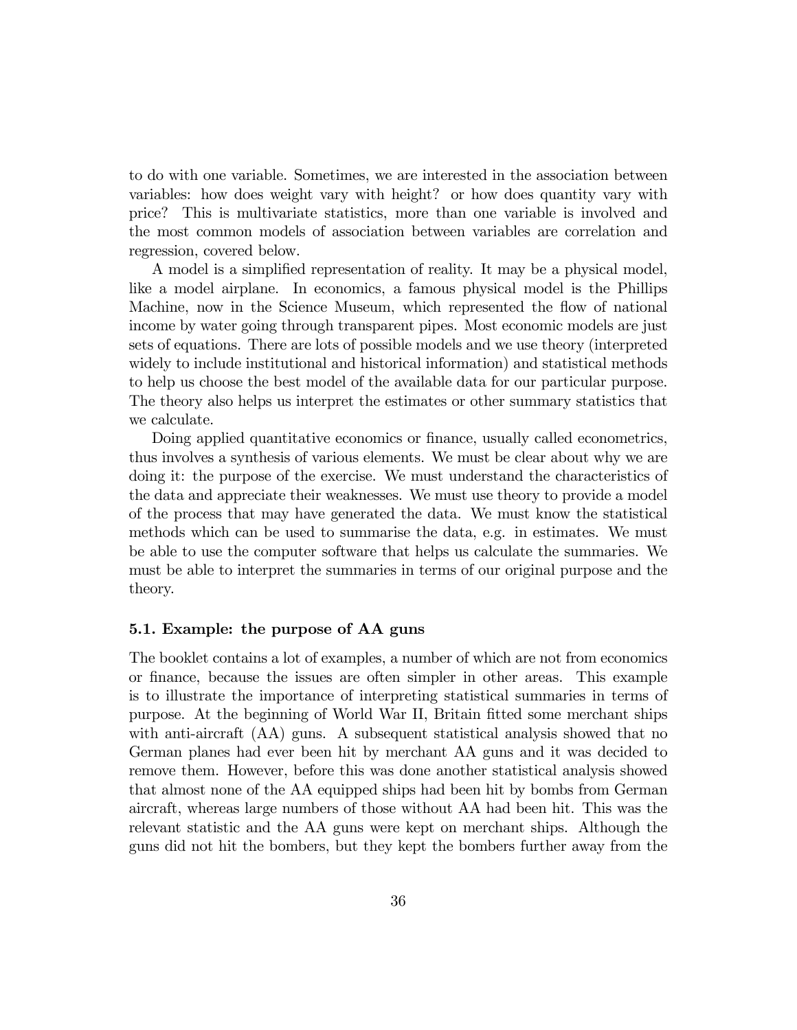to do with one variable. Sometimes, we are interested in the association between variables: how does weight vary with height? or how does quantity vary with price? This is multivariate statistics, more than one variable is involved and the most common models of association between variables are correlation and regression, covered below.

A model is a simplified representation of reality. It may be a physical model, like a model airplane. In economics, a famous physical model is the Phillips Machine, now in the Science Museum, which represented the flow of national income by water going through transparent pipes. Most economic models are just sets of equations. There are lots of possible models and we use theory (interpreted widely to include institutional and historical information) and statistical methods to help us choose the best model of the available data for our particular purpose. The theory also helps us interpret the estimates or other summary statistics that we calculate.

Doing applied quantitative economics or finance, usually called econometrics, thus involves a synthesis of various elements. We must be clear about why we are doing it: the purpose of the exercise. We must understand the characteristics of the data and appreciate their weaknesses. We must use theory to provide a model of the process that may have generated the data. We must know the statistical methods which can be used to summarise the data, e.g. in estimates. We must be able to use the computer software that helps us calculate the summaries. We must be able to interpret the summaries in terms of our original purpose and the theory.

### 5.1. Example: the purpose of AA guns

The booklet contains a lot of examples, a number of which are not from economics or finance, because the issues are often simpler in other areas. This example is to illustrate the importance of interpreting statistical summaries in terms of purpose. At the beginning of World War II, Britain fitted some merchant ships with anti-aircraft (AA) guns. A subsequent statistical analysis showed that no German planes had ever been hit by merchant AA guns and it was decided to remove them. However, before this was done another statistical analysis showed that almost none of the AA equipped ships had been hit by bombs from German aircraft, whereas large numbers of those without AA had been hit. This was the relevant statistic and the AA guns were kept on merchant ships. Although the guns did not hit the bombers, but they kept the bombers further away from the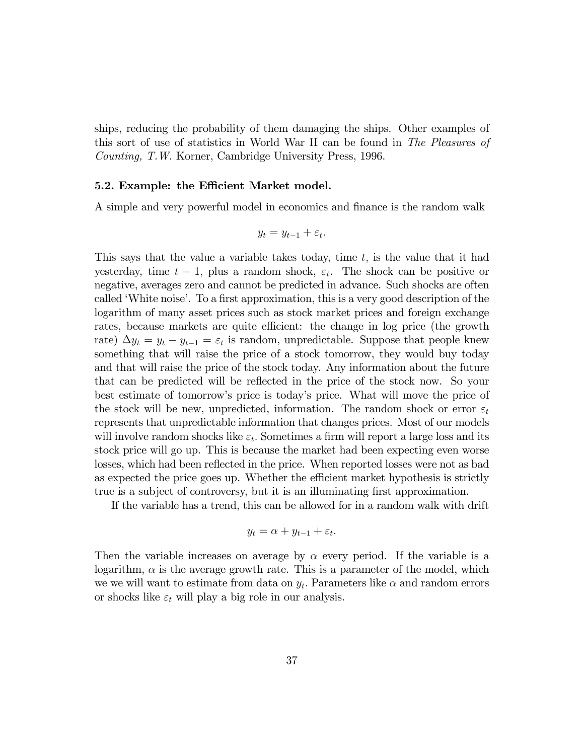ships, reducing the probability of them damaging the ships. Other examples of this sort of use of statistics in World War II can be found in *The Pleasures of Counting, T.W.* Korner, Cambridge University Press, 1996.

### 5.2. Example: the Efficient Market model.

A simple and very powerful model in economics and finance is the random walk

$$y_t = y_{t-1} + \varepsilon_t.$$

This says that the value a variable takes today, time $t$, is the value that it had yesterday, time $t-1$, plus a random shock, $\varepsilon_t$. The shock can be positive or negative, averages zero and cannot be predicted in advance. Such shocks are often called 'White noise'. To a first approximation, this is a very good description of the logarithm of many asset prices such as stock market prices and foreign exchange rates, because markets are quite efficient: the change in log price (the growth rate) $\Delta y_t = y_t - y_{t-1} = \varepsilon_t$ is random, unpredictable. Suppose that people knew something that will raise the price of a stock tomorrow, they would buy today and that will raise the price of the stock today. Any information about the future that can be predicted will be reflected in the price of the stock now. So your best estimate of tomorrow's price is today's price. What will move the price of the stock will be new, unpredicted, information. The random shock or error $\varepsilon_t$ represents that unpredictable information that changes prices. Most of our models will involve random shocks like $\varepsilon_t$. Sometimes a firm will report a large loss and its stock price will go up. This is because the market had been expecting even worse losses, which had been reflected in the price. When reported losses were not as bad as expected the price goes up. Whether the efficient market hypothesis is strictly true is a subject of controversy, but it is an illuminating first approximation.

If the variable has a trend, this can be allowed for in a random walk with drift

$$y_t = \alpha + y_{t-1} + \varepsilon_t.$$

Then the variable increases on average by $\alpha$ every period. If the variable is a logarithm, $\alpha$ is the average growth rate. This is a parameter of the model, which we we will want to estimate from data on $y_t$. Parameters like $\alpha$ and random errors or shocks like $\varepsilon_t$ will play a big role in our analysis.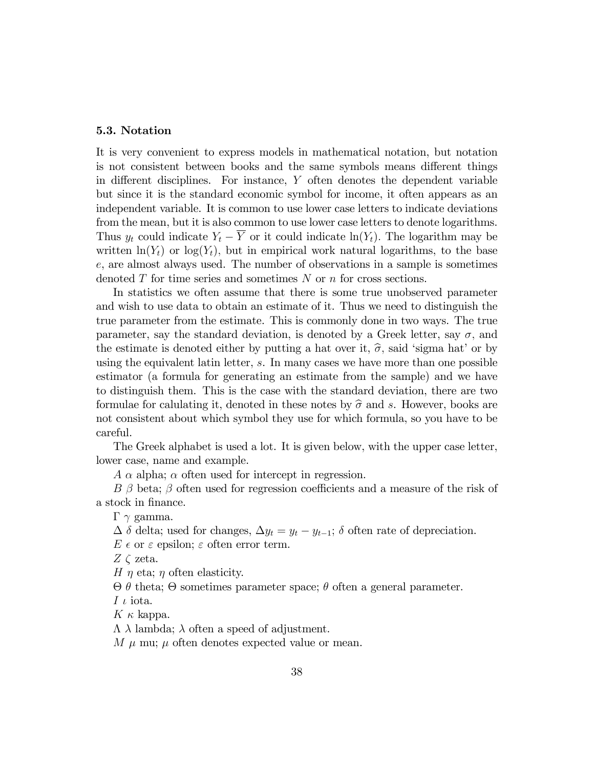### 5.3. Notation

It is very convenient to express models in mathematical notation, but notation is not consistent between books and the same symbols means different things in different disciplines. For instance, $Y$ often denotes the dependent variable but since it is the standard economic symbol for income, it often appears as an independent variable. It is common to use lower case letters to indicate deviations from the mean, but it is also common to use lower case letters to denote logarithms. Thus $y_t$ could indicate $Y_t - \overline{Y}$ or it could indicate $\ln(Y_t)$. The logarithm may be written $\ln(Y_t)$ or $\log(Y_t)$, but in empirical work natural logarithms, to the base $e$, are almost always used. The number of observations in a sample is sometimes denoted $T$ for time series and sometimes $N$ or $n$ for cross sections.

In statistics we often assume that there is some true unobserved parameter and wish to use data to obtain an estimate of it. Thus we need to distinguish the true parameter from the estimate. This is commonly done in two ways. The true parameter, say the standard deviation, is denoted by a Greek letter, say $\sigma$, and the estimate is denoted either by putting a hat over it, $\widehat{\sigma}$, said 'sigma hat' or by using the equivalent latin letter, $s$. In many cases we have more than one possible estimator (a formula for generating an estimate from the sample) and we have to distinguish them. This is the case with the standard deviation, there are two formulae for calulating it, denoted in these notes by $\widehat{\sigma}$ and $s$. However, books are not consistent about which symbol they use for which formula, so you have to be careful.

The Greek alphabet is used a lot. It is given below, with the upper case letter, lower case, name and example.

$A$ $\alpha$ alpha; $\alpha$ often used for intercept in regression.

$B$ $\beta$ beta; $\beta$ often used for regression coefficients and a measure of the risk of a stock in finance.

$\Gamma$ $\gamma$ gamma.

$\Delta$ $\delta$ delta; used for changes, $\Delta y_t = y_t - y_{t-1}$; $\delta$ often rate of depreciation.

$E$ $\epsilon$ or $\varepsilon$ epsilon; $\varepsilon$ often error term.

$Z$ $\zeta$ zeta.

$H$ $\eta$ eta; $\eta$ often elasticity.

$\Theta$ $\theta$ theta; $\Theta$ sometimes parameter space; $\theta$ often a general parameter.

$I$ $\iota$ iota.

$K$ $\kappa$ kappa.

$\Lambda$ $\lambda$ lambda; $\lambda$ often a speed of adjustment.

$M$ $\mu$ mu; $\mu$ often denotes expected value or mean.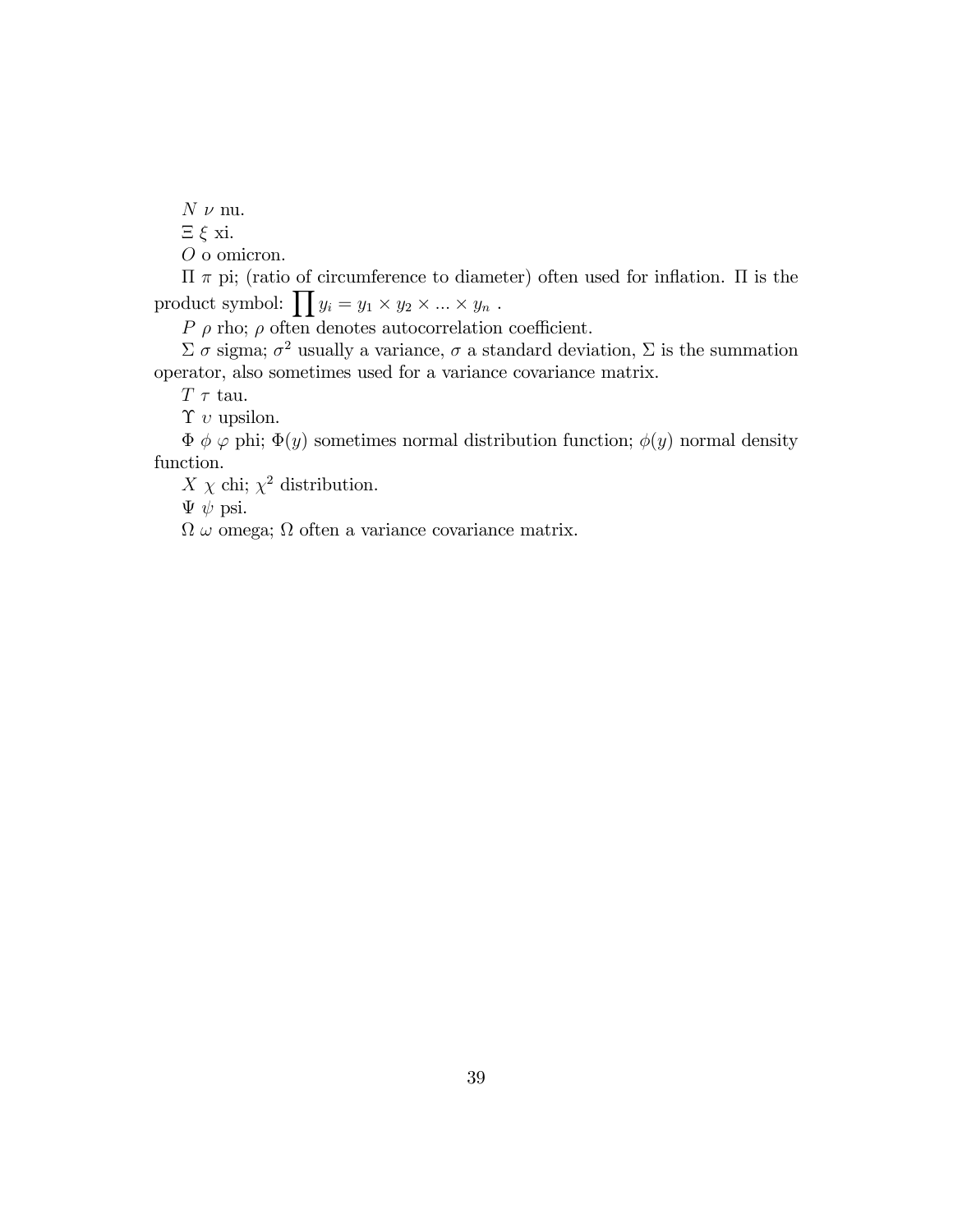$N$ $\nu$ nu.

$\Xi$ $\xi$ xi.

$O$ o omicron.

$\Pi$ $\pi$ pi; (ratio of circumference to diameter) often used for inflation. $\Pi$ is the product symbol: $\prod y_i = y_1 \times y_2 \times ... \times y_n$ .

$P$ $\rho$ rho; $\rho$ often denotes autocorrelation coefficient.

$\Sigma$ $\sigma$ sigma; $\sigma^2$ usually a variance, $\sigma$ a standard deviation, $\Sigma$ is the summation operator, also sometimes used for a variance covariance matrix.

$T$ $\tau$ tau.

$\Upsilon$ $\upsilon$ upsilon.

$\Phi$ $\phi$ $\varphi$ phi; $\Phi(y)$ sometimes normal distribution function; $\phi(y)$ normal density function.

$X$ $\chi$ chi; $\chi^2$ distribution.

$\Psi$ $\psi$ psi.

$\Omega$ $\omega$ omega; $\Omega$ often a variance covariance matrix.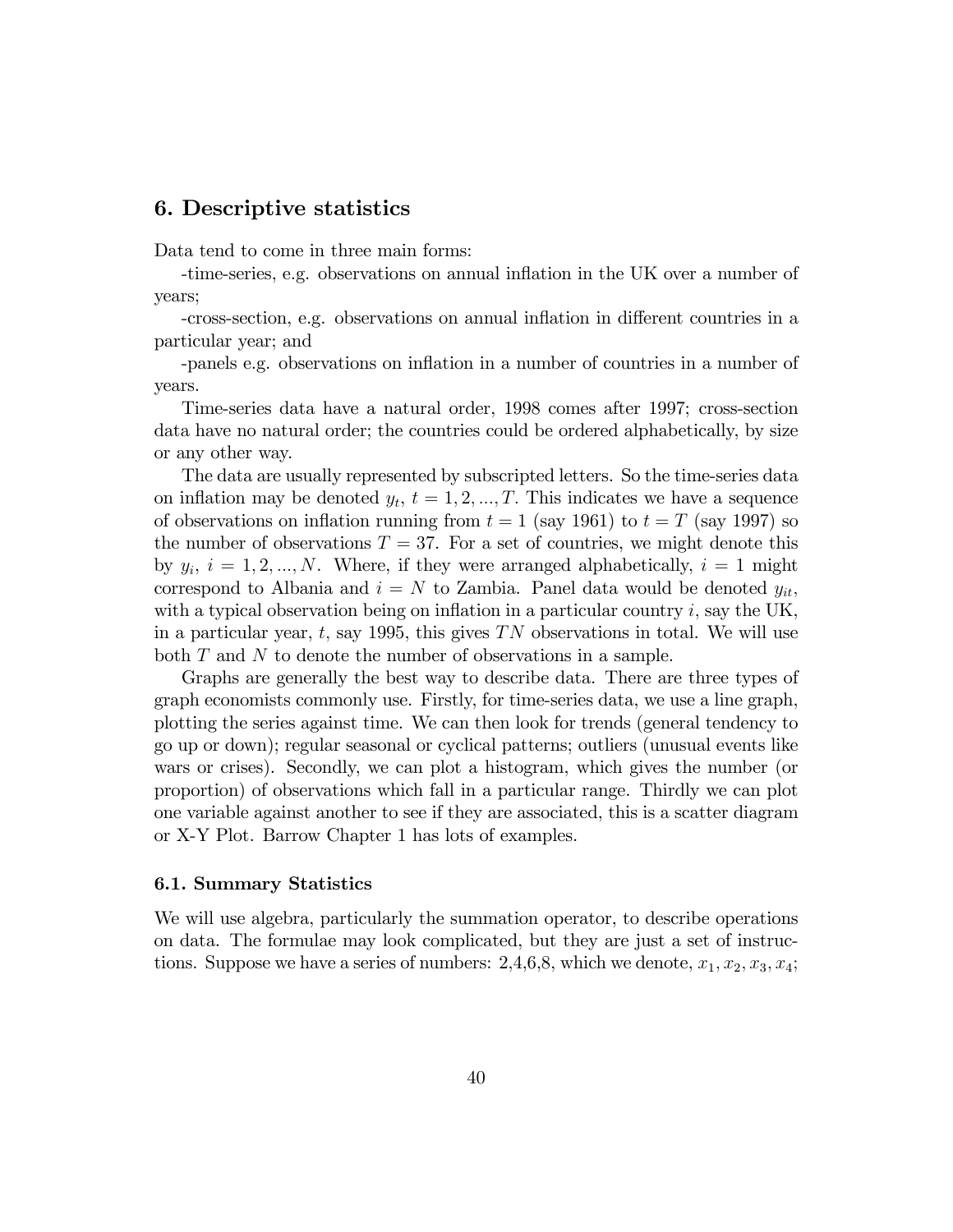## 6. Descriptive statistics

Data tend to come in three main forms:

-time-series, e.g. observations on annual inflation in the UK over a number of years;

-cross-section, e.g. observations on annual inflation in different countries in a particular year; and

-panels e.g. observations on inflation in a number of countries in a number of years.

Time-series data have a natural order, 1998 comes after 1997; cross-section data have no natural order; the countries could be ordered alphabetically, by size or any other way.

The data are usually represented by subscripted letters. So the time-series data on inflation may be denoted $y_t$, $t = 1, 2, ..., T$. This indicates we have a sequence of observations on inflation running from $t = 1$ (say 1961) to $t = T$ (say 1997) so the number of observations $T = 37$. For a set of countries, we might denote this by $y_i$, $i = 1, 2, ..., N$. Where, if they were arranged alphabetically, $i = 1$ might correspond to Albania and $i = N$ to Zambia. Panel data would be denoted $y_{it}$, with a typical observation being on inflation in a particular country $i$, say the UK, in a particular year, $t$, say 1995, this gives $TN$ observations in total. We will use both $T$ and $N$ to denote the number of observations in a sample.

Graphs are generally the best way to describe data. There are three types of graph economists commonly use. Firstly, for time-series data, we use a line graph, plotting the series against time. We can then look for trends (general tendency to go up or down); regular seasonal or cyclical patterns; outliers (unusual events like wars or crises). Secondly, we can plot a histogram, which gives the number (or proportion) of observations which fall in a particular range. Thirdly we can plot one variable against another to see if they are associated, this is a scatter diagram or X-Y Plot. Barrow Chapter 1 has lots of examples.

### 6.1. Summary Statistics

We will use algebra, particularly the summation operator, to describe operations on data. The formulae may look complicated, but they are just a set of instructions. Suppose we have a series of numbers: 2,4,6,8, which we denote, $x_1, x_2, x_3, x_4$;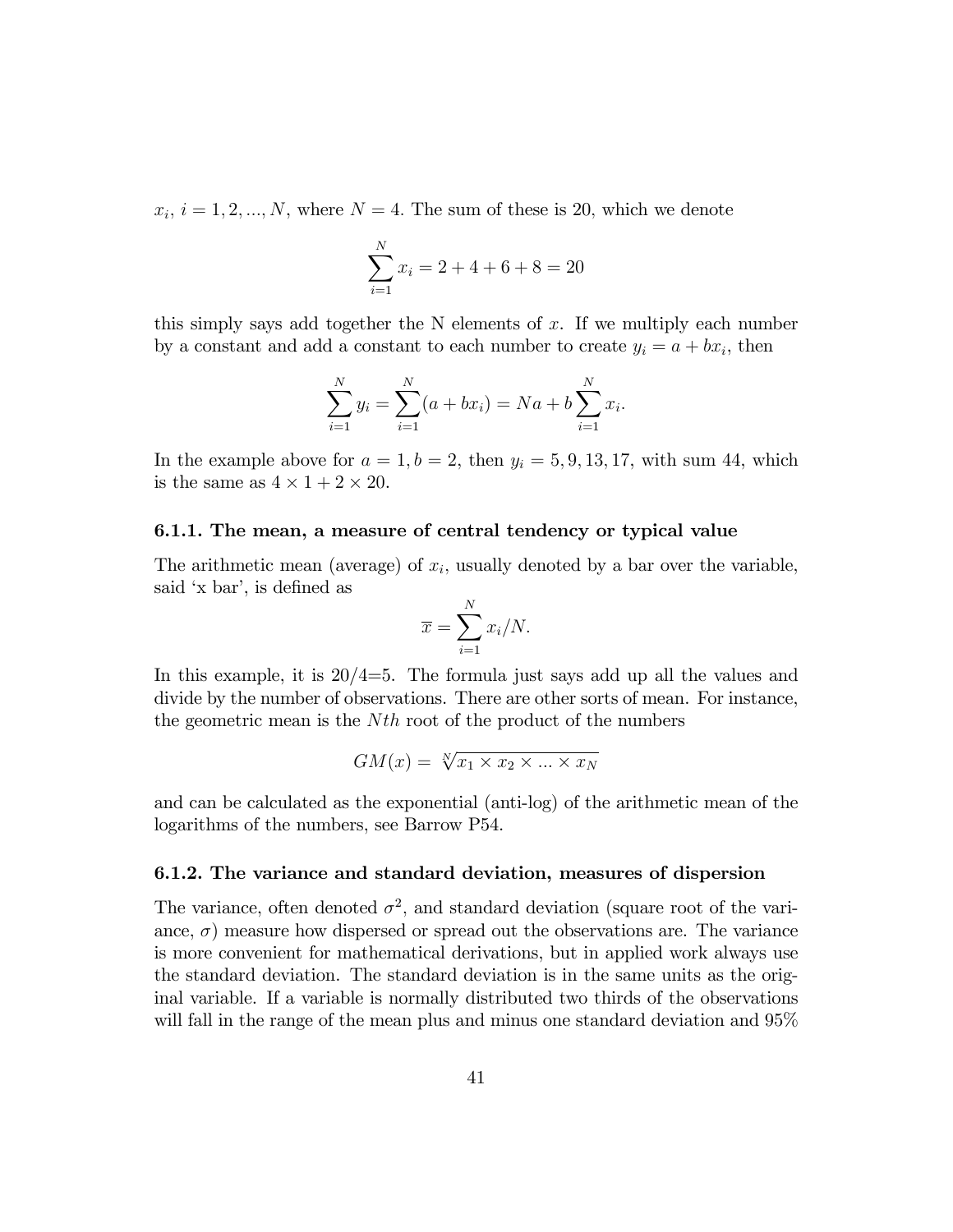$x_i$, $i = 1, 2, ..., N$, where $N = 4$. The sum of these is 20, which we denote

$$\sum_{i=1}^{N} x_i = 2 + 4 + 6 + 8 = 20$$

this simply says add together the N elements of $x$. If we multiply each number by a constant and add a constant to each number to create $y_i = a + bx_i$, then

$$\sum_{i=1}^{N} y_i = \sum_{i=1}^{N} (a + bx_i) = Na + b \sum_{i=1}^{N} x_i.$$

In the example above for $a = 1, b = 2$, then $y_i = 5, 9, 13, 17$, with sum 44, which is the same as $4 \times 1 + 2 \times 20$.

### 6.1.1. The mean, a measure of central tendency or typical value

The arithmetic mean (average) of $x_i$, usually denoted by a bar over the variable, said 'x bar', is defined as

$$\overline{x} = \sum_{i=1}^{N} x_i / N.$$

In this example, it is 20/4=5. The formula just says add up all the values and divide by the number of observations. There are other sorts of mean. For instance, the geometric mean is the $Nth$ root of the product of the numbers

$$GM(x) = \sqrt[N]{x_1 \times x_2 \times ... \times x_N}$$

and can be calculated as the exponential (anti-log) of the arithmetic mean of the logarithms of the numbers, see Barrow P54.

### 6.1.2. The variance and standard deviation, measures of dispersion

The variance, often denoted $\sigma^2$, and standard deviation (square root of the variance, $\sigma$) measure how dispersed or spread out the observations are. The variance is more convenient for mathematical derivations, but in applied work always use the standard deviation. The standard deviation is in the same units as the original variable. If a variable is normally distributed two thirds of the observations will fall in the range of the mean plus and minus one standard deviation and 95%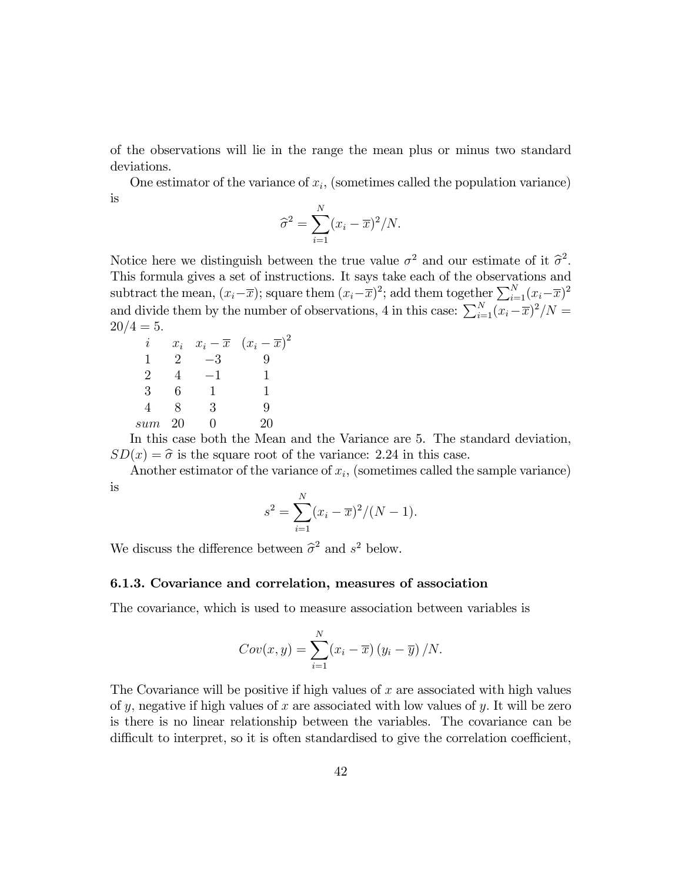of the observations will lie in the range the mean plus or minus two standard deviations.

One estimator of the variance of $x_i$, (sometimes called the population variance) is

$$\widehat{\sigma}^2 = \sum_{i=1}^{N}(x_i - \overline{x})^2/N.$$

Notice here we distinguish between the true value $\sigma^2$ and our estimate of it $\widehat{\sigma}^2$. This formula gives a set of instructions. It says take each of the observations and subtract the mean, $(x_i - \overline{x})$; square them $(x_i - \overline{x})^2$; add them together $\sum_{i=1}^{N}(x_i - \overline{x})^2$ and divide them by the number of observations, 4 in this case: $\sum_{i=1}^{N}(x_i - \overline{x})^2/N = 20/4 = 5$.

| $i$ | $x_i$ | $x_i - \overline{x}$ | $(x_i - \overline{x})^2$ |
|---|---|---|---|
| 1 | 2 | $-3$ | 9 |
| 2 | 4 | $-1$ | 1 |
| 3 | 6 | 1 | 1 |
| 4 | 8 | 3 | 9 |
| *sum* | 20 | 0 | 20 |

In this case both the Mean and the Variance are 5. The standard deviation, $SD(x) = \widehat{\sigma}$ is the square root of the variance: 2.24 in this case.

Another estimator of the variance of $x_i$, (sometimes called the sample variance) is

$$s^2 = \sum_{i=1}^{N}(x_i - \overline{x})^2/(N-1).$$

We discuss the difference between $\widehat{\sigma}^2$ and $s^2$ below.

### 6.1.3. Covariance and correlation, measures of association

The covariance, which is used to measure association between variables is

$$Cov(x,y) = \sum_{i=1}^{N}(x_i - \overline{x})(y_i - \overline{y})/N.$$

The Covariance will be positive if high values of $x$ are associated with high values of $y$, negative if high values of $x$ are associated with low values of $y$. It will be zero is there is no linear relationship between the variables. The covariance can be difficult to interpret, so it is often standardised to give the correlation coefficient,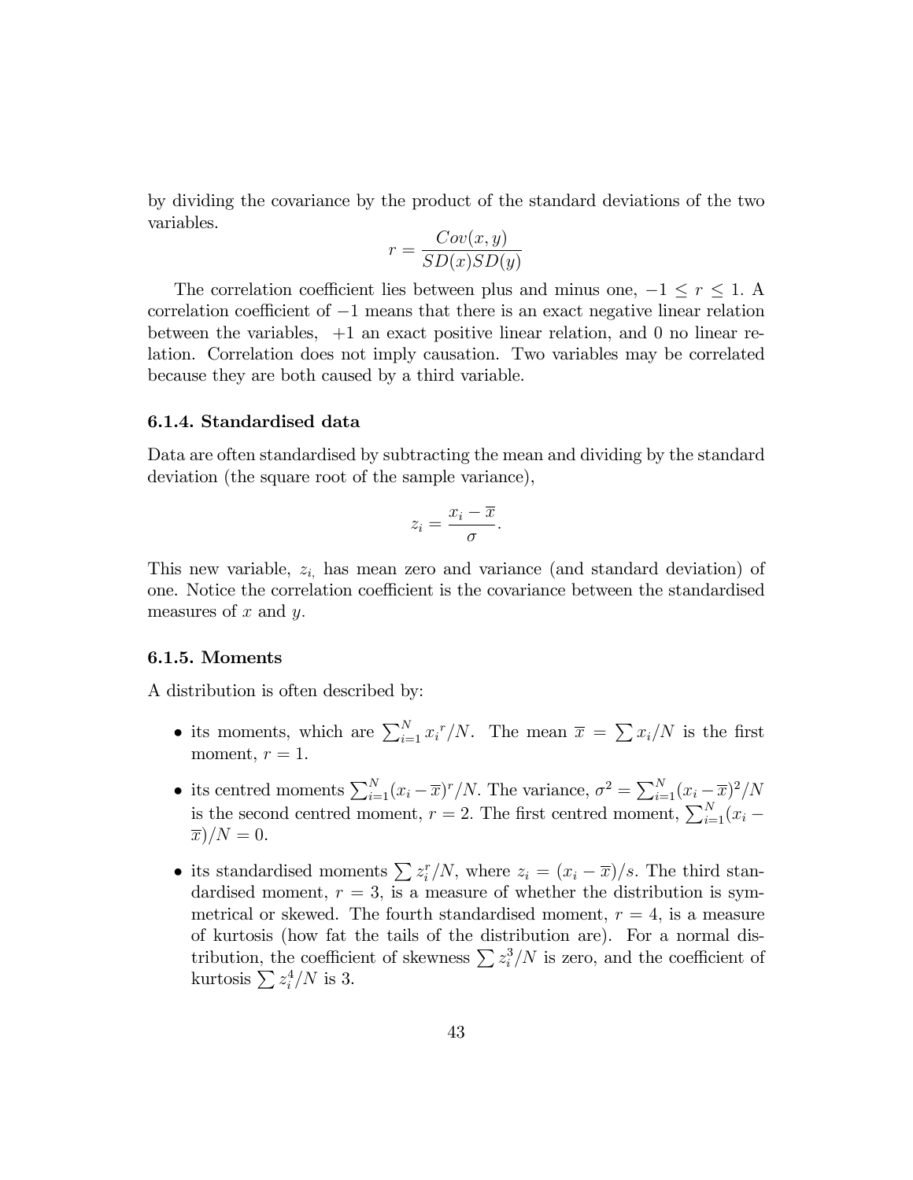by dividing the covariance by the product of the standard deviations of the two variables.

$$r = \frac{Cov(x, y)}{SD(x)SD(y)}$$

The correlation coefficient lies between plus and minus one, $-1 \leq r \leq 1$. A correlation coefficient of $-1$ means that there is an exact negative linear relation between the variables, $+1$ an exact positive linear relation, and 0 no linear relation. Correlation does not imply causation. Two variables may be correlated because they are both caused by a third variable.

### 6.1.4. Standardised data

Data are often standardised by subtracting the mean and dividing by the standard deviation (the square root of the sample variance),

$$z_i = \frac{x_i - \overline{x}}{\sigma}.$$

This new variable, $z_i$, has mean zero and variance (and standard deviation) of one. Notice the correlation coefficient is the covariance between the standardised measures of $x$ and $y$.

### 6.1.5. Moments

A distribution is often described by:

- its moments, which are $\sum_{i=1}^{N} {x_i}^r/N$. The mean $\overline{x} = \sum x_i/N$ is the first moment, $r = 1$.
- its centred moments $\sum_{i=1}^{N}(x_i - \overline{x})^r/N$. The variance, $\sigma^2 = \sum_{i=1}^{N}(x_i - \overline{x})^2/N$ is the second centred moment, $r = 2$. The first centred moment, $\sum_{i=1}^{N}(x_i - \overline{x})/N = 0$.
- its standardised moments $\sum z_i^r/N$, where $z_i = (x_i - \overline{x})/s$. The third standardised moment, $r = 3$, is a measure of whether the distribution is symmetrical or skewed. The fourth standardised moment, $r = 4$, is a measure of kurtosis (how fat the tails of the distribution are). For a normal distribution, the coefficient of skewness $\sum z_i^3/N$ is zero, and the coefficient of kurtosis $\sum z_i^4/N$ is 3.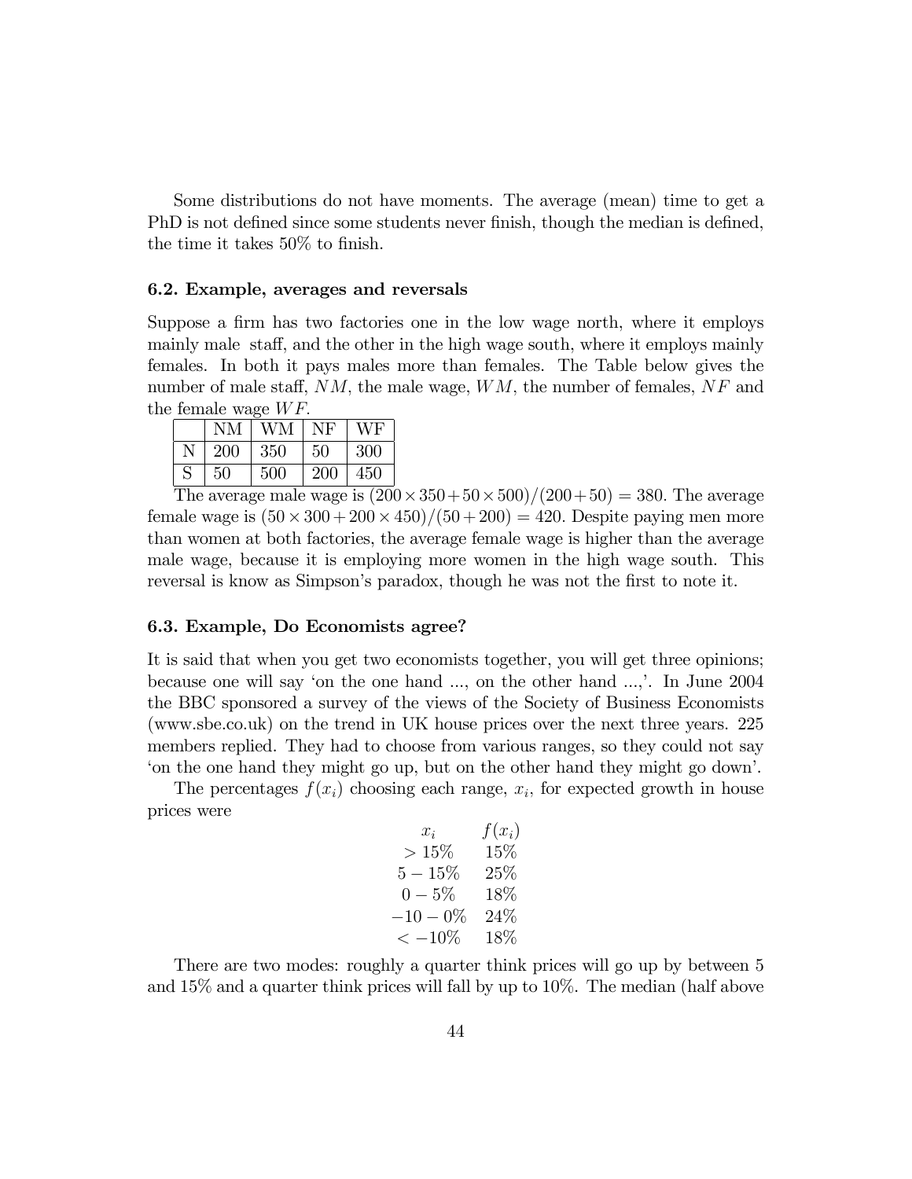Some distributions do not have moments. The average (mean) time to get a PhD is not defined since some students never finish, though the median is defined, the time it takes 50% to finish.

### 6.2. Example, averages and reversals

Suppose a firm has two factories one in the low wage north, where it employs mainly male staff, and the other in the high wage south, where it employs mainly females. In both it pays males more than females. The Table below gives the number of male staff, $NM$, the male wage, $WM$, the number of females, $NF$ and the female wage $WF$.

| | NM | WM | NF | WF |
|---|---|---|---|---|
| N | 200 | 350 | 50 | 300 |
| S | 50 | 500 | 200 | 450 |

The average male wage is $(200 \times 350 + 50 \times 500)/(200 + 50) = 380$. The average female wage is $(50 \times 300 + 200 \times 450)/(50 + 200) = 420$. Despite paying men more than women at both factories, the average female wage is higher than the average male wage, because it is employing more women in the high wage south. This reversal is know as Simpson's paradox, though he was not the first to note it.

### 6.3. Example, Do Economists agree?

It is said that when you get two economists together, you will get three opinions; because one will say 'on the one hand ..., on the other hand ...,'. In June 2004 the BBC sponsored a survey of the views of the Society of Business Economists (www.sbe.co.uk) on the trend in UK house prices over the next three years. 225 members replied. They had to choose from various ranges, so they could not say 'on the one hand they might go up, but on the other hand they might go down'.

The percentages $f(x_i)$ choosing each range, $x_i$, for expected growth in house prices were

| $x_i$ | $f(x_i)$ |
|---|---|
| $> 15\%$ | 15% |
| $5 - 15\%$ | 25% |
| $0 - 5\%$ | 18% |
| $-10 - 0\%$ | 24% |
| $< -10\%$ | 18% |

There are two modes: roughly a quarter think prices will go up by between 5 and 15% and a quarter think prices will fall by up to 10%. The median (half above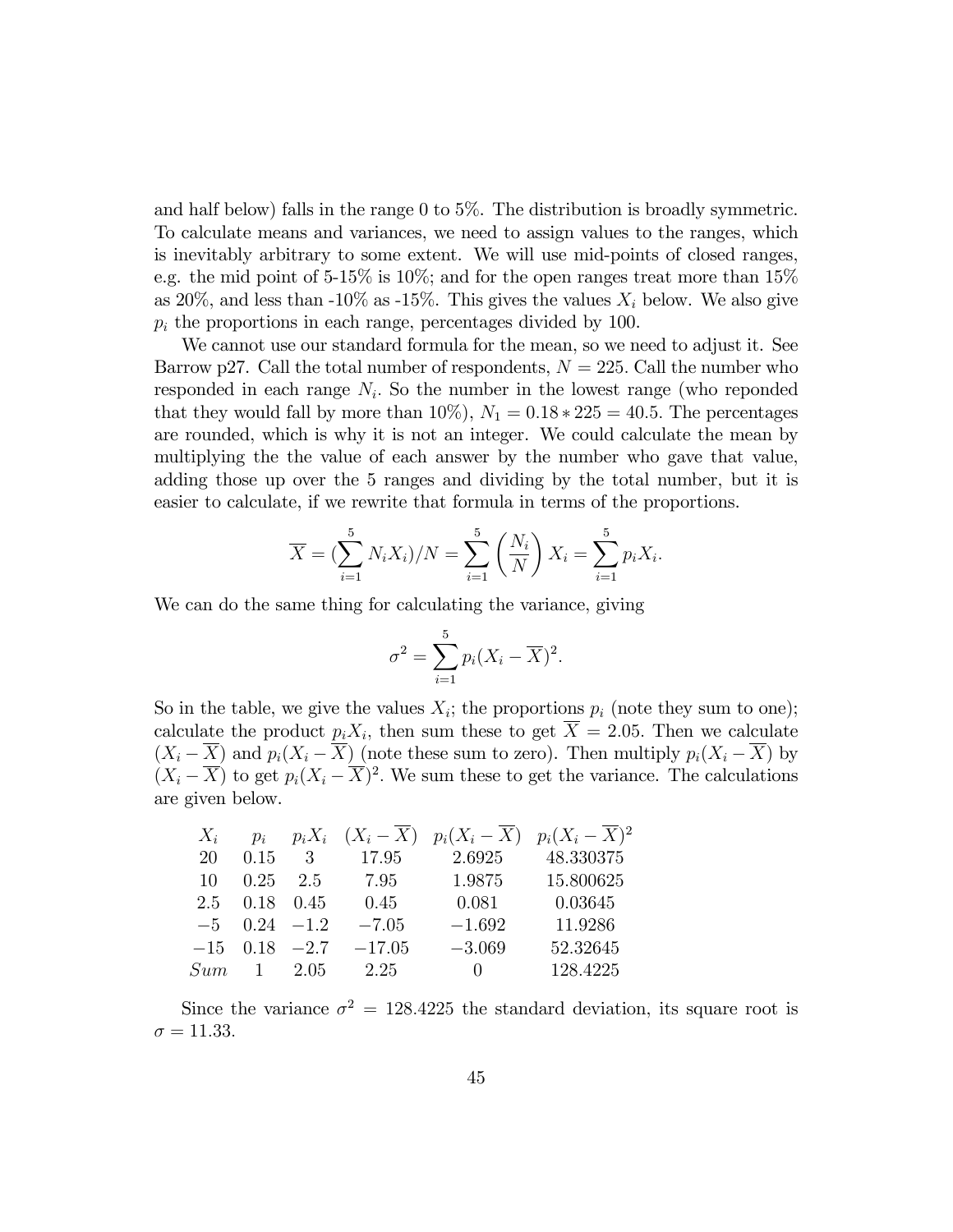and half below) falls in the range 0 to 5%. The distribution is broadly symmetric. To calculate means and variances, we need to assign values to the ranges, which is inevitably arbitrary to some extent. We will use mid-points of closed ranges, e.g. the mid point of 5-15% is 10%; and for the open ranges treat more than 15% as 20%, and less than -10% as -15%. This gives the values $X_i$ below. We also give $p_i$ the proportions in each range, percentages divided by 100.

We cannot use our standard formula for the mean, so we need to adjust it. See Barrow p27. Call the total number of respondents, $N = 225$. Call the number who responded in each range $N_i$. So the number in the lowest range (who reponded that they would fall by more than 10%), $N_1 = 0.18 * 225 = 40.5$. The percentages are rounded, which is why it is not an integer. We could calculate the mean by multiplying the the value of each answer by the number who gave that value, adding those up over the 5 ranges and dividing by the total number, but it is easier to calculate, if we rewrite that formula in terms of the proportions.

$$\overline{X} = \left(\sum_{i=1}^{5} N_i X_i\right)/N = \sum_{i=1}^{5} \left(\frac{N_i}{N}\right) X_i = \sum_{i=1}^{5} p_i X_i.$$

We can do the same thing for calculating the variance, giving

$$\sigma^2 = \sum_{i=1}^{5} p_i (X_i - \overline{X})^2.$$

So in the table, we give the values $X_i$; the proportions $p_i$ (note they sum to one); calculate the product $p_i X_i$, then sum these to get $\overline{X} = 2.05$. Then we calculate $(X_i - \overline{X})$ and $p_i(X_i - \overline{X})$ (note these sum to zero). Then multiply $p_i(X_i - \overline{X})$ by $(X_i - \overline{X})$ to get $p_i(X_i - \overline{X})^2$. We sum these to get the variance. The calculations are given below.

| $X_i$ | $p_i$ | $p_i X_i$ | $(X_i - \overline{X})$ | $p_i(X_i - \overline{X})$ | $p_i(X_i - \overline{X})^2$ |
|---|---|---|---|---|---|
| 20 | 0.15 | 3 | 17.95 | 2.6925 | 48.330375 |
| 10 | 0.25 | 2.5 | 7.95 | 1.9875 | 15.800625 |
| 2.5 | 0.18 | 0.45 | 0.45 | 0.081 | 0.03645 |
| $-5$ | 0.24 | $-1.2$ | $-7.05$ | $-1.692$ | 11.9286 |
| $-15$ | 0.18 | $-2.7$ | $-17.05$ | $-3.069$ | 52.32645 |
| *Sum* | 1 | 2.05 | 2.25 | 0 | 128.4225 |

Since the variance $\sigma^2 = 128.4225$ the standard deviation, its square root is $\sigma = 11.33$.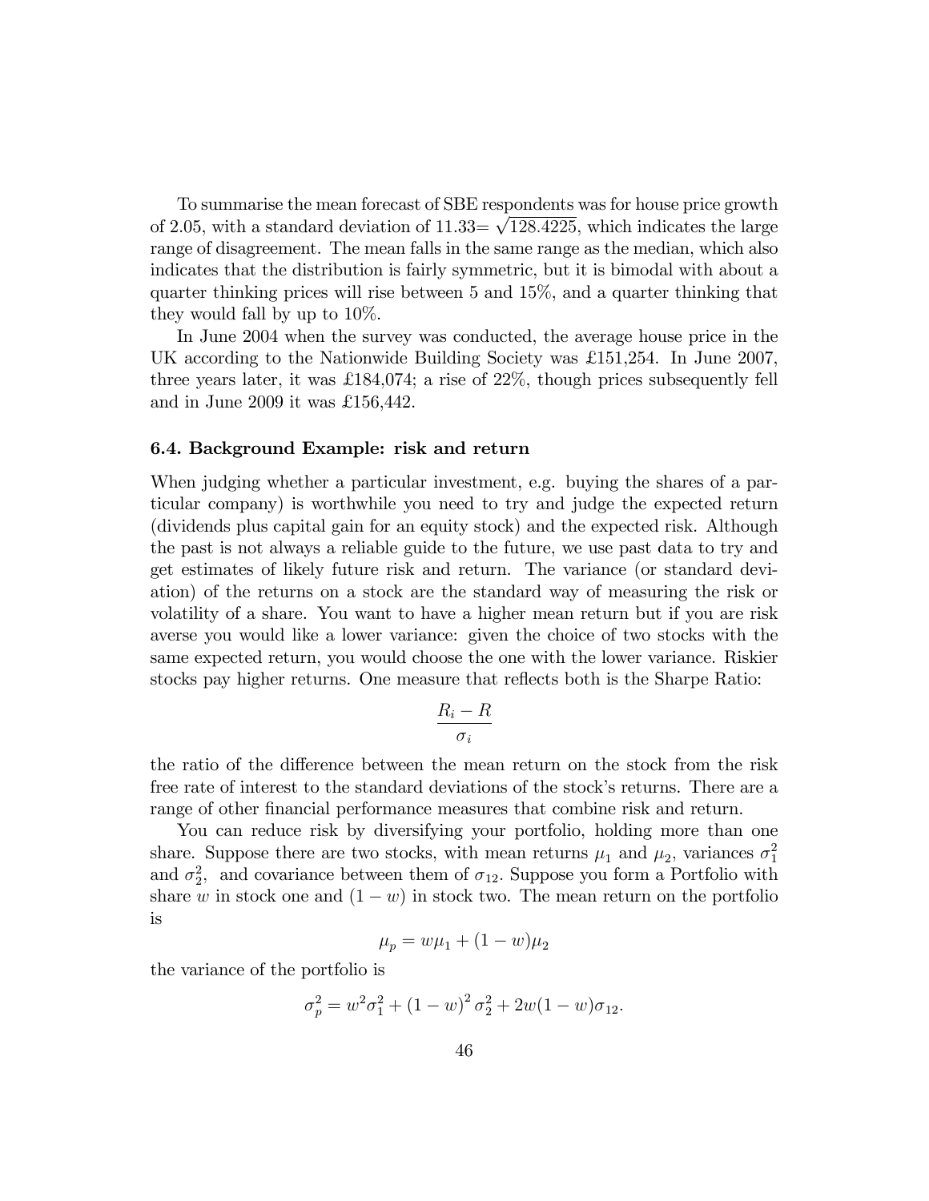To summarise the mean forecast of SBE respondents was for house price growth of 2.05, with a standard deviation of 11.33$=\sqrt{128.4225}$, which indicates the large range of disagreement. The mean falls in the same range as the median, which also indicates that the distribution is fairly symmetric, but it is bimodal with about a quarter thinking prices will rise between 5 and 15%, and a quarter thinking that they would fall by up to 10%.

In June 2004 when the survey was conducted, the average house price in the UK according to the Nationwide Building Society was £151,254. In June 2007, three years later, it was £184,074; a rise of 22%, though prices subsequently fell and in June 2009 it was £156,442.

### 6.4. Background Example: risk and return

When judging whether a particular investment, e.g. buying the shares of a particular company) is worthwhile you need to try and judge the expected return (dividends plus capital gain for an equity stock) and the expected risk. Although the past is not always a reliable guide to the future, we use past data to try and get estimates of likely future risk and return. The variance (or standard deviation) of the returns on a stock are the standard way of measuring the risk or volatility of a share. You want to have a higher mean return but if you are risk averse you would like a lower variance: given the choice of two stocks with the same expected return, you would choose the one with the lower variance. Riskier stocks pay higher returns. One measure that reflects both is the Sharpe Ratio:

$$\frac{R_i - R}{\sigma_i}$$

the ratio of the difference between the mean return on the stock from the risk free rate of interest to the standard deviations of the stock's returns. There are a range of other financial performance measures that combine risk and return.

You can reduce risk by diversifying your portfolio, holding more than one share. Suppose there are two stocks, with mean returns $\mu_1$ and $\mu_2$, variances $\sigma_1^2$ and $\sigma_2^2$, and covariance between them of $\sigma_{12}$. Suppose you form a Portfolio with share $w$ in stock one and $(1-w)$ in stock two. The mean return on the portfolio is

$$\mu_p = w\mu_1 + (1-w)\mu_2$$

the variance of the portfolio is

$$\sigma_p^2 = w^2\sigma_1^2 + (1-w)^2\sigma_2^2 + 2w(1-w)\sigma_{12}.$$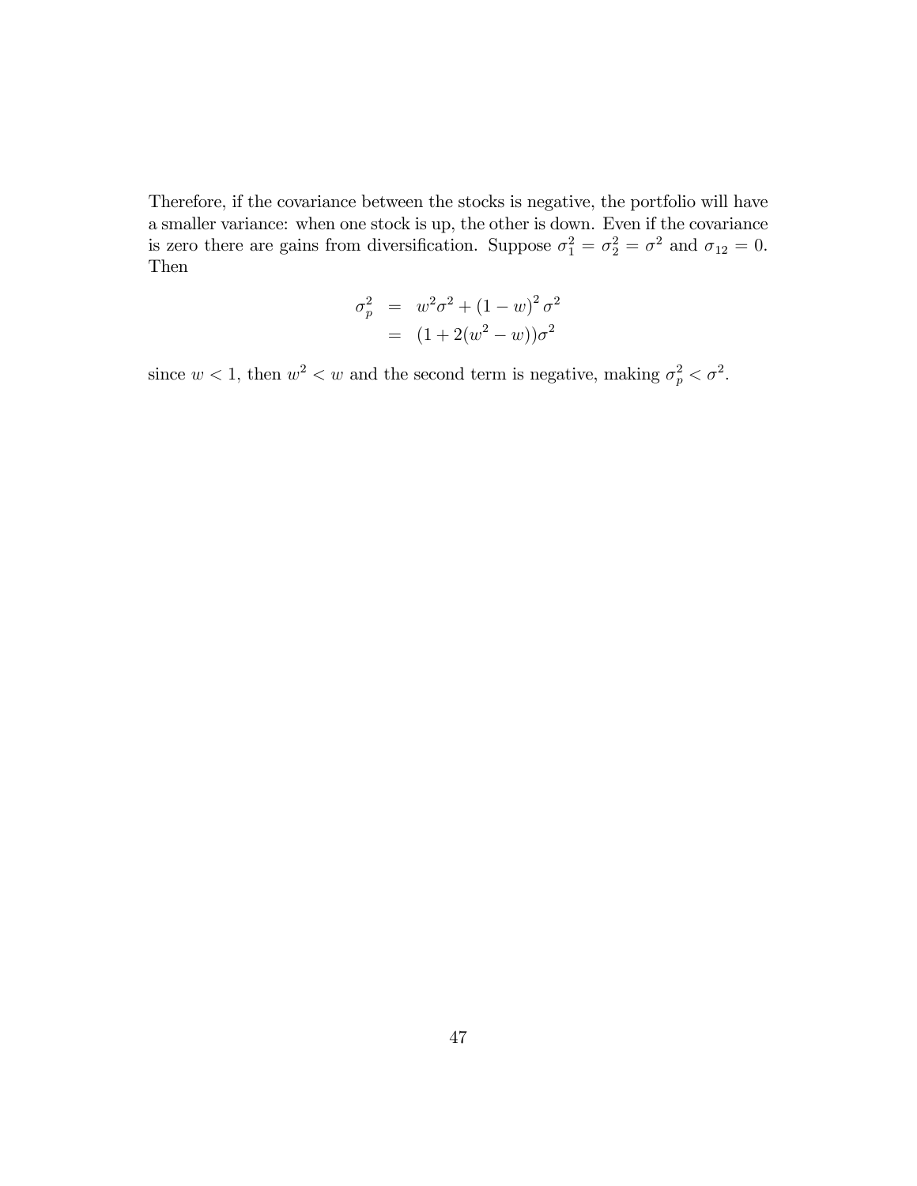Therefore, if the covariance between the stocks is negative, the portfolio will have a smaller variance: when one stock is up, the other is down. Even if the covariance is zero there are gains from diversification. Suppose $\sigma_1^2 = \sigma_2^2 = \sigma^2$ and $\sigma_{12} = 0$. Then

$$
\begin{aligned}
\sigma_p^2 &= w^2\sigma^2 + (1-w)^2\sigma^2 \\
&= (1 + 2(w^2 - w))\sigma^2
\end{aligned}
$$

since $w < 1$, then $w^2 < w$ and the second term is negative, making $\sigma_p^2 < \sigma^2$.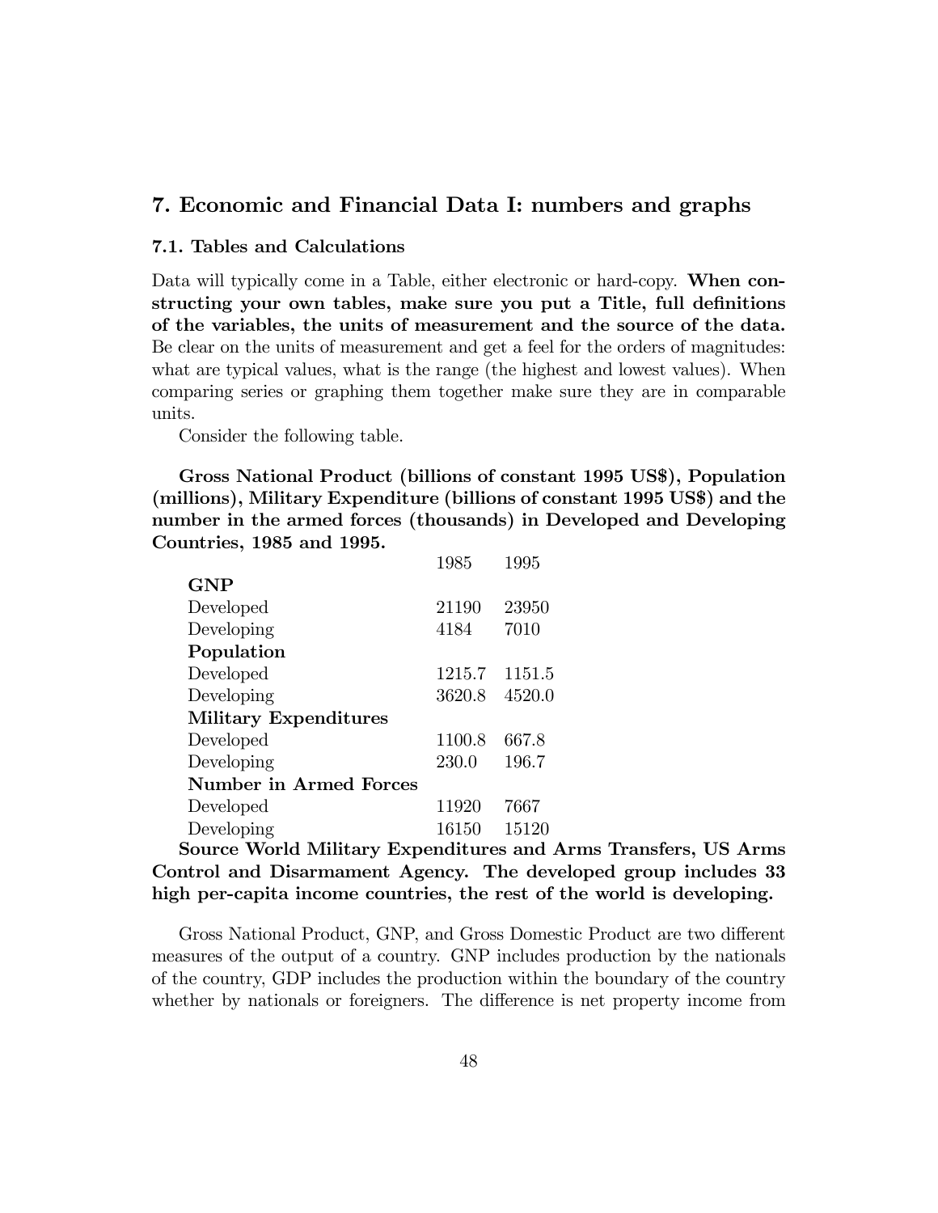## 7. Economic and Financial Data I: numbers and graphs

### 7.1. Tables and Calculations

Data will typically come in a Table, either electronic or hard-copy. **When constructing your own tables, make sure you put a Title, full definitions of the variables, the units of measurement and the source of the data.** Be clear on the units of measurement and get a feel for the orders of magnitudes: what are typical values, what is the range (the highest and lowest values). When comparing series or graphing them together make sure they are in comparable units.

Consider the following table.

**Gross National Product (billions of constant 1995 US$), Population (millions), Military Expenditure (billions of constant 1995 US$) and the number in the armed forces (thousands) in Developed and Developing Countries, 1985 and 1995.**

| | 1985 | 1995 |
|---|---|---|
| **GNP** | | |
| Developed | 21190 | 23950 |
| Developing | 4184 | 7010 |
| **Population** | | |
| Developed | 1215.7 | 1151.5 |
| Developing | 3620.8 | 4520.0 |
| **Military Expenditures** | | |
| Developed | 1100.8 | 667.8 |
| Developing | 230.0 | 196.7 |
| **Number in Armed Forces** | | |
| Developed | 11920 | 7667 |
| Developing | 16150 | 15120 |

**Source World Military Expenditures and Arms Transfers, US Arms Control and Disarmament Agency. The developed group includes 33 high per-capita income countries, the rest of the world is developing.**

Gross National Product, GNP, and Gross Domestic Product are two different measures of the output of a country. GNP includes production by the nationals of the country, GDP includes the production within the boundary of the country whether by nationals or foreigners. The difference is net property income from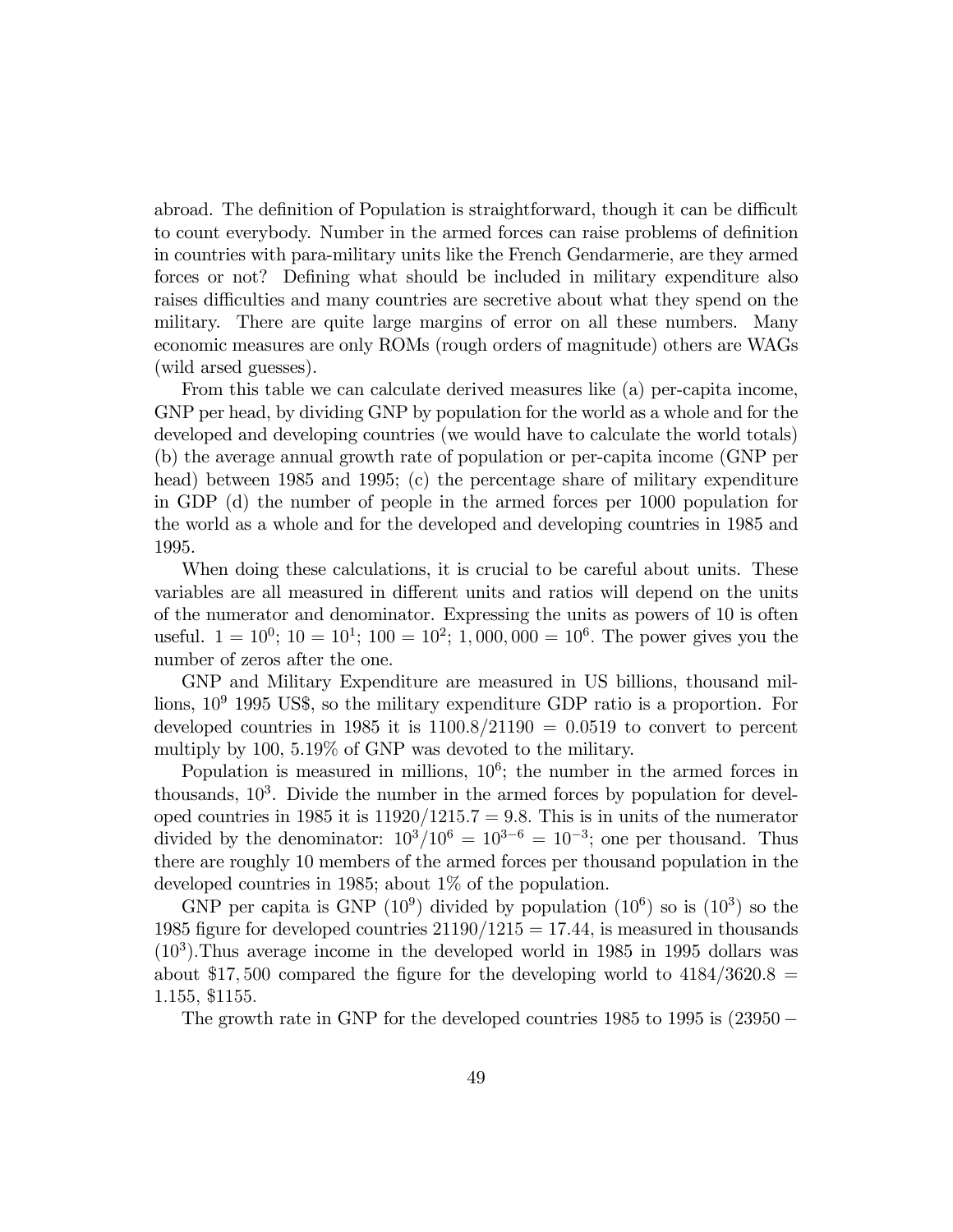abroad. The definition of Population is straightforward, though it can be difficult to count everybody. Number in the armed forces can raise problems of definition in countries with para-military units like the French Gendarmerie, are they armed forces or not? Defining what should be included in military expenditure also raises difficulties and many countries are secretive about what they spend on the military. There are quite large margins of error on all these numbers. Many economic measures are only ROMs (rough orders of magnitude) others are WAGs (wild arsed guesses).

From this table we can calculate derived measures like (a) per-capita income, GNP per head, by dividing GNP by population for the world as a whole and for the developed and developing countries (we would have to calculate the world totals) (b) the average annual growth rate of population or per-capita income (GNP per head) between 1985 and 1995; (c) the percentage share of military expenditure in GDP (d) the number of people in the armed forces per 1000 population for the world as a whole and for the developed and developing countries in 1985 and 1995.

When doing these calculations, it is crucial to be careful about units. These variables are all measured in different units and ratios will depend on the units of the numerator and denominator. Expressing the units as powers of 10 is often useful. $1 = 10^0$; $10 = 10^1$; $100 = 10^2$; $1,000,000 = 10^6$. The power gives you the number of zeros after the one.

GNP and Military Expenditure are measured in US billions, thousand millions, $10^9$ 1995 US$, so the military expenditure GDP ratio is a proportion. For developed countries in 1985 it is $1100.8/21190 = 0.0519$ to convert to percent multiply by 100, 5.19% of GNP was devoted to the military.

Population is measured in millions, $10^6$; the number in the armed forces in thousands, $10^3$. Divide the number in the armed forces by population for developed countries in 1985 it is $11920/1215.7 = 9.8$. This is in units of the numerator divided by the denominator: $10^3/10^6 = 10^{3-6} = 10^{-3}$; one per thousand. Thus there are roughly 10 members of the armed forces per thousand population in the developed countries in 1985; about 1% of the population.

GNP per capita is GNP $(10^9)$ divided by population $(10^6)$ so is $(10^3)$ so the 1985 figure for developed countries $21190/1215 = 17.44$, is measured in thousands $(10^3)$.Thus average income in the developed world in 1985 in 1995 dollars was about $17,500 compared the figure for the developing world to $4184/3620.8 = 1.155$, $1155.

The growth rate in GNP for the developed countries 1985 to 1995 is $(23950 -$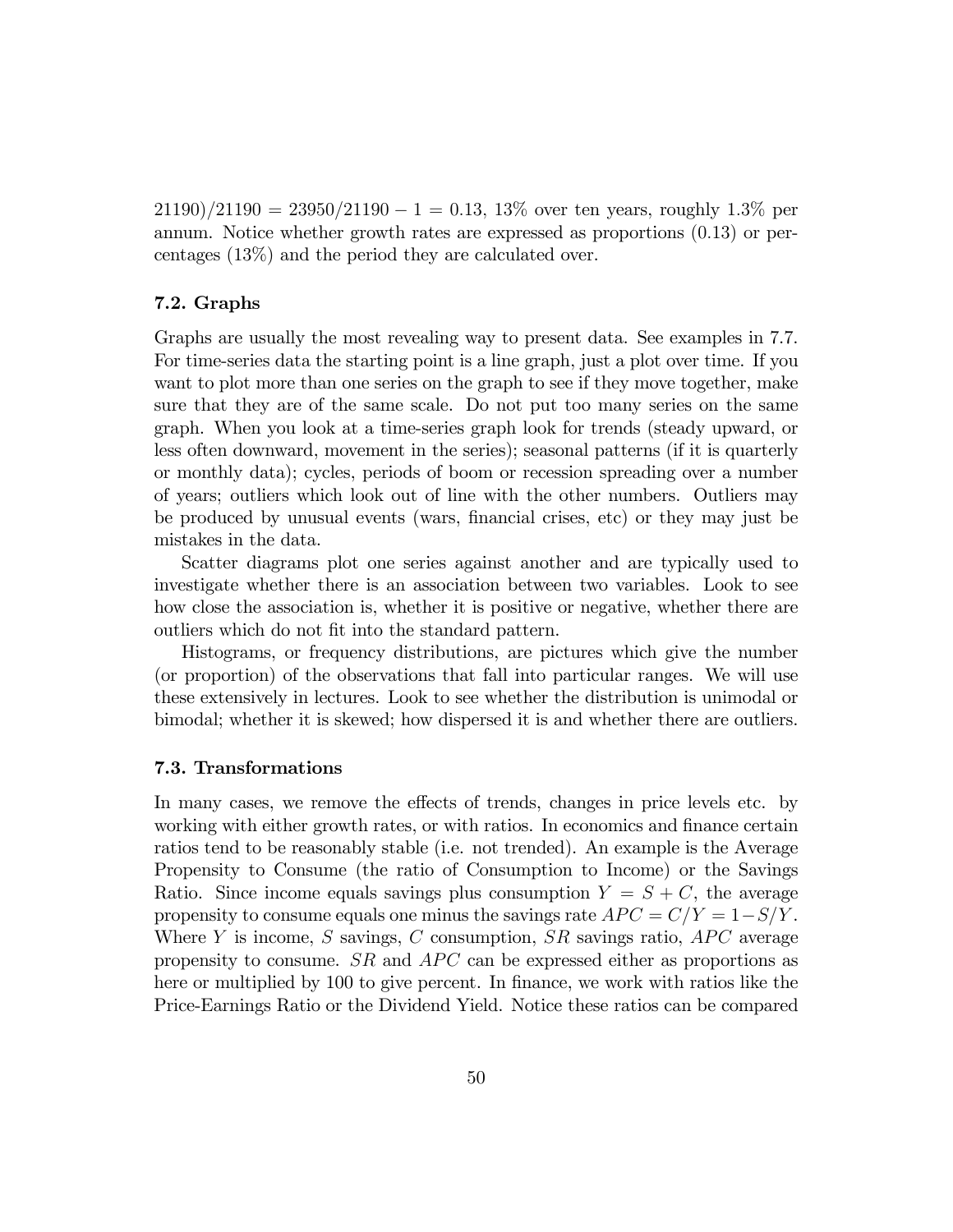$21190)/21190 = 23950/21190 - 1 = 0.13$, 13% over ten years, roughly 1.3% per annum. Notice whether growth rates are expressed as proportions (0.13) or percentages (13%) and the period they are calculated over.

### 7.2. Graphs

Graphs are usually the most revealing way to present data. See examples in 7.7. For time-series data the starting point is a line graph, just a plot over time. If you want to plot more than one series on the graph to see if they move together, make sure that they are of the same scale. Do not put too many series on the same graph. When you look at a time-series graph look for trends (steady upward, or less often downward, movement in the series); seasonal patterns (if it is quarterly or monthly data); cycles, periods of boom or recession spreading over a number of years; outliers which look out of line with the other numbers. Outliers may be produced by unusual events (wars, financial crises, etc) or they may just be mistakes in the data.

Scatter diagrams plot one series against another and are typically used to investigate whether there is an association between two variables. Look to see how close the association is, whether it is positive or negative, whether there are outliers which do not fit into the standard pattern.

Histograms, or frequency distributions, are pictures which give the number (or proportion) of the observations that fall into particular ranges. We will use these extensively in lectures. Look to see whether the distribution is unimodal or bimodal; whether it is skewed; how dispersed it is and whether there are outliers.

### 7.3. Transformations

In many cases, we remove the effects of trends, changes in price levels etc. by working with either growth rates, or with ratios. In economics and finance certain ratios tend to be reasonably stable (i.e. not trended). An example is the Average Propensity to Consume (the ratio of Consumption to Income) or the Savings Ratio. Since income equals savings plus consumption $Y = S + C$, the average propensity to consume equals one minus the savings rate $APC = C/Y = 1 - S/Y$. Where $Y$ is income, $S$ savings, $C$ consumption, $SR$ savings ratio, $APC$ average propensity to consume. $SR$ and $APC$ can be expressed either as proportions as here or multiplied by 100 to give percent. In finance, we work with ratios like the Price-Earnings Ratio or the Dividend Yield. Notice these ratios can be compared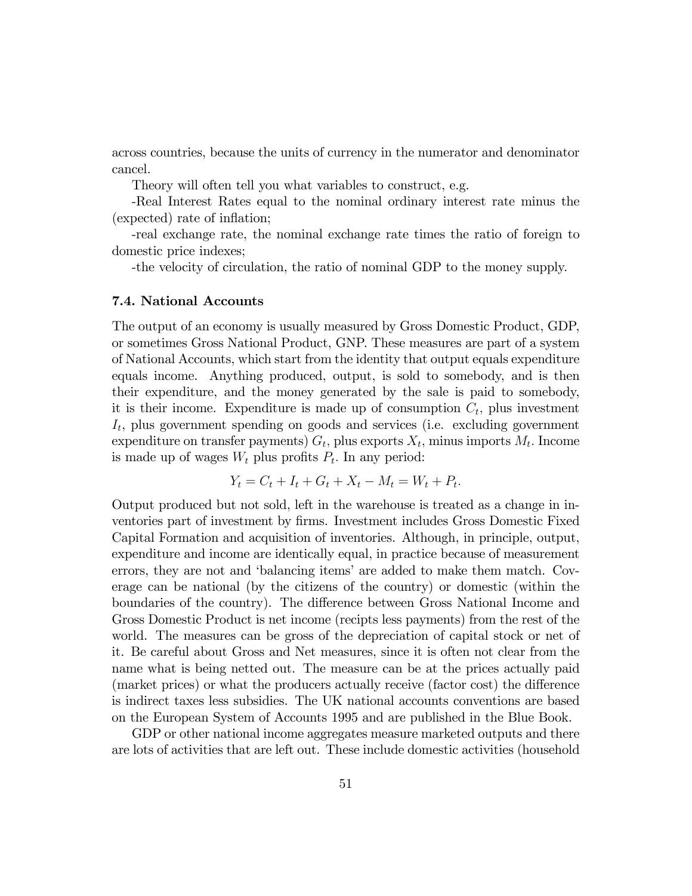across countries, because the units of currency in the numerator and denominator cancel.

Theory will often tell you what variables to construct, e.g.

-Real Interest Rates equal to the nominal ordinary interest rate minus the (expected) rate of inflation;

-real exchange rate, the nominal exchange rate times the ratio of foreign to domestic price indexes;

-the velocity of circulation, the ratio of nominal GDP to the money supply.

### 7.4. National Accounts

The output of an economy is usually measured by Gross Domestic Product, GDP, or sometimes Gross National Product, GNP. These measures are part of a system of National Accounts, which start from the identity that output equals expenditure equals income. Anything produced, output, is sold to somebody, and is then their expenditure, and the money generated by the sale is paid to somebody, it is their income. Expenditure is made up of consumption $C_t$, plus investment $I_t$, plus government spending on goods and services (i.e. excluding government expenditure on transfer payments) $G_t$, plus exports $X_t$, minus imports $M_t$. Income is made up of wages $W_t$ plus profits $P_t$. In any period:

$$Y_t = C_t + I_t + G_t + X_t - M_t = W_t + P_t.$$

Output produced but not sold, left in the warehouse is treated as a change in inventories part of investment by firms. Investment includes Gross Domestic Fixed Capital Formation and acquisition of inventories. Although, in principle, output, expenditure and income are identically equal, in practice because of measurement errors, they are not and 'balancing items' are added to make them match. Coverage can be national (by the citizens of the country) or domestic (within the boundaries of the country). The difference between Gross National Income and Gross Domestic Product is net income (recipts less payments) from the rest of the world. The measures can be gross of the depreciation of capital stock or net of it. Be careful about Gross and Net measures, since it is often not clear from the name what is being netted out. The measure can be at the prices actually paid (market prices) or what the producers actually receive (factor cost) the difference is indirect taxes less subsidies. The UK national accounts conventions are based on the European System of Accounts 1995 and are published in the Blue Book.

GDP or other national income aggregates measure marketed outputs and there are lots of activities that are left out. These include domestic activities (household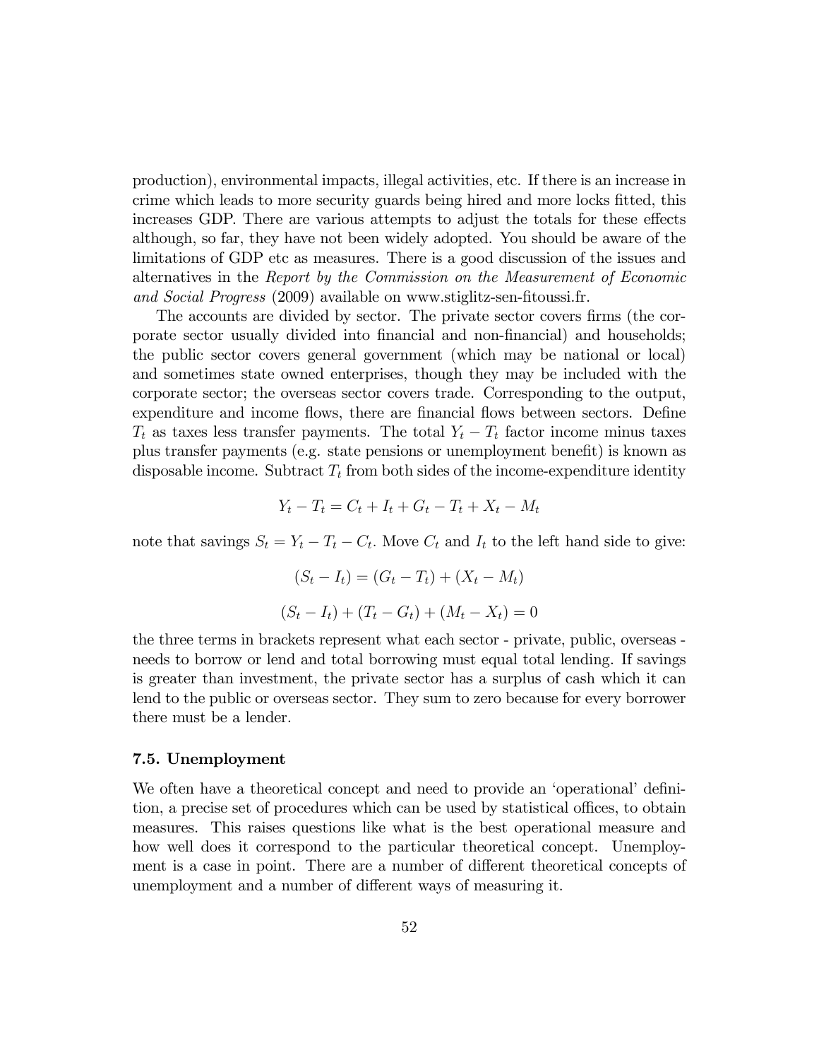production), environmental impacts, illegal activities, etc. If there is an increase in crime which leads to more security guards being hired and more locks fitted, this increases GDP. There are various attempts to adjust the totals for these effects although, so far, they have not been widely adopted. You should be aware of the limitations of GDP etc as measures. There is a good discussion of the issues and alternatives in the *Report by the Commission on the Measurement of Economic and Social Progress* (2009) available on www.stiglitz-sen-fitoussi.fr.

The accounts are divided by sector. The private sector covers firms (the corporate sector usually divided into financial and non-financial) and households; the public sector covers general government (which may be national or local) and sometimes state owned enterprises, though they may be included with the corporate sector; the overseas sector covers trade. Corresponding to the output, expenditure and income flows, there are financial flows between sectors. Define $T_t$ as taxes less transfer payments. The total $Y_t - T_t$ factor income minus taxes plus transfer payments (e.g. state pensions or unemployment benefit) is known as disposable income. Subtract $T_t$ from both sides of the income-expenditure identity

$$Y_t - T_t = C_t + I_t + G_t - T_t + X_t - M_t$$

note that savings $S_t = Y_t - T_t - C_t$. Move $C_t$ and $I_t$ to the left hand side to give:

$$(S_t - I_t) = (G_t - T_t) + (X_t - M_t)$$

$$(S_t - I_t) + (T_t - G_t) + (M_t - X_t) = 0$$

the three terms in brackets represent what each sector - private, public, overseas - needs to borrow or lend and total borrowing must equal total lending. If savings is greater than investment, the private sector has a surplus of cash which it can lend to the public or overseas sector. They sum to zero because for every borrower there must be a lender.

### 7.5. Unemployment

We often have a theoretical concept and need to provide an 'operational' definition, a precise set of procedures which can be used by statistical offices, to obtain measures. This raises questions like what is the best operational measure and how well does it correspond to the particular theoretical concept. Unemployment is a case in point. There are a number of different theoretical concepts of unemployment and a number of different ways of measuring it.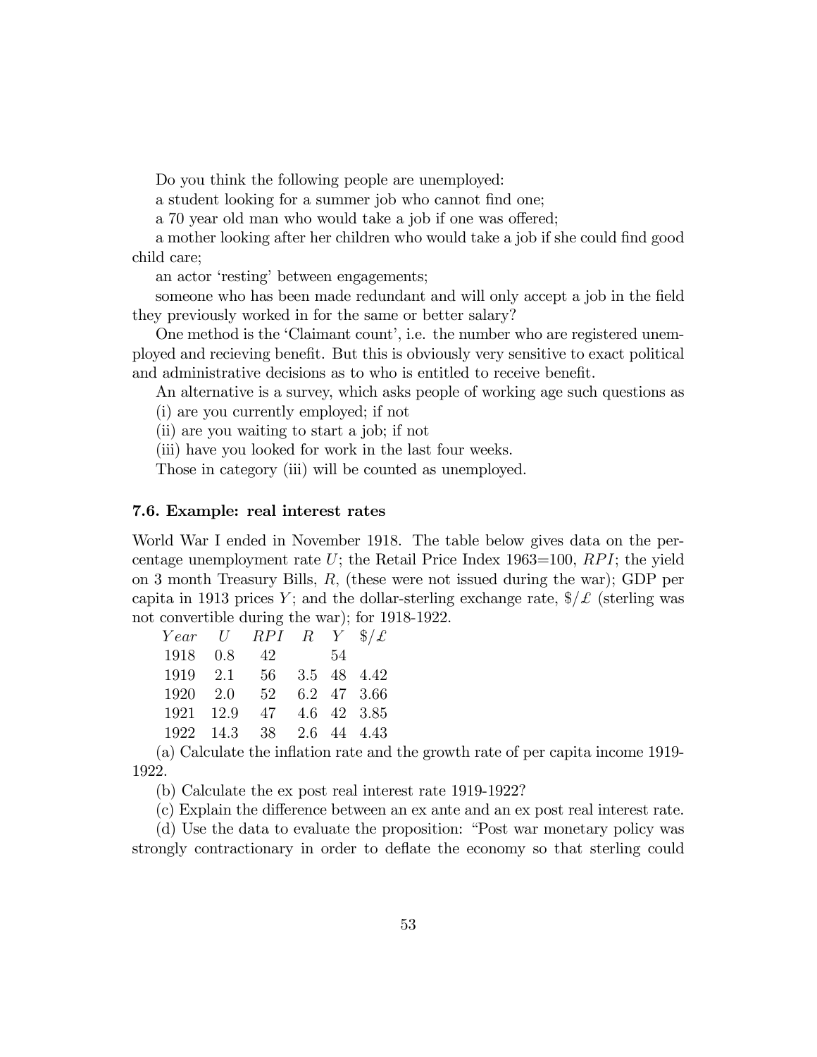Do you think the following people are unemployed:

a student looking for a summer job who cannot find one;

a 70 year old man who would take a job if one was offered;

a mother looking after her children who would take a job if she could find good child care;

an actor 'resting' between engagements;

someone who has been made redundant and will only accept a job in the field they previously worked in for the same or better salary?

One method is the 'Claimant count', i.e. the number who are registered unemployed and recieving benefit. But this is obviously very sensitive to exact political and administrative decisions as to who is entitled to receive benefit.

An alternative is a survey, which asks people of working age such questions as

(i) are you currently employed; if not

(ii) are you waiting to start a job; if not

(iii) have you looked for work in the last four weeks.

Those in category (iii) will be counted as unemployed.

### 7.6. Example: real interest rates

World War I ended in November 1918. The table below gives data on the percentage unemployment rate $U$; the Retail Price Index 1963=100, $RPI$; the yield on 3 month Treasury Bills, $R$, (these were not issued during the war); GDP per capita in 1913 prices $Y$; and the dollar-sterling exchange rate, $\$/£$ (sterling was not convertible during the war); for 1918-1922.

| $Year$ | $U$ | $RPI$ | $R$ | $Y$ | $\$/£$ |
|---|---|---|---|---|---|
| 1918 | 0.8 | 42 | | 54 | |
| 1919 | 2.1 | 56 | 3.5 | 48 | 4.42 |
| 1920 | 2.0 | 52 | 6.2 | 47 | 3.66 |
| 1921 | 12.9 | 47 | 4.6 | 42 | 3.85 |
| 1922 | 14.3 | 38 | 2.6 | 44 | 4.43 |

(a) Calculate the inflation rate and the growth rate of per capita income 1919-1922.

(b) Calculate the ex post real interest rate 1919-1922?

(c) Explain the difference between an ex ante and an ex post real interest rate.

(d) Use the data to evaluate the proposition: "Post war monetary policy was strongly contractionary in order to deflate the economy so that sterling could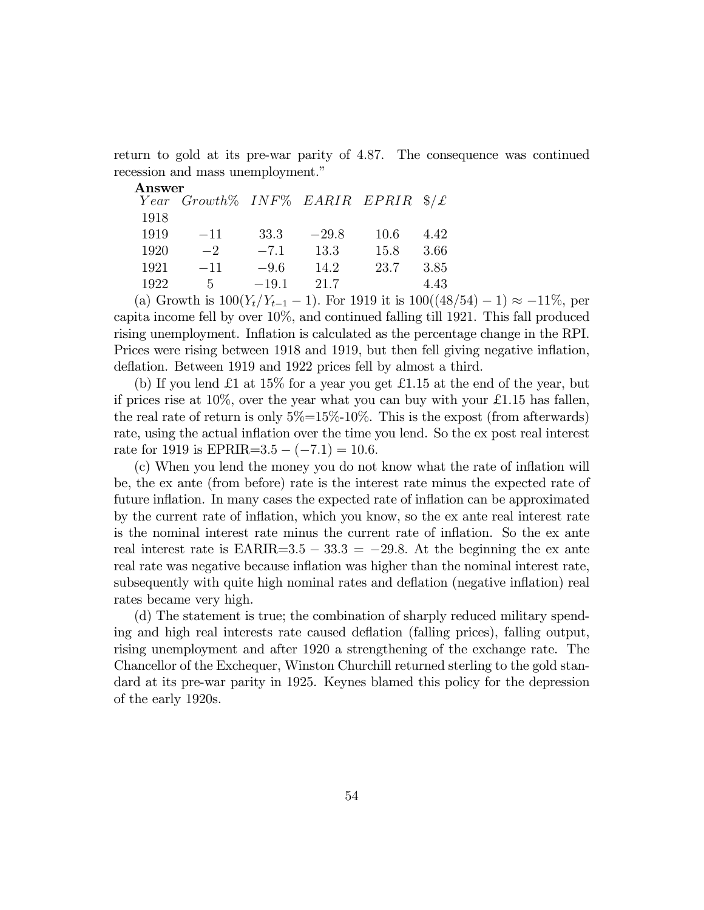return to gold at its pre-war parity of 4.87. The consequence was continued recession and mass unemployment."

**Answer**

| $Year$ | $Growth\%$ | $INF\%$ | $EARIR$ | $EPRIR$ | $\$/£$ |
|---|---|---|---|---|---|
| 1918 | | | | | |
| 1919 | $-11$ | 33.3 | $-29.8$ | 10.6 | 4.42 |
| 1920 | $-2$ | $-7.1$ | 13.3 | 15.8 | 3.66 |
| 1921 | $-11$ | $-9.6$ | 14.2 | 23.7 | 3.85 |
| 1922 | 5 | $-19.1$ | 21.7 | | 4.43 |

(a) Growth is $100(Y_t/Y_{t-1} - 1)$. For 1919 it is $100((48/54) - 1) \approx -11\%$, per capita income fell by over 10%, and continued falling till 1921. This fall produced rising unemployment. Inflation is calculated as the percentage change in the RPI. Prices were rising between 1918 and 1919, but then fell giving negative inflation, deflation. Between 1919 and 1922 prices fell by almost a third.

(b) If you lend £1 at 15% for a year you get £1.15 at the end of the year, but if prices rise at 10%, over the year what you can buy with your £1.15 has fallen, the real rate of return is only 5%=15%-10%. This is the expost (from afterwards) rate, using the actual inflation over the time you lend. So the ex post real interest rate for 1919 is EPRIR$=3.5 - (-7.1) = 10.6$.

(c) When you lend the money you do not know what the rate of inflation will be, the ex ante (from before) rate is the interest rate minus the expected rate of future inflation. In many cases the expected rate of inflation can be approximated by the current rate of inflation, which you know, so the ex ante real interest rate is the nominal interest rate minus the current rate of inflation. So the ex ante real interest rate is EARIR$=3.5 - 33.3 = -29.8$. At the beginning the ex ante real rate was negative because inflation was higher than the nominal interest rate, subsequently with quite high nominal rates and deflation (negative inflation) real rates became very high.

(d) The statement is true; the combination of sharply reduced military spending and high real interests rate caused deflation (falling prices), falling output, rising unemployment and after 1920 a strengthening of the exchange rate. The Chancellor of the Exchequer, Winston Churchill returned sterling to the gold standard at its pre-war parity in 1925. Keynes blamed this policy for the depression of the early 1920s.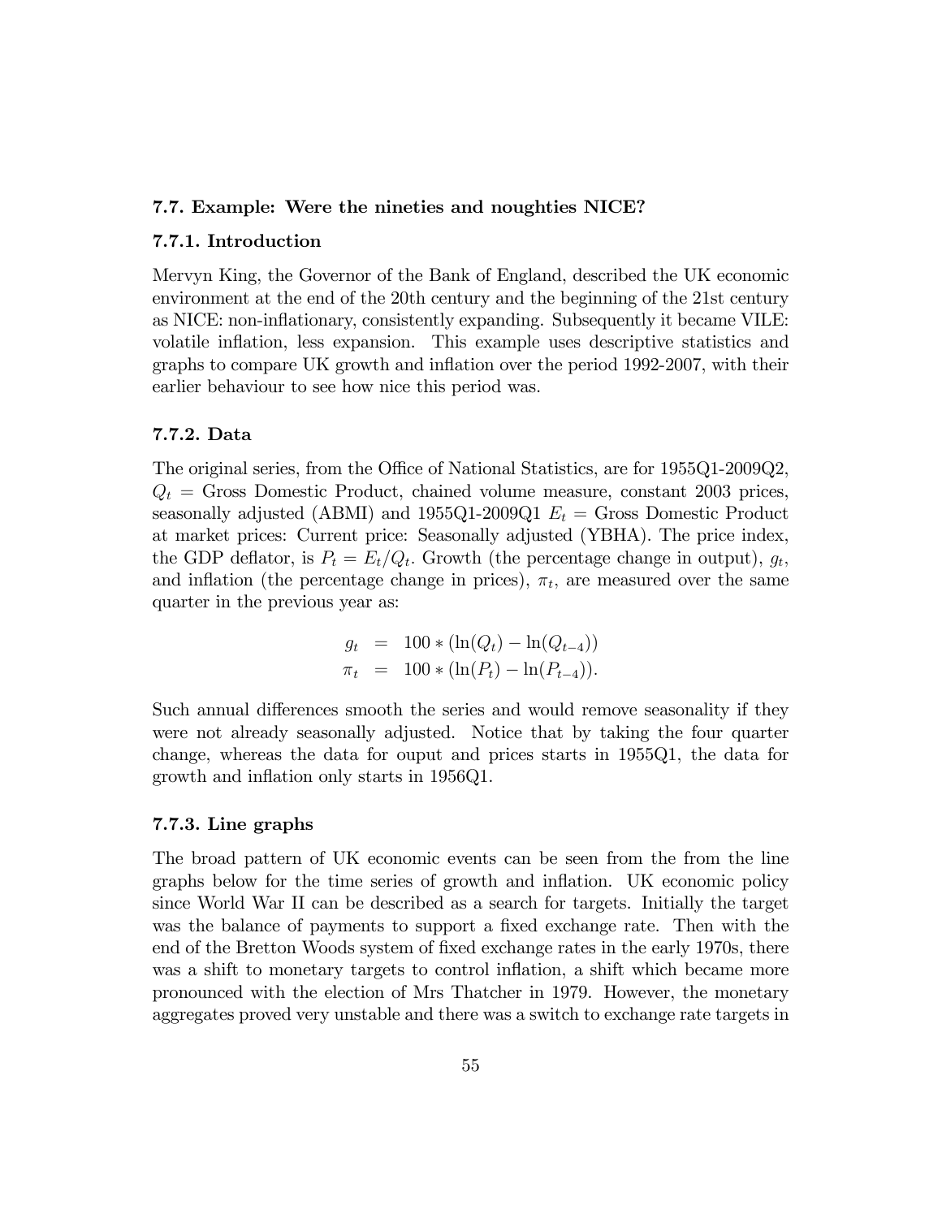### 7.7. Example: Were the nineties and noughties NICE?

#### 7.7.1. Introduction

Mervyn King, the Governor of the Bank of England, described the UK economic environment at the end of the 20th century and the beginning of the 21st century as NICE: non-inflationary, consistently expanding. Subsequently it became VILE: volatile inflation, less expansion. This example uses descriptive statistics and graphs to compare UK growth and inflation over the period 1992-2007, with their earlier behaviour to see how nice this period was.

#### 7.7.2. Data

The original series, from the Office of National Statistics, are for 1955Q1-2009Q2, $Q_t$ = Gross Domestic Product, chained volume measure, constant 2003 prices, seasonally adjusted (ABMI) and 1955Q1-2009Q1 $E_t$ = Gross Domestic Product at market prices: Current price: Seasonally adjusted (YBHA). The price index, the GDP deflator, is $P_t = E_t/Q_t$. Growth (the percentage change in output), $g_t$, and inflation (the percentage change in prices), $\pi_t$, are measured over the same quarter in the previous year as:

$$
\begin{aligned}
g_t &= 100 * (\ln(Q_t) - \ln(Q_{t-4})) \\
\pi_t &= 100 * (\ln(P_t) - \ln(P_{t-4})).
\end{aligned}
$$

Such annual differences smooth the series and would remove seasonality if they were not already seasonally adjusted. Notice that by taking the four quarter change, whereas the data for ouput and prices starts in 1955Q1, the data for growth and inflation only starts in 1956Q1.

#### 7.7.3. Line graphs

The broad pattern of UK economic events can be seen from the from the line graphs below for the time series of growth and inflation. UK economic policy since World War II can be described as a search for targets. Initially the target was the balance of payments to support a fixed exchange rate. Then with the end of the Bretton Woods system of fixed exchange rates in the early 1970s, there was a shift to monetary targets to control inflation, a shift which became more pronounced with the election of Mrs Thatcher in 1979. However, the monetary aggregates proved very unstable and there was a switch to exchange rate targets in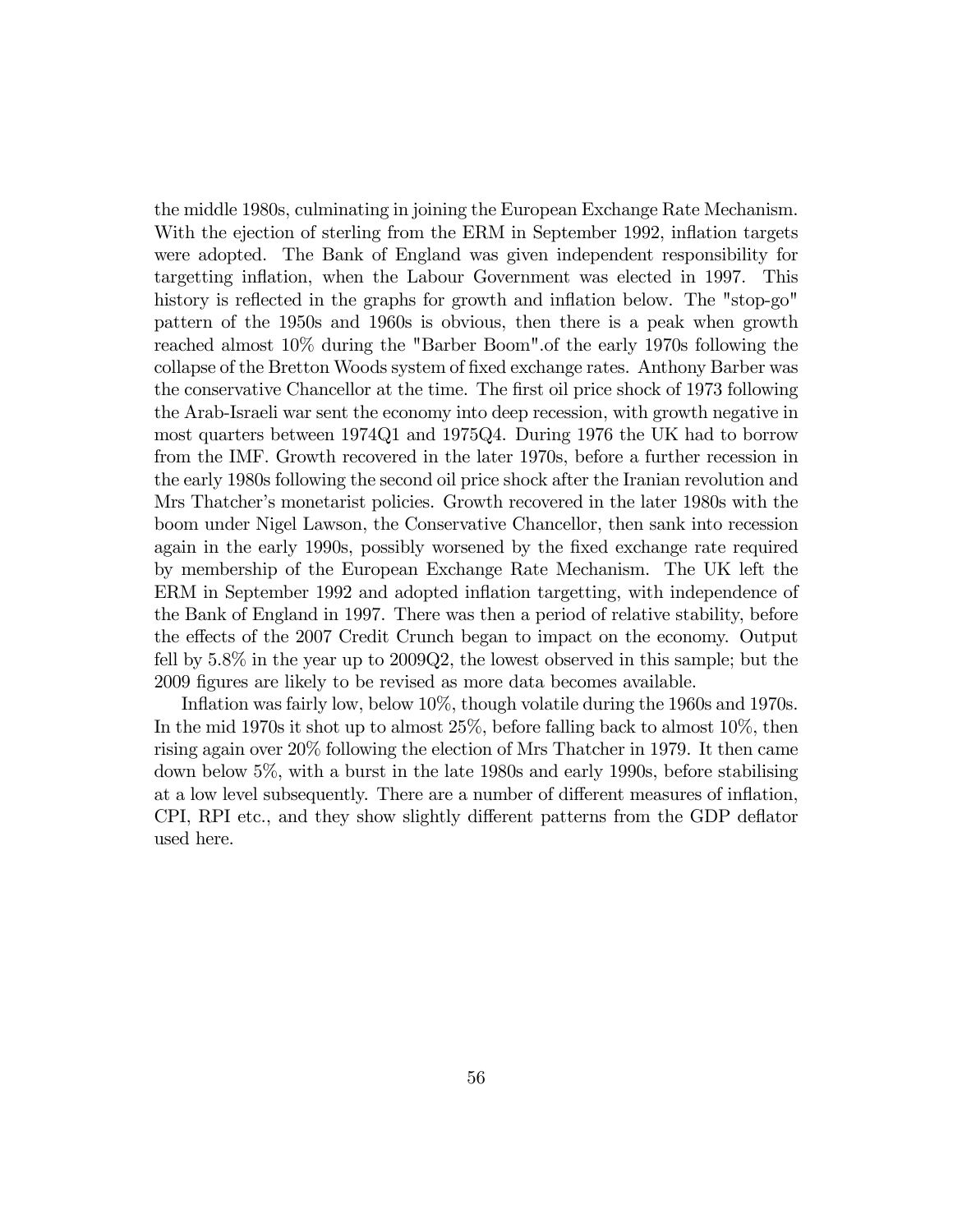the middle 1980s, culminating in joining the European Exchange Rate Mechanism. With the ejection of sterling from the ERM in September 1992, inflation targets were adopted. The Bank of England was given independent responsibility for targetting inflation, when the Labour Government was elected in 1997. This history is reflected in the graphs for growth and inflation below. The "stop-go" pattern of the 1950s and 1960s is obvious, then there is a peak when growth reached almost 10% during the "Barber Boom".of the early 1970s following the collapse of the Bretton Woods system of fixed exchange rates. Anthony Barber was the conservative Chancellor at the time. The first oil price shock of 1973 following the Arab-Israeli war sent the economy into deep recession, with growth negative in most quarters between 1974Q1 and 1975Q4. During 1976 the UK had to borrow from the IMF. Growth recovered in the later 1970s, before a further recession in the early 1980s following the second oil price shock after the Iranian revolution and Mrs Thatcher's monetarist policies. Growth recovered in the later 1980s with the boom under Nigel Lawson, the Conservative Chancellor, then sank into recession again in the early 1990s, possibly worsened by the fixed exchange rate required by membership of the European Exchange Rate Mechanism. The UK left the ERM in September 1992 and adopted inflation targetting, with independence of the Bank of England in 1997. There was then a period of relative stability, before the effects of the 2007 Credit Crunch began to impact on the economy. Output fell by 5.8% in the year up to 2009Q2, the lowest observed in this sample; but the 2009 figures are likely to be revised as more data becomes available.

Inflation was fairly low, below 10%, though volatile during the 1960s and 1970s. In the mid 1970s it shot up to almost 25%, before falling back to almost 10%, then rising again over 20% following the election of Mrs Thatcher in 1979. It then came down below 5%, with a burst in the late 1980s and early 1990s, before stabilising at a low level subsequently. There are a number of different measures of inflation, CPI, RPI etc., and they show slightly different patterns from the GDP deflator used here.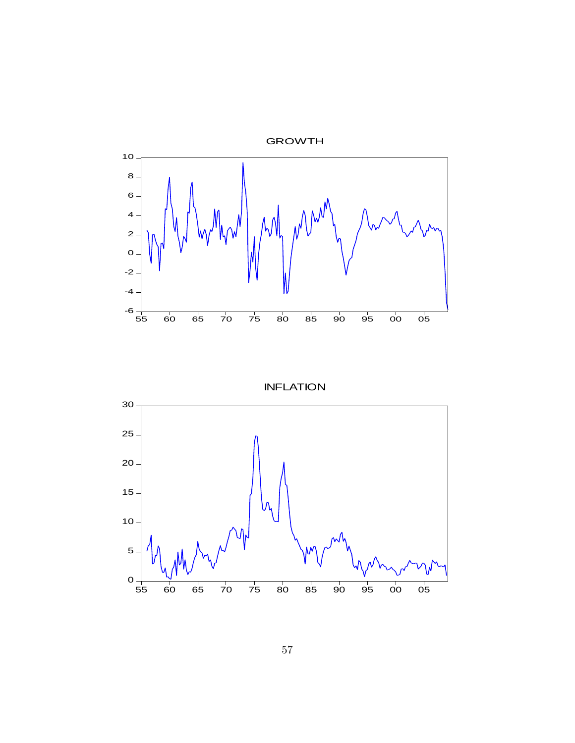GROWTH

INFLATION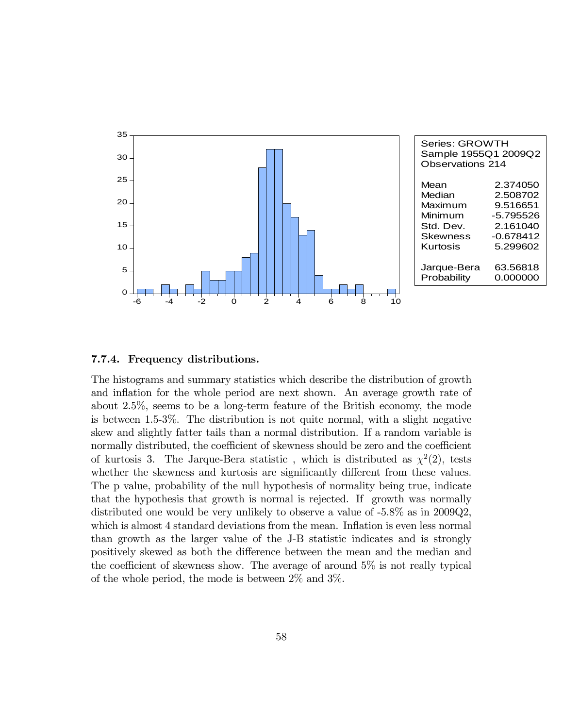| Series: GROWTH | |
|---|---|
| Sample 1955Q1 2009Q2 | |
| Observations 214 | |
| Mean | 2.374050 |
| Median | 2.508702 |
| Maximum | 9.516651 |
| Minimum | -5.795526 |
| Std. Dev. | 2.161040 |
| Skewness | -0.678412 |
| Kurtosis | 5.299602 |
| Jarque-Bera | 63.56818 |
| Probability | 0.000000 |

#### 7.7.4. Frequency distributions.

The histograms and summary statistics which describe the distribution of growth and inflation for the whole period are next shown. An average growth rate of about 2.5%, seems to be a long-term feature of the British economy, the mode is between 1.5-3%. The distribution is not quite normal, with a slight negative skew and slightly fatter tails than a normal distribution. If a random variable is normally distributed, the coefficient of skewness should be zero and the coefficient of kurtosis 3. The Jarque-Bera statistic , which is distributed as $\chi^2(2)$, tests whether the skewness and kurtosis are significantly different from these values. The p value, probability of the null hypothesis of normality being true, indicate that the hypothesis that growth is normal is rejected. If growth was normally distributed one would be very unlikely to observe a value of -5.8% as in 2009Q2, which is almost 4 standard deviations from the mean. Inflation is even less normal than growth as the larger value of the J-B statistic indicates and is strongly positively skewed as both the difference between the mean and the median and the coefficient of skewness show. The average of around 5% is not really typical of the whole period, the mode is between 2% and 3%.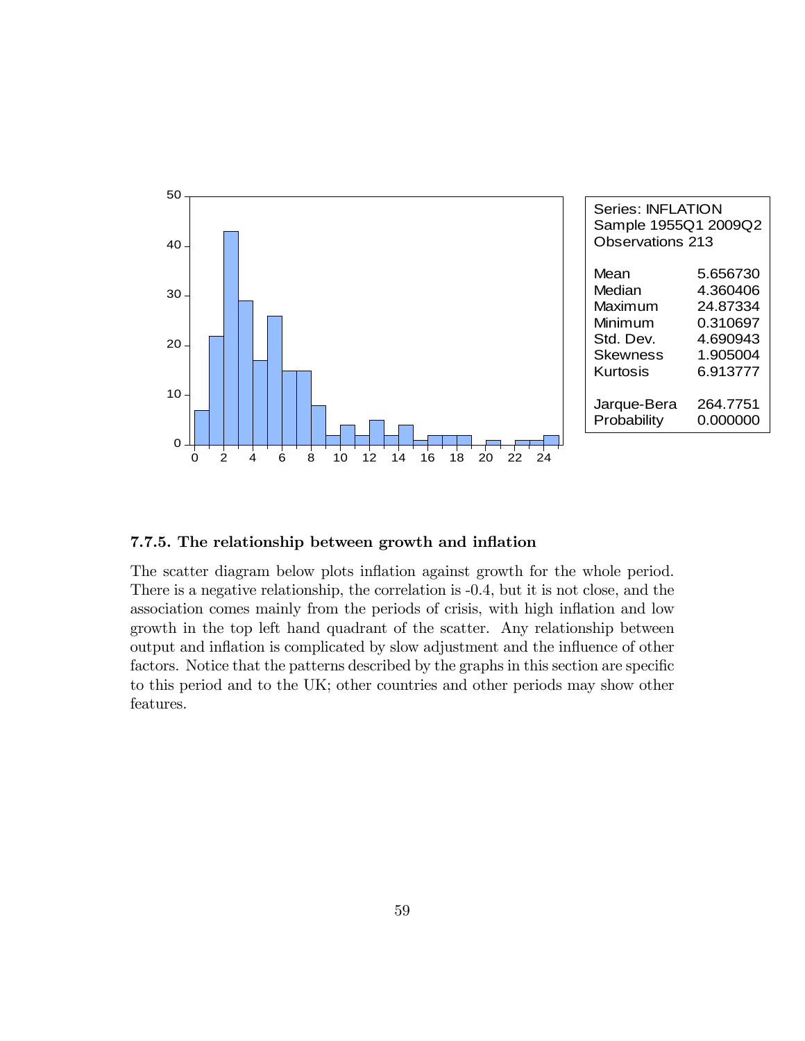| Series: INFLATION | |
|---|---|
| Sample 1955Q1 2009Q2 | |
| Observations 213 | |
| Mean | 5.656730 |
| Median | 4.360406 |
| Maximum | 24.87334 |
| Minimum | 0.310697 |
| Std. Dev. | 4.690943 |
| Skewness | 1.905004 |
| Kurtosis | 6.913777 |
| Jarque-Bera | 264.7751 |
| Probability | 0.000000 |

### 7.7.5. The relationship between growth and inflation

The scatter diagram below plots inflation against growth for the whole period. There is a negative relationship, the correlation is -0.4, but it is not close, and the association comes mainly from the periods of crisis, with high inflation and low growth in the top left hand quadrant of the scatter. Any relationship between output and inflation is complicated by slow adjustment and the influence of other factors. Notice that the patterns described by the graphs in this section are specific to this period and to the UK; other countries and other periods may show other features.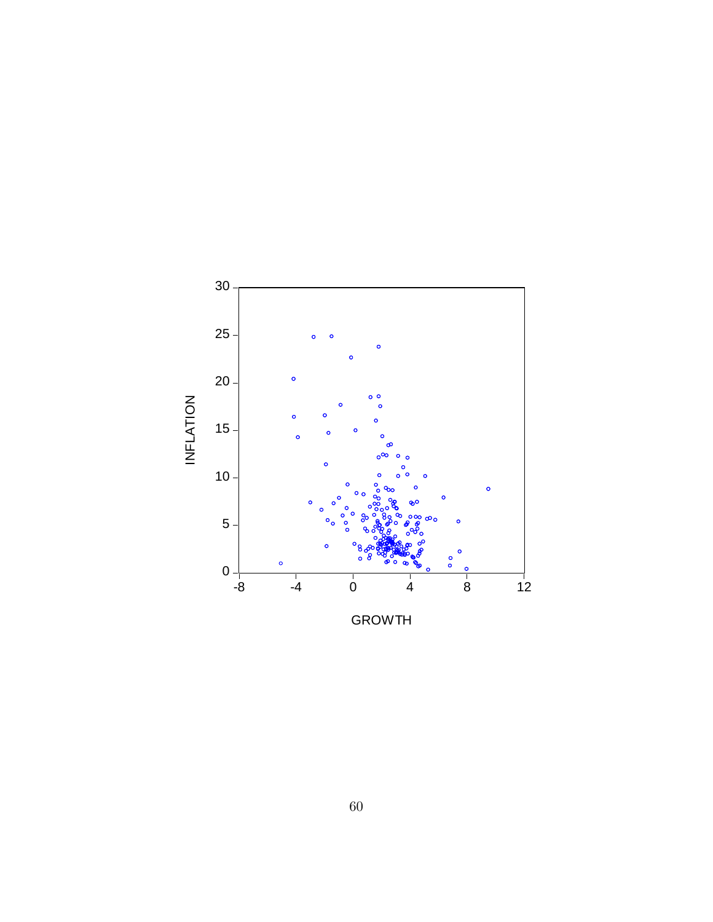INFLATION

GROWTH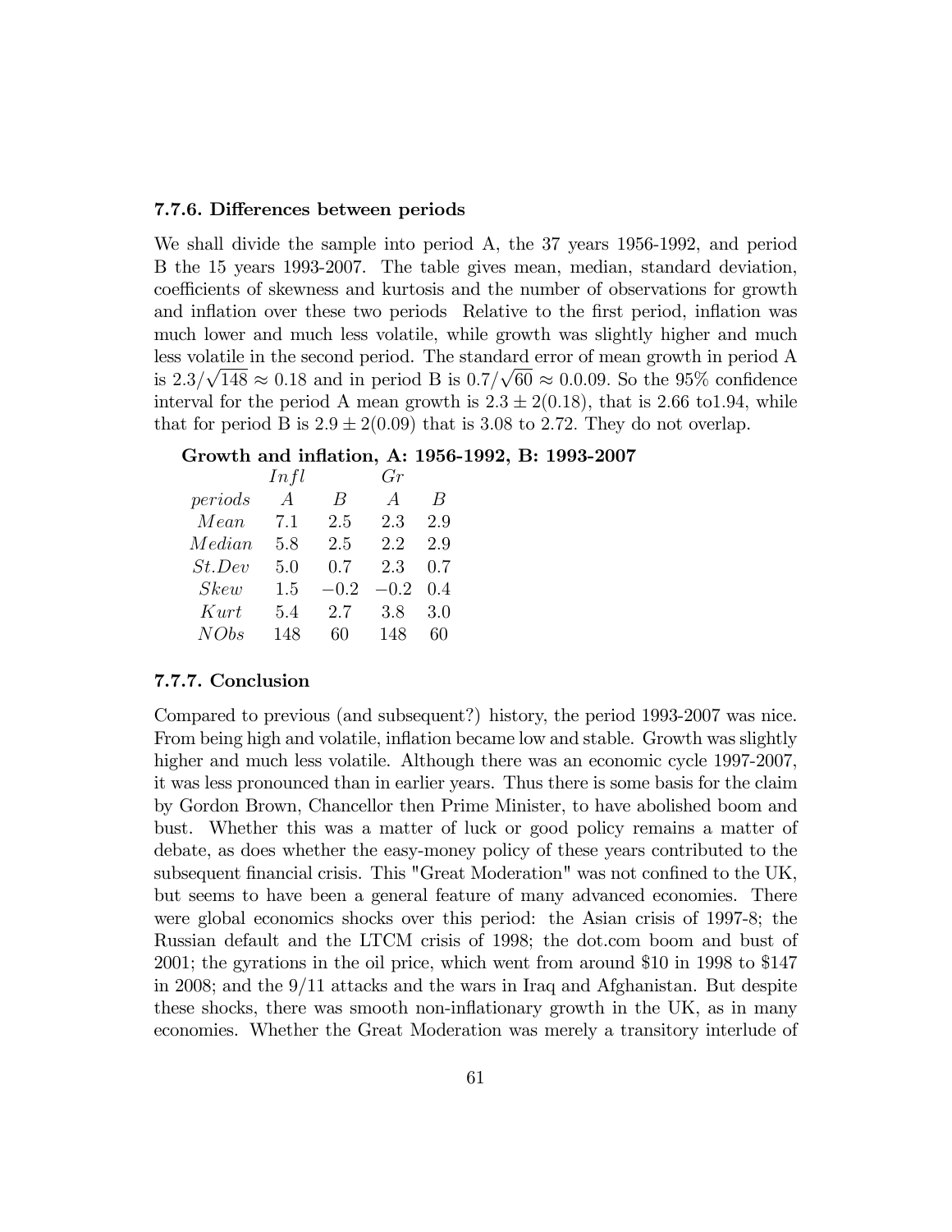### 7.7.6. Differences between periods

We shall divide the sample into period A, the 37 years 1956-1992, and period B the 15 years 1993-2007. The table gives mean, median, standard deviation, coefficients of skewness and kurtosis and the number of observations for growth and inflation over these two periods Relative to the first period, inflation was much lower and much less volatile, while growth was slightly higher and much less volatile in the second period. The standard error of mean growth in period A is $2.3/\sqrt{148} \approx 0.18$ and in period B is $0.7/\sqrt{60} \approx 0.0.09$. So the 95% confidence interval for the period A mean growth is $2.3 \pm 2(0.18)$, that is 2.66 to1.94, while that for period B is $2.9 \pm 2(0.09)$ that is 3.08 to 2.72. They do not overlap.

**Growth and inflation, A: 1956-1992, B: 1993-2007**

| | *Infl* | | *Gr* | |
|---|---|---|---|---|
| *periods* | *A* | *B* | *A* | *B* |
| *Mean* | 7.1 | 2.5 | 2.3 | 2.9 |
| *Median* | 5.8 | 2.5 | 2.2 | 2.9 |
| *St.Dev* | 5.0 | 0.7 | 2.3 | 0.7 |
| *Skew* | 1.5 | −0.2 | −0.2 | 0.4 |
| *Kurt* | 5.4 | 2.7 | 3.8 | 3.0 |
| *NObs* | 148 | 60 | 148 | 60 |

### 7.7.7. Conclusion

Compared to previous (and subsequent?) history, the period 1993-2007 was nice. From being high and volatile, inflation became low and stable. Growth was slightly higher and much less volatile. Although there was an economic cycle 1997-2007, it was less pronounced than in earlier years. Thus there is some basis for the claim by Gordon Brown, Chancellor then Prime Minister, to have abolished boom and bust. Whether this was a matter of luck or good policy remains a matter of debate, as does whether the easy-money policy of these years contributed to the subsequent financial crisis. This "Great Moderation" was not confined to the UK, but seems to have been a general feature of many advanced economies. There were global economics shocks over this period: the Asian crisis of 1997-8; the Russian default and the LTCM crisis of 1998; the dot.com boom and bust of 2001; the gyrations in the oil price, which went from around $10 in 1998 to $147 in 2008; and the 9/11 attacks and the wars in Iraq and Afghanistan. But despite these shocks, there was smooth non-inflationary growth in the UK, as in many economies. Whether the Great Moderation was merely a transitory interlude of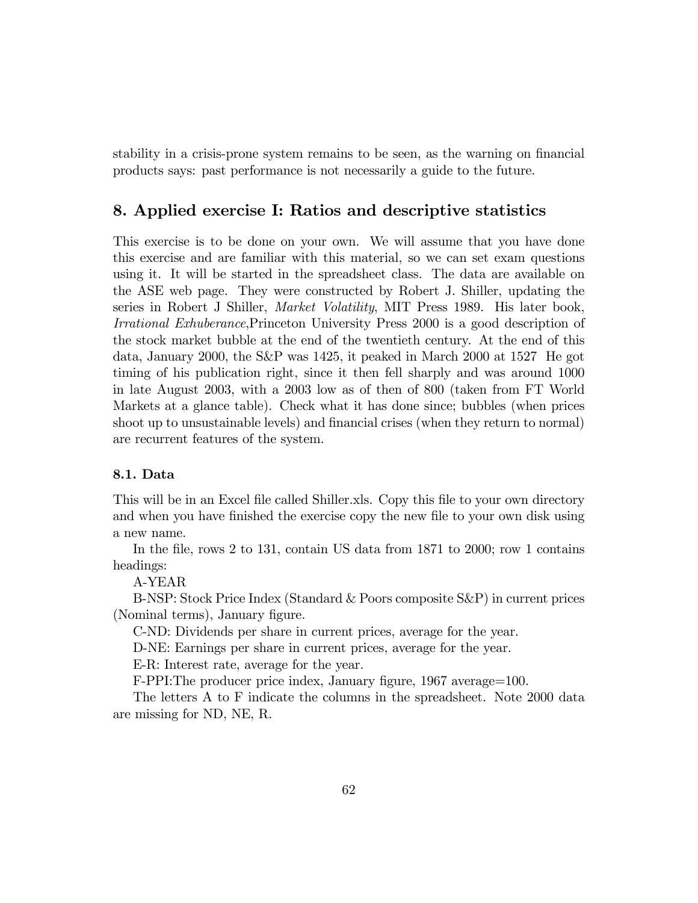stability in a crisis-prone system remains to be seen, as the warning on financial products says: past performance is not necessarily a guide to the future.

## 8. Applied exercise I: Ratios and descriptive statistics

This exercise is to be done on your own. We will assume that you have done this exercise and are familiar with this material, so we can set exam questions using it. It will be started in the spreadsheet class. The data are available on the ASE web page. They were constructed by Robert J. Shiller, updating the series in Robert J Shiller, *Market Volatility*, MIT Press 1989. His later book, *Irrational Exhuberance*,Princeton University Press 2000 is a good description of the stock market bubble at the end of the twentieth century. At the end of this data, January 2000, the S&P was 1425, it peaked in March 2000 at 1527 He got timing of his publication right, since it then fell sharply and was around 1000 in late August 2003, with a 2003 low as of then of 800 (taken from FT World Markets at a glance table). Check what it has done since; bubbles (when prices shoot up to unsustainable levels) and financial crises (when they return to normal) are recurrent features of the system.

### 8.1. Data

This will be in an Excel file called Shiller.xls. Copy this file to your own directory and when you have finished the exercise copy the new file to your own disk using a new name.

In the file, rows 2 to 131, contain US data from 1871 to 2000; row 1 contains headings:

A-YEAR

B-NSP: Stock Price Index (Standard & Poors composite S&P) in current prices (Nominal terms), January figure.

C-ND: Dividends per share in current prices, average for the year.

D-NE: Earnings per share in current prices, average for the year.

E-R: Interest rate, average for the year.

F-PPI:The producer price index, January figure, 1967 average=100.

The letters A to F indicate the columns in the spreadsheet. Note 2000 data are missing for ND, NE, R.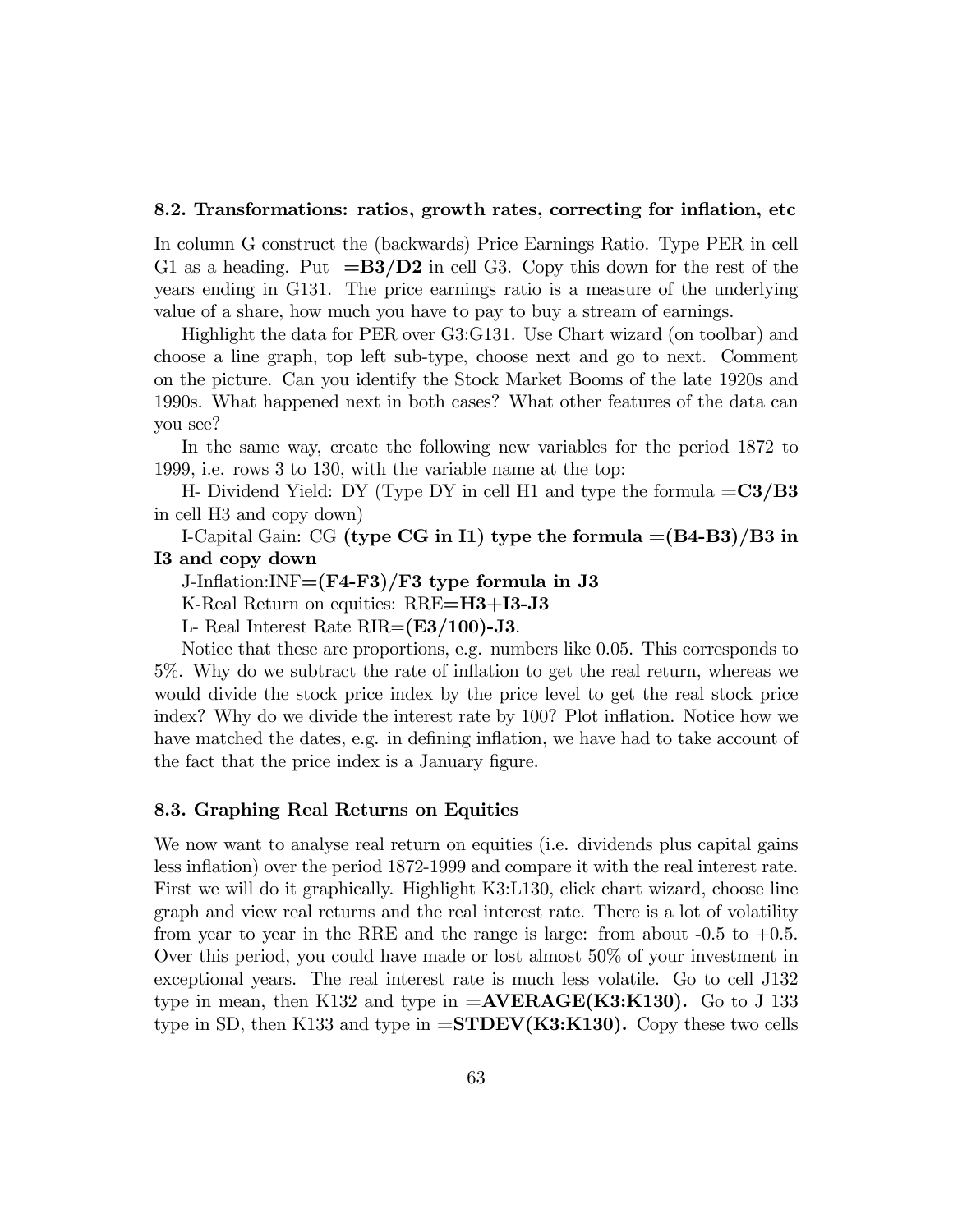### 8.2. Transformations: ratios, growth rates, correcting for inflation, etc

In column G construct the (backwards) Price Earnings Ratio. Type PER in cell G1 as a heading. Put **=B3/D2** in cell G3. Copy this down for the rest of the years ending in G131. The price earnings ratio is a measure of the underlying value of a share, how much you have to pay to buy a stream of earnings.

Highlight the data for PER over G3:G131. Use Chart wizard (on toolbar) and choose a line graph, top left sub-type, choose next and go to next. Comment on the picture. Can you identify the Stock Market Booms of the late 1920s and 1990s. What happened next in both cases? What other features of the data can you see?

In the same way, create the following new variables for the period 1872 to 1999, i.e. rows 3 to 130, with the variable name at the top:

H- Dividend Yield: DY (Type DY in cell H1 and type the formula **=C3/B3** in cell H3 and copy down)

I-Capital Gain: CG **(type CG in I1) type the formula =(B4-B3)/B3 in I3 and copy down**

J-Inflation:INF=**(F4-F3)/F3 type formula in J3**

K-Real Return on equities: RRE**=H3+I3-J3**

L- Real Interest Rate RIR=**(E3/100)-J3**.

Notice that these are proportions, e.g. numbers like 0.05. This corresponds to 5%. Why do we subtract the rate of inflation to get the real return, whereas we would divide the stock price index by the price level to get the real stock price index? Why do we divide the interest rate by 100? Plot inflation. Notice how we have matched the dates, e.g. in defining inflation, we have had to take account of the fact that the price index is a January figure.

### 8.3. Graphing Real Returns on Equities

We now want to analyse real return on equities (i.e. dividends plus capital gains less inflation) over the period 1872-1999 and compare it with the real interest rate. First we will do it graphically. Highlight K3:L130, click chart wizard, choose line graph and view real returns and the real interest rate. There is a lot of volatility from year to year in the RRE and the range is large: from about -0.5 to +0.5. Over this period, you could have made or lost almost 50% of your investment in exceptional years. The real interest rate is much less volatile. Go to cell J132 type in mean, then K132 and type in **=AVERAGE(K3:K130).** Go to J 133 type in SD, then K133 and type in **=STDEV(K3:K130).** Copy these two cells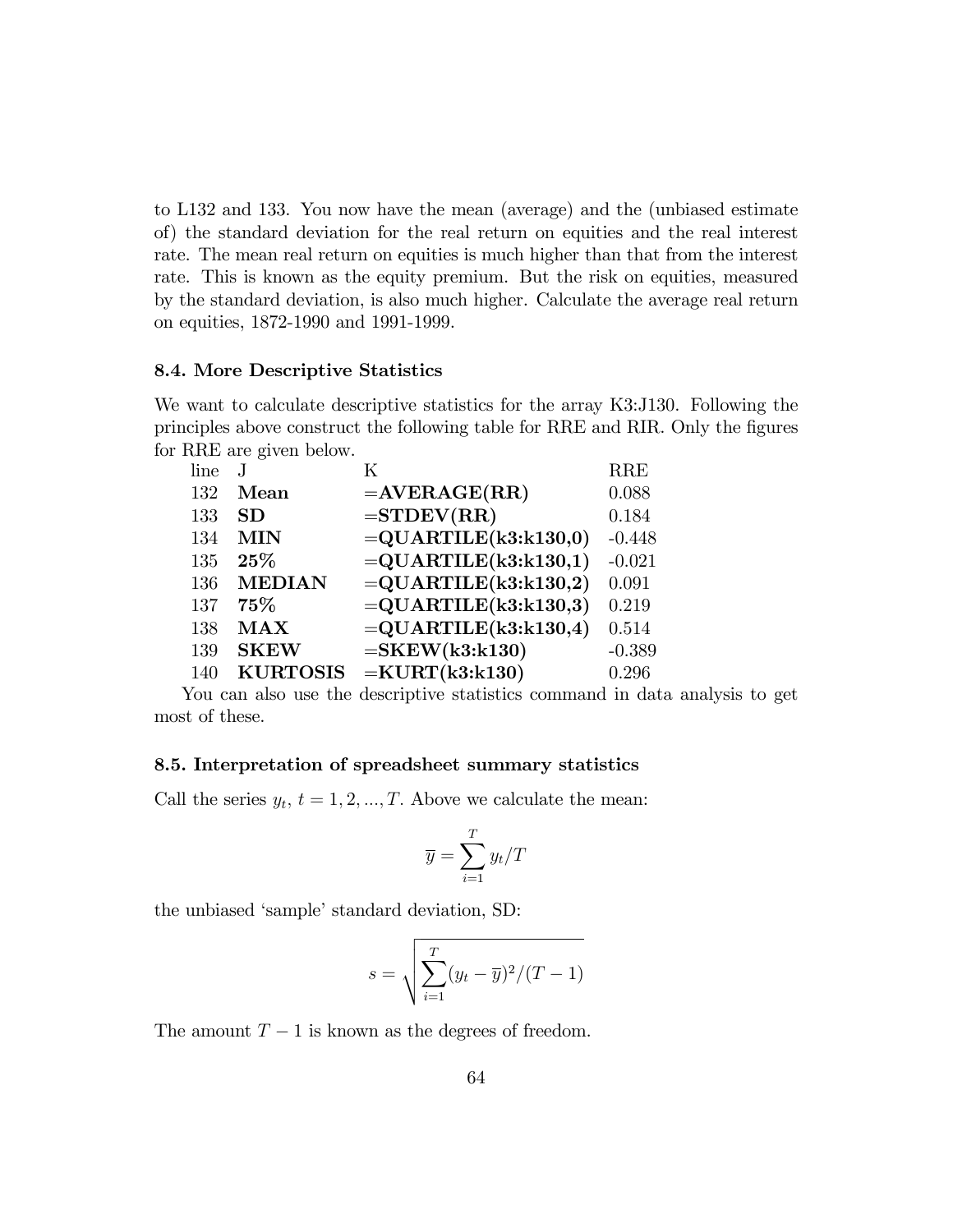to L132 and 133. You now have the mean (average) and the (unbiased estimate of) the standard deviation for the real return on equities and the real interest rate. The mean real return on equities is much higher than that from the interest rate. This is known as the equity premium. But the risk on equities, measured by the standard deviation, is also much higher. Calculate the average real return on equities, 1872-1990 and 1991-1999.

### 8.4. More Descriptive Statistics

We want to calculate descriptive statistics for the array K3:J130. Following the principles above construct the following table for RRE and RIR. Only the figures for RRE are given below.

| line | J | K | RRE |
|---|---|---|---|
| 132 | **Mean** | **=AVERAGE(RR)** | 0.088 |
| 133 | **SD** | **=STDEV(RR)** | 0.184 |
| 134 | **MIN** | **=QUARTILE(k3:k130,0)** | -0.448 |
| 135 | **25%** | **=QUARTILE(k3:k130,1)** | -0.021 |
| 136 | **MEDIAN** | **=QUARTILE(k3:k130,2)** | 0.091 |
| 137 | **75%** | **=QUARTILE(k3:k130,3)** | 0.219 |
| 138 | **MAX** | **=QUARTILE(k3:k130,4)** | 0.514 |
| 139 | **SKEW** | **=SKEW(k3:k130)** | -0.389 |
| 140 | **KURTOSIS** | **=KURT(k3:k130)** | 0.296 |

You can also use the descriptive statistics command in data analysis to get most of these.

### 8.5. Interpretation of spreadsheet summary statistics

Call the series $y_t$, $t = 1, 2, ..., T$. Above we calculate the mean:

$$\overline{y} = \sum_{i=1}^{T} y_t / T$$

the unbiased 'sample' standard deviation, SD:

$$s = \sqrt{\sum_{i=1}^{T} (y_t - \overline{y})^2 / (T - 1)}$$

The amount $T - 1$ is known as the degrees of freedom.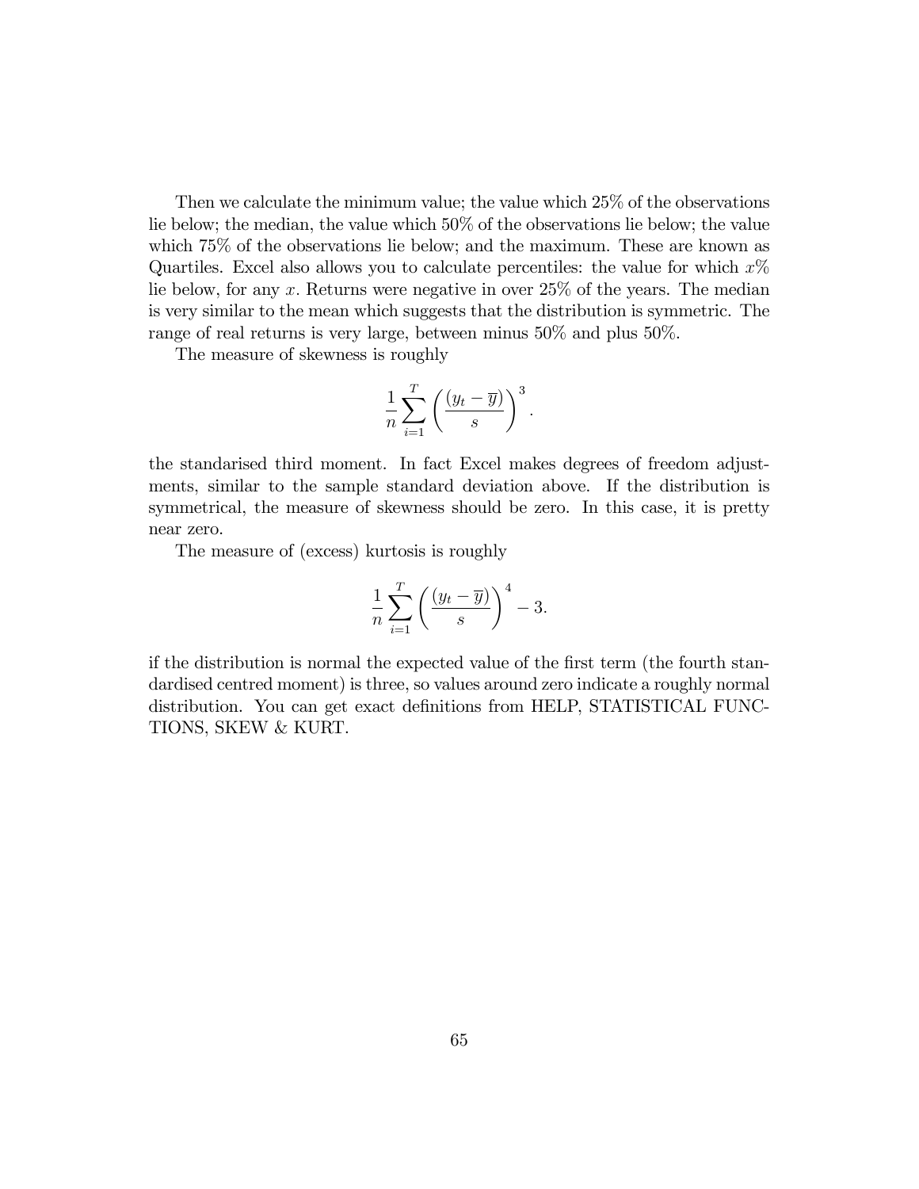Then we calculate the minimum value; the value which 25% of the observations lie below; the median, the value which 50% of the observations lie below; the value which 75% of the observations lie below; and the maximum. These are known as Quartiles. Excel also allows you to calculate percentiles: the value for which $x$% lie below, for any $x$. Returns were negative in over 25% of the years. The median is very similar to the mean which suggests that the distribution is symmetric. The range of real returns is very large, between minus 50% and plus 50%.

The measure of skewness is roughly

$$\frac{1}{n}\sum_{i=1}^{T}\left(\frac{(y_t - \overline{y})}{s}\right)^3.$$

the standarised third moment. In fact Excel makes degrees of freedom adjustments, similar to the sample standard deviation above. If the distribution is symmetrical, the measure of skewness should be zero. In this case, it is pretty near zero.

The measure of (excess) kurtosis is roughly

$$\frac{1}{n}\sum_{i=1}^{T}\left(\frac{(y_t - \overline{y})}{s}\right)^4 - 3.$$

if the distribution is normal the expected value of the first term (the fourth standardised centred moment) is three, so values around zero indicate a roughly normal distribution. You can get exact definitions from HELP, STATISTICAL FUNCTIONS, SKEW & KURT.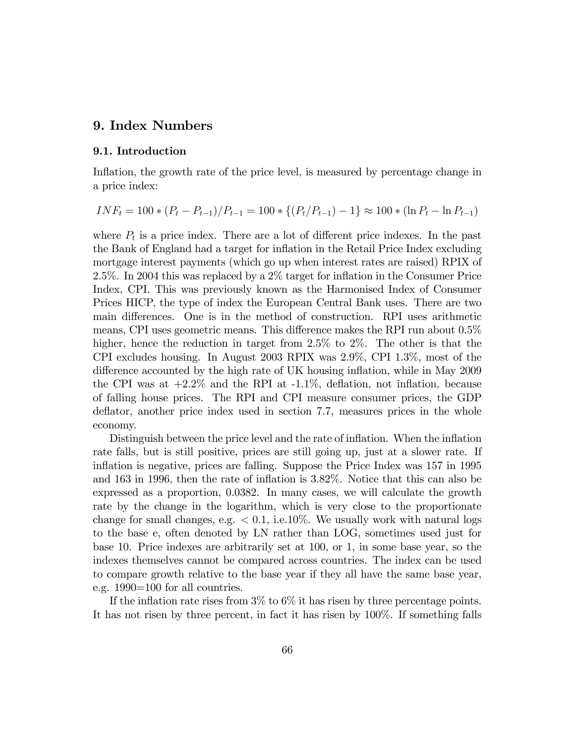# 9. Index Numbers

## 9.1. Introduction

Inflation, the growth rate of the price level, is measured by percentage change in a price index:

$$INF_t = 100 * (P_t - P_{t-1})/P_{t-1} = 100 * \{(P_t/P_{t-1}) - 1\} \approx 100 * (\ln P_t - \ln P_{t-1})$$

where $P_t$ is a price index. There are a lot of different price indexes. In the past the Bank of England had a target for inflation in the Retail Price Index excluding mortgage interest payments (which go up when interest rates are raised) RPIX of 2.5%. In 2004 this was replaced by a 2% target for inflation in the Consumer Price Index, CPI. This was previously known as the Harmonised Index of Consumer Prices HICP, the type of index the European Central Bank uses. There are two main differences. One is in the method of construction. RPI uses arithmetic means, CPI uses geometric means. This difference makes the RPI run about 0.5% higher, hence the reduction in target from 2.5% to 2%. The other is that the CPI excludes housing. In August 2003 RPIX was 2.9%, CPI 1.3%, most of the difference accounted by the high rate of UK housing inflation, while in May 2009 the CPI was at +2.2% and the RPI at -1.1%, deflation, not inflation, because of falling house prices. The RPI and CPI measure consumer prices, the GDP deflator, another price index used in section 7.7, measures prices in the whole economy.

Distinguish between the price level and the rate of inflation. When the inflation rate falls, but is still positive, prices are still going up, just at a slower rate. If inflation is negative, prices are falling. Suppose the Price Index was 157 in 1995 and 163 in 1996, then the rate of inflation is 3.82%. Notice that this can also be expressed as a proportion, 0.0382. In many cases, we will calculate the growth rate by the change in the logarithm, which is very close to the proportionate change for small changes, e.g. $< 0.1$, i.e.10%. We usually work with natural logs to the base e, often denoted by LN rather than LOG, sometimes used just for base 10. Price indexes are arbitrarily set at 100, or 1, in some base year, so the indexes themselves cannot be compared across countries. The index can be used to compare growth relative to the base year if they all have the same base year, e.g. 1990=100 for all countries.

If the inflation rate rises from 3% to 6% it has risen by three percentage points. It has not risen by three percent, in fact it has risen by 100%. If something falls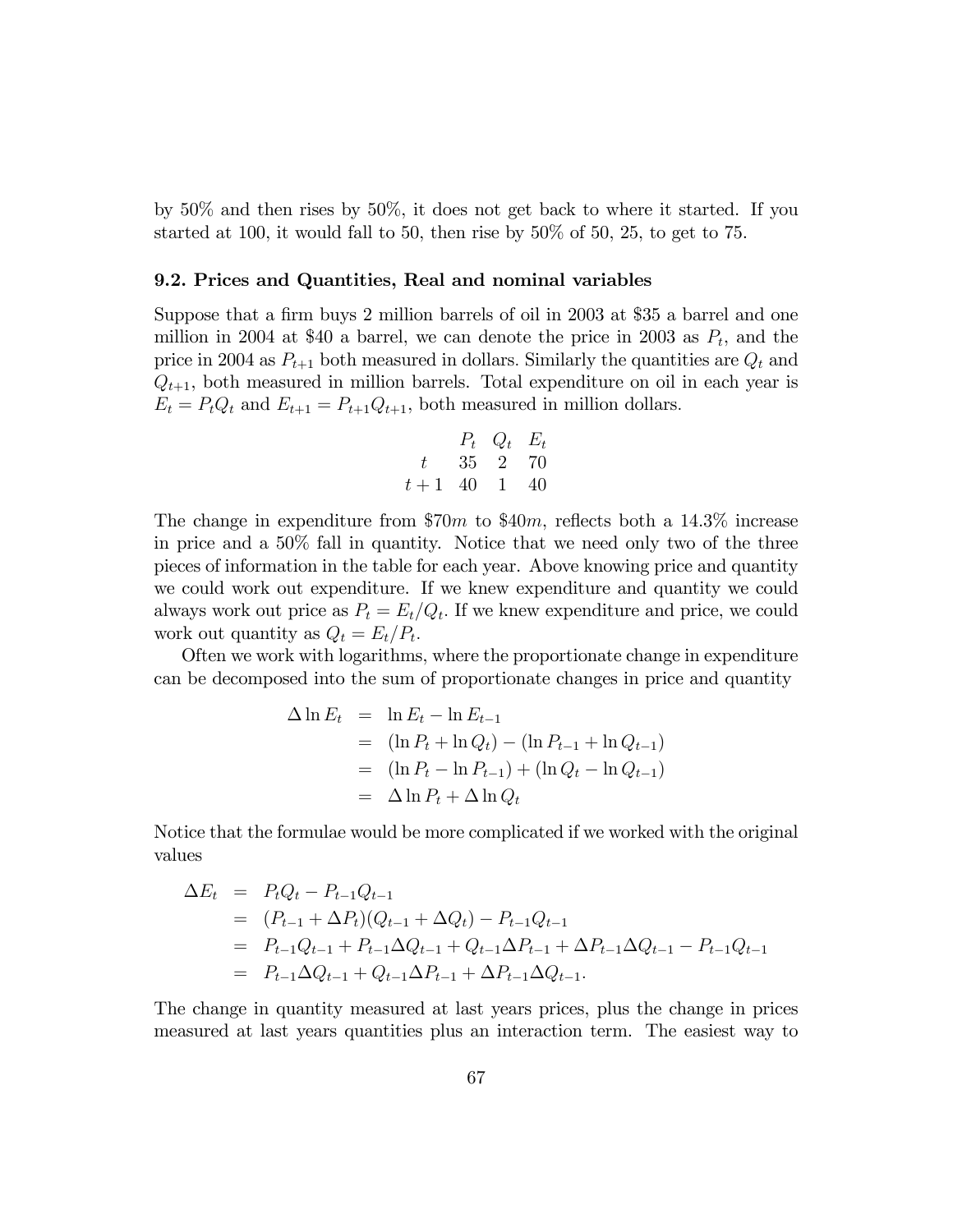by 50% and then rises by 50%, it does not get back to where it started. If you started at 100, it would fall to 50, then rise by 50% of 50, 25, to get to 75.

### 9.2. Prices and Quantities, Real and nominal variables

Suppose that a firm buys 2 million barrels of oil in 2003 at $35 a barrel and one million in 2004 at $40 a barrel, we can denote the price in 2003 as $P_t$, and the price in 2004 as $P_{t+1}$ both measured in dollars. Similarly the quantities are $Q_t$ and $Q_{t+1}$, both measured in million barrels. Total expenditure on oil in each year is $E_t = P_t Q_t$ and $E_{t+1} = P_{t+1} Q_{t+1}$, both measured in million dollars.

| | $P_t$ | $Q_t$ | $E_t$ |
|---|---|---|---|
| $t$ | 35 | 2 | 70 |
| $t+1$ | 40 | 1 | 40 |

The change in expenditure from $\$70m$ to $\$40m$, reflects both a 14.3% increase in price and a 50% fall in quantity. Notice that we need only two of the three pieces of information in the table for each year. Above knowing price and quantity we could work out expenditure. If we knew expenditure and quantity we could always work out price as $P_t = E_t/Q_t$. If we knew expenditure and price, we could work out quantity as $Q_t = E_t/P_t$.

Often we work with logarithms, where the proportionate change in expenditure can be decomposed into the sum of proportionate changes in price and quantity

$$
\begin{aligned}
\Delta \ln E_t &= \ln E_t - \ln E_{t-1} \\
&= (\ln P_t + \ln Q_t) - (\ln P_{t-1} + \ln Q_{t-1}) \\
&= (\ln P_t - \ln P_{t-1}) + (\ln Q_t - \ln Q_{t-1}) \\
&= \Delta \ln P_t + \Delta \ln Q_t
\end{aligned}
$$

Notice that the formulae would be more complicated if we worked with the original values

$$
\begin{aligned}
\Delta E_t &= P_t Q_t - P_{t-1} Q_{t-1} \\
&= (P_{t-1} + \Delta P_t)(Q_{t-1} + \Delta Q_t) - P_{t-1} Q_{t-1} \\
&= P_{t-1} Q_{t-1} + P_{t-1} \Delta Q_{t-1} + Q_{t-1} \Delta P_{t-1} + \Delta P_{t-1} \Delta Q_{t-1} - P_{t-1} Q_{t-1} \\
&= P_{t-1} \Delta Q_{t-1} + Q_{t-1} \Delta P_{t-1} + \Delta P_{t-1} \Delta Q_{t-1}.
\end{aligned}
$$

The change in quantity measured at last years prices, plus the change in prices measured at last years quantities plus an interaction term. The easiest way to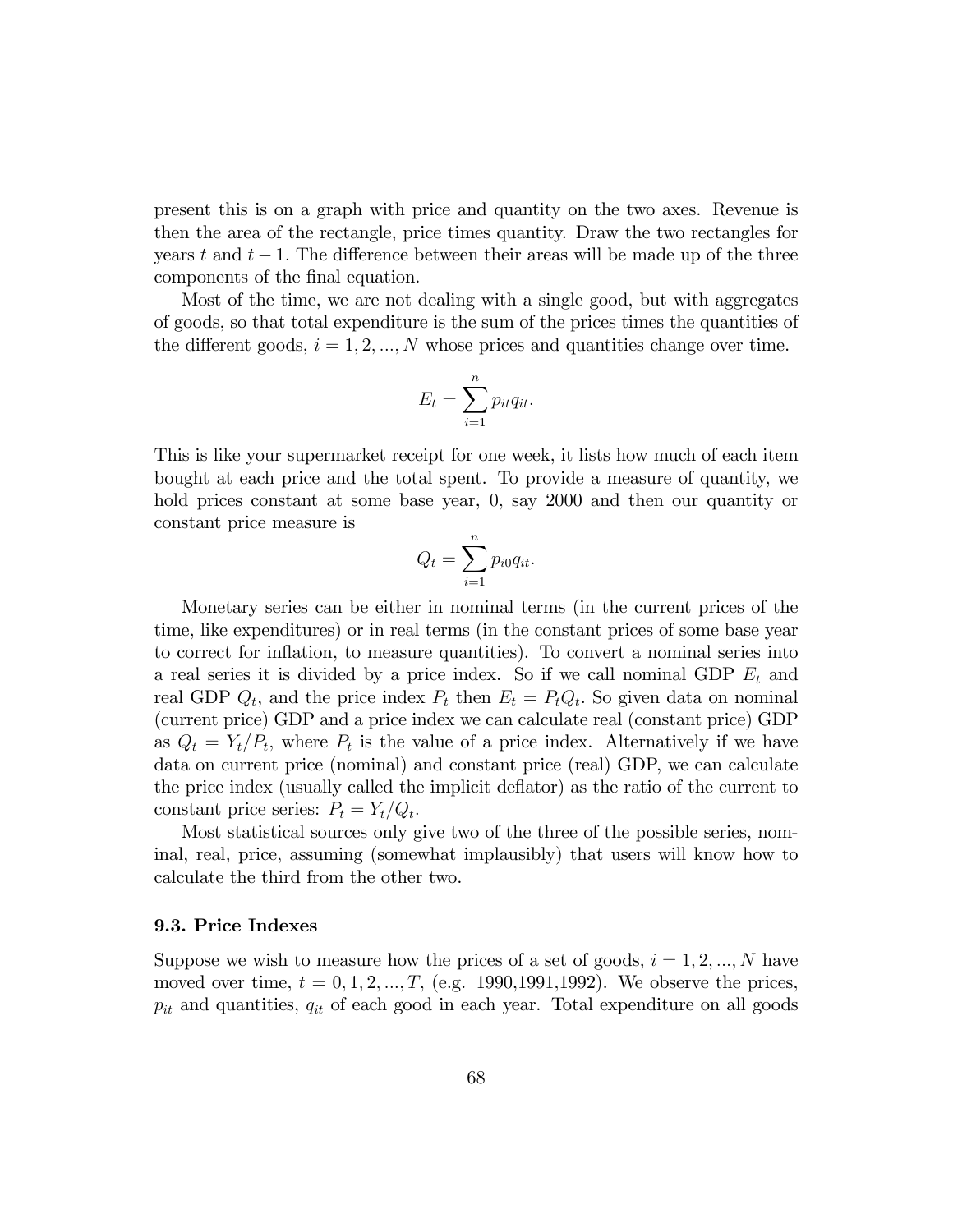present this is on a graph with price and quantity on the two axes. Revenue is then the area of the rectangle, price times quantity. Draw the two rectangles for years $t$ and $t-1$. The difference between their areas will be made up of the three components of the final equation.

Most of the time, we are not dealing with a single good, but with aggregates of goods, so that total expenditure is the sum of the prices times the quantities of the different goods, $i = 1, 2, ..., N$ whose prices and quantities change over time.

$$E_t = \sum_{i=1}^{n} p_{it} q_{it}.$$

This is like your supermarket receipt for one week, it lists how much of each item bought at each price and the total spent. To provide a measure of quantity, we hold prices constant at some base year, 0, say 2000 and then our quantity or constant price measure is

$$Q_t = \sum_{i=1}^{n} p_{i0} q_{it}.$$

Monetary series can be either in nominal terms (in the current prices of the time, like expenditures) or in real terms (in the constant prices of some base year to correct for inflation, to measure quantities). To convert a nominal series into a real series it is divided by a price index. So if we call nominal GDP $E_t$ and real GDP $Q_t$, and the price index $P_t$ then $E_t = P_t Q_t$. So given data on nominal (current price) GDP and a price index we can calculate real (constant price) GDP as $Q_t = Y_t / P_t$, where $P_t$ is the value of a price index. Alternatively if we have data on current price (nominal) and constant price (real) GDP, we can calculate the price index (usually called the implicit deflator) as the ratio of the current to constant price series: $P_t = Y_t / Q_t$.

Most statistical sources only give two of the three of the possible series, nominal, real, price, assuming (somewhat implausibly) that users will know how to calculate the third from the other two.

### 9.3. Price Indexes

Suppose we wish to measure how the prices of a set of goods, $i = 1, 2, ..., N$ have moved over time, $t = 0, 1, 2, ..., T$, (e.g. 1990,1991,1992). We observe the prices, $p_{it}$ and quantities, $q_{it}$ of each good in each year. Total expenditure on all goods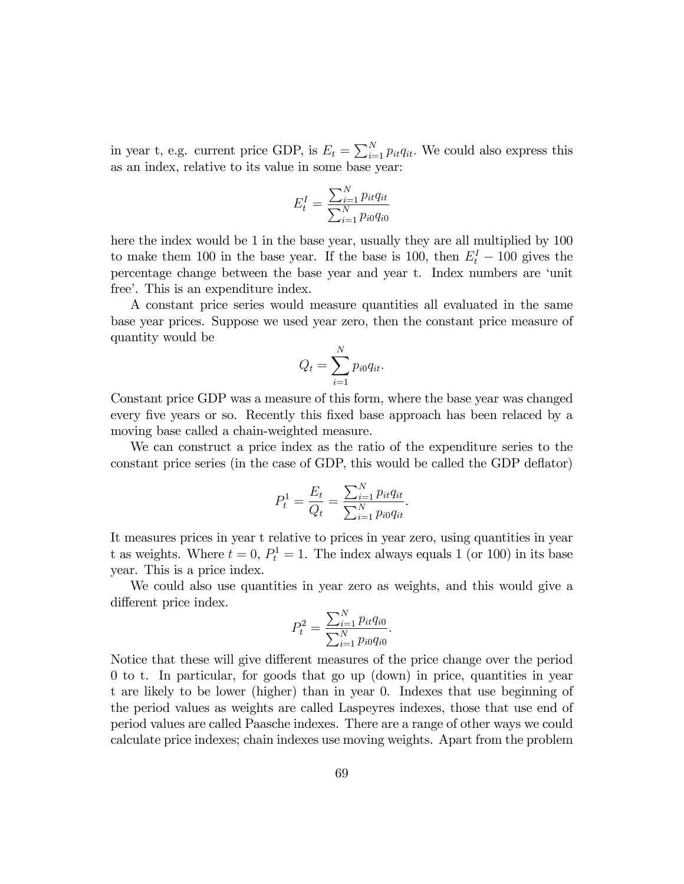in year t, e.g. current price GDP, is $E_t = \sum_{i=1}^{N} p_{it}q_{it}$. We could also express this as an index, relative to its value in some base year:

$$E_t^I = \frac{\sum_{i=1}^{N} p_{it}q_{it}}{\sum_{i=1}^{N} p_{i0}q_{i0}}$$

here the index would be 1 in the base year, usually they are all multiplied by 100 to make them 100 in the base year. If the base is 100, then $E_t^I - 100$ gives the percentage change between the base year and year t. Index numbers are 'unit free'. This is an expenditure index.

A constant price series would measure quantities all evaluated in the same base year prices. Suppose we used year zero, then the constant price measure of quantity would be

$$Q_t = \sum_{i=1}^{N} p_{i0}q_{it}.$$

Constant price GDP was a measure of this form, where the base year was changed every five years or so. Recently this fixed base approach has been relaced by a moving base called a chain-weighted measure.

We can construct a price index as the ratio of the expenditure series to the constant price series (in the case of GDP, this would be called the GDP deflator)

$$P_t^1 = \frac{E_t}{Q_t} = \frac{\sum_{i=1}^{N} p_{it}q_{it}}{\sum_{i=1}^{N} p_{i0}q_{it}}.$$

It measures prices in year t relative to prices in year zero, using quantities in year t as weights. Where $t = 0$, $P_t^1 = 1$. The index always equals 1 (or 100) in its base year. This is a price index.

We could also use quantities in year zero as weights, and this would give a different price index.

$$P_t^2 = \frac{\sum_{i=1}^{N} p_{it}q_{i0}}{\sum_{i=1}^{N} p_{i0}q_{i0}}.$$

Notice that these will give different measures of the price change over the period 0 to t. In particular, for goods that go up (down) in price, quantities in year t are likely to be lower (higher) than in year 0. Indexes that use beginning of the period values as weights are called Laspeyres indexes, those that use end of period values are called Paasche indexes. There are a range of other ways we could calculate price indexes; chain indexes use moving weights. Apart from the problem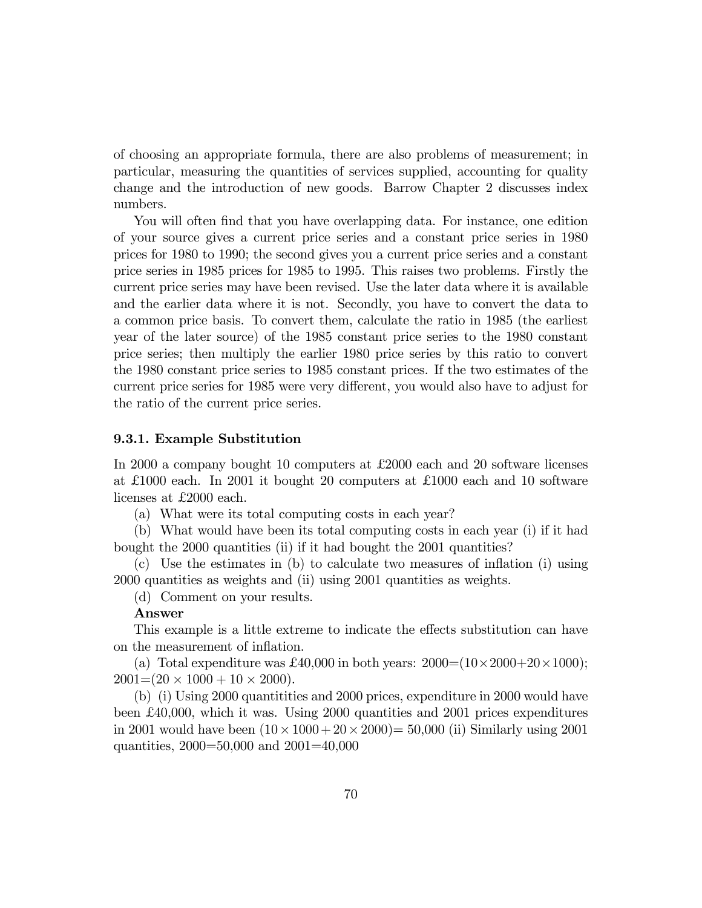of choosing an appropriate formula, there are also problems of measurement; in particular, measuring the quantities of services supplied, accounting for quality change and the introduction of new goods. Barrow Chapter 2 discusses index numbers.

You will often find that you have overlapping data. For instance, one edition of your source gives a current price series and a constant price series in 1980 prices for 1980 to 1990; the second gives you a current price series and a constant price series in 1985 prices for 1985 to 1995. This raises two problems. Firstly the current price series may have been revised. Use the later data where it is available and the earlier data where it is not. Secondly, you have to convert the data to a common price basis. To convert them, calculate the ratio in 1985 (the earliest year of the later source) of the 1985 constant price series to the 1980 constant price series; then multiply the earlier 1980 price series by this ratio to convert the 1980 constant price series to 1985 constant prices. If the two estimates of the current price series for 1985 were very different, you would also have to adjust for the ratio of the current price series.

### 9.3.1. Example Substitution

In 2000 a company bought 10 computers at £2000 each and 20 software licenses at £1000 each. In 2001 it bought 20 computers at £1000 each and 10 software licenses at £2000 each.

(a) What were its total computing costs in each year?

(b) What would have been its total computing costs in each year (i) if it had bought the 2000 quantities (ii) if it had bought the 2001 quantities?

(c) Use the estimates in (b) to calculate two measures of inflation (i) using 2000 quantities as weights and (ii) using 2001 quantities as weights.

(d) Comment on your results.

**Answer**

This example is a little extreme to indicate the effects substitution can have on the measurement of inflation.

(a) Total expenditure was £40,000 in both years: 2000=$(10 \times 2000 + 20 \times 1000)$; 2001=$(20 \times 1000 + 10 \times 2000)$.

(b) (i) Using 2000 quantitities and 2000 prices, expenditure in 2000 would have been £40,000, which it was. Using 2000 quantities and 2001 prices expenditures in 2001 would have been $(10 \times 1000 + 20 \times 2000) = 50{,}000$ (ii) Similarly using 2001 quantities, 2000=50,000 and 2001=40,000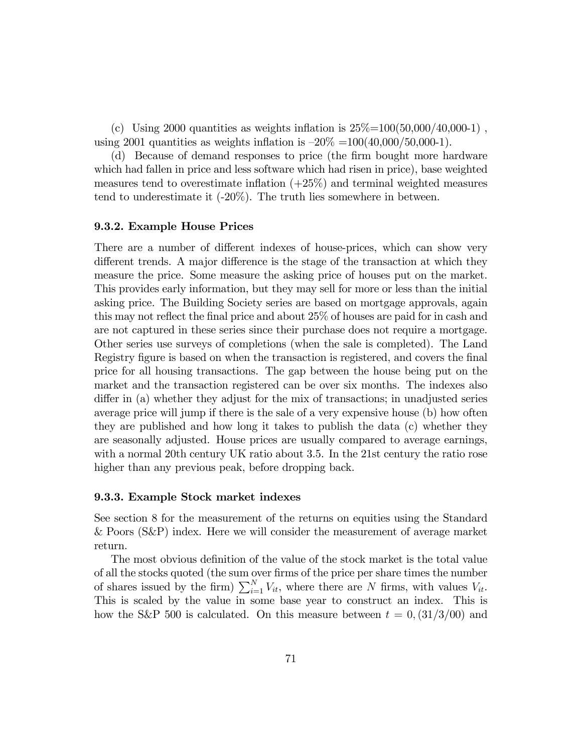(c) Using 2000 quantities as weights inflation is 25%=100(50,000/40,000-1) , using 2001 quantities as weights inflation is –20% =100(40,000/50,000-1).

(d) Because of demand responses to price (the firm bought more hardware which had fallen in price and less software which had risen in price), base weighted measures tend to overestimate inflation (+25%) and terminal weighted measures tend to underestimate it (-20%). The truth lies somewhere in between.

### 9.3.2. Example House Prices

There are a number of different indexes of house-prices, which can show very different trends. A major difference is the stage of the transaction at which they measure the price. Some measure the asking price of houses put on the market. This provides early information, but they may sell for more or less than the initial asking price. The Building Society series are based on mortgage approvals, again this may not reflect the final price and about 25% of houses are paid for in cash and are not captured in these series since their purchase does not require a mortgage. Other series use surveys of completions (when the sale is completed). The Land Registry figure is based on when the transaction is registered, and covers the final price for all housing transactions. The gap between the house being put on the market and the transaction registered can be over six months. The indexes also differ in (a) whether they adjust for the mix of transactions; in unadjusted series average price will jump if there is the sale of a very expensive house (b) how often they are published and how long it takes to publish the data (c) whether they are seasonally adjusted. House prices are usually compared to average earnings, with a normal 20th century UK ratio about 3.5. In the 21st century the ratio rose higher than any previous peak, before dropping back.

### 9.3.3. Example Stock market indexes

See section 8 for the measurement of the returns on equities using the Standard & Poors (S&P) index. Here we will consider the measurement of average market return.

The most obvious definition of the value of the stock market is the total value of all the stocks quoted (the sum over firms of the price per share times the number of shares issued by the firm) $\sum_{i=1}^{N} V_{it}$, where there are $N$ firms, with values $V_{it}$. This is scaled by the value in some base year to construct an index. This is how the S&P 500 is calculated. On this measure between $t = 0, (31/3/00)$ and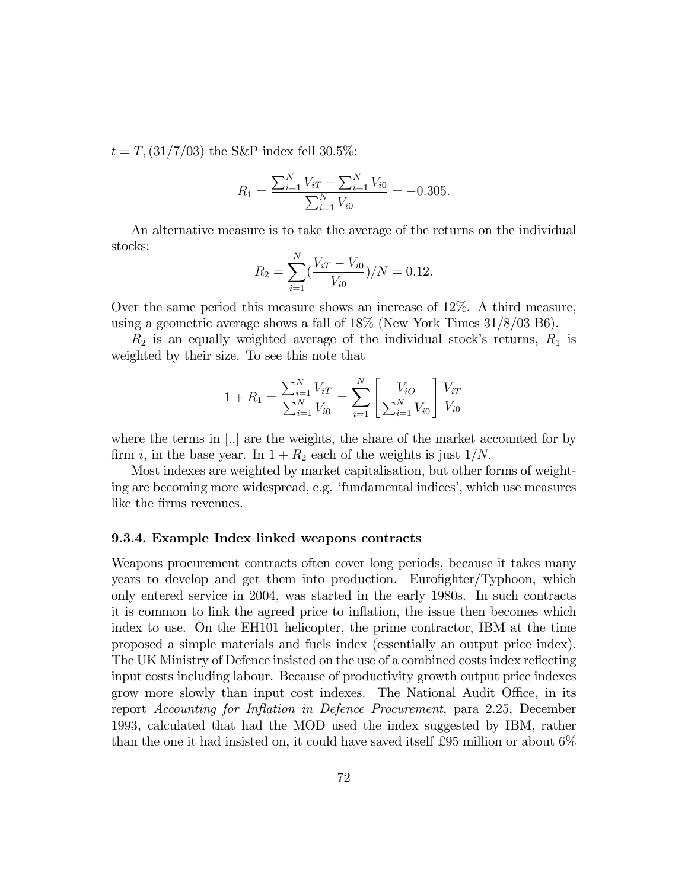$t = T$, (31/7/03) the S&P index fell 30.5%:

$$R_1 = \frac{\sum_{i=1}^{N} V_{iT} - \sum_{i=1}^{N} V_{i0}}{\sum_{i=1}^{N} V_{i0}} = -0.305.$$

An alternative measure is to take the average of the returns on the individual stocks:

$$R_2 = \sum_{i=1}^{N} (\frac{V_{iT} - V_{i0}}{V_{i0}})/N = 0.12.$$

Over the same period this measure shows an increase of 12%. A third measure, using a geometric average shows a fall of 18% (New York Times 31/8/03 B6).

$R_2$ is an equally weighted average of the individual stock's returns, $R_1$ is weighted by their size. To see this note that

$$1 + R_1 = \frac{\sum_{i=1}^{N} V_{iT}}{\sum_{i=1}^{N} V_{i0}} = \sum_{i=1}^{N} \left[ \frac{V_{iO}}{\sum_{i=1}^{N} V_{i0}} \right] \frac{V_{iT}}{V_{i0}}$$

where the terms in [..] are the weights, the share of the market accounted for by firm $i$, in the base year. In $1 + R_2$ each of the weights is just $1/N$.

Most indexes are weighted by market capitalisation, but other forms of weighting are becoming more widespread, e.g. 'fundamental indices', which use measures like the firms revenues.

### 9.3.4. Example Index linked weapons contracts

Weapons procurement contracts often cover long periods, because it takes many years to develop and get them into production. Eurofighter/Typhoon, which only entered service in 2004, was started in the early 1980s. In such contracts it is common to link the agreed price to inflation, the issue then becomes which index to use. On the EH101 helicopter, the prime contractor, IBM at the time proposed a simple materials and fuels index (essentially an output price index). The UK Ministry of Defence insisted on the use of a combined costs index reflecting input costs including labour. Because of productivity growth output price indexes grow more slowly than input cost indexes. The National Audit Office, in its report *Accounting for Inflation in Defence Procurement*, para 2.25, December 1993, calculated that had the MOD used the index suggested by IBM, rather than the one it had insisted on, it could have saved itself £95 million or about 6%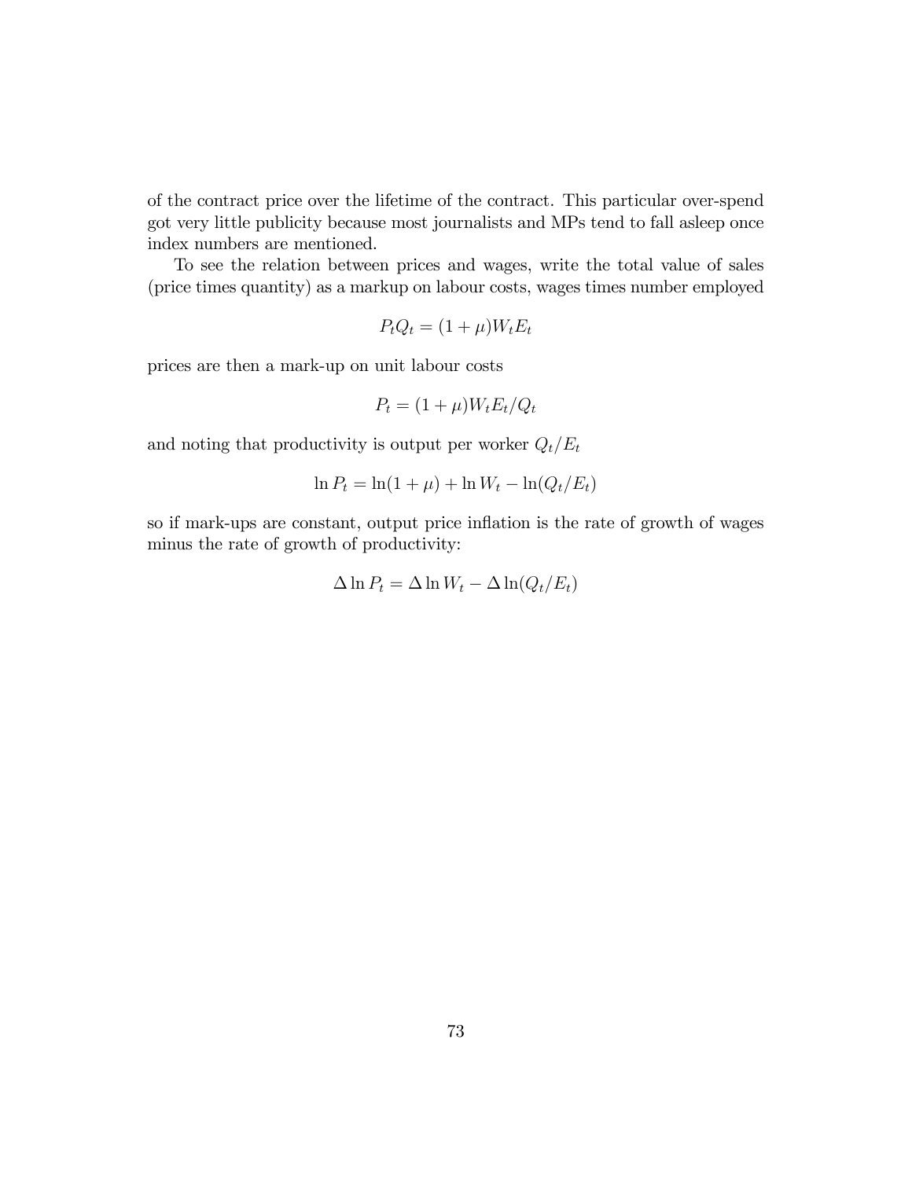of the contract price over the lifetime of the contract. This particular over-spend got very little publicity because most journalists and MPs tend to fall asleep once index numbers are mentioned.

To see the relation between prices and wages, write the total value of sales (price times quantity) as a markup on labour costs, wages times number employed

$$P_t Q_t = (1 + \mu) W_t E_t$$

prices are then a mark-up on unit labour costs

$$P_t = (1 + \mu) W_t E_t / Q_t$$

and noting that productivity is output per worker $Q_t/E_t$

$$\ln P_t = \ln(1 + \mu) + \ln W_t - \ln(Q_t/E_t)$$

so if mark-ups are constant, output price inflation is the rate of growth of wages minus the rate of growth of productivity:

$$\Delta \ln P_t = \Delta \ln W_t - \Delta \ln(Q_t/E_t)$$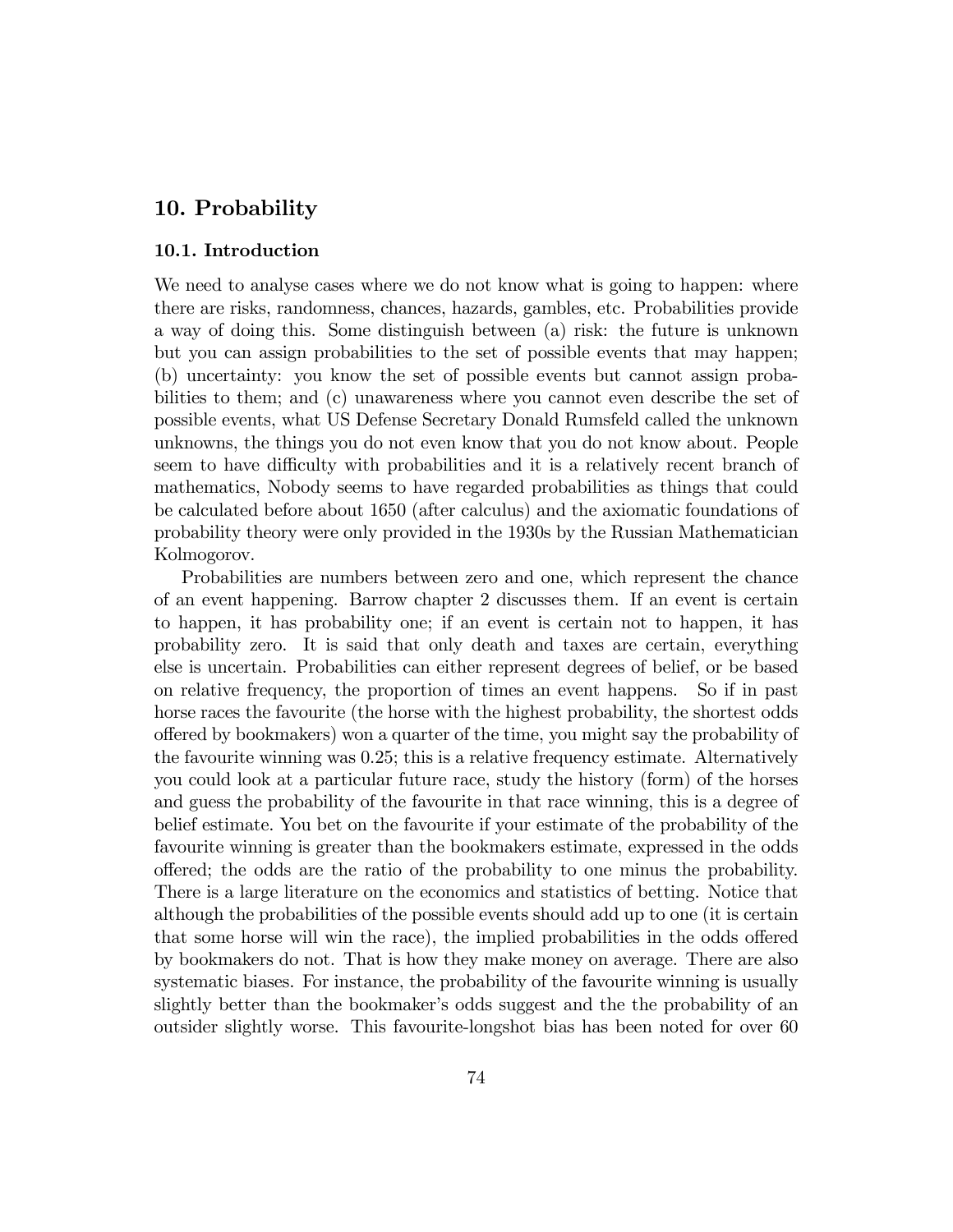## 10. Probability

### 10.1. Introduction

We need to analyse cases where we do not know what is going to happen: where there are risks, randomness, chances, hazards, gambles, etc. Probabilities provide a way of doing this. Some distinguish between (a) risk: the future is unknown but you can assign probabilities to the set of possible events that may happen; (b) uncertainty: you know the set of possible events but cannot assign probabilities to them; and (c) unawareness where you cannot even describe the set of possible events, what US Defense Secretary Donald Rumsfeld called the unknown unknowns, the things you do not even know that you do not know about. People seem to have difficulty with probabilities and it is a relatively recent branch of mathematics, Nobody seems to have regarded probabilities as things that could be calculated before about 1650 (after calculus) and the axiomatic foundations of probability theory were only provided in the 1930s by the Russian Mathematician Kolmogorov.

Probabilities are numbers between zero and one, which represent the chance of an event happening. Barrow chapter 2 discusses them. If an event is certain to happen, it has probability one; if an event is certain not to happen, it has probability zero. It is said that only death and taxes are certain, everything else is uncertain. Probabilities can either represent degrees of belief, or be based on relative frequency, the proportion of times an event happens. So if in past horse races the favourite (the horse with the highest probability, the shortest odds offered by bookmakers) won a quarter of the time, you might say the probability of the favourite winning was 0.25; this is a relative frequency estimate. Alternatively you could look at a particular future race, study the history (form) of the horses and guess the probability of the favourite in that race winning, this is a degree of belief estimate. You bet on the favourite if your estimate of the probability of the favourite winning is greater than the bookmakers estimate, expressed in the odds offered; the odds are the ratio of the probability to one minus the probability. There is a large literature on the economics and statistics of betting. Notice that although the probabilities of the possible events should add up to one (it is certain that some horse will win the race), the implied probabilities in the odds offered by bookmakers do not. That is how they make money on average. There are also systematic biases. For instance, the probability of the favourite winning is usually slightly better than the bookmaker's odds suggest and the the probability of an outsider slightly worse. This favourite-longshot bias has been noted for over 60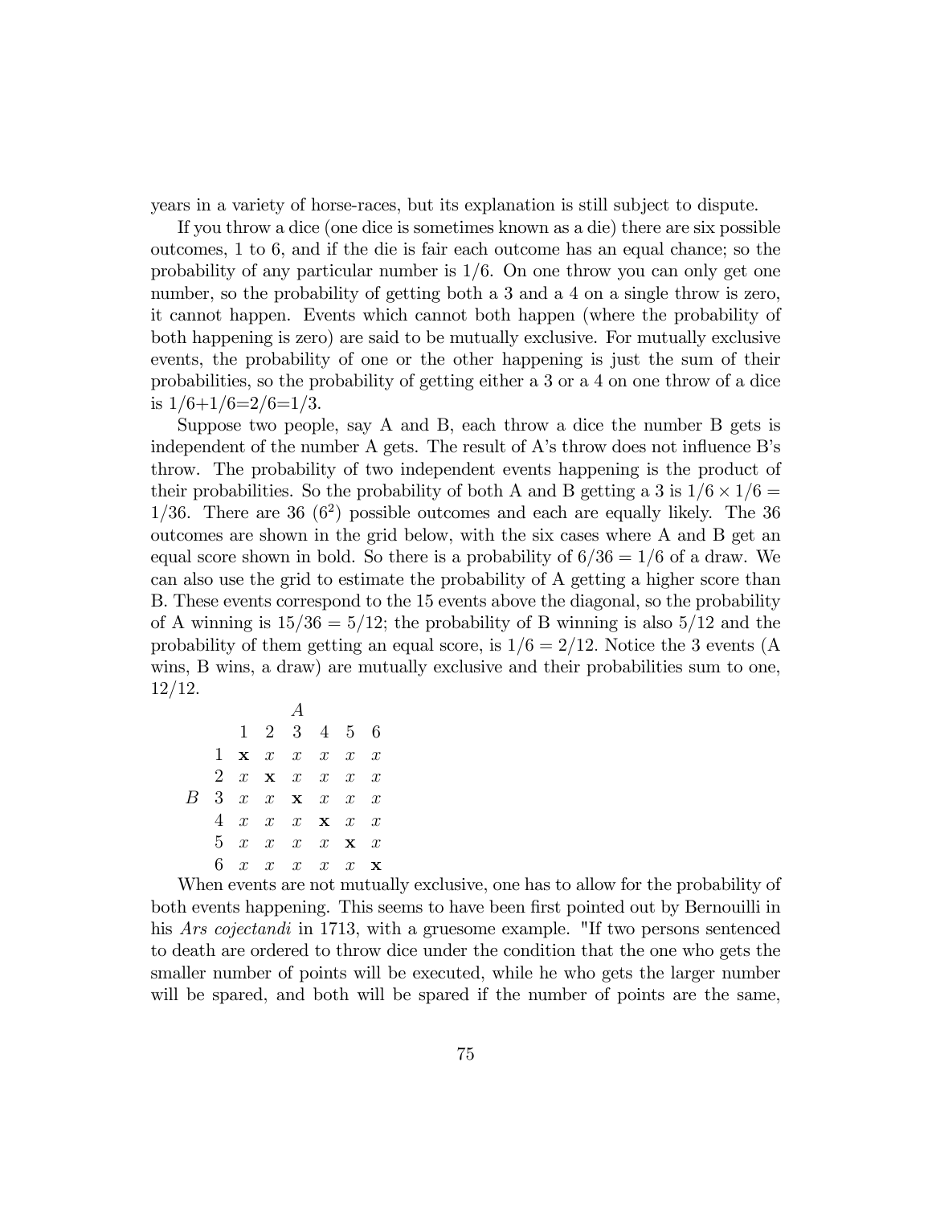years in a variety of horse-races, but its explanation is still subject to dispute.

If you throw a dice (one dice is sometimes known as a die) there are six possible outcomes, 1 to 6, and if the die is fair each outcome has an equal chance; so the probability of any particular number is 1/6. On one throw you can only get one number, so the probability of getting both a 3 and a 4 on a single throw is zero, it cannot happen. Events which cannot both happen (where the probability of both happening is zero) are said to be mutually exclusive. For mutually exclusive events, the probability of one or the other happening is just the sum of their probabilities, so the probability of getting either a 3 or a 4 on one throw of a dice is 1/6+1/6=2/6=1/3.

Suppose two people, say A and B, each throw a dice the number B gets is independent of the number A gets. The result of A's throw does not influence B's throw. The probability of two independent events happening is the product of their probabilities. So the probability of both A and B getting a 3 is $1/6 \times 1/6 = 1/36$. There are 36 ($6^2$) possible outcomes and each are equally likely. The 36 outcomes are shown in the grid below, with the six cases where A and B get an equal score shown in bold. So there is a probability of $6/36 = 1/6$ of a draw. We can also use the grid to estimate the probability of A getting a higher score than B. These events correspond to the 15 events above the diagonal, so the probability of A winning is $15/36 = 5/12$; the probability of B winning is also 5/12 and the probability of them getting an equal score, is $1/6 = 2/12$. Notice the 3 events (A wins, B wins, a draw) are mutually exclusive and their probabilities sum to one, 12/12.

| | | *A* | | | | | |
|---|---|---|---|---|---|---|---|
| | | 1 | 2 | 3 | 4 | 5 | 6 |
| | 1 | **x** | *x* | *x* | *x* | *x* | *x* |
| | 2 | *x* | **x** | *x* | *x* | *x* | *x* |
| *B* | 3 | *x* | *x* | **x** | *x* | *x* | *x* |
| | 4 | *x* | *x* | *x* | **x** | *x* | *x* |
| | 5 | *x* | *x* | *x* | *x* | **x** | *x* |
| | 6 | *x* | *x* | *x* | *x* | *x* | **x** |

When events are not mutually exclusive, one has to allow for the probability of both events happening. This seems to have been first pointed out by Bernouilli in his *Ars cojectandi* in 1713, with a gruesome example. "If two persons sentenced to death are ordered to throw dice under the condition that the one who gets the smaller number of points will be executed, while he who gets the larger number will be spared, and both will be spared if the number of points are the same,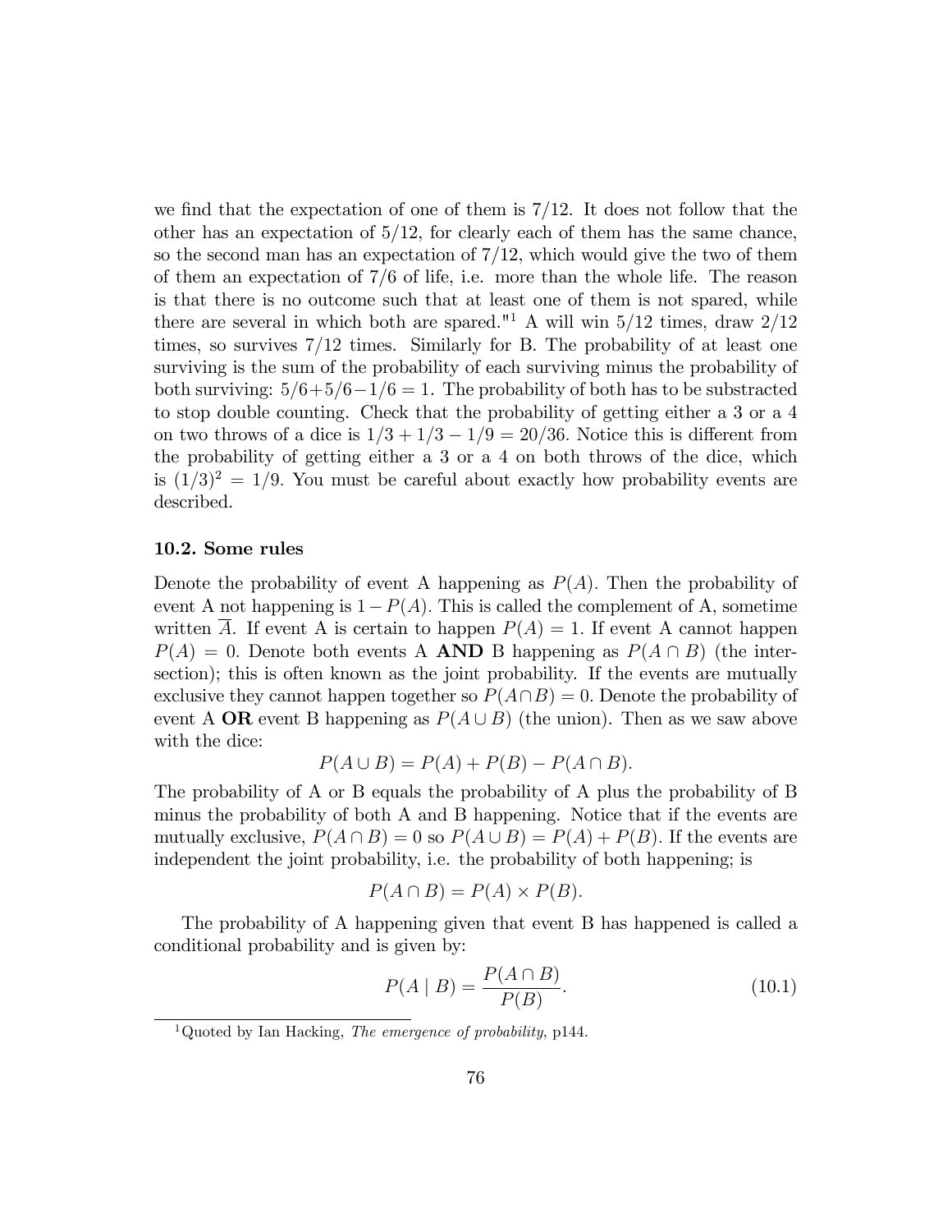we find that the expectation of one of them is $7/12$. It does not follow that the other has an expectation of $5/12$, for clearly each of them has the same chance, so the second man has an expectation of $7/12$, which would give the two of them of them an expectation of $7/6$ of life, i.e. more than the whole life. The reason is that there is no outcome such that at least one of them is not spared, while there are several in which both are spared."[1] A will win $5/12$ times, draw $2/12$ times, so survives $7/12$ times. Similarly for B. The probability of at least one surviving is the sum of the probability of each surviving minus the probability of both surviving: $5/6+5/6-1/6=1$. The probability of both has to be substracted to stop double counting. Check that the probability of getting either a 3 or a 4 on two throws of a dice is $1/3+1/3-1/9=20/36$. Notice this is different from the probability of getting either a 3 or a 4 on both throws of the dice, which is $(1/3)^2=1/9$. You must be careful about exactly how probability events are described.

### 10.2. Some rules

Denote the probability of event A happening as $P(A)$. Then the probability of event A not happening is $1-P(A)$. This is called the complement of A, sometime written $\overline{A}$. If event A is certain to happen $P(A)=1$. If event A cannot happen $P(A)=0$. Denote both events A **AND** B happening as $P(A\cap B)$ (the intersection); this is often known as the joint probability. If the events are mutually exclusive they cannot happen together so $P(A\cap B)=0$. Denote the probability of event A **OR** event B happening as $P(A\cup B)$ (the union). Then as we saw above with the dice:

$$P(A\cup B)=P(A)+P(B)-P(A\cap B).$$

The probability of A or B equals the probability of A plus the probability of B minus the probability of both A and B happening. Notice that if the events are mutually exclusive, $P(A\cap B)=0$ so $P(A\cup B)=P(A)+P(B)$. If the events are independent the joint probability, i.e. the probability of both happening; is

$$P(A\cap B)=P(A)\times P(B).$$

The probability of A happening given that event B has happened is called a conditional probability and is given by:

$$P(A\mid B)=\frac{P(A\cap B)}{P(B)}. \tag{10.1}$$

[1] Quoted by Ian Hacking, *The emergence of probability*, p144.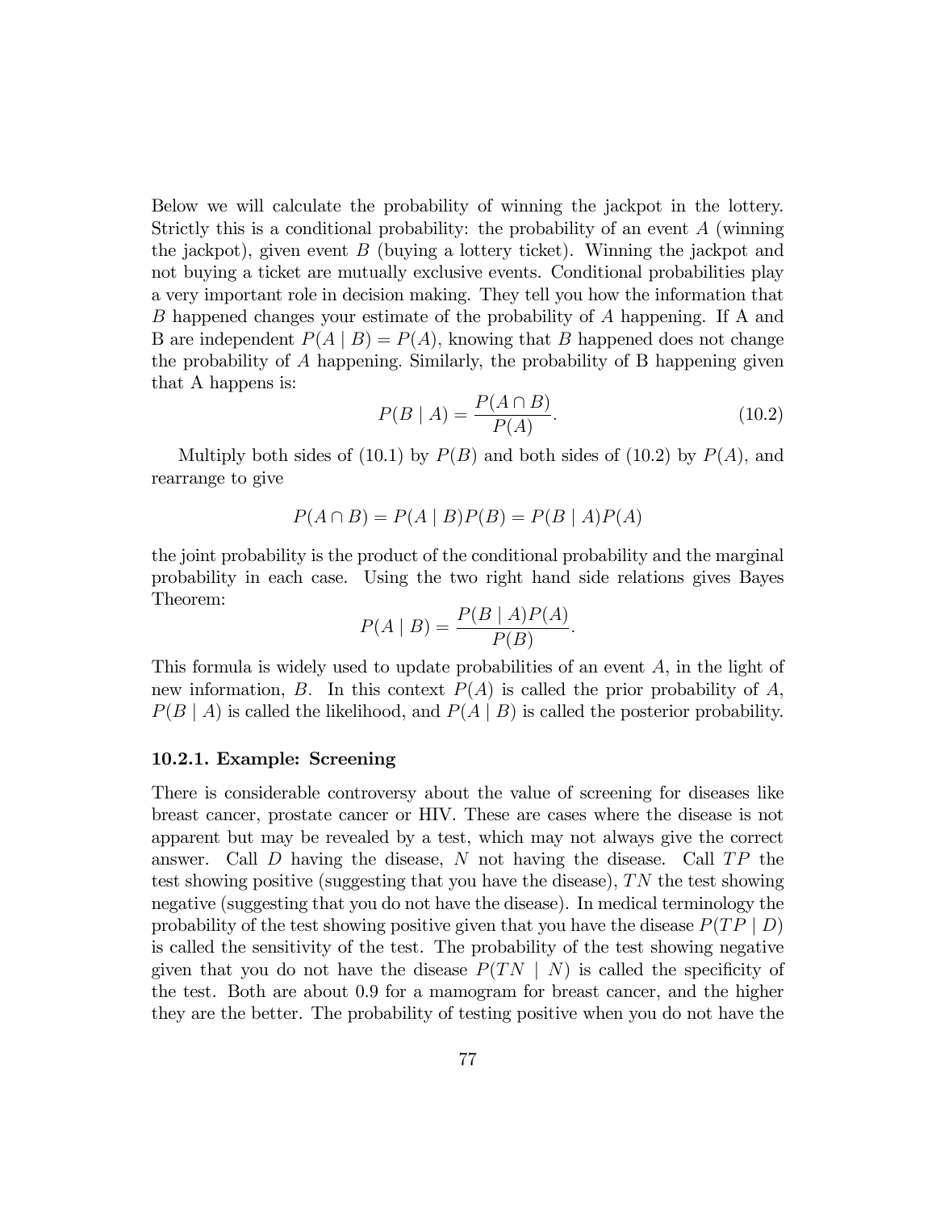Below we will calculate the probability of winning the jackpot in the lottery. Strictly this is a conditional probability: the probability of an event $A$ (winning the jackpot), given event $B$ (buying a lottery ticket). Winning the jackpot and not buying a ticket are mutually exclusive events. Conditional probabilities play a very important role in decision making. They tell you how the information that $B$ happened changes your estimate of the probability of $A$ happening. If A and B are independent $P(A \mid B) = P(A)$, knowing that $B$ happened does not change the probability of $A$ happening. Similarly, the probability of B happening given that A happens is:

$$P(B \mid A) = \frac{P(A \cap B)}{P(A)}. \tag{10.2}$$

Multiply both sides of (10.1) by $P(B)$ and both sides of (10.2) by $P(A)$, and rearrange to give

$$P(A \cap B) = P(A \mid B)P(B) = P(B \mid A)P(A)$$

the joint probability is the product of the conditional probability and the marginal probability in each case. Using the two right hand side relations gives Bayes Theorem:

$$P(A \mid B) = \frac{P(B \mid A)P(A)}{P(B)}.$$

This formula is widely used to update probabilities of an event $A$, in the light of new information, $B$. In this context $P(A)$ is called the prior probability of $A$, $P(B \mid A)$ is called the likelihood, and $P(A \mid B)$ is called the posterior probability.

### 10.2.1. Example: Screening

There is considerable controversy about the value of screening for diseases like breast cancer, prostate cancer or HIV. These are cases where the disease is not apparent but may be revealed by a test, which may not always give the correct answer. Call $D$ having the disease, $N$ not having the disease. Call $TP$ the test showing positive (suggesting that you have the disease), $TN$ the test showing negative (suggesting that you do not have the disease). In medical terminology the probability of the test showing positive given that you have the disease $P(TP \mid D)$ is called the sensitivity of the test. The probability of the test showing negative given that you do not have the disease $P(TN \mid N)$ is called the specificity of the test. Both are about 0.9 for a mamogram for breast cancer, and the higher they are the better. The probability of testing positive when you do not have the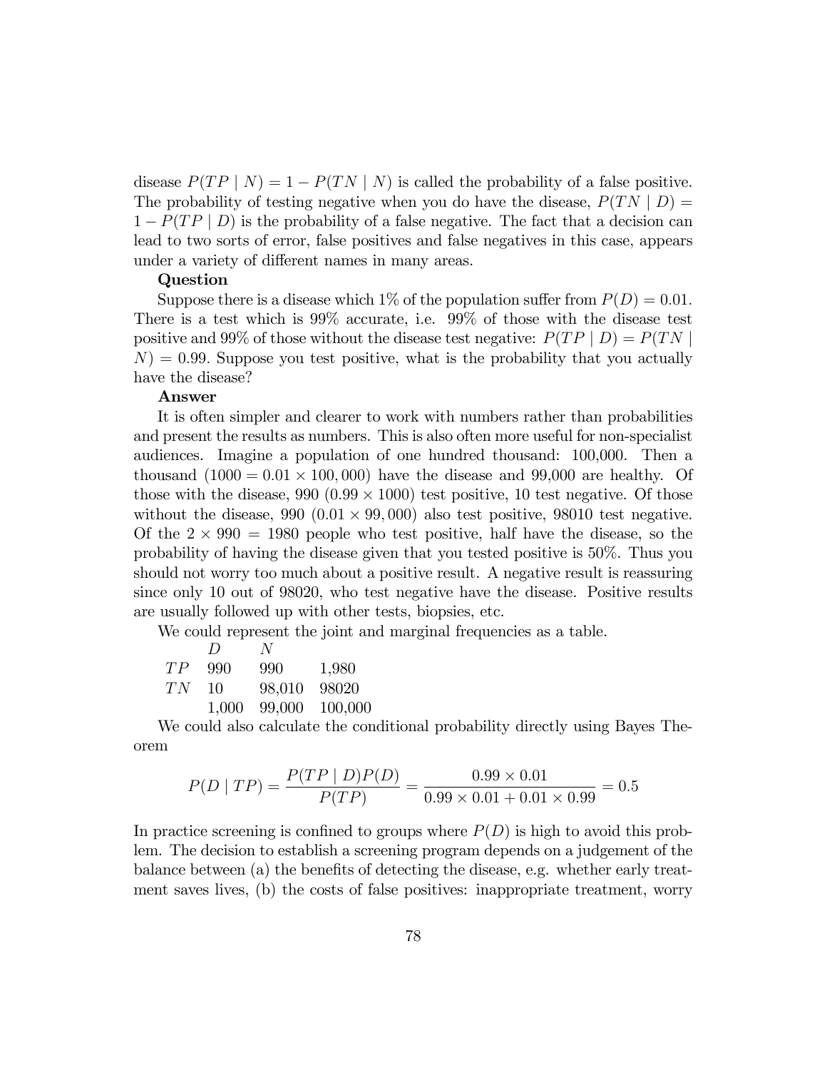disease $P(TP \mid N) = 1 - P(TN \mid N)$ is called the probability of a false positive. The probability of testing negative when you do have the disease, $P(TN \mid D) = 1 - P(TP \mid D)$ is the probability of a false negative. The fact that a decision can lead to two sorts of error, false positives and false negatives in this case, appears under a variety of different names in many areas.

**Question**

Suppose there is a disease which 1% of the population suffer from $P(D) = 0.01$. There is a test which is 99% accurate, i.e. 99% of those with the disease test positive and 99% of those without the disease test negative: $P(TP \mid D) = P(TN \mid N) = 0.99$. Suppose you test positive, what is the probability that you actually have the disease?

**Answer**

It is often simpler and clearer to work with numbers rather than probabilities and present the results as numbers. This is also often more useful for non-specialist audiences. Imagine a population of one hundred thousand: 100,000. Then a thousand $(1000 = 0.01 \times 100,000)$ have the disease and 99,000 are healthy. Of those with the disease, 990 $(0.99 \times 1000)$ test positive, 10 test negative. Of those without the disease, 990 $(0.01 \times 99,000)$ also test positive, 98010 test negative. Of the $2 \times 990 = 1980$ people who test positive, half have the disease, so the probability of having the disease given that you tested positive is 50%. Thus you should not worry too much about a positive result. A negative result is reassuring since only 10 out of 98020, who test negative have the disease. Positive results are usually followed up with other tests, biopsies, etc.

We could represent the joint and marginal frequencies as a table.

| | $D$ | $N$ | |
|---|---|---|---|
| $TP$ | 990 | 990 | 1,980 |
| $TN$ | 10 | 98,010 | 98020 |
| | 1,000 | 99,000 | 100,000 |

We could also calculate the conditional probability directly using Bayes Theorem

$$P(D \mid TP) = \frac{P(TP \mid D)P(D)}{P(TP)} = \frac{0.99 \times 0.01}{0.99 \times 0.01 + 0.01 \times 0.99} = 0.5$$

In practice screening is confined to groups where $P(D)$ is high to avoid this problem. The decision to establish a screening program depends on a judgement of the balance between (a) the benefits of detecting the disease, e.g. whether early treatment saves lives, (b) the costs of false positives: inappropriate treatment, worry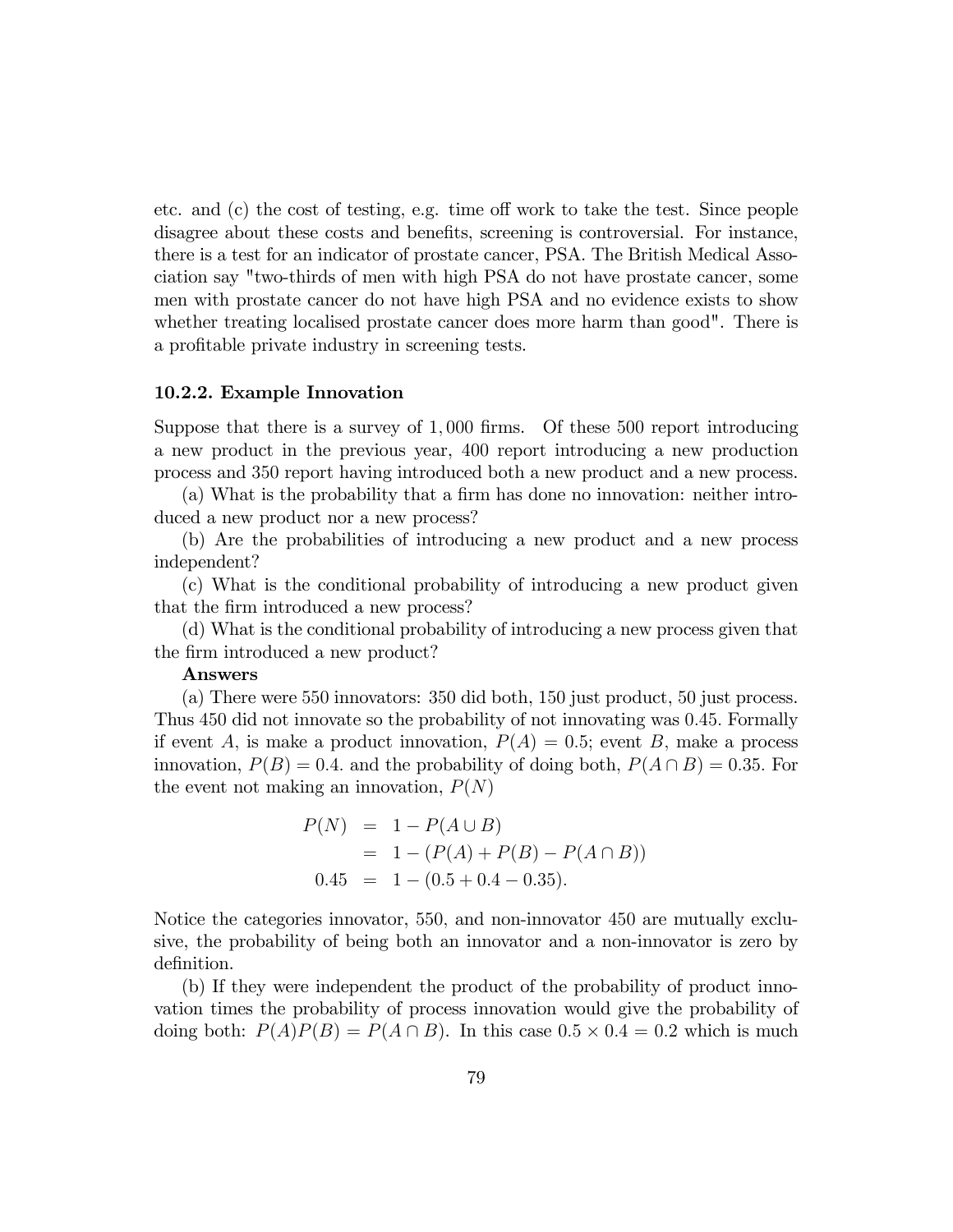etc. and (c) the cost of testing, e.g. time off work to take the test. Since people disagree about these costs and benefits, screening is controversial. For instance, there is a test for an indicator of prostate cancer, PSA. The British Medical Association say "two-thirds of men with high PSA do not have prostate cancer, some men with prostate cancer do not have high PSA and no evidence exists to show whether treating localised prostate cancer does more harm than good". There is a profitable private industry in screening tests.

### 10.2.2. Example Innovation

Suppose that there is a survey of 1,000 firms. Of these 500 report introducing a new product in the previous year, 400 report introducing a new production process and 350 report having introduced both a new product and a new process.

(a) What is the probability that a firm has done no innovation: neither introduced a new product nor a new process?

(b) Are the probabilities of introducing a new product and a new process independent?

(c) What is the conditional probability of introducing a new product given that the firm introduced a new process?

(d) What is the conditional probability of introducing a new process given that the firm introduced a new product?

**Answers**

(a) There were 550 innovators: 350 did both, 150 just product, 50 just process. Thus 450 did not innovate so the probability of not innovating was 0.45. Formally if event $A$, is make a product innovation, $P(A) = 0.5$; event $B$, make a process innovation, $P(B) = 0.4$. and the probability of doing both, $P(A \cap B) = 0.35$. For the event not making an innovation, $P(N)$

$$
\begin{aligned}
P(N) &= 1 - P(A \cup B) \\
&= 1 - (P(A) + P(B) - P(A \cap B)) \\
0.45 &= 1 - (0.5 + 0.4 - 0.35).
\end{aligned}
$$

Notice the categories innovator, 550, and non-innovator 450 are mutually exclusive, the probability of being both an innovator and a non-innovator is zero by definition.

(b) If they were independent the product of the probability of product innovation times the probability of process innovation would give the probability of doing both: $P(A)P(B) = P(A \cap B)$. In this case $0.5 \times 0.4 = 0.2$ which is much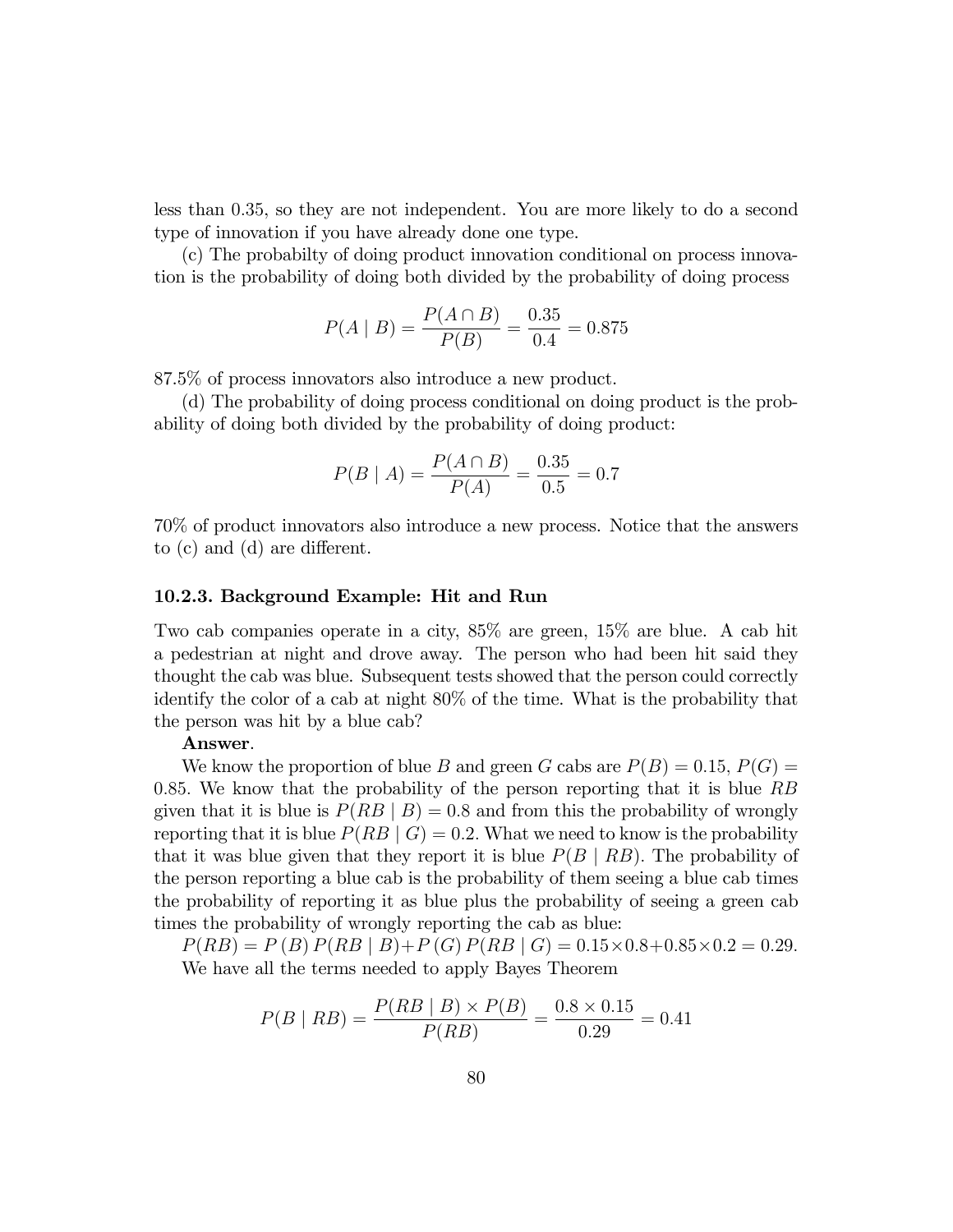less than 0.35, so they are not independent. You are more likely to do a second type of innovation if you have already done one type.

(c) The probabilty of doing product innovation conditional on process innovation is the probability of doing both divided by the probability of doing process

$$P(A \mid B) = \frac{P(A \cap B)}{P(B)} = \frac{0.35}{0.4} = 0.875$$

87.5% of process innovators also introduce a new product.

(d) The probability of doing process conditional on doing product is the probability of doing both divided by the probability of doing product:

$$P(B \mid A) = \frac{P(A \cap B)}{P(A)} = \frac{0.35}{0.5} = 0.7$$

70% of product innovators also introduce a new process. Notice that the answers to (c) and (d) are different.

### 10.2.3. Background Example: Hit and Run

Two cab companies operate in a city, 85% are green, 15% are blue. A cab hit a pedestrian at night and drove away. The person who had been hit said they thought the cab was blue. Subsequent tests showed that the person could correctly identify the color of a cab at night 80% of the time. What is the probability that the person was hit by a blue cab?

**Answer**.

We know the proportion of blue $B$ and green $G$ cabs are $P(B) = 0.15$, $P(G) = 0.85$. We know that the probability of the person reporting that it is blue $RB$ given that it is blue is $P(RB \mid B) = 0.8$ and from this the probability of wrongly reporting that it is blue $P(RB \mid G) = 0.2$. What we need to know is the probability that it was blue given that they report it is blue $P(B \mid RB)$. The probability of the person reporting a blue cab is the probability of them seeing a blue cab times the probability of reporting it as blue plus the probability of seeing a green cab times the probability of wrongly reporting the cab as blue:

$P(RB) = P(B)\,P(RB \mid B) + P(G)\,P(RB \mid G) = 0.15 \times 0.8 + 0.85 \times 0.2 = 0.29.$

We have all the terms needed to apply Bayes Theorem

$$P(B \mid RB) = \frac{P(RB \mid B) \times P(B)}{P(RB)} = \frac{0.8 \times 0.15}{0.29} = 0.41$$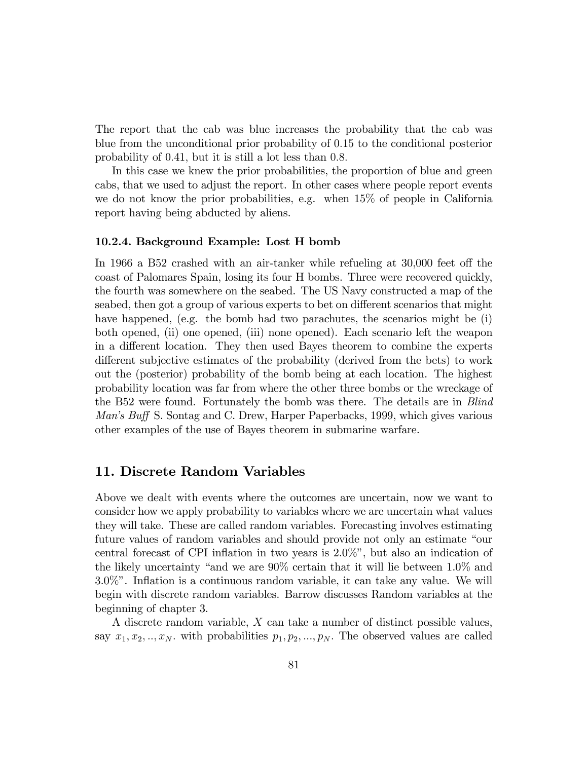The report that the cab was blue increases the probability that the cab was blue from the unconditional prior probability of 0.15 to the conditional posterior probability of 0.41, but it is still a lot less than 0.8.

In this case we knew the prior probabilities, the proportion of blue and green cabs, that we used to adjust the report. In other cases where people report events we do not know the prior probabilities, e.g. when 15% of people in California report having being abducted by aliens.

### 10.2.4. Background Example: Lost H bomb

In 1966 a B52 crashed with an air-tanker while refueling at 30,000 feet off the coast of Palomares Spain, losing its four H bombs. Three were recovered quickly, the fourth was somewhere on the seabed. The US Navy constructed a map of the seabed, then got a group of various experts to bet on different scenarios that might have happened, (e.g. the bomb had two parachutes, the scenarios might be (i) both opened, (ii) one opened, (iii) none opened). Each scenario left the weapon in a different location. They then used Bayes theorem to combine the experts different subjective estimates of the probability (derived from the bets) to work out the (posterior) probability of the bomb being at each location. The highest probability location was far from where the other three bombs or the wreckage of the B52 were found. Fortunately the bomb was there. The details are in *Blind Man's Buff* S. Sontag and C. Drew, Harper Paperbacks, 1999, which gives various other examples of the use of Bayes theorem in submarine warfare.

## 11. Discrete Random Variables

Above we dealt with events where the outcomes are uncertain, now we want to consider how we apply probability to variables where we are uncertain what values they will take. These are called random variables. Forecasting involves estimating future values of random variables and should provide not only an estimate "our central forecast of CPI inflation in two years is 2.0%", but also an indication of the likely uncertainty "and we are 90% certain that it will lie between 1.0% and 3.0%". Inflation is a continuous random variable, it can take any value. We will begin with discrete random variables. Barrow discusses Random variables at the beginning of chapter 3.

A discrete random variable, $X$ can take a number of distinct possible values, say $x_1, x_2, .., x_N$. with probabilities $p_1, p_2, ..., p_N$. The observed values are called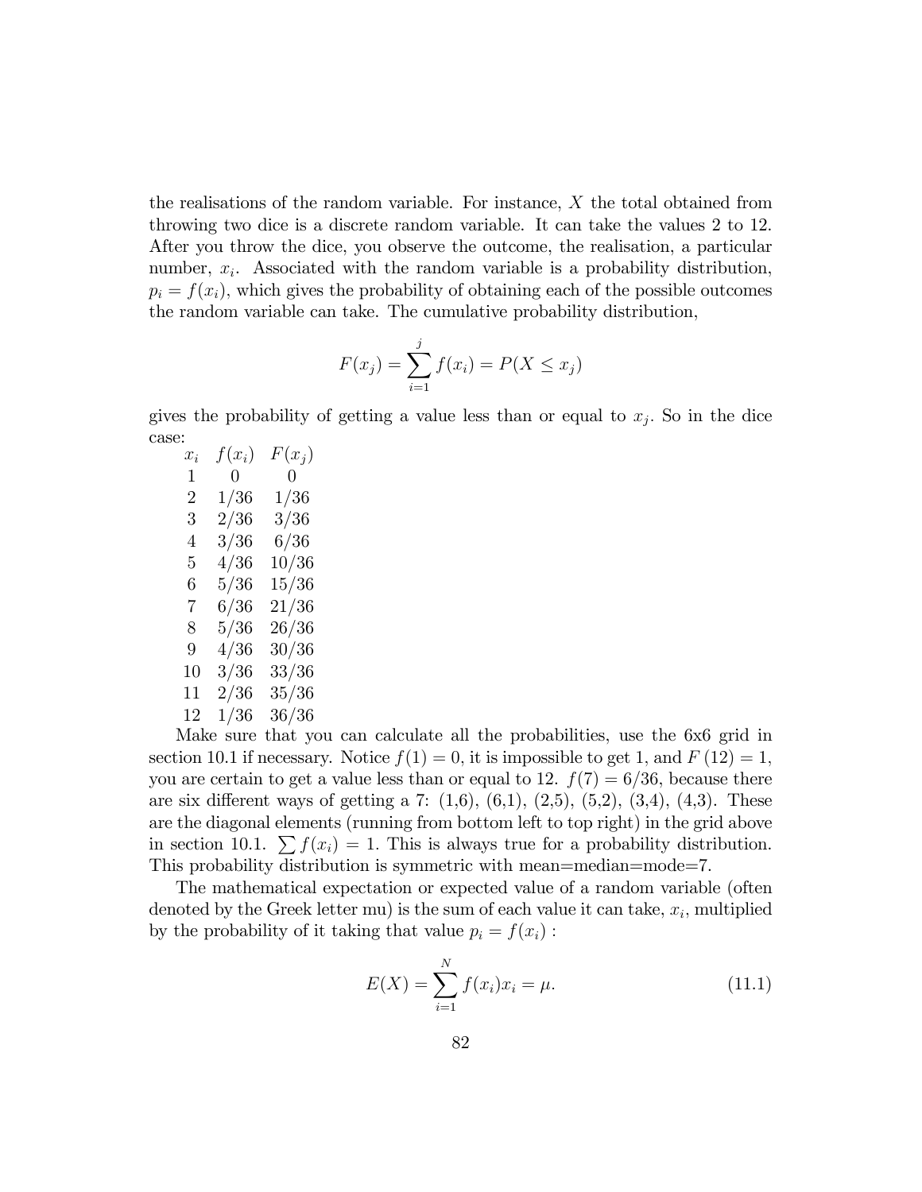the realisations of the random variable. For instance, $X$ the total obtained from throwing two dice is a discrete random variable. It can take the values 2 to 12. After you throw the dice, you observe the outcome, the realisation, a particular number, $x_i$. Associated with the random variable is a probability distribution, $p_i = f(x_i)$, which gives the probability of obtaining each of the possible outcomes the random variable can take. The cumulative probability distribution,

$$F(x_j) = \sum_{i=1}^{j} f(x_i) = P(X \leq x_j)$$

gives the probability of getting a value less than or equal to $x_j$. So in the dice case:

| $x_i$ | $f(x_i)$ | $F(x_j)$ |
|---|---|---|
| 1 | 0 | 0 |
| 2 | 1/36 | 1/36 |
| 3 | 2/36 | 3/36 |
| 4 | 3/36 | 6/36 |
| 5 | 4/36 | 10/36 |
| 6 | 5/36 | 15/36 |
| 7 | 6/36 | 21/36 |
| 8 | 5/36 | 26/36 |
| 9 | 4/36 | 30/36 |
| 10 | 3/36 | 33/36 |
| 11 | 2/36 | 35/36 |
| 12 | 1/36 | 36/36 |

Make sure that you can calculate all the probabilities, use the 6x6 grid in section 10.1 if necessary. Notice $f(1) = 0$, it is impossible to get 1, and $F(12) = 1$, you are certain to get a value less than or equal to 12. $f(7) = 6/36$, because there are six different ways of getting a 7: (1,6), (6,1), (2,5), (5,2), (3,4), (4,3). These are the diagonal elements (running from bottom left to top right) in the grid above in section 10.1. $\sum f(x_i) = 1$. This is always true for a probability distribution. This probability distribution is symmetric with mean=median=mode=7.

The mathematical expectation or expected value of a random variable (often denoted by the Greek letter mu) is the sum of each value it can take, $x_i$, multiplied by the probability of it taking that value $p_i = f(x_i)$ :

$$E(X) = \sum_{i=1}^{N} f(x_i)x_i = \mu. \tag{11.1}$$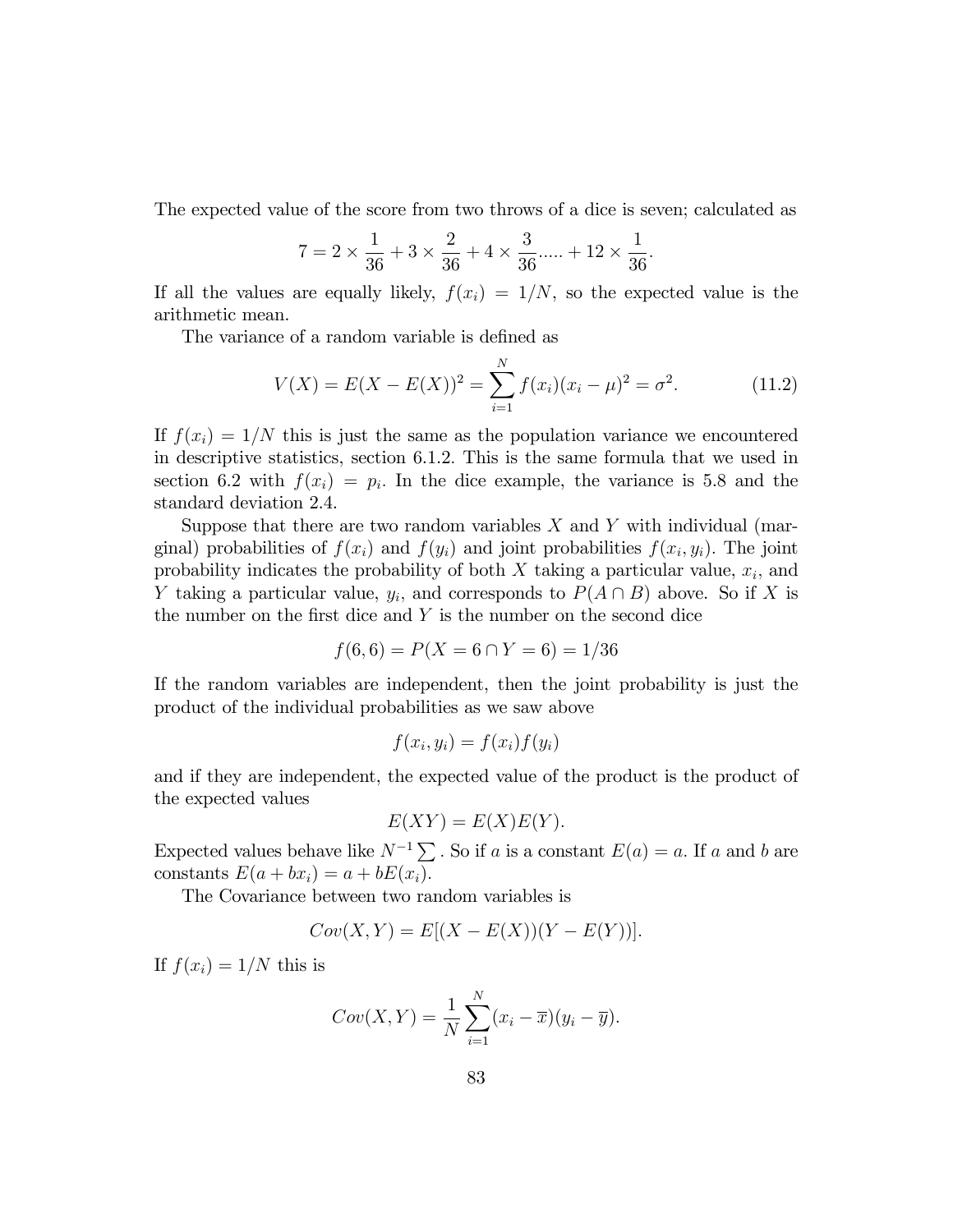The expected value of the score from two throws of a dice is seven; calculated as

$$7 = 2 \times \frac{1}{36} + 3 \times \frac{2}{36} + 4 \times \frac{3}{36} ..... + 12 \times \frac{1}{36}.$$

If all the values are equally likely, $f(x_i) = 1/N$, so the expected value is the arithmetic mean.

The variance of a random variable is defined as

$$V(X) = E(X - E(X))^2 = \sum_{i=1}^{N} f(x_i)(x_i - \mu)^2 = \sigma^2. \tag{11.2}$$

If $f(x_i) = 1/N$ this is just the same as the population variance we encountered in descriptive statistics, section 6.1.2. This is the same formula that we used in section 6.2 with $f(x_i) = p_i$. In the dice example, the variance is 5.8 and the standard deviation 2.4.

Suppose that there are two random variables $X$ and $Y$ with individual (marginal) probabilities of $f(x_i)$ and $f(y_i)$ and joint probabilities $f(x_i, y_i)$. The joint probability indicates the probability of both $X$ taking a particular value, $x_i$, and $Y$ taking a particular value, $y_i$, and corresponds to $P(A \cap B)$ above. So if $X$ is the number on the first dice and $Y$ is the number on the second dice

$$f(6, 6) = P(X = 6 \cap Y = 6) = 1/36$$

If the random variables are independent, then the joint probability is just the product of the individual probabilities as we saw above

$$f(x_i, y_i) = f(x_i)f(y_i)$$

and if they are independent, the expected value of the product is the product of the expected values

$$E(XY) = E(X)E(Y).$$

Expected values behave like $N^{-1}\sum$. So if $a$ is a constant $E(a) = a$. If $a$ and $b$ are constants $E(a + bx_i) = a + bE(x_i)$.

The Covariance between two random variables is

$$Cov(X, Y) = E[(X - E(X))(Y - E(Y))].$$

If $f(x_i) = 1/N$ this is

$$Cov(X, Y) = \frac{1}{N}\sum_{i=1}^{N}(x_i - \overline{x})(y_i - \overline{y}).$$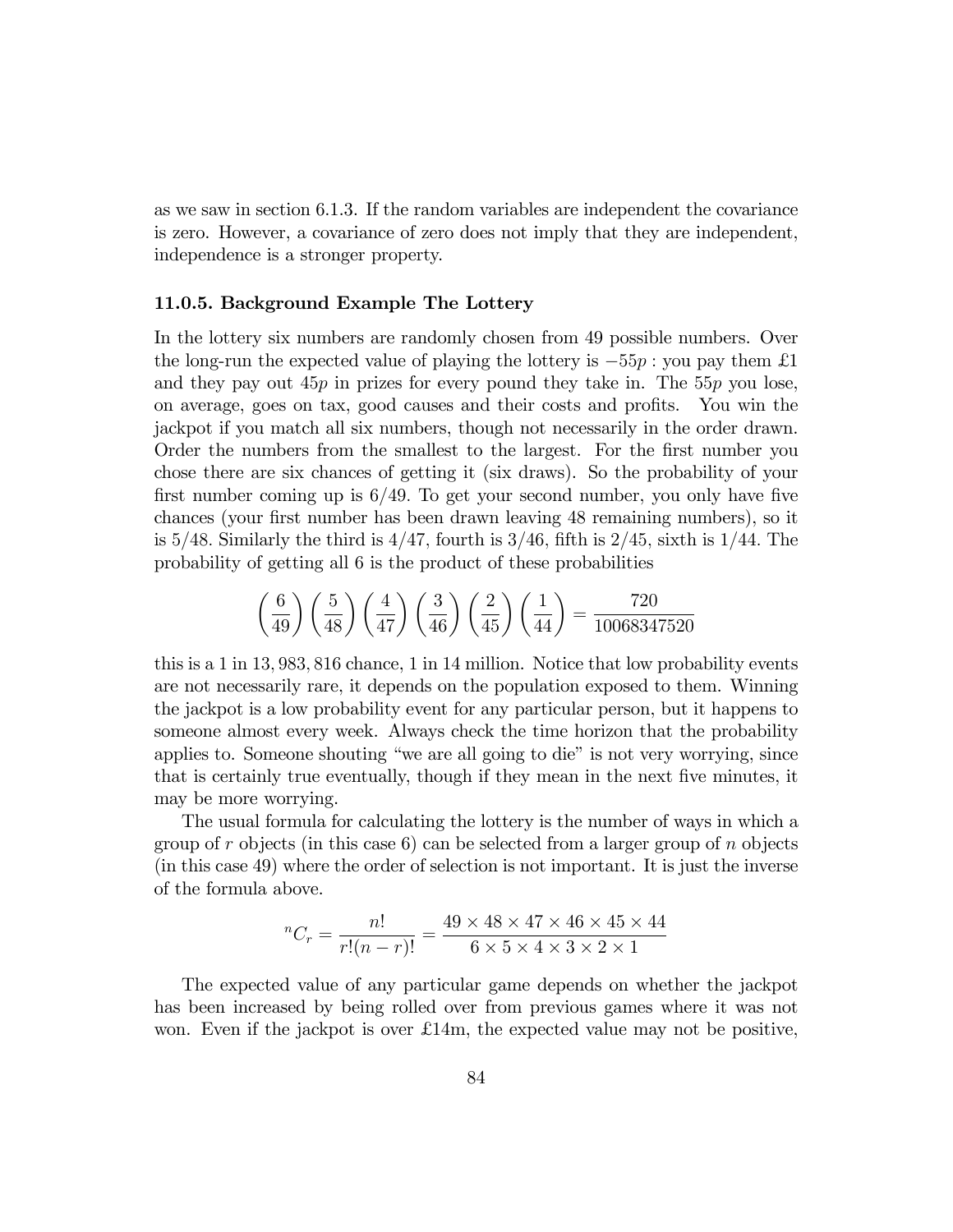as we saw in section 6.1.3. If the random variables are independent the covariance is zero. However, a covariance of zero does not imply that they are independent, independence is a stronger property.

### 11.0.5. Background Example The Lottery

In the lottery six numbers are randomly chosen from 49 possible numbers. Over the long-run the expected value of playing the lottery is $-55p$ : you pay them £1 and they pay out $45p$ in prizes for every pound they take in. The $55p$ you lose, on average, goes on tax, good causes and their costs and profits. You win the jackpot if you match all six numbers, though not necessarily in the order drawn. Order the numbers from the smallest to the largest. For the first number you chose there are six chances of getting it (six draws). So the probability of your first number coming up is $6/49$. To get your second number, you only have five chances (your first number has been drawn leaving 48 remaining numbers), so it is $5/48$. Similarly the third is $4/47$, fourth is $3/46$, fifth is $2/45$, sixth is $1/44$. The probability of getting all 6 is the product of these probabilities

$$\left(\frac{6}{49}\right)\left(\frac{5}{48}\right)\left(\frac{4}{47}\right)\left(\frac{3}{46}\right)\left(\frac{2}{45}\right)\left(\frac{1}{44}\right)=\frac{720}{10068347520}$$

this is a 1 in 13,983,816 chance, 1 in 14 million. Notice that low probability events are not necessarily rare, it depends on the population exposed to them. Winning the jackpot is a low probability event for any particular person, but it happens to someone almost every week. Always check the time horizon that the probability applies to. Someone shouting "we are all going to die" is not very worrying, since that is certainly true eventually, though if they mean in the next five minutes, it may be more worrying.

The usual formula for calculating the lottery is the number of ways in which a group of $r$ objects (in this case 6) can be selected from a larger group of $n$ objects (in this case 49) where the order of selection is not important. It is just the inverse of the formula above.

$${}^{n}C_{r}=\frac{n!}{r!(n-r)!}=\frac{49\times 48\times 47\times 46\times 45\times 44}{6\times 5\times 4\times 3\times 2\times 1}$$

The expected value of any particular game depends on whether the jackpot has been increased by being rolled over from previous games where it was not won. Even if the jackpot is over £14m, the expected value may not be positive,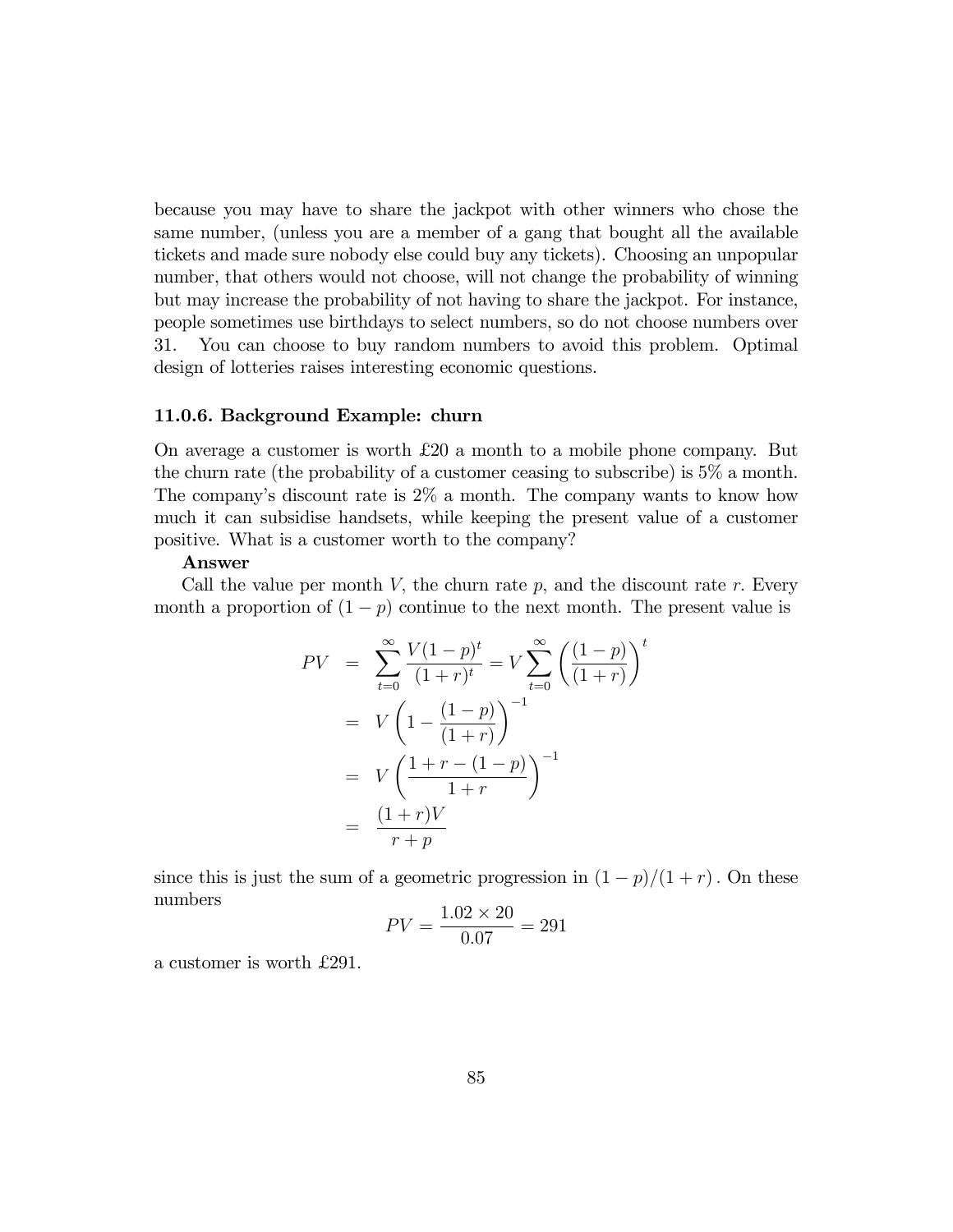because you may have to share the jackpot with other winners who chose the same number, (unless you are a member of a gang that bought all the available tickets and made sure nobody else could buy any tickets). Choosing an unpopular number, that others would not choose, will not change the probability of winning but may increase the probability of not having to share the jackpot. For instance, people sometimes use birthdays to select numbers, so do not choose numbers over 31. You can choose to buy random numbers to avoid this problem. Optimal design of lotteries raises interesting economic questions.

### 11.0.6. Background Example: churn

On average a customer is worth £20 a month to a mobile phone company. But the churn rate (the probability of a customer ceasing to subscribe) is 5% a month. The company's discount rate is 2% a month. The company wants to know how much it can subsidise handsets, while keeping the present value of a customer positive. What is a customer worth to the company?

**Answer**

Call the value per month $V$, the churn rate $p$, and the discount rate $r$. Every month a proportion of $(1-p)$ continue to the next month. The present value is

$$
\begin{aligned}
PV &= \sum_{t=0}^{\infty} \frac{V(1-p)^t}{(1+r)^t} = V \sum_{t=0}^{\infty} \left( \frac{(1-p)}{(1+r)} \right)^t \\
&= V \left( 1 - \frac{(1-p)}{(1+r)} \right)^{-1} \\
&= V \left( \frac{1+r-(1-p)}{1+r} \right)^{-1} \\
&= \frac{(1+r)V}{r+p}
\end{aligned}
$$

since this is just the sum of a geometric progression in $(1-p)/(1+r)$. On these numbers

$$
PV = \frac{1.02 \times 20}{0.07} = 291
$$

a customer is worth £291.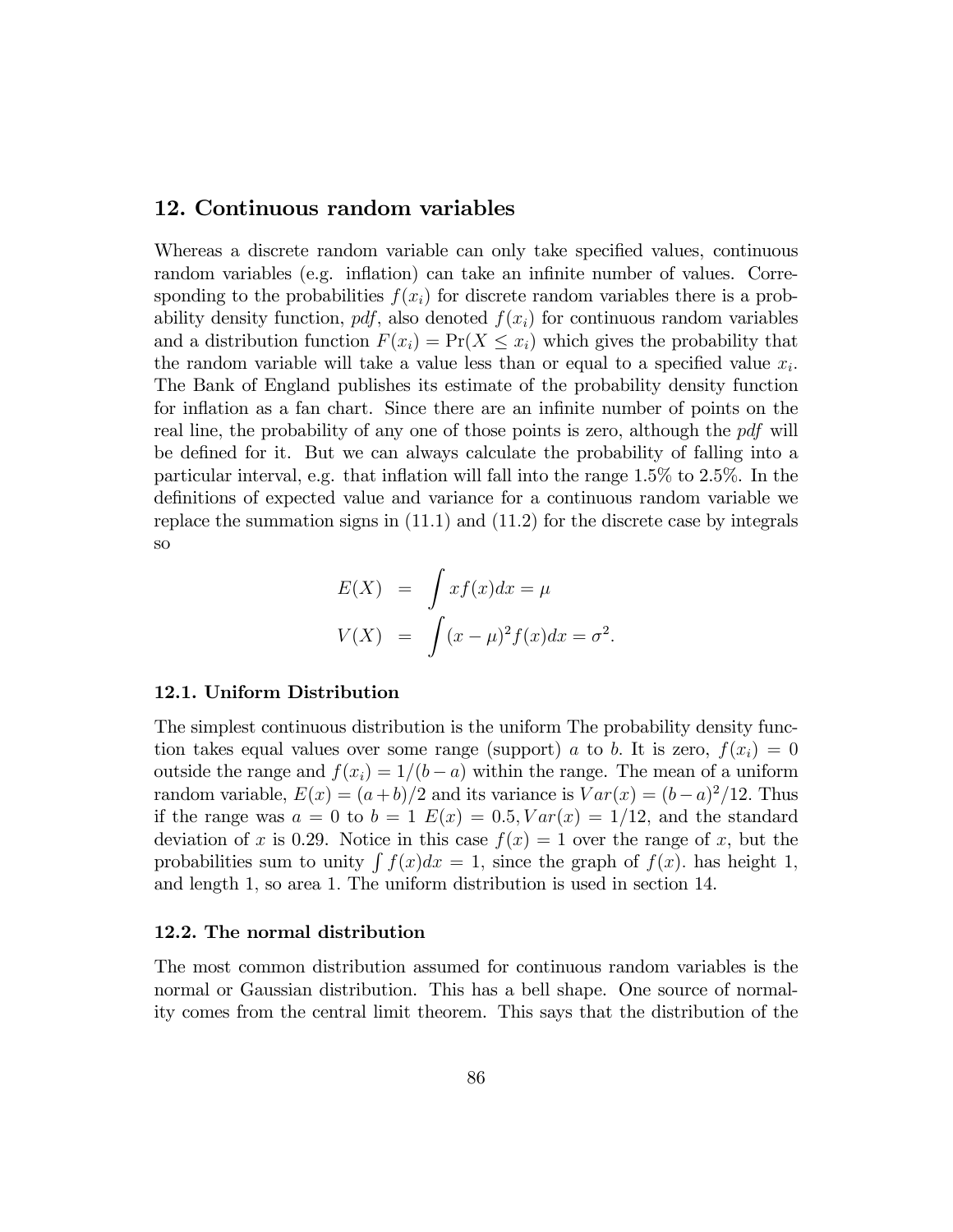## 12. Continuous random variables

Whereas a discrete random variable can only take specified values, continuous random variables (e.g. inflation) can take an infinite number of values. Corresponding to the probabilities $f(x_i)$ for discrete random variables there is a probability density function, *pdf*, also denoted $f(x_i)$ for continuous random variables and a distribution function $F(x_i) = \Pr(X \leq x_i)$ which gives the probability that the random variable will take a value less than or equal to a specified value $x_i$. The Bank of England publishes its estimate of the probability density function for inflation as a fan chart. Since there are an infinite number of points on the real line, the probability of any one of those points is zero, although the *pdf* will be defined for it. But we can always calculate the probability of falling into a particular interval, e.g. that inflation will fall into the range 1.5% to 2.5%. In the definitions of expected value and variance for a continuous random variable we replace the summation signs in (11.1) and (11.2) for the discrete case by integrals so

$$
\begin{aligned}
E(X) &= \int x f(x) dx = \mu \\
V(X) &= \int (x-\mu)^2 f(x) dx = \sigma^2.
\end{aligned}
$$

### 12.1. Uniform Distribution

The simplest continuous distribution is the uniform The probability density function takes equal values over some range (support) $a$ to $b$. It is zero, $f(x_i) = 0$ outside the range and $f(x_i) = 1/(b-a)$ within the range. The mean of a uniform random variable, $E(x) = (a+b)/2$ and its variance is $Var(x) = (b-a)^2/12$. Thus if the range was $a = 0$ to $b = 1$ $E(x) = 0.5, Var(x) = 1/12$, and the standard deviation of $x$ is 0.29. Notice in this case $f(x) = 1$ over the range of $x$, but the probabilities sum to unity $\int f(x)dx = 1$, since the graph of $f(x)$. has height 1, and length 1, so area 1. The uniform distribution is used in section 14.

### 12.2. The normal distribution

The most common distribution assumed for continuous random variables is the normal or Gaussian distribution. This has a bell shape. One source of normality comes from the central limit theorem. This says that the distribution of the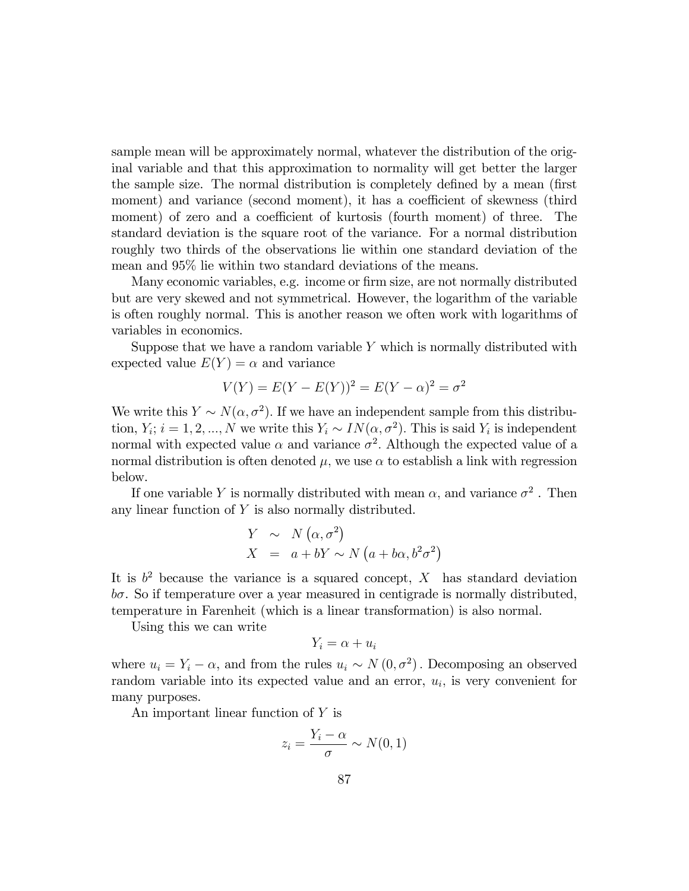sample mean will be approximately normal, whatever the distribution of the original variable and that this approximation to normality will get better the larger the sample size. The normal distribution is completely defined by a mean (first moment) and variance (second moment), it has a coefficient of skewness (third moment) of zero and a coefficient of kurtosis (fourth moment) of three. The standard deviation is the square root of the variance. For a normal distribution roughly two thirds of the observations lie within one standard deviation of the mean and 95% lie within two standard deviations of the means.

Many economic variables, e.g. income or firm size, are not normally distributed but are very skewed and not symmetrical. However, the logarithm of the variable is often roughly normal. This is another reason we often work with logarithms of variables in economics.

Suppose that we have a random variable $Y$ which is normally distributed with expected value $E(Y) = \alpha$ and variance

$$V(Y) = E(Y - E(Y))^2 = E(Y - \alpha)^2 = \sigma^2$$

We write this $Y \sim N(\alpha, \sigma^2)$. If we have an independent sample from this distribution, $Y_i$; $i = 1, 2, ..., N$ we write this $Y_i \sim IN(\alpha, \sigma^2)$. This is said $Y_i$ is independent normal with expected value $\alpha$ and variance $\sigma^2$. Although the expected value of a normal distribution is often denoted $\mu$, we use $\alpha$ to establish a link with regression below.

If one variable $Y$ is normally distributed with mean $\alpha$, and variance $\sigma^2$ . Then any linear function of $Y$ is also normally distributed.

$$\begin{aligned} Y &\sim N\left(\alpha, \sigma^2\right) \\ X &= a + bY \sim N\left(a + b\alpha, b^2\sigma^2\right) \end{aligned}$$

It is $b^2$ because the variance is a squared concept, $X$ has standard deviation $b\sigma$. So if temperature over a year measured in centigrade is normally distributed, temperature in Farenheit (which is a linear transformation) is also normal.

Using this we can write

$$Y_i = \alpha + u_i$$

where $u_i = Y_i - \alpha$, and from the rules $u_i \sim N\left(0, \sigma^2\right)$. Decomposing an observed random variable into its expected value and an error, $u_i$, is very convenient for many purposes.

An important linear function of $Y$ is

$$z_i = \frac{Y_i - \alpha}{\sigma} \sim N(0, 1)$$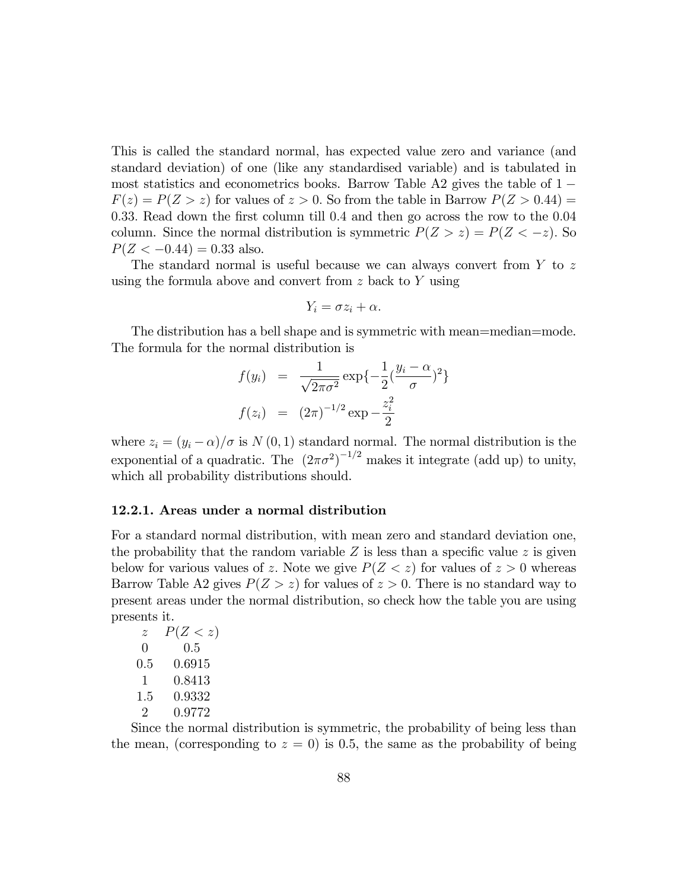This is called the standard normal, has expected value zero and variance (and standard deviation) of one (like any standardised variable) and is tabulated in most statistics and econometrics books. Barrow Table A2 gives the table of $1 - F(z) = P(Z > z)$ for values of $z > 0$. So from the table in Barrow $P(Z > 0.44) = 0.33$. Read down the first column till 0.4 and then go across the row to the 0.04 column. Since the normal distribution is symmetric $P(Z > z) = P(Z < -z)$. So $P(Z < -0.44) = 0.33$ also.

The standard normal is useful because we can always convert from $Y$ to $z$ using the formula above and convert from $z$ back to $Y$ using

$$Y_i = \sigma z_i + \alpha.$$

The distribution has a bell shape and is symmetric with mean=median=mode. The formula for the normal distribution is

$$\begin{aligned} f(y_i) &= \frac{1}{\sqrt{2\pi\sigma^2}} \exp\{-\frac{1}{2}(\frac{y_i - \alpha}{\sigma})^2\} \\ f(z_i) &= (2\pi)^{-1/2} \exp -\frac{z_i^2}{2} \end{aligned}$$

where $z_i = (y_i - \alpha)/\sigma$ is $N(0,1)$ standard normal. The normal distribution is the exponential of a quadratic. The $(2\pi\sigma^2)^{-1/2}$ makes it integrate (add up) to unity, which all probability distributions should.

### 12.2.1. Areas under a normal distribution

For a standard normal distribution, with mean zero and standard deviation one, the probability that the random variable $Z$ is less than a specific value $z$ is given below for various values of $z$. Note we give $P(Z < z)$ for values of $z > 0$ whereas Barrow Table A2 gives $P(Z > z)$ for values of $z > 0$. There is no standard way to present areas under the normal distribution, so check how the table you are using presents it.

| $z$ | $P(Z < z)$ |
|---|---|
| 0 | 0.5 |
| 0.5 | 0.6915 |
| 1 | 0.8413 |
| 1.5 | 0.9332 |
| 2 | 0.9772 |

Since the normal distribution is symmetric, the probability of being less than the mean, (corresponding to $z = 0$) is 0.5, the same as the probability of being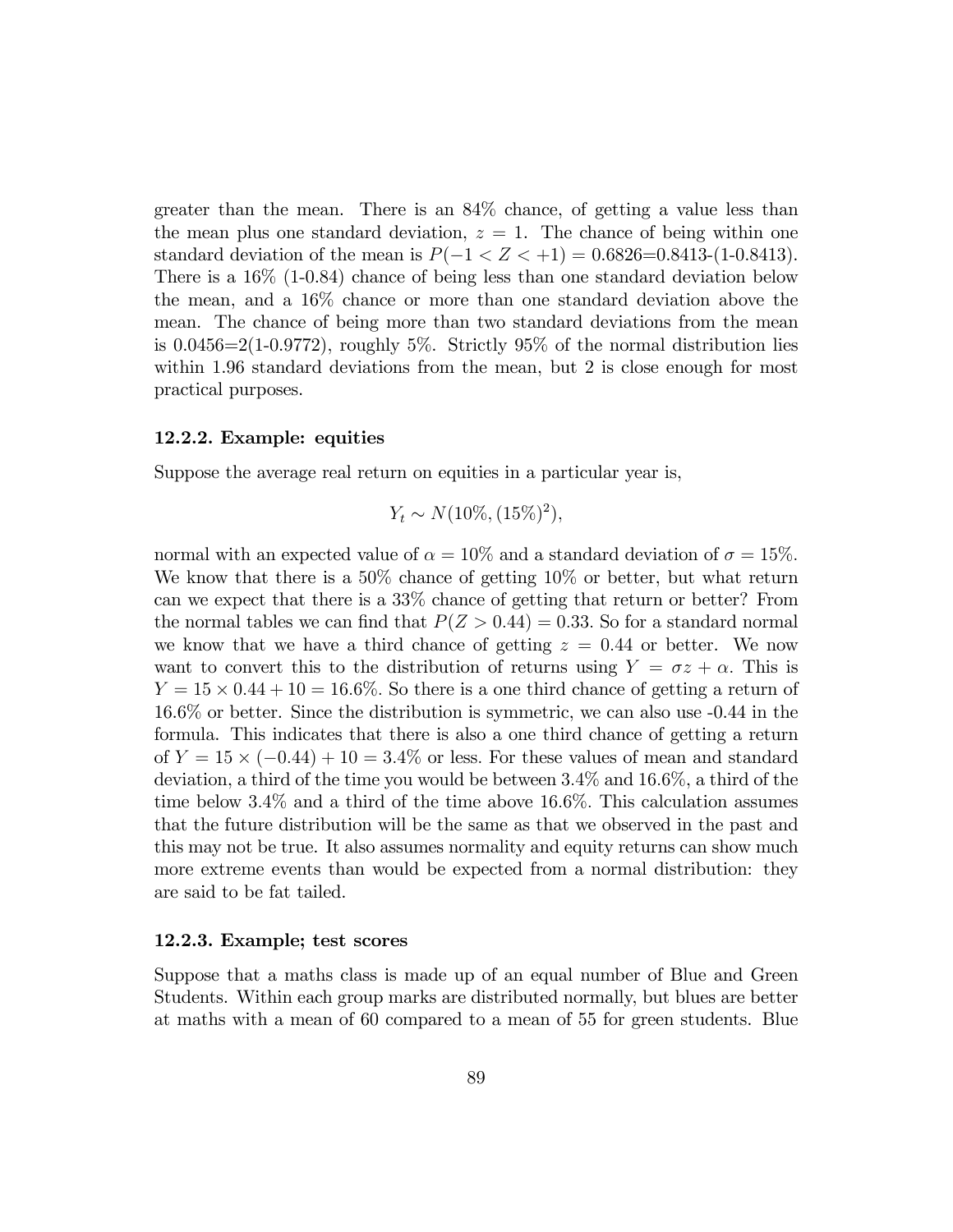greater than the mean. There is an 84% chance, of getting a value less than the mean plus one standard deviation, $z = 1$. The chance of being within one standard deviation of the mean is $P(-1 < Z < +1) = 0.6826$=0.8413-(1-0.8413). There is a 16% (1-0.84) chance of being less than one standard deviation below the mean, and a 16% chance or more than one standard deviation above the mean. The chance of being more than two standard deviations from the mean is 0.0456=2(1-0.9772), roughly 5%. Strictly 95% of the normal distribution lies within 1.96 standard deviations from the mean, but 2 is close enough for most practical purposes.

### 12.2.2. Example: equities

Suppose the average real return on equities in a particular year is,

$$Y_t \sim N(10\%, (15\%)^2),$$

normal with an expected value of $\alpha = 10\%$ and a standard deviation of $\sigma = 15\%$. We know that there is a 50% chance of getting 10% or better, but what return can we expect that there is a 33% chance of getting that return or better? From the normal tables we can find that $P(Z > 0.44) = 0.33$. So for a standard normal we know that we have a third chance of getting $z = 0.44$ or better. We now want to convert this to the distribution of returns using $Y = \sigma z + \alpha$. This is $Y = 15 \times 0.44 + 10 = 16.6\%$. So there is a one third chance of getting a return of 16.6% or better. Since the distribution is symmetric, we can also use -0.44 in the formula. This indicates that there is also a one third chance of getting a return of $Y = 15 \times (-0.44) + 10 = 3.4\%$ or less. For these values of mean and standard deviation, a third of the time you would be between 3.4% and 16.6%, a third of the time below 3.4% and a third of the time above 16.6%. This calculation assumes that the future distribution will be the same as that we observed in the past and this may not be true. It also assumes normality and equity returns can show much more extreme events than would be expected from a normal distribution: they are said to be fat tailed.

### 12.2.3. Example; test scores

Suppose that a maths class is made up of an equal number of Blue and Green Students. Within each group marks are distributed normally, but blues are better at maths with a mean of 60 compared to a mean of 55 for green students. Blue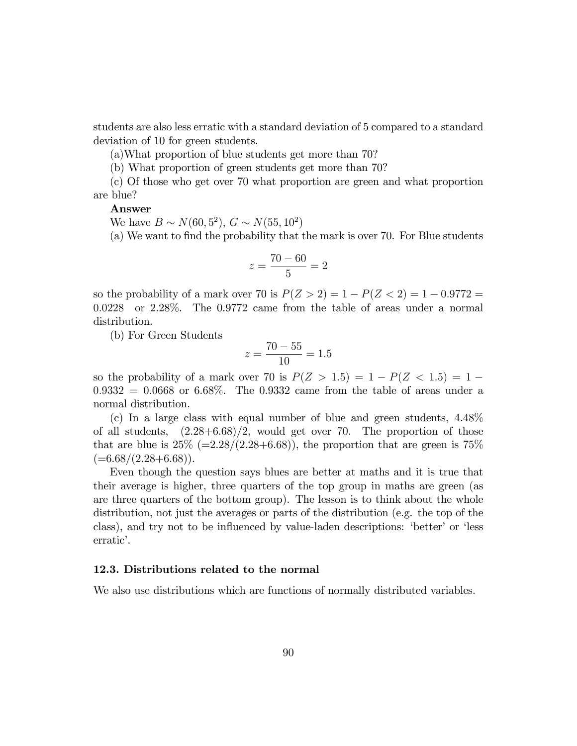students are also less erratic with a standard deviation of 5 compared to a standard deviation of 10 for green students.

(a)What proportion of blue students get more than 70?

(b) What proportion of green students get more than 70?

(c) Of those who get over 70 what proportion are green and what proportion are blue?

**Answer**

We have $B \sim N(60, 5^2)$, $G \sim N(55, 10^2)$

(a) We want to find the probability that the mark is over 70. For Blue students

$$z = \frac{70 - 60}{5} = 2$$

so the probability of a mark over 70 is $P(Z > 2) = 1 - P(Z < 2) = 1 - 0.9772 = 0.0228$ or 2.28%. The 0.9772 came from the table of areas under a normal distribution.

(b) For Green Students

$$z = \frac{70 - 55}{10} = 1.5$$

so the probability of a mark over 70 is $P(Z > 1.5) = 1 - P(Z < 1.5) = 1 - 0.9332 = 0.0668$ or 6.68%. The 0.9332 came from the table of areas under a normal distribution.

(c) In a large class with equal number of blue and green students, 4.48% of all students, (2.28+6.68)/2, would get over 70. The proportion of those that are blue is 25% (=2.28/(2.28+6.68)), the proportion that are green is 75% (=6.68/(2.28+6.68)).

Even though the question says blues are better at maths and it is true that their average is higher, three quarters of the top group in maths are green (as are three quarters of the bottom group). The lesson is to think about the whole distribution, not just the averages or parts of the distribution (e.g. the top of the class), and try not to be influenced by value-laden descriptions: 'better' or 'less erratic'.

### 12.3. Distributions related to the normal

We also use distributions which are functions of normally distributed variables.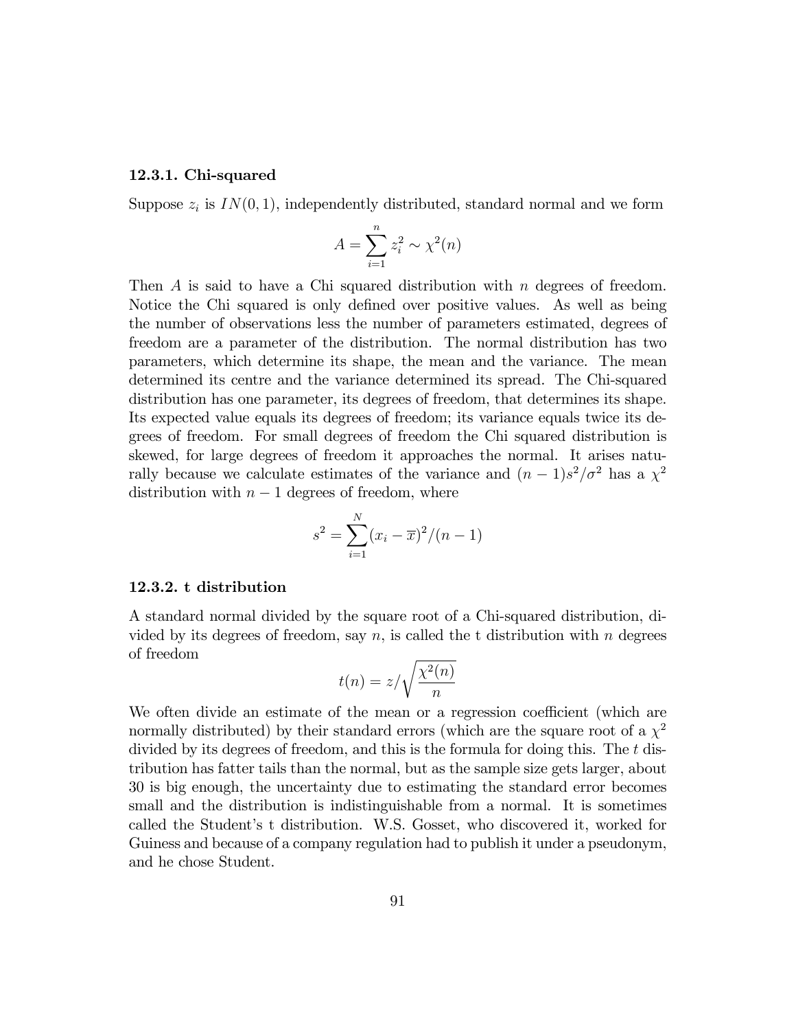### 12.3.1. Chi-squared

Suppose $z_i$ is $IN(0,1)$, independently distributed, standard normal and we form

$$A = \sum_{i=1}^{n} z_i^2 \sim \chi^2(n)$$

Then $A$ is said to have a Chi squared distribution with $n$ degrees of freedom. Notice the Chi squared is only defined over positive values. As well as being the number of observations less the number of parameters estimated, degrees of freedom are a parameter of the distribution. The normal distribution has two parameters, which determine its shape, the mean and the variance. The mean determined its centre and the variance determined its spread. The Chi-squared distribution has one parameter, its degrees of freedom, that determines its shape. Its expected value equals its degrees of freedom; its variance equals twice its degrees of freedom. For small degrees of freedom the Chi squared distribution is skewed, for large degrees of freedom it approaches the normal. It arises naturally because we calculate estimates of the variance and $(n-1)s^2/\sigma^2$ has a $\chi^2$ distribution with $n-1$ degrees of freedom, where

$$s^2 = \sum_{i=1}^{N} (x_i - \overline{x})^2/(n-1)$$

### 12.3.2. t distribution

A standard normal divided by the square root of a Chi-squared distribution, divided by its degrees of freedom, say $n$, is called the t distribution with $n$ degrees of freedom

$$t(n) = z/\sqrt{\frac{\chi^2(n)}{n}}$$

We often divide an estimate of the mean or a regression coefficient (which are normally distributed) by their standard errors (which are the square root of a $\chi^2$ divided by its degrees of freedom, and this is the formula for doing this. The $t$ distribution has fatter tails than the normal, but as the sample size gets larger, about 30 is big enough, the uncertainty due to estimating the standard error becomes small and the distribution is indistinguishable from a normal. It is sometimes called the Student's t distribution. W.S. Gosset, who discovered it, worked for Guiness and because of a company regulation had to publish it under a pseudonym, and he chose Student.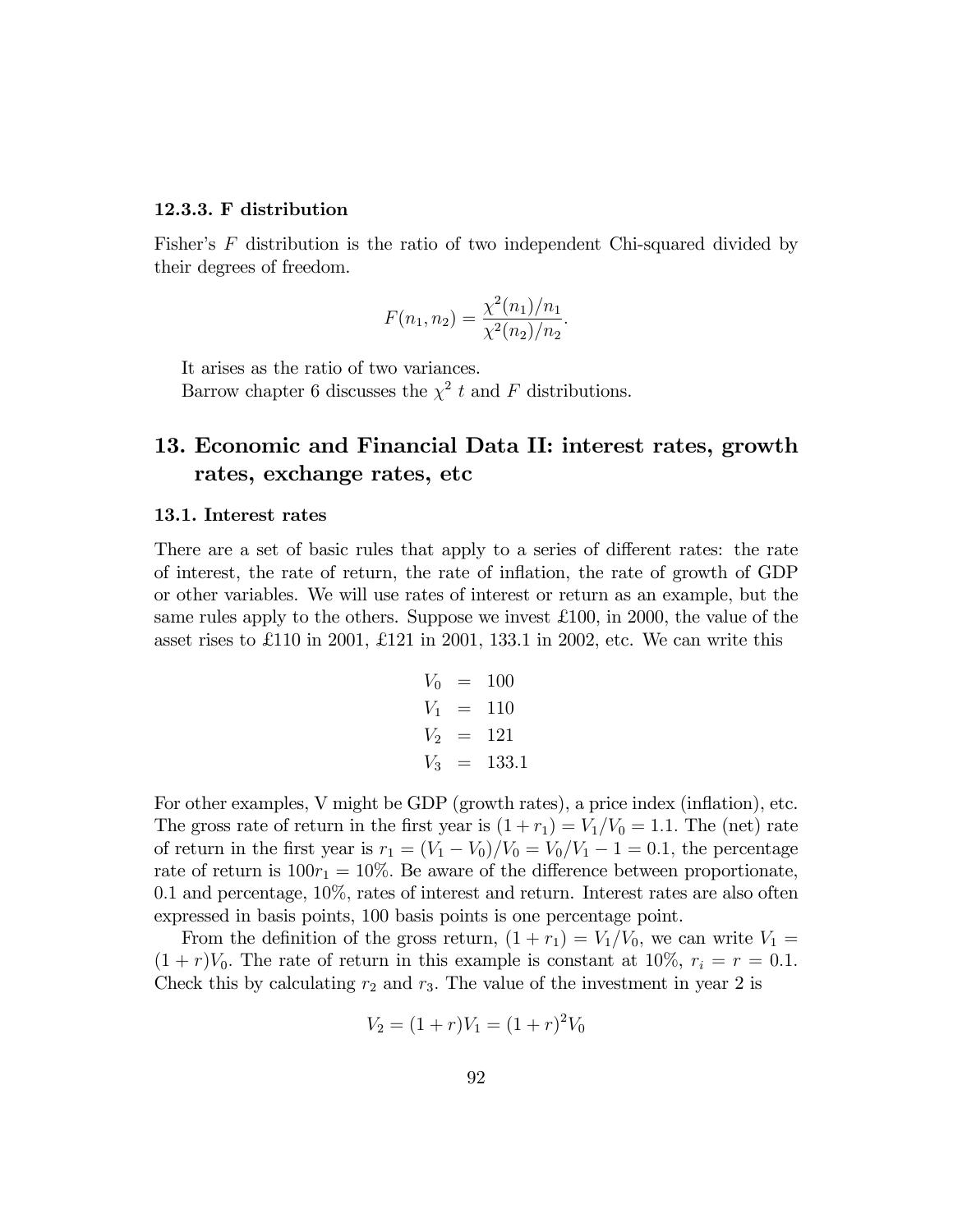#### 12.3.3. F distribution

Fisher's $F$ distribution is the ratio of two independent Chi-squared divided by their degrees of freedom.

$$F(n_1, n_2) = \frac{\chi^2(n_1)/n_1}{\chi^2(n_2)/n_2}.$$

It arises as the ratio of two variances.

Barrow chapter 6 discusses the $\chi^2$ $t$ and $F$ distributions.

# 13. Economic and Financial Data II: interest rates, growth rates, exchange rates, etc

## 13.1. Interest rates

There are a set of basic rules that apply to a series of different rates: the rate of interest, the rate of return, the rate of inflation, the rate of growth of GDP or other variables. We will use rates of interest or return as an example, but the same rules apply to the others. Suppose we invest £100, in 2000, the value of the asset rises to £110 in 2001, £121 in 2001, 133.1 in 2002, etc. We can write this

$$\begin{aligned} V_0 &= 100 \\ V_1 &= 110 \\ V_2 &= 121 \\ V_3 &= 133.1 \end{aligned}$$

For other examples, V might be GDP (growth rates), a price index (inflation), etc. The gross rate of return in the first year is $(1 + r_1) = V_1/V_0 = 1.1$. The (net) rate of return in the first year is $r_1 = (V_1 - V_0)/V_0 = V_0/V_1 - 1 = 0.1$, the percentage rate of return is $100r_1 = 10\%$. Be aware of the difference between proportionate, 0.1 and percentage, 10%, rates of interest and return. Interest rates are also often expressed in basis points, 100 basis points is one percentage point.

From the definition of the gross return, $(1 + r_1) = V_1/V_0$, we can write $V_1 = (1 + r)V_0$. The rate of return in this example is constant at 10%, $r_i = r = 0.1$. Check this by calculating $r_2$ and $r_3$. The value of the investment in year 2 is

$$V_2 = (1 + r)V_1 = (1 + r)^2 V_0$$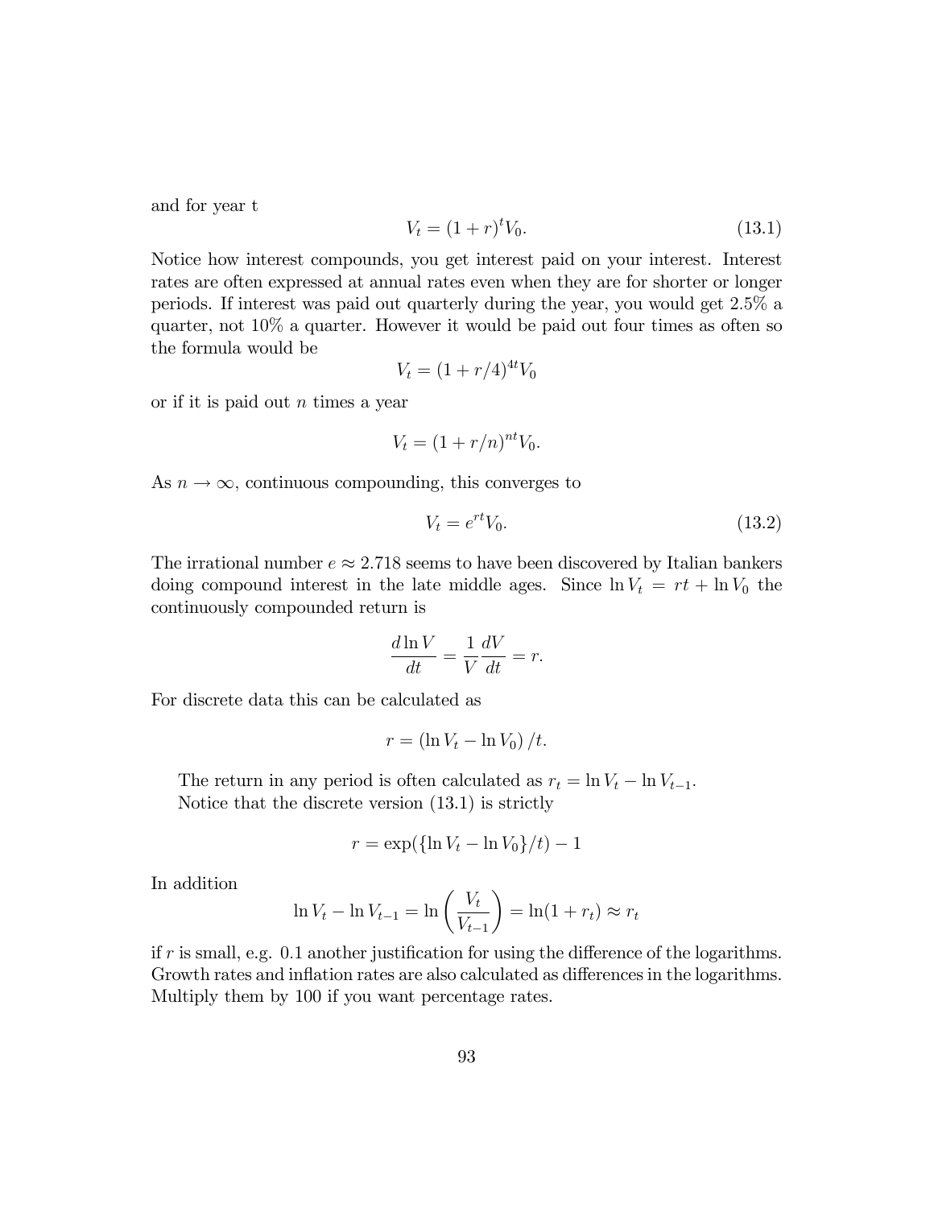and for year t

$$V_t = (1+r)^t V_0. \tag{13.1}$$

Notice how interest compounds, you get interest paid on your interest. Interest rates are often expressed at annual rates even when they are for shorter or longer periods. If interest was paid out quarterly during the year, you would get 2.5% a quarter, not 10% a quarter. However it would be paid out four times as often so the formula would be

$$V_t = (1 + r/4)^{4t} V_0$$

or if it is paid out $n$ times a year

$$V_t = (1 + r/n)^{nt} V_0.$$

As $n \to \infty$, continuous compounding, this converges to

$$V_t = e^{rt} V_0. \tag{13.2}$$

The irrational number $e \approx 2.718$ seems to have been discovered by Italian bankers doing compound interest in the late middle ages. Since $\ln V_t = rt + \ln V_0$ the continuously compounded return is

$$\frac{d \ln V}{dt} = \frac{1}{V}\frac{dV}{dt} = r.$$

For discrete data this can be calculated as

$$r = (\ln V_t - \ln V_0)/t.$$

The return in any period is often calculated as $r_t = \ln V_t - \ln V_{t-1}$.

Notice that the discrete version (13.1) is strictly

$$r = \exp(\{\ln V_t - \ln V_0\}/t) - 1$$

In addition

$$\ln V_t - \ln V_{t-1} = \ln\left(\frac{V_t}{V_{t-1}}\right) = \ln(1 + r_t) \approx r_t$$

if $r$ is small, e.g. 0.1 another justification for using the difference of the logarithms. Growth rates and inflation rates are also calculated as differences in the logarithms. Multiply them by 100 if you want percentage rates.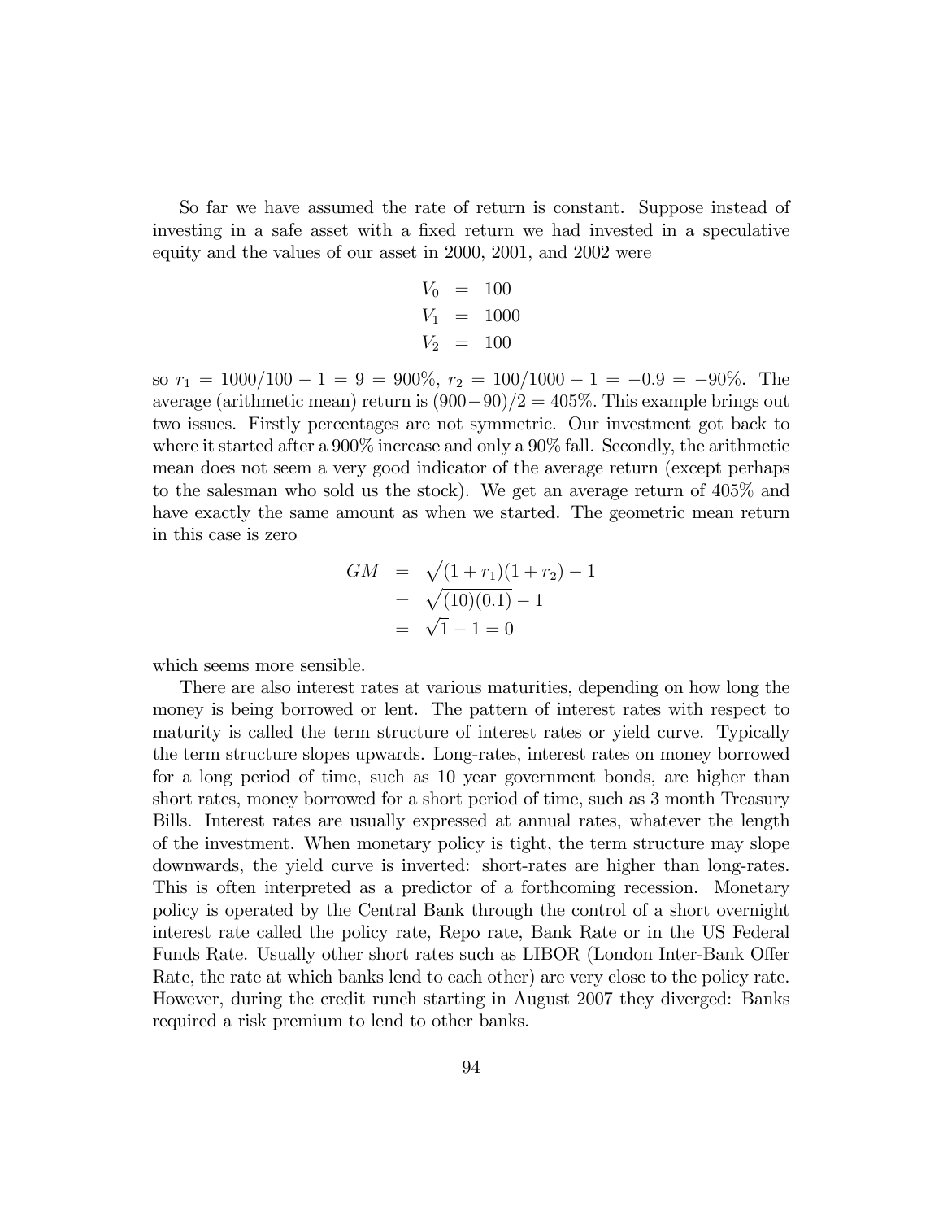So far we have assumed the rate of return is constant. Suppose instead of investing in a safe asset with a fixed return we had invested in a speculative equity and the values of our asset in 2000, 2001, and 2002 were

$$
\begin{aligned}
V_0 &= 100 \\
V_1 &= 1000 \\
V_2 &= 100
\end{aligned}
$$

so $r_1 = 1000/100 - 1 = 9 = 900\%$, $r_2 = 100/1000 - 1 = -0.9 = -90\%$. The average (arithmetic mean) return is $(900-90)/2 = 405\%$. This example brings out two issues. Firstly percentages are not symmetric. Our investment got back to where it started after a 900% increase and only a 90% fall. Secondly, the arithmetic mean does not seem a very good indicator of the average return (except perhaps to the salesman who sold us the stock). We get an average return of 405% and have exactly the same amount as when we started. The geometric mean return in this case is zero

$$
\begin{aligned}
GM &= \sqrt{(1+r_1)(1+r_2)} - 1 \\
&= \sqrt{(10)(0.1)} - 1 \\
&= \sqrt{1} - 1 = 0
\end{aligned}
$$

which seems more sensible.

There are also interest rates at various maturities, depending on how long the money is being borrowed or lent. The pattern of interest rates with respect to maturity is called the term structure of interest rates or yield curve. Typically the term structure slopes upwards. Long-rates, interest rates on money borrowed for a long period of time, such as 10 year government bonds, are higher than short rates, money borrowed for a short period of time, such as 3 month Treasury Bills. Interest rates are usually expressed at annual rates, whatever the length of the investment. When monetary policy is tight, the term structure may slope downwards, the yield curve is inverted: short-rates are higher than long-rates. This is often interpreted as a predictor of a forthcoming recession. Monetary policy is operated by the Central Bank through the control of a short overnight interest rate called the policy rate, Repo rate, Bank Rate or in the US Federal Funds Rate. Usually other short rates such as LIBOR (London Inter-Bank Offer Rate, the rate at which banks lend to each other) are very close to the policy rate. However, during the credit runch starting in August 2007 they diverged: Banks required a risk premium to lend to other banks.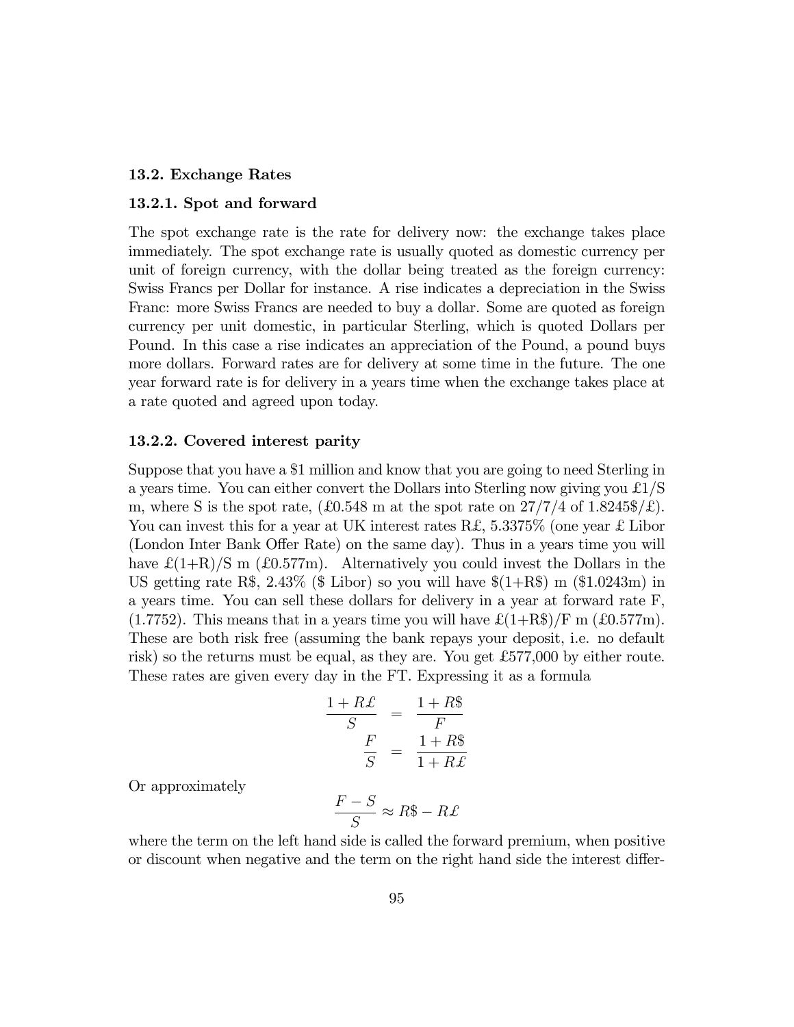### 13.2. Exchange Rates

#### 13.2.1. Spot and forward

The spot exchange rate is the rate for delivery now: the exchange takes place immediately. The spot exchange rate is usually quoted as domestic currency per unit of foreign currency, with the dollar being treated as the foreign currency: Swiss Francs per Dollar for instance. A rise indicates a depreciation in the Swiss Franc: more Swiss Francs are needed to buy a dollar. Some are quoted as foreign currency per unit domestic, in particular Sterling, which is quoted Dollars per Pound. In this case a rise indicates an appreciation of the Pound, a pound buys more dollars. Forward rates are for delivery at some time in the future. The one year forward rate is for delivery in a years time when the exchange takes place at a rate quoted and agreed upon today.

#### 13.2.2. Covered interest parity

Suppose that you have a $1 million and know that you are going to need Sterling in a years time. You can either convert the Dollars into Sterling now giving you £1/S m, where S is the spot rate, (£0.548 m at the spot rate on 27/7/4 of 1.8245$/£). You can invest this for a year at UK interest rates R£, 5.3375% (one year £ Libor (London Inter Bank Offer Rate) on the same day). Thus in a years time you will have £(1+R)/S m (£0.577m). Alternatively you could invest the Dollars in the US getting rate R$, 2.43% ($ Libor) so you will have $(1+R$) m ($1.0243m) in a years time. You can sell these dollars for delivery in a year at forward rate F, (1.7752). This means that in a years time you will have £(1+R$)/F m (£0.577m). These are both risk free (assuming the bank repays your deposit, i.e. no default risk) so the returns must be equal, as they are. You get £577,000 by either route. These rates are given every day in the FT. Expressing it as a formula

$$\frac{1+R\pounds}{S} = \frac{1+R\$}{F}$$

$$\frac{F}{S} = \frac{1+R\$}{1+R\pounds}$$

Or approximately

$$\frac{F-S}{S} \approx R\$ - R\pounds$$

where the term on the left hand side is called the forward premium, when positive or discount when negative and the term on the right hand side the interest differ-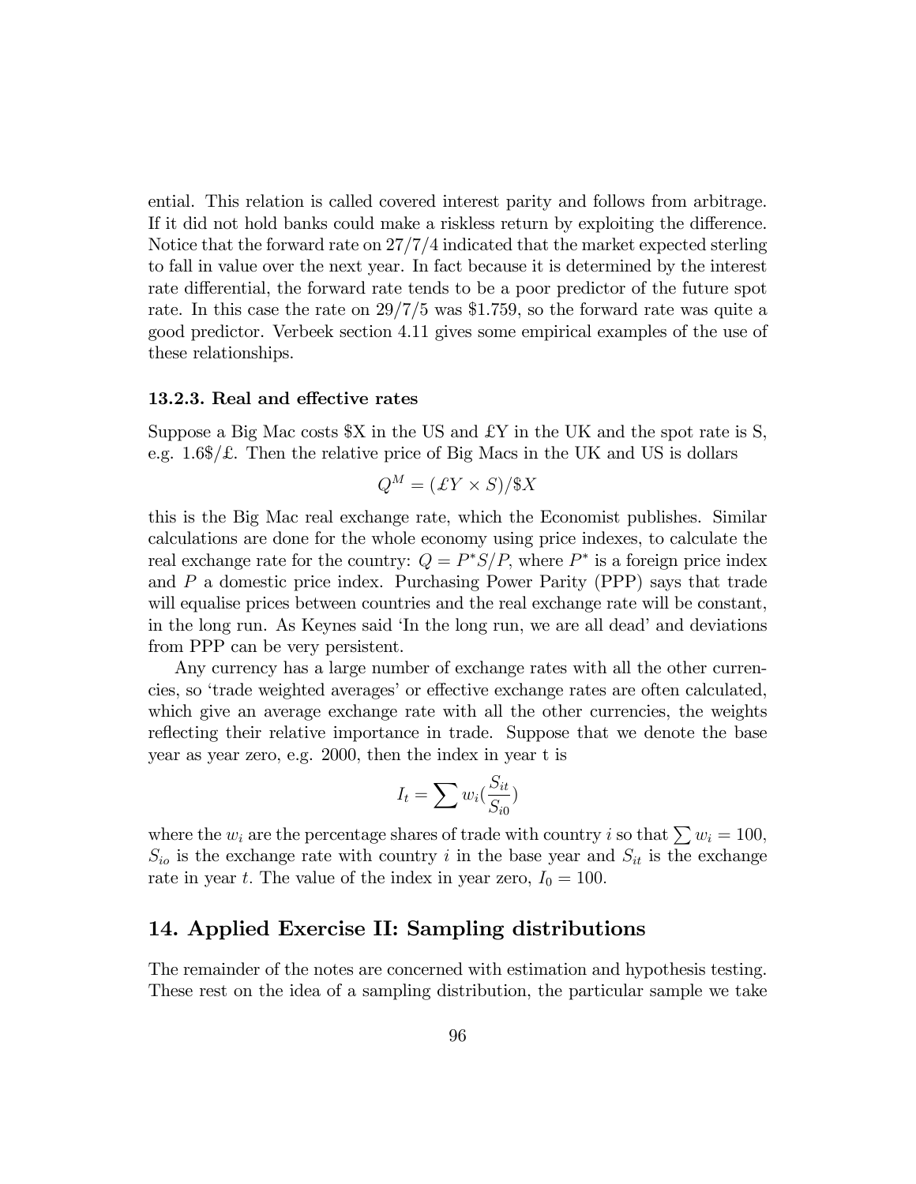ential. This relation is called covered interest parity and follows from arbitrage. If it did not hold banks could make a riskless return by exploiting the difference. Notice that the forward rate on 27/7/4 indicated that the market expected sterling to fall in value over the next year. In fact because it is determined by the interest rate differential, the forward rate tends to be a poor predictor of the future spot rate. In this case the rate on 29/7/5 was \$1.759, so the forward rate was quite a good predictor. Verbeek section 4.11 gives some empirical examples of the use of these relationships.

### 13.2.3. Real and effective rates

Suppose a Big Mac costs \$X in the US and £Y in the UK and the spot rate is S, e.g. 1.6\$/£. Then the relative price of Big Macs in the UK and US is dollars

$$Q^M = (\pounds Y \times S)/\$X$$

this is the Big Mac real exchange rate, which the Economist publishes. Similar calculations are done for the whole economy using price indexes, to calculate the real exchange rate for the country: $Q = P^*S/P$, where $P^*$ is a foreign price index and $P$ a domestic price index. Purchasing Power Parity (PPP) says that trade will equalise prices between countries and the real exchange rate will be constant, in the long run. As Keynes said 'In the long run, we are all dead' and deviations from PPP can be very persistent.

Any currency has a large number of exchange rates with all the other currencies, so 'trade weighted averages' or effective exchange rates are often calculated, which give an average exchange rate with all the other currencies, the weights reflecting their relative importance in trade. Suppose that we denote the base year as year zero, e.g. 2000, then the index in year t is

$$I_t = \sum w_i(\frac{S_{it}}{S_{i0}})$$

where the $w_i$ are the percentage shares of trade with country $i$ so that $\sum w_i = 100$, $S_{io}$ is the exchange rate with country $i$ in the base year and $S_{it}$ is the exchange rate in year $t$. The value of the index in year zero, $I_0 = 100$.

## 14. Applied Exercise II: Sampling distributions

The remainder of the notes are concerned with estimation and hypothesis testing. These rest on the idea of a sampling distribution, the particular sample we take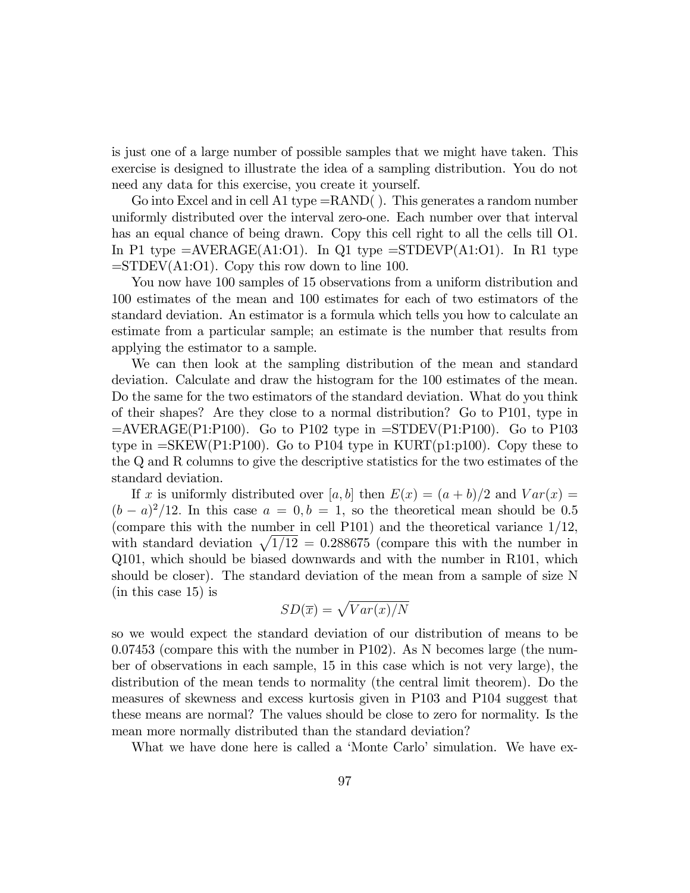is just one of a large number of possible samples that we might have taken. This exercise is designed to illustrate the idea of a sampling distribution. You do not need any data for this exercise, you create it yourself.

Go into Excel and in cell A1 type =RAND( ). This generates a random number uniformly distributed over the interval zero-one. Each number over that interval has an equal chance of being drawn. Copy this cell right to all the cells till O1. In P1 type =AVERAGE(A1:O1). In Q1 type =STDEVP(A1:O1). In R1 type =STDEV(A1:O1). Copy this row down to line 100.

You now have 100 samples of 15 observations from a uniform distribution and 100 estimates of the mean and 100 estimates for each of two estimators of the standard deviation. An estimator is a formula which tells you how to calculate an estimate from a particular sample; an estimate is the number that results from applying the estimator to a sample.

We can then look at the sampling distribution of the mean and standard deviation. Calculate and draw the histogram for the 100 estimates of the mean. Do the same for the two estimators of the standard deviation. What do you think of their shapes? Are they close to a normal distribution? Go to P101, type in =AVERAGE(P1:P100). Go to P102 type in =STDEV(P1:P100). Go to P103 type in =SKEW(P1:P100). Go to P104 type in KURT(p1:p100). Copy these to the Q and R columns to give the descriptive statistics for the two estimates of the standard deviation.

If $x$ is uniformly distributed over $[a, b]$ then $E(x) = (a + b)/2$ and $Var(x) = (b - a)^2/12$. In this case $a = 0, b = 1$, so the theoretical mean should be 0.5 (compare this with the number in cell P101) and the theoretical variance 1/12, with standard deviation $\sqrt{1/12} = 0.288675$ (compare this with the number in Q101, which should be biased downwards and with the number in R101, which should be closer). The standard deviation of the mean from a sample of size N (in this case 15) is

$$SD(\overline{x}) = \sqrt{Var(x)/N}$$

so we would expect the standard deviation of our distribution of means to be 0.07453 (compare this with the number in P102). As N becomes large (the number of observations in each sample, 15 in this case which is not very large), the distribution of the mean tends to normality (the central limit theorem). Do the measures of skewness and excess kurtosis given in P103 and P104 suggest that these means are normal? The values should be close to zero for normality. Is the mean more normally distributed than the standard deviation?

What we have done here is called a 'Monte Carlo' simulation. We have ex-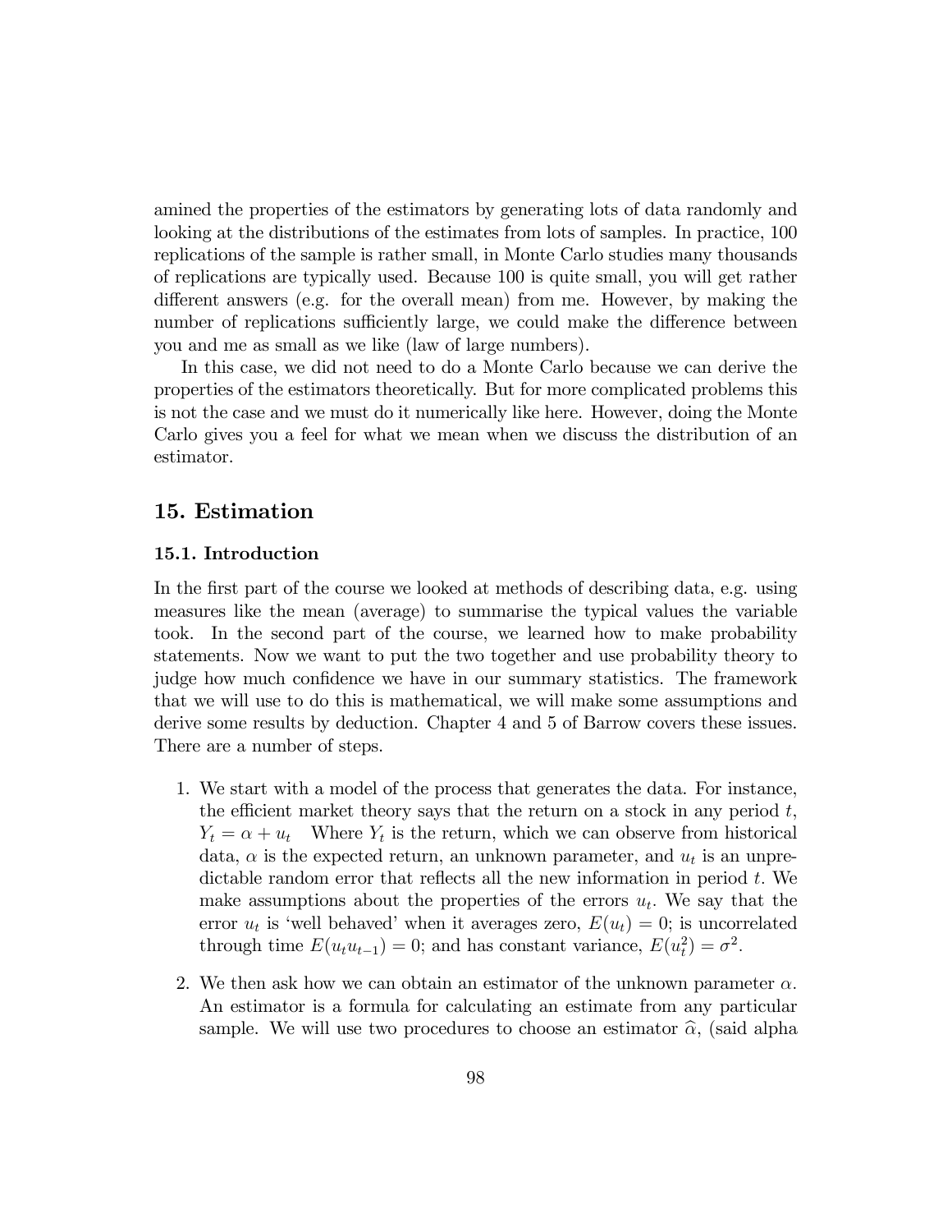amined the properties of the estimators by generating lots of data randomly and looking at the distributions of the estimates from lots of samples. In practice, 100 replications of the sample is rather small, in Monte Carlo studies many thousands of replications are typically used. Because 100 is quite small, you will get rather different answers (e.g. for the overall mean) from me. However, by making the number of replications sufficiently large, we could make the difference between you and me as small as we like (law of large numbers).

In this case, we did not need to do a Monte Carlo because we can derive the properties of the estimators theoretically. But for more complicated problems this is not the case and we must do it numerically like here. However, doing the Monte Carlo gives you a feel for what we mean when we discuss the distribution of an estimator.

## 15. Estimation

### 15.1. Introduction

In the first part of the course we looked at methods of describing data, e.g. using measures like the mean (average) to summarise the typical values the variable took. In the second part of the course, we learned how to make probability statements. Now we want to put the two together and use probability theory to judge how much confidence we have in our summary statistics. The framework that we will use to do this is mathematical, we will make some assumptions and derive some results by deduction. Chapter 4 and 5 of Barrow covers these issues. There are a number of steps.

1. We start with a model of the process that generates the data. For instance, the efficient market theory says that the return on a stock in any period $t$, $Y_t = \alpha + u_t$ Where $Y_t$ is the return, which we can observe from historical data, $\alpha$ is the expected return, an unknown parameter, and $u_t$ is an unpredictable random error that reflects all the new information in period $t$. We make assumptions about the properties of the errors $u_t$. We say that the error $u_t$ is 'well behaved' when it averages zero, $E(u_t) = 0$; is uncorrelated through time $E(u_t u_{t-1}) = 0$; and has constant variance, $E(u_t^2) = \sigma^2$.

2. We then ask how we can obtain an estimator of the unknown parameter $\alpha$. An estimator is a formula for calculating an estimate from any particular sample. We will use two procedures to choose an estimator $\widehat{\alpha}$, (said alpha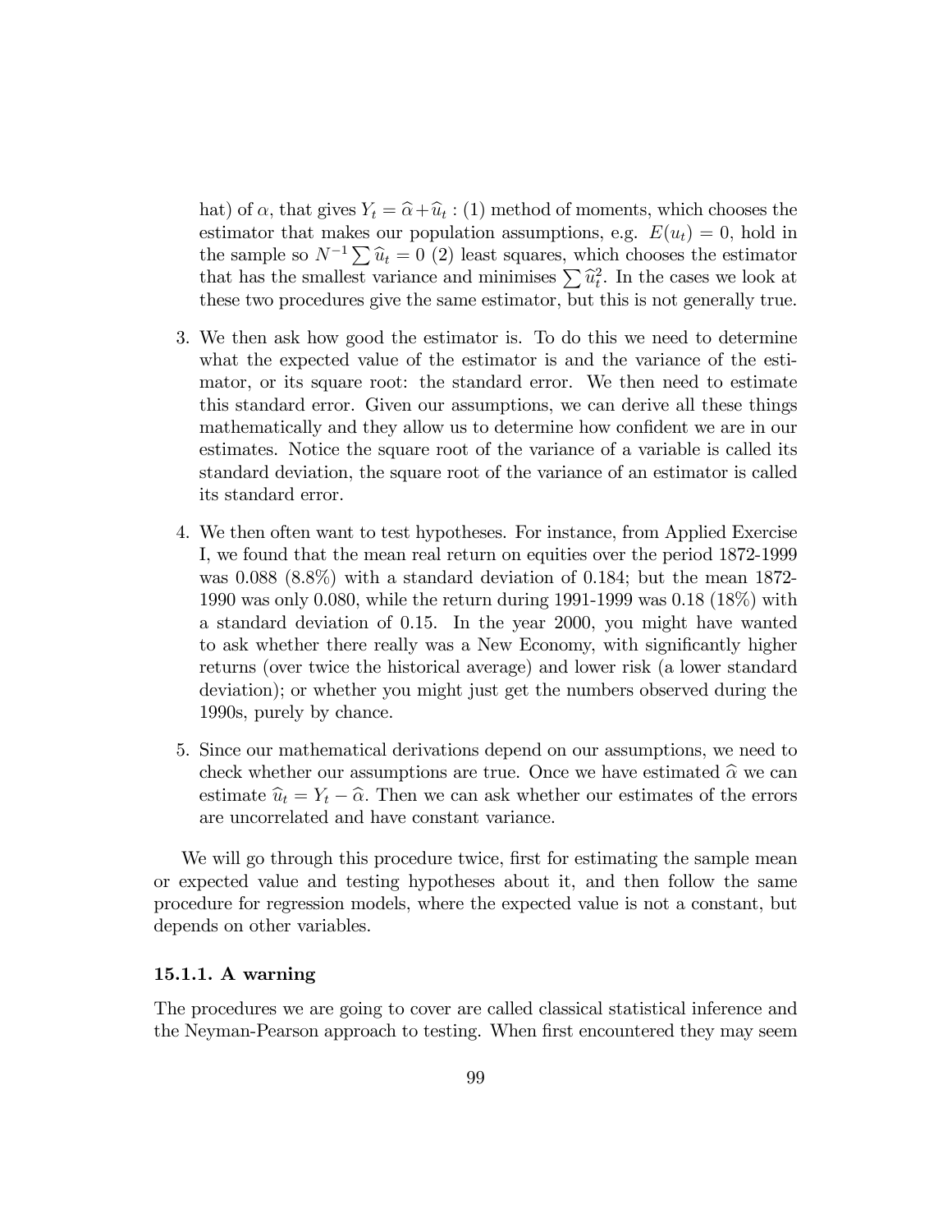hat) of $\alpha$, that gives $Y_t = \widehat{\alpha} + \widehat{u}_t$ : (1) method of moments, which chooses the estimator that makes our population assumptions, e.g. $E(u_t) = 0$, hold in the sample so $N^{-1} \sum \widehat{u}_t = 0$ (2) least squares, which chooses the estimator that has the smallest variance and minimises $\sum \widehat{u}_t^2$. In the cases we look at these two procedures give the same estimator, but this is not generally true.

3. We then ask how good the estimator is. To do this we need to determine what the expected value of the estimator is and the variance of the estimator, or its square root: the standard error. We then need to estimate this standard error. Given our assumptions, we can derive all these things mathematically and they allow us to determine how confident we are in our estimates. Notice the square root of the variance of a variable is called its standard deviation, the square root of the variance of an estimator is called its standard error.

4. We then often want to test hypotheses. For instance, from Applied Exercise I, we found that the mean real return on equities over the period 1872-1999 was 0.088 (8.8%) with a standard deviation of 0.184; but the mean 1872-1990 was only 0.080, while the return during 1991-1999 was 0.18 (18%) with a standard deviation of 0.15. In the year 2000, you might have wanted to ask whether there really was a New Economy, with significantly higher returns (over twice the historical average) and lower risk (a lower standard deviation); or whether you might just get the numbers observed during the 1990s, purely by chance.

5. Since our mathematical derivations depend on our assumptions, we need to check whether our assumptions are true. Once we have estimated $\widehat{\alpha}$ we can estimate $\widehat{u}_t = Y_t - \widehat{\alpha}$. Then we can ask whether our estimates of the errors are uncorrelated and have constant variance.

We will go through this procedure twice, first for estimating the sample mean or expected value and testing hypotheses about it, and then follow the same procedure for regression models, where the expected value is not a constant, but depends on other variables.

### 15.1.1. A warning

The procedures we are going to cover are called classical statistical inference and the Neyman-Pearson approach to testing. When first encountered they may seem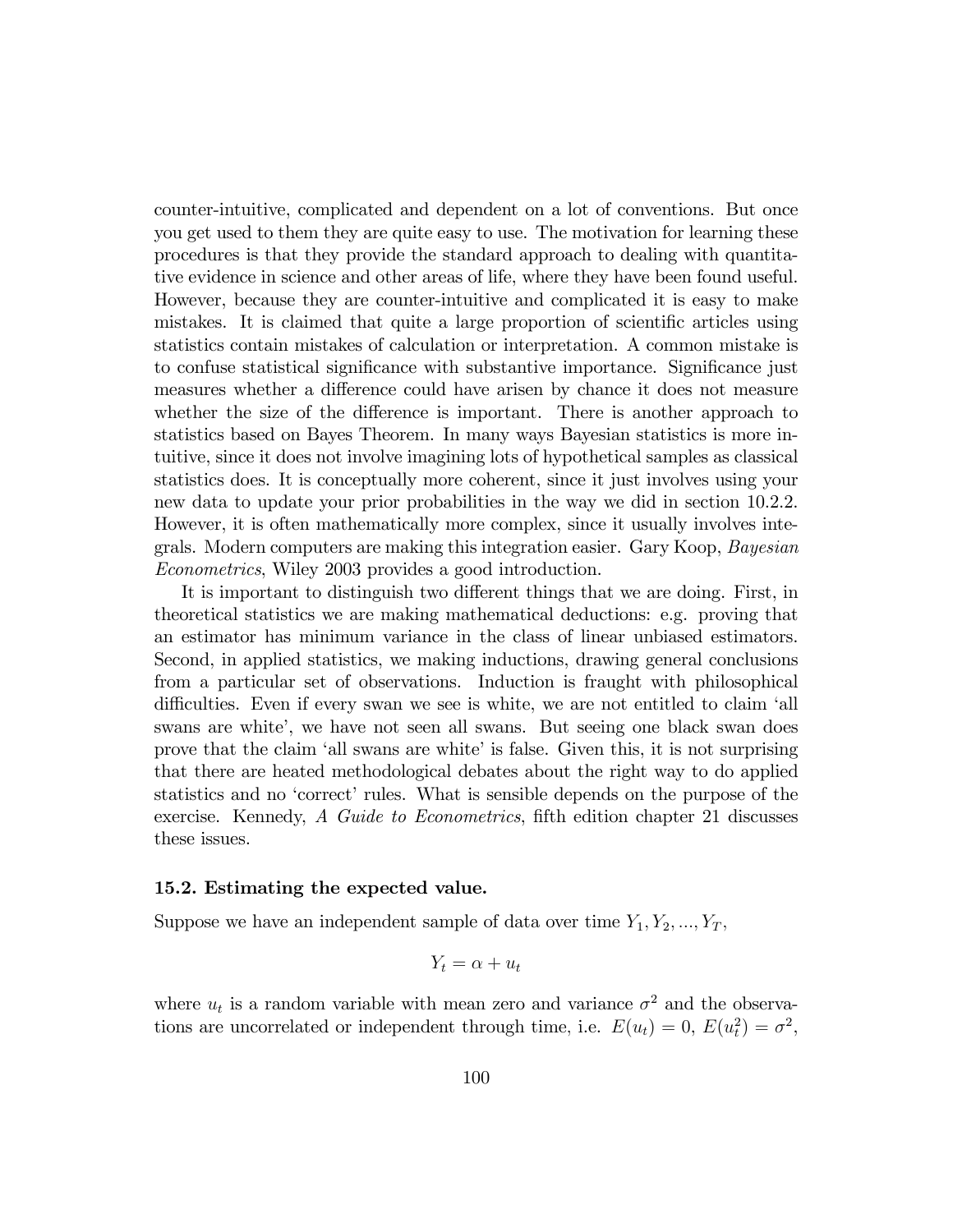counter-intuitive, complicated and dependent on a lot of conventions. But once you get used to them they are quite easy to use. The motivation for learning these procedures is that they provide the standard approach to dealing with quantitative evidence in science and other areas of life, where they have been found useful. However, because they are counter-intuitive and complicated it is easy to make mistakes. It is claimed that quite a large proportion of scientific articles using statistics contain mistakes of calculation or interpretation. A common mistake is to confuse statistical significance with substantive importance. Significance just measures whether a difference could have arisen by chance it does not measure whether the size of the difference is important. There is another approach to statistics based on Bayes Theorem. In many ways Bayesian statistics is more intuitive, since it does not involve imagining lots of hypothetical samples as classical statistics does. It is conceptually more coherent, since it just involves using your new data to update your prior probabilities in the way we did in section 10.2.2. However, it is often mathematically more complex, since it usually involves integrals. Modern computers are making this integration easier. Gary Koop, *Bayesian Econometrics*, Wiley 2003 provides a good introduction.

It is important to distinguish two different things that we are doing. First, in theoretical statistics we are making mathematical deductions: e.g. proving that an estimator has minimum variance in the class of linear unbiased estimators. Second, in applied statistics, we making inductions, drawing general conclusions from a particular set of observations. Induction is fraught with philosophical difficulties. Even if every swan we see is white, we are not entitled to claim 'all swans are white', we have not seen all swans. But seeing one black swan does prove that the claim 'all swans are white' is false. Given this, it is not surprising that there are heated methodological debates about the right way to do applied statistics and no 'correct' rules. What is sensible depends on the purpose of the exercise. Kennedy, *A Guide to Econometrics*, fifth edition chapter 21 discusses these issues.

### 15.2. Estimating the expected value.

Suppose we have an independent sample of data over time $Y_1, Y_2, ..., Y_T$,

$$Y_t = \alpha + u_t$$

where $u_t$ is a random variable with mean zero and variance $\sigma^2$ and the observations are uncorrelated or independent through time, i.e. $E(u_t) = 0$, $E(u_t^2) = \sigma^2$,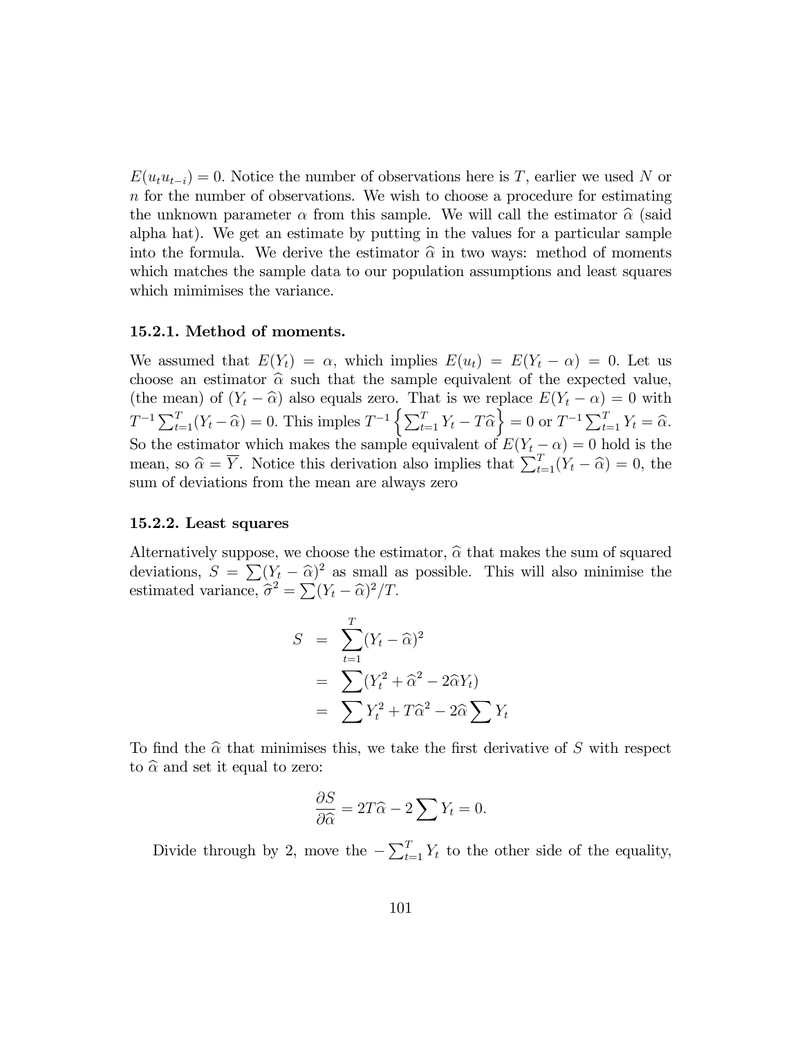$E(u_t u_{t-i}) = 0$. Notice the number of observations here is $T$, earlier we used $N$ or $n$ for the number of observations. We wish to choose a procedure for estimating the unknown parameter $\alpha$ from this sample. We will call the estimator $\widehat{\alpha}$ (said alpha hat). We get an estimate by putting in the values for a particular sample into the formula. We derive the estimator $\widehat{\alpha}$ in two ways: method of moments which matches the sample data to our population assumptions and least squares which mimimises the variance.

### 15.2.1. Method of moments.

We assumed that $E(Y_t) = \alpha$, which implies $E(u_t) = E(Y_t - \alpha) = 0$. Let us choose an estimator $\widehat{\alpha}$ such that the sample equivalent of the expected value, (the mean) of $(Y_t - \widehat{\alpha})$ also equals zero. That is we replace $E(Y_t - \alpha) = 0$ with $T^{-1}\sum_{t=1}^{T}(Y_t - \widehat{\alpha}) = 0$. This imples $T^{-1}\left\{\sum_{t=1}^{T} Y_t - T\widehat{\alpha}\right\} = 0$ or $T^{-1}\sum_{t=1}^{T} Y_t = \widehat{\alpha}$. So the estimator which makes the sample equivalent of $E(Y_t - \alpha) = 0$ hold is the mean, so $\widehat{\alpha} = \overline{Y}$. Notice this derivation also implies that $\sum_{t=1}^{T}(Y_t - \widehat{\alpha}) = 0$, the sum of deviations from the mean are always zero

### 15.2.2. Least squares

Alternatively suppose, we choose the estimator, $\widehat{\alpha}$ that makes the sum of squared deviations, $S = \sum(Y_t - \widehat{\alpha})^2$ as small as possible. This will also minimise the estimated variance, $\widehat{\sigma}^2 = \sum(Y_t - \widehat{\alpha})^2/T$.

$$
\begin{aligned}
S &= \sum_{t=1}^{T}(Y_t - \widehat{\alpha})^2 \\
&= \sum(Y_t^2 + \widehat{\alpha}^2 - 2\widehat{\alpha}Y_t) \\
&= \sum Y_t^2 + T\widehat{\alpha}^2 - 2\widehat{\alpha}\sum Y_t
\end{aligned}
$$

To find the $\widehat{\alpha}$ that minimises this, we take the first derivative of $S$ with respect to $\widehat{\alpha}$ and set it equal to zero:

$$
\frac{\partial S}{\partial \widehat{\alpha}} = 2T\widehat{\alpha} - 2\sum Y_t = 0.
$$

Divide through by 2, move the $-\sum_{t=1}^{T} Y_t$ to the other side of the equality,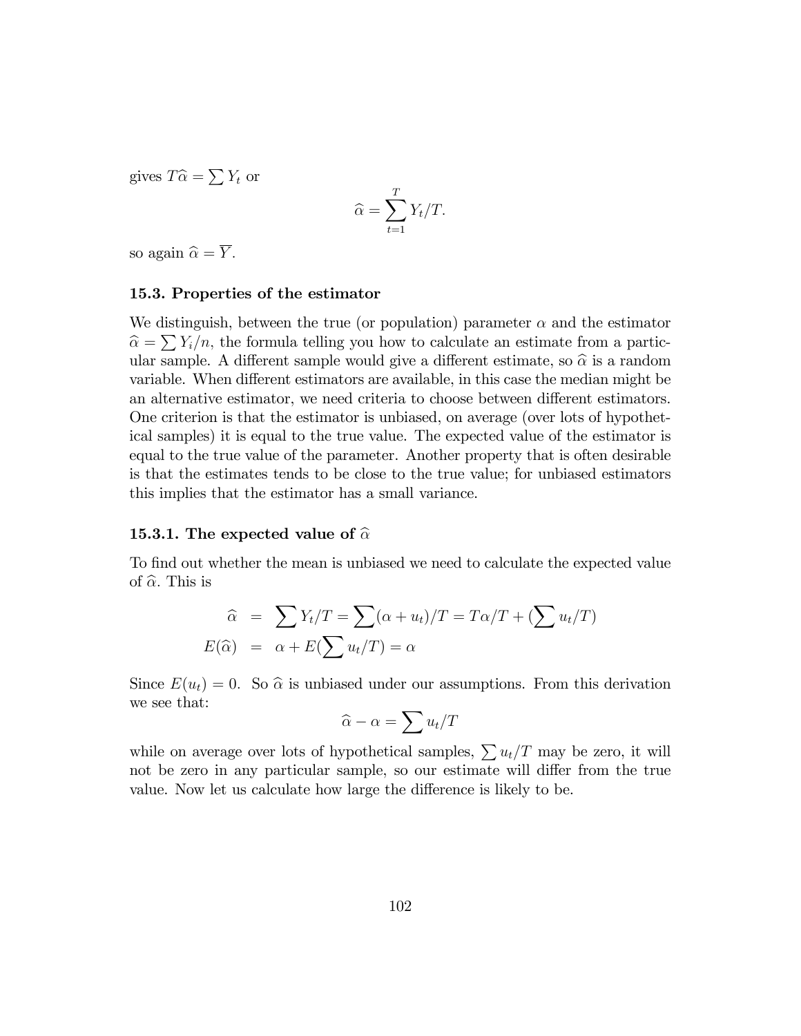gives $T\widehat{\alpha} = \sum Y_t$ or

$$\widehat{\alpha} = \sum_{t=1}^{T} Y_t/T.$$

so again $\widehat{\alpha} = \overline{Y}$.

### 15.3. Properties of the estimator

We distinguish, between the true (or population) parameter $\alpha$ and the estimator $\widehat{\alpha} = \sum Y_i/n$, the formula telling you how to calculate an estimate from a particular sample. A different sample would give a different estimate, so $\widehat{\alpha}$ is a random variable. When different estimators are available, in this case the median might be an alternative estimator, we need criteria to choose between different estimators. One criterion is that the estimator is unbiased, on average (over lots of hypothetical samples) it is equal to the true value. The expected value of the estimator is equal to the true value of the parameter. Another property that is often desirable is that the estimates tends to be close to the true value; for unbiased estimators this implies that the estimator has a small variance.

#### 15.3.1. The expected value of $\widehat{\alpha}$

To find out whether the mean is unbiased we need to calculate the expected value of $\widehat{\alpha}$. This is

$$\begin{aligned}
\widehat{\alpha} &= \sum Y_t/T = \sum(\alpha + u_t)/T = T\alpha/T + (\sum u_t/T) \\
E(\widehat{\alpha}) &= \alpha + E(\sum u_t/T) = \alpha
\end{aligned}$$

Since $E(u_t) = 0$. So $\widehat{\alpha}$ is unbiased under our assumptions. From this derivation we see that:

$$\widehat{\alpha} - \alpha = \sum u_t/T$$

while on average over lots of hypothetical samples, $\sum u_t/T$ may be zero, it will not be zero in any particular sample, so our estimate will differ from the true value. Now let us calculate how large the difference is likely to be.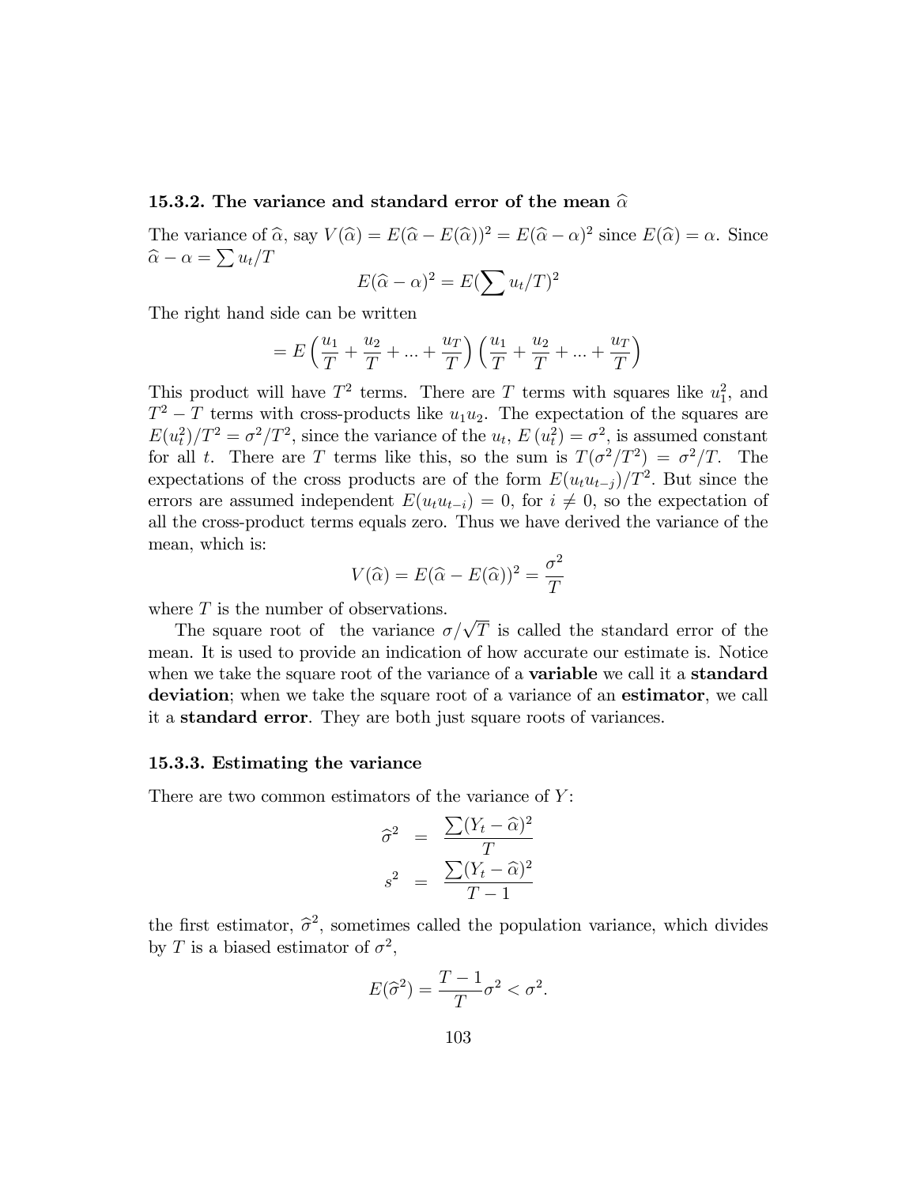### 15.3.2. The variance and standard error of the mean $\widehat{\alpha}$

The variance of $\widehat{\alpha}$, say $V(\widehat{\alpha}) = E(\widehat{\alpha} - E(\widehat{\alpha}))^2 = E(\widehat{\alpha} - \alpha)^2$ since $E(\widehat{\alpha}) = \alpha$. Since $\widehat{\alpha} - \alpha = \sum u_t/T$

$$E(\widehat{\alpha} - \alpha)^2 = E(\sum u_t/T)^2$$

The right hand side can be written

$$= E\left(\frac{u_1}{T} + \frac{u_2}{T} + ... + \frac{u_T}{T}\right)\left(\frac{u_1}{T} + \frac{u_2}{T} + ... + \frac{u_T}{T}\right)$$

This product will have $T^2$ terms. There are $T$ terms with squares like $u_1^2$, and $T^2 - T$ terms with cross-products like $u_1 u_2$. The expectation of the squares are $E(u_t^2)/T^2 = \sigma^2/T^2$, since the variance of the $u_t$, $E\left(u_t^2\right) = \sigma^2$, is assumed constant for all $t$. There are $T$ terms like this, so the sum is $T(\sigma^2/T^2) = \sigma^2/T$. The expectations of the cross products are of the form $E(u_t u_{t-j})/T^2$. But since the errors are assumed independent $E(u_t u_{t-i}) = 0$, for $i \neq 0$, so the expectation of all the cross-product terms equals zero. Thus we have derived the variance of the mean, which is:

$$V(\widehat{\alpha}) = E(\widehat{\alpha} - E(\widehat{\alpha}))^2 = \frac{\sigma^2}{T}$$

where $T$ is the number of observations.

The square root of the variance $\sigma/\sqrt{T}$ is called the standard error of the mean. It is used to provide an indication of how accurate our estimate is. Notice when we take the square root of the variance of a **variable** we call it a **standard deviation**; when we take the square root of a variance of an **estimator**, we call it a **standard error**. They are both just square roots of variances.

### 15.3.3. Estimating the variance

There are two common estimators of the variance of $Y$:

$$\widehat{\sigma}^2 = \frac{\sum(Y_t - \widehat{\alpha})^2}{T}$$

$$s^2 = \frac{\sum(Y_t - \widehat{\alpha})^2}{T - 1}$$

the first estimator, $\widehat{\sigma}^2$, sometimes called the population variance, which divides by $T$ is a biased estimator of $\sigma^2$,

$$E(\widehat{\sigma}^2) = \frac{T-1}{T}\sigma^2 < \sigma^2.$$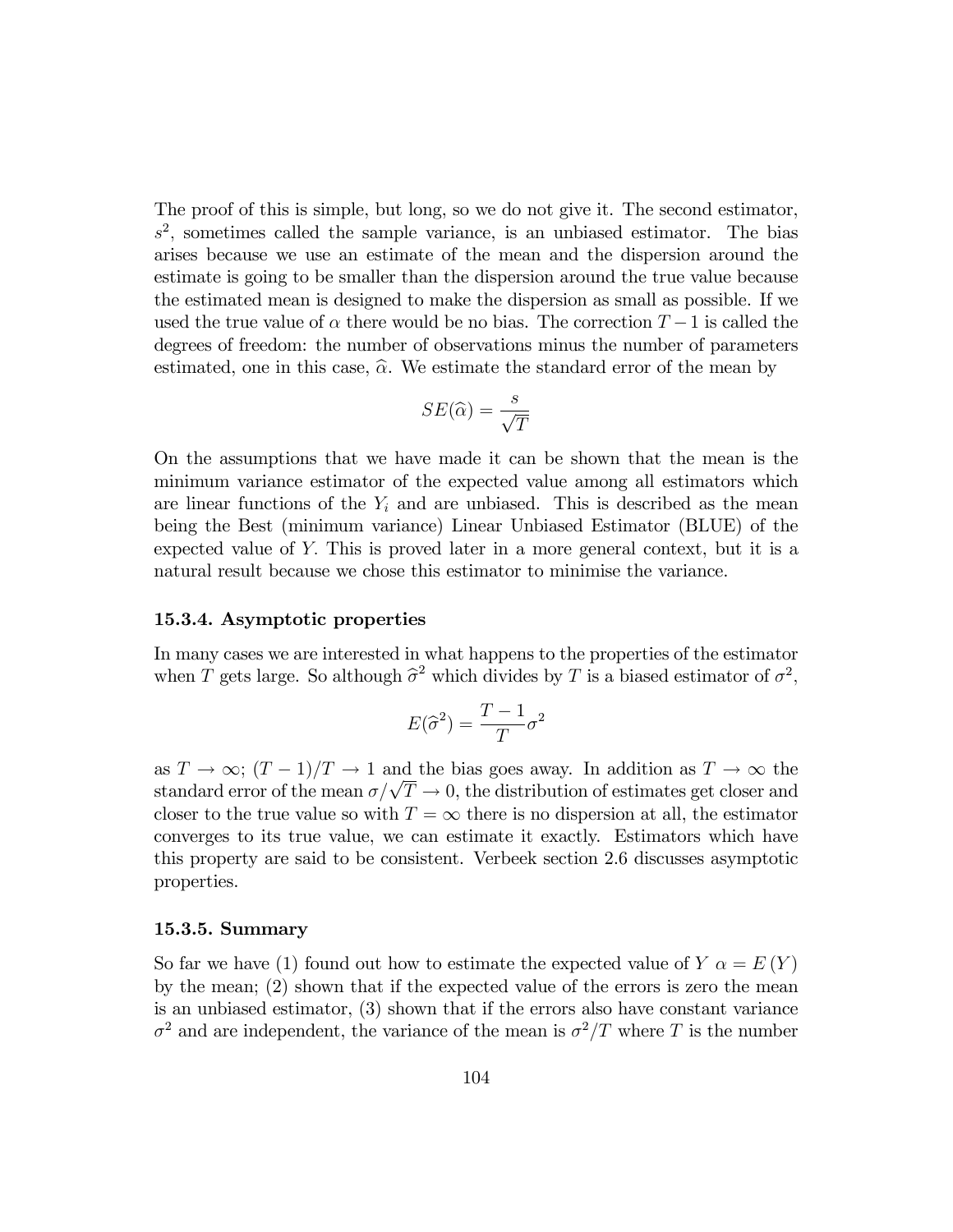The proof of this is simple, but long, so we do not give it. The second estimator, $s^2$, sometimes called the sample variance, is an unbiased estimator. The bias arises because we use an estimate of the mean and the dispersion around the estimate is going to be smaller than the dispersion around the true value because the estimated mean is designed to make the dispersion as small as possible. If we used the true value of $\alpha$ there would be no bias. The correction $T-1$ is called the degrees of freedom: the number of observations minus the number of parameters estimated, one in this case, $\widehat{\alpha}$. We estimate the standard error of the mean by

$$SE(\widehat{\alpha}) = \frac{s}{\sqrt{T}}$$

On the assumptions that we have made it can be shown that the mean is the minimum variance estimator of the expected value among all estimators which are linear functions of the $Y_i$ and are unbiased. This is described as the mean being the Best (minimum variance) Linear Unbiased Estimator (BLUE) of the expected value of $Y$. This is proved later in a more general context, but it is a natural result because we chose this estimator to minimise the variance.

### 15.3.4. Asymptotic properties

In many cases we are interested in what happens to the properties of the estimator when $T$ gets large. So although $\widehat{\sigma}^2$ which divides by $T$ is a biased estimator of $\sigma^2$,

$$E(\widehat{\sigma}^2) = \frac{T-1}{T}\sigma^2$$

as $T \to \infty$; $(T-1)/T \to 1$ and the bias goes away. In addition as $T \to \infty$ the standard error of the mean $\sigma/\sqrt{T} \to 0$, the distribution of estimates get closer and closer to the true value so with $T = \infty$ there is no dispersion at all, the estimator converges to its true value, we can estimate it exactly. Estimators which have this property are said to be consistent. Verbeek section 2.6 discusses asymptotic properties.

### 15.3.5. Summary

So far we have (1) found out how to estimate the expected value of $Y$ $\alpha = E(Y)$ by the mean; (2) shown that if the expected value of the errors is zero the mean is an unbiased estimator, (3) shown that if the errors also have constant variance $\sigma^2$ and are independent, the variance of the mean is $\sigma^2/T$ where $T$ is the number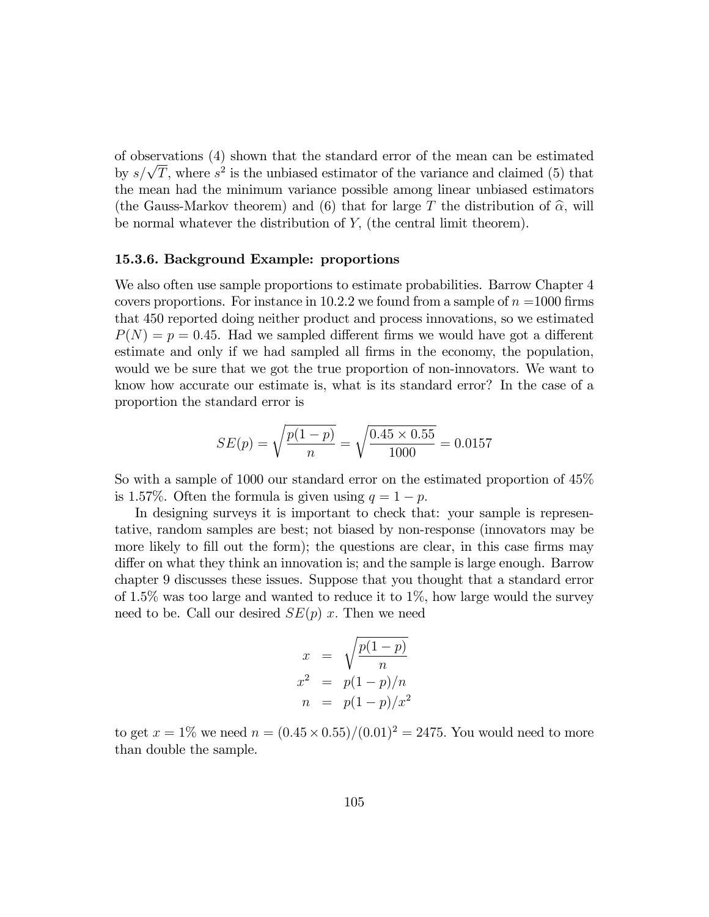of observations (4) shown that the standard error of the mean can be estimated by $s/\sqrt{T}$, where $s^2$ is the unbiased estimator of the variance and claimed (5) that the mean had the minimum variance possible among linear unbiased estimators (the Gauss-Markov theorem) and (6) that for large $T$ the distribution of $\widehat{\alpha}$, will be normal whatever the distribution of $Y$, (the central limit theorem).

### 15.3.6. Background Example: proportions

We also often use sample proportions to estimate probabilities. Barrow Chapter 4 covers proportions. For instance in 10.2.2 we found from a sample of $n = 1000$ firms that 450 reported doing neither product and process innovations, so we estimated $P(N) = p = 0.45$. Had we sampled different firms we would have got a different estimate and only if we had sampled all firms in the economy, the population, would we be sure that we got the true proportion of non-innovators. We want to know how accurate our estimate is, what is its standard error? In the case of a proportion the standard error is

$$SE(p) = \sqrt{\frac{p(1-p)}{n}} = \sqrt{\frac{0.45 \times 0.55}{1000}} = 0.0157$$

So with a sample of 1000 our standard error on the estimated proportion of 45% is 1.57%. Often the formula is given using $q = 1 - p$.

In designing surveys it is important to check that: your sample is representative, random samples are best; not biased by non-response (innovators may be more likely to fill out the form); the questions are clear, in this case firms may differ on what they think an innovation is; and the sample is large enough. Barrow chapter 9 discusses these issues. Suppose that you thought that a standard error of 1.5% was too large and wanted to reduce it to 1%, how large would the survey need to be. Call our desired $SE(p)$ $x$. Then we need

$$\begin{aligned} x &= \sqrt{\frac{p(1-p)}{n}} \\ x^2 &= p(1-p)/n \\ n &= p(1-p)/x^2 \end{aligned}$$

to get $x = 1\%$ we need $n = (0.45 \times 0.55)/(0.01)^2 = 2475$. You would need to more than double the sample.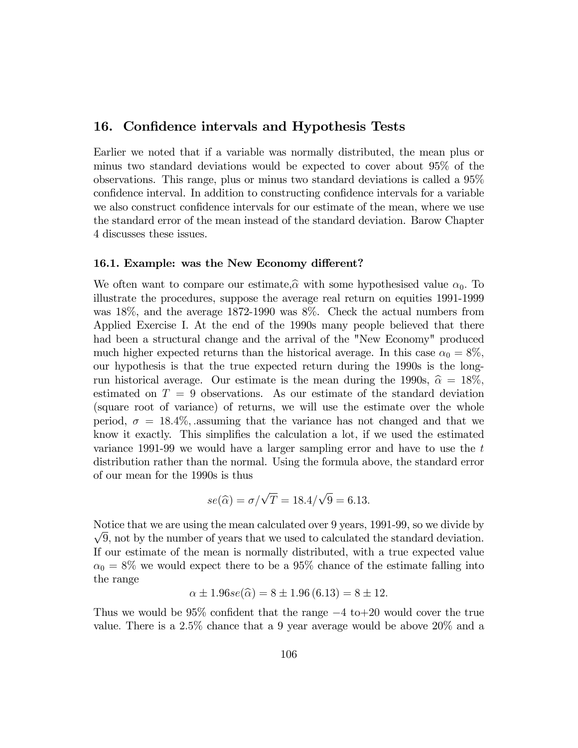## 16. Confidence intervals and Hypothesis Tests

Earlier we noted that if a variable was normally distributed, the mean plus or minus two standard deviations would be expected to cover about 95% of the observations. This range, plus or minus two standard deviations is called a 95% confidence interval. In addition to constructing confidence intervals for a variable we also construct confidence intervals for our estimate of the mean, where we use the standard error of the mean instead of the standard deviation. Barow Chapter 4 discusses these issues.

### 16.1. Example: was the New Economy different?

We often want to compare our estimate,$\widehat{\alpha}$ with some hypothesised value $\alpha_0$. To illustrate the procedures, suppose the average real return on equities 1991-1999 was 18%, and the average 1872-1990 was 8%. Check the actual numbers from Applied Exercise I. At the end of the 1990s many people believed that there had been a structural change and the arrival of the "New Economy" produced much higher expected returns than the historical average. In this case $\alpha_0 = 8\%$, our hypothesis is that the true expected return during the 1990s is the long-run historical average. Our estimate is the mean during the 1990s, $\widehat{\alpha} = 18\%$, estimated on $T = 9$ observations. As our estimate of the standard deviation (square root of variance) of returns, we will use the estimate over the whole period, $\sigma = 18.4\%$, .assuming that the variance has not changed and that we know it exactly. This simplifies the calculation a lot, if we used the estimated variance 1991-99 we would have a larger sampling error and have to use the $t$ distribution rather than the normal. Using the formula above, the standard error of our mean for the 1990s is thus

$$se(\widehat{\alpha}) = \sigma/\sqrt{T} = 18.4/\sqrt{9} = 6.13.$$

Notice that we are using the mean calculated over 9 years, 1991-99, so we divide by $\sqrt{9}$, not by the number of years that we used to calculated the standard deviation. If our estimate of the mean is normally distributed, with a true expected value $\alpha_0 = 8\%$ we would expect there to be a 95% chance of the estimate falling into the range

$$\alpha \pm 1.96se(\widehat{\alpha}) = 8 \pm 1.96\,(6.13) = 8 \pm 12.$$

Thus we would be 95% confident that the range $-4$ to$+20$ would cover the true value. There is a 2.5% chance that a 9 year average would be above 20% and a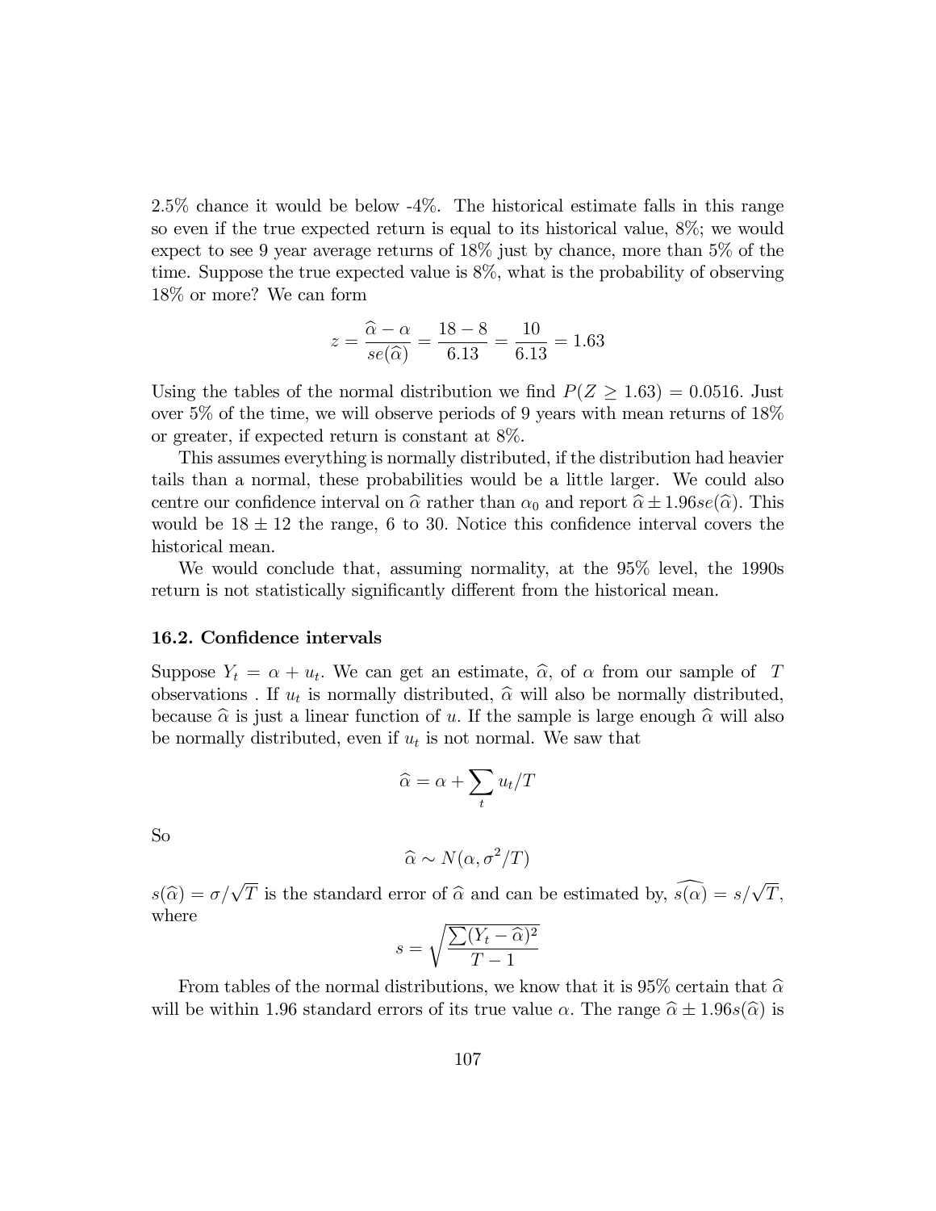2.5% chance it would be below -4%. The historical estimate falls in this range so even if the true expected return is equal to its historical value, 8%; we would expect to see 9 year average returns of 18% just by chance, more than 5% of the time. Suppose the true expected value is 8%, what is the probability of observing 18% or more? We can form

$$z = \frac{\widehat{\alpha} - \alpha}{se(\widehat{\alpha})} = \frac{18 - 8}{6.13} = \frac{10}{6.13} = 1.63$$

Using the tables of the normal distribution we find $P(Z \geq 1.63) = 0.0516$. Just over 5% of the time, we will observe periods of 9 years with mean returns of 18% or greater, if expected return is constant at 8%.

This assumes everything is normally distributed, if the distribution had heavier tails than a normal, these probabilities would be a little larger. We could also centre our confidence interval on $\widehat{\alpha}$ rather than $\alpha_0$ and report $\widehat{\alpha} \pm 1.96 se(\widehat{\alpha})$. This would be $18 \pm 12$ the range, 6 to 30. Notice this confidence interval covers the historical mean.

We would conclude that, assuming normality, at the 95% level, the 1990s return is not statistically significantly different from the historical mean.

### 16.2. Confidence intervals

Suppose $Y_t = \alpha + u_t$. We can get an estimate, $\widehat{\alpha}$, of $\alpha$ from our sample of $T$ observations . If $u_t$ is normally distributed, $\widehat{\alpha}$ will also be normally distributed, because $\widehat{\alpha}$ is just a linear function of $u$. If the sample is large enough $\widehat{\alpha}$ will also be normally distributed, even if $u_t$ is not normal. We saw that

$$\widehat{\alpha} = \alpha + \sum_t u_t / T$$

So

$$\widehat{\alpha} \sim N(\alpha, \sigma^2/T)$$

$s(\widehat{\alpha}) = \sigma/\sqrt{T}$ is the standard error of $\widehat{\alpha}$ and can be estimated by, $\widehat{s(\alpha)} = s/\sqrt{T}$, where

$$s = \sqrt{\frac{\sum (Y_t - \widehat{\alpha})^2}{T - 1}}$$

From tables of the normal distributions, we know that it is 95% certain that $\widehat{\alpha}$ will be within 1.96 standard errors of its true value $\alpha$. The range $\widehat{\alpha} \pm 1.96 s(\widehat{\alpha})$ is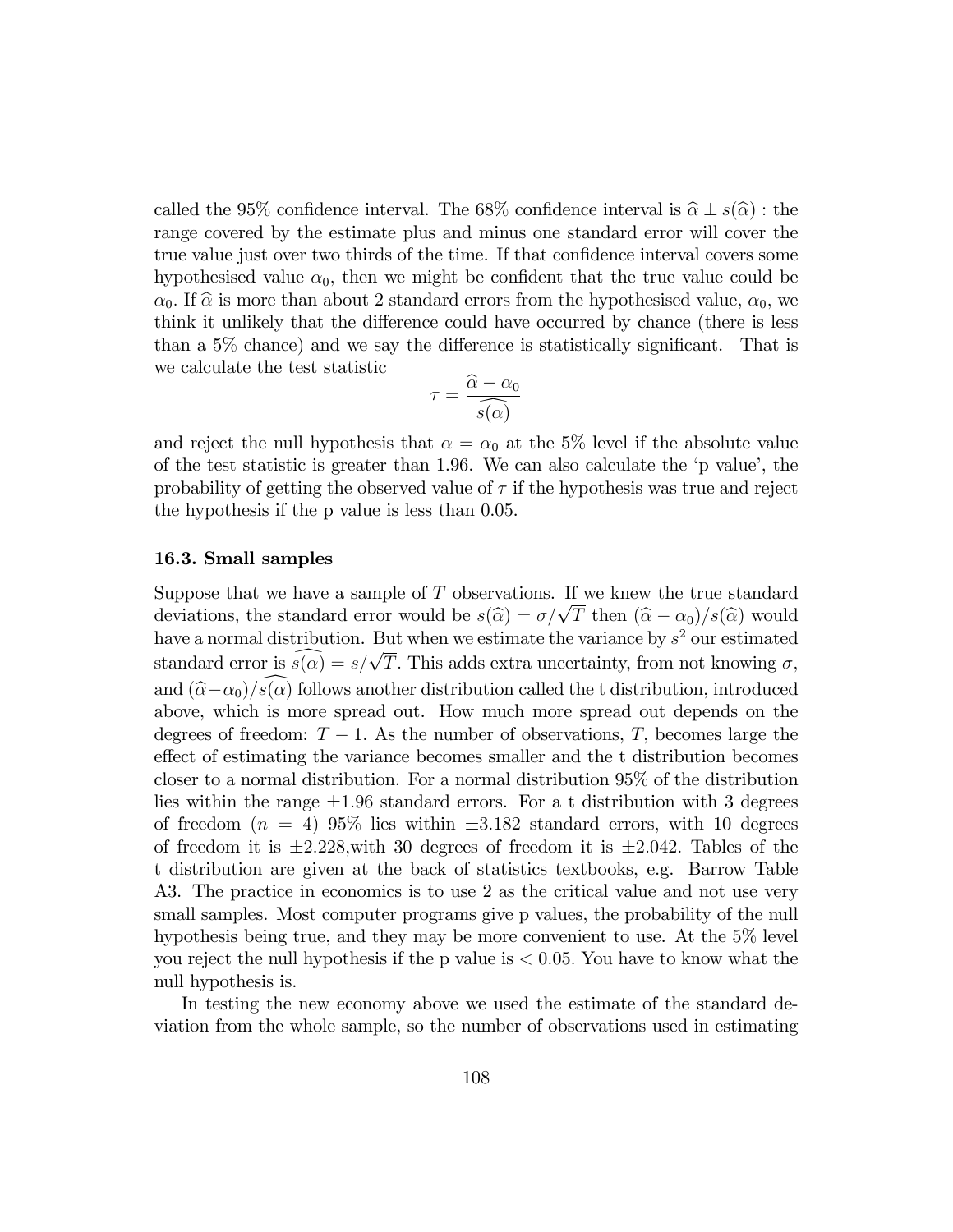called the 95% confidence interval. The 68% confidence interval is $\widehat{\alpha} \pm s(\widehat{\alpha})$ : the range covered by the estimate plus and minus one standard error will cover the true value just over two thirds of the time. If that confidence interval covers some hypothesised value $\alpha_0$, then we might be confident that the true value could be $\alpha_0$. If $\widehat{\alpha}$ is more than about 2 standard errors from the hypothesised value, $\alpha_0$, we think it unlikely that the difference could have occurred by chance (there is less than a 5% chance) and we say the difference is statistically significant. That is we calculate the test statistic

$$\tau = \frac{\widehat{\alpha} - \alpha_0}{\widehat{s(\alpha)}}$$

and reject the null hypothesis that $\alpha = \alpha_0$ at the 5% level if the absolute value of the test statistic is greater than 1.96. We can also calculate the 'p value', the probability of getting the observed value of $\tau$ if the hypothesis was true and reject the hypothesis if the p value is less than 0.05.

### 16.3. Small samples

Suppose that we have a sample of $T$ observations. If we knew the true standard deviations, the standard error would be $s(\widehat{\alpha}) = \sigma/\sqrt{T}$ then $(\widehat{\alpha} - \alpha_0)/s(\widehat{\alpha})$ would have a normal distribution. But when we estimate the variance by $s^2$ our estimated standard error is $\widehat{s(\alpha)} = s/\sqrt{T}$. This adds extra uncertainty, from not knowing $\sigma$, and $(\widehat{\alpha} - \alpha_0)/\widehat{s(\alpha)}$ follows another distribution called the t distribution, introduced above, which is more spread out. How much more spread out depends on the degrees of freedom: $T - 1$. As the number of observations, $T$, becomes large the effect of estimating the variance becomes smaller and the t distribution becomes closer to a normal distribution. For a normal distribution 95% of the distribution lies within the range $\pm 1.96$ standard errors. For a t distribution with 3 degrees of freedom ($n = 4$) 95% lies within $\pm 3.182$ standard errors, with 10 degrees of freedom it is $\pm 2.228$,with 30 degrees of freedom it is $\pm 2.042$. Tables of the t distribution are given at the back of statistics textbooks, e.g. Barrow Table A3. The practice in economics is to use 2 as the critical value and not use very small samples. Most computer programs give p values, the probability of the null hypothesis being true, and they may be more convenient to use. At the 5% level you reject the null hypothesis if the p value is $< 0.05$. You have to know what the null hypothesis is.

In testing the new economy above we used the estimate of the standard deviation from the whole sample, so the number of observations used in estimating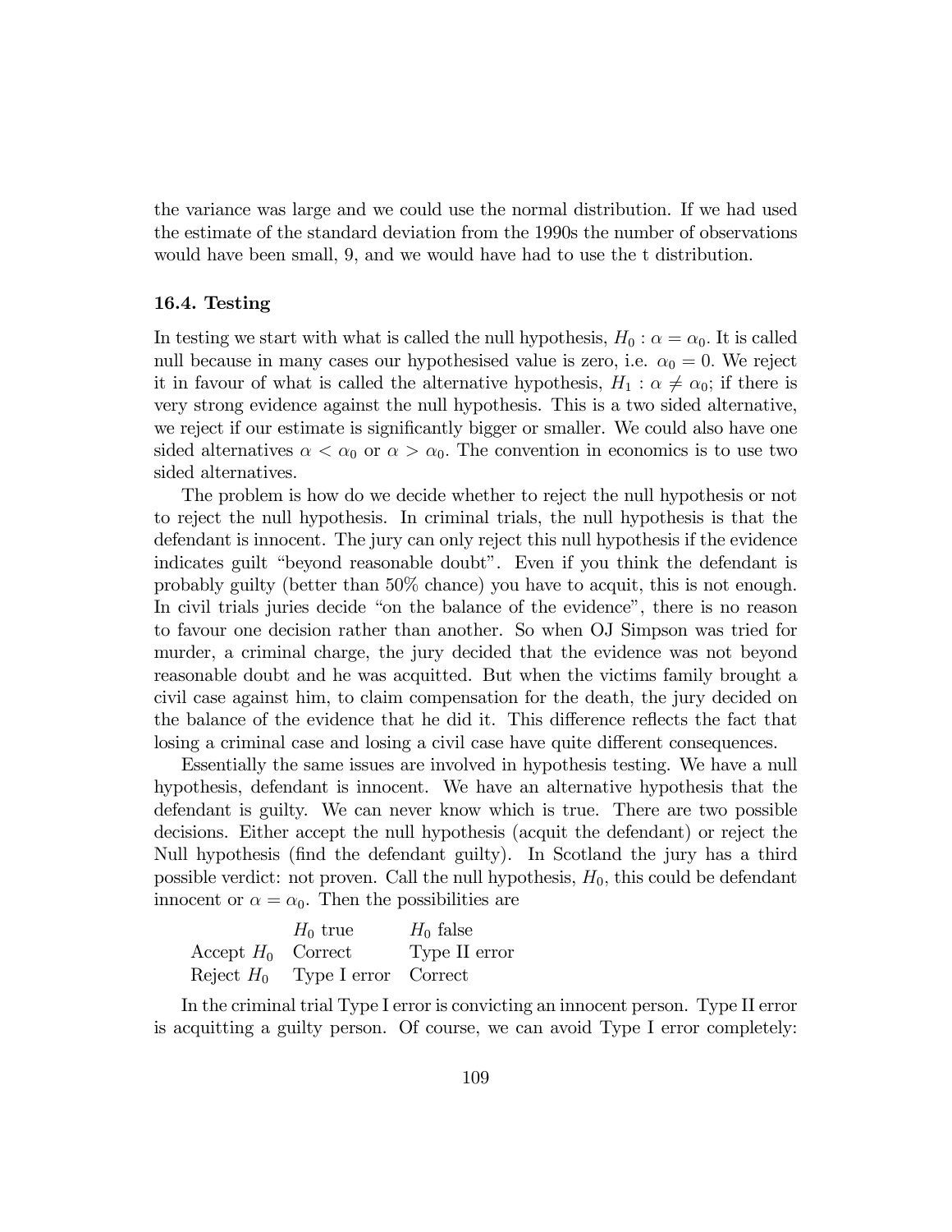the variance was large and we could use the normal distribution. If we had used the estimate of the standard deviation from the 1990s the number of observations would have been small, 9, and we would have had to use the t distribution.

### 16.4. Testing

In testing we start with what is called the null hypothesis, $H_0 : \alpha = \alpha_0$. It is called null because in many cases our hypothesised value is zero, i.e. $\alpha_0 = 0$. We reject it in favour of what is called the alternative hypothesis, $H_1 : \alpha \neq \alpha_0$; if there is very strong evidence against the null hypothesis. This is a two sided alternative, we reject if our estimate is significantly bigger or smaller. We could also have one sided alternatives $\alpha < \alpha_0$ or $\alpha > \alpha_0$. The convention in economics is to use two sided alternatives.

The problem is how do we decide whether to reject the null hypothesis or not to reject the null hypothesis. In criminal trials, the null hypothesis is that the defendant is innocent. The jury can only reject this null hypothesis if the evidence indicates guilt "beyond reasonable doubt". Even if you think the defendant is probably guilty (better than 50% chance) you have to acquit, this is not enough. In civil trials juries decide "on the balance of the evidence", there is no reason to favour one decision rather than another. So when OJ Simpson was tried for murder, a criminal charge, the jury decided that the evidence was not beyond reasonable doubt and he was acquitted. But when the victims family brought a civil case against him, to claim compensation for the death, the jury decided on the balance of the evidence that he did it. This difference reflects the fact that losing a criminal case and losing a civil case have quite different consequences.

Essentially the same issues are involved in hypothesis testing. We have a null hypothesis, defendant is innocent. We have an alternative hypothesis that the defendant is guilty. We can never know which is true. There are two possible decisions. Either accept the null hypothesis (acquit the defendant) or reject the Null hypothesis (find the defendant guilty). In Scotland the jury has a third possible verdict: not proven. Call the null hypothesis, $H_0$, this could be defendant innocent or $\alpha = \alpha_0$. Then the possibilities are

| | $H_0$ true | $H_0$ false |
|---|---|---|
| Accept $H_0$ | Correct | Type II error |
| Reject $H_0$ | Type I error | Correct |

In the criminal trial Type I error is convicting an innocent person. Type II error is acquitting a guilty person. Of course, we can avoid Type I error completely: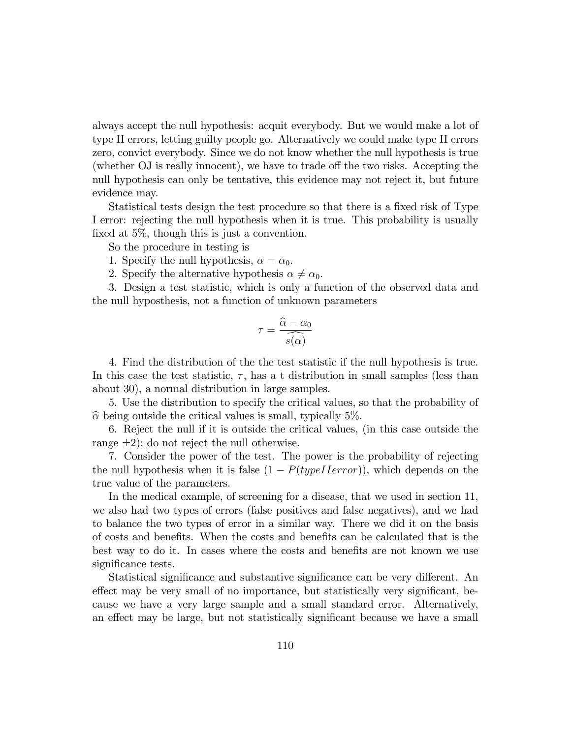always accept the null hypothesis: acquit everybody. But we would make a lot of type II errors, letting guilty people go. Alternatively we could make type II errors zero, convict everybody. Since we do not know whether the null hypothesis is true (whether OJ is really innocent), we have to trade off the two risks. Accepting the null hypothesis can only be tentative, this evidence may not reject it, but future evidence may.

Statistical tests design the test procedure so that there is a fixed risk of Type I error: rejecting the null hypothesis when it is true. This probability is usually fixed at 5%, though this is just a convention.

So the procedure in testing is

1. Specify the null hypothesis, $\alpha = \alpha_0$.

2. Specify the alternative hypothesis $\alpha \neq \alpha_0$.

3. Design a test statistic, which is only a function of the observed data and the null hyposthesis, not a function of unknown parameters

$$\tau = \frac{\widehat{\alpha} - \alpha_0}{\widehat{s(\alpha)}}$$

4. Find the distribution of the the test statistic if the null hypothesis is true. In this case the test statistic, $\tau$, has a t distribution in small samples (less than about 30), a normal distribution in large samples.

5. Use the distribution to specify the critical values, so that the probability of $\widehat{\alpha}$ being outside the critical values is small, typically 5%.

6. Reject the null if it is outside the critical values, (in this case outside the range $\pm 2$); do not reject the null otherwise.

7. Consider the power of the test. The power is the probability of rejecting the null hypothesis when it is false $(1 - P(typeIIerror))$, which depends on the true value of the parameters.

In the medical example, of screening for a disease, that we used in section 11, we also had two types of errors (false positives and false negatives), and we had to balance the two types of error in a similar way. There we did it on the basis of costs and benefits. When the costs and benefits can be calculated that is the best way to do it. In cases where the costs and benefits are not known we use significance tests.

Statistical significance and substantive significance can be very different. An effect may be very small of no importance, but statistically very significant, because we have a very large sample and a small standard error. Alternatively, an effect may be large, but not statistically significant because we have a small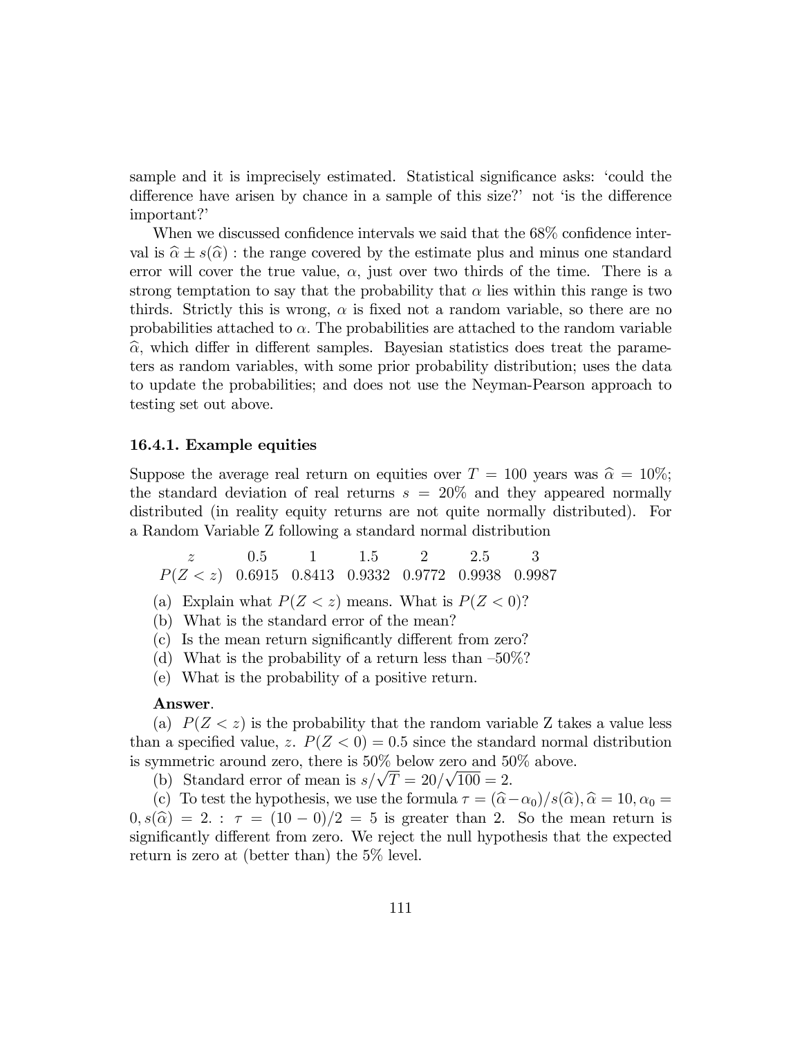sample and it is imprecisely estimated. Statistical significance asks: 'could the difference have arisen by chance in a sample of this size?' not 'is the difference important?'

When we discussed confidence intervals we said that the 68% confidence interval is $\widehat{\alpha} \pm s(\widehat{\alpha})$ : the range covered by the estimate plus and minus one standard error will cover the true value, $\alpha$, just over two thirds of the time. There is a strong temptation to say that the probability that $\alpha$ lies within this range is two thirds. Strictly this is wrong, $\alpha$ is fixed not a random variable, so there are no probabilities attached to $\alpha$. The probabilities are attached to the random variable $\widehat{\alpha}$, which differ in different samples. Bayesian statistics does treat the parameters as random variables, with some prior probability distribution; uses the data to update the probabilities; and does not use the Neyman-Pearson approach to testing set out above.

### 16.4.1. Example equities

Suppose the average real return on equities over $T = 100$ years was $\widehat{\alpha} = 10\%$; the standard deviation of real returns $s = 20\%$ and they appeared normally distributed (in reality equity returns are not quite normally distributed). For a Random Variable Z following a standard normal distribution

| $z$ | 0.5 | 1 | 1.5 | 2 | 2.5 | 3 |
|---|---|---|---|---|---|---|
| $P(Z < z)$ | 0.6915 | 0.8413 | 0.9332 | 0.9772 | 0.9938 | 0.9987 |

(a) Explain what $P(Z < z)$ means. What is $P(Z < 0)$?
(b) What is the standard error of the mean?
(c) Is the mean return significantly different from zero?
(d) What is the probability of a return less than –50%?
(e) What is the probability of a positive return.

**Answer**.

(a) $P(Z < z)$ is the probability that the random variable Z takes a value less than a specified value, $z$. $P(Z < 0) = 0.5$ since the standard normal distribution is symmetric around zero, there is 50% below zero and 50% above.

(b) Standard error of mean is $s/\sqrt{T} = 20/\sqrt{100} = 2$.

(c) To test the hypothesis, we use the formula $\tau = (\widehat{\alpha} - \alpha_0)/s(\widehat{\alpha}), \widehat{\alpha} = 10, \alpha_0 = 0, s(\widehat{\alpha}) = 2.$ : $\tau = (10 - 0)/2 = 5$ is greater than 2. So the mean return is significantly different from zero. We reject the null hypothesis that the expected return is zero at (better than) the 5% level.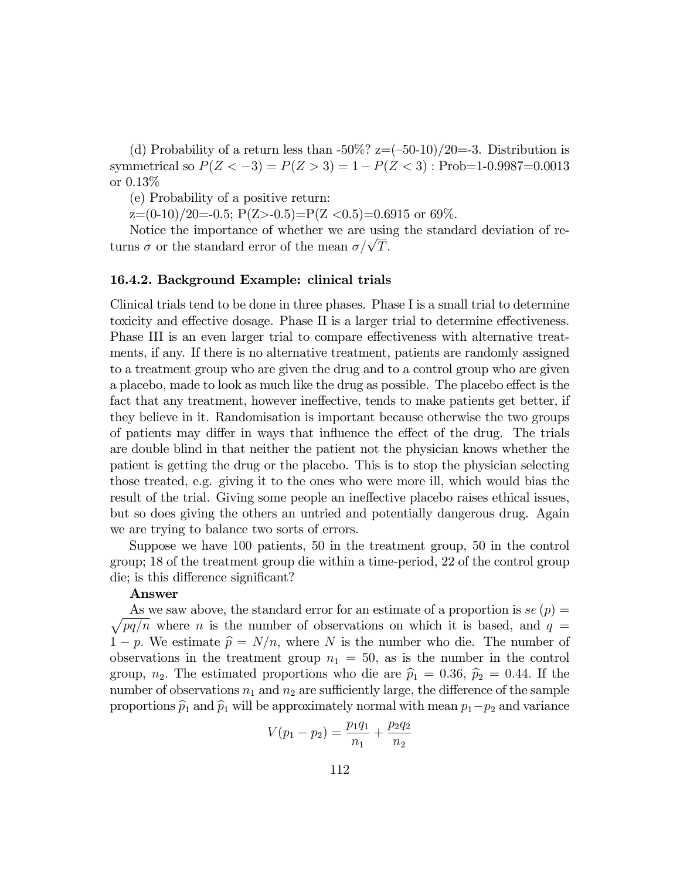(d) Probability of a return less than -50%? z=(–50-10)/20=-3. Distribution is symmetrical so $P(Z < -3) = P(Z > 3) = 1 - P(Z < 3)$ : Prob=1-0.9987=0.0013 or 0.13%

(e) Probability of a positive return:

z=(0-10)/20=-0.5; P(Z>-0.5)=P(Z <0.5)=0.6915 or 69%.

Notice the importance of whether we are using the standard deviation of returns $\sigma$ or the standard error of the mean $\sigma/\sqrt{T}$.

### 16.4.2. Background Example: clinical trials

Clinical trials tend to be done in three phases. Phase I is a small trial to determine toxicity and effective dosage. Phase II is a larger trial to determine effectiveness. Phase III is an even larger trial to compare effectiveness with alternative treatments, if any. If there is no alternative treatment, patients are randomly assigned to a treatment group who are given the drug and to a control group who are given a placebo, made to look as much like the drug as possible. The placebo effect is the fact that any treatment, however ineffective, tends to make patients get better, if they believe in it. Randomisation is important because otherwise the two groups of patients may differ in ways that influence the effect of the drug. The trials are double blind in that neither the patient not the physician knows whether the patient is getting the drug or the placebo. This is to stop the physician selecting those treated, e.g. giving it to the ones who were more ill, which would bias the result of the trial. Giving some people an ineffective placebo raises ethical issues, but so does giving the others an untried and potentially dangerous drug. Again we are trying to balance two sorts of errors.

Suppose we have 100 patients, 50 in the treatment group, 50 in the control group; 18 of the treatment group die within a time-period, 22 of the control group die; is this difference significant?

**Answer**

As we saw above, the standard error for an estimate of a proportion is $se(p) = \sqrt{pq/n}$ where $n$ is the number of observations on which it is based, and $q = 1 - p$. We estimate $\widehat{p} = N/n$, where $N$ is the number who die. The number of observations in the treatment group $n_1 = 50$, as is the number in the control group, $n_2$. The estimated proportions who die are $\widehat{p}_1 = 0.36$, $\widehat{p}_2 = 0.44$. If the number of observations $n_1$ and $n_2$ are sufficiently large, the difference of the sample proportions $\widehat{p}_1$ and $\widehat{p}_1$ will be approximately normal with mean $p_1 - p_2$ and variance

$$V(p_1 - p_2) = \frac{p_1 q_1}{n_1} + \frac{p_2 q_2}{n_2}$$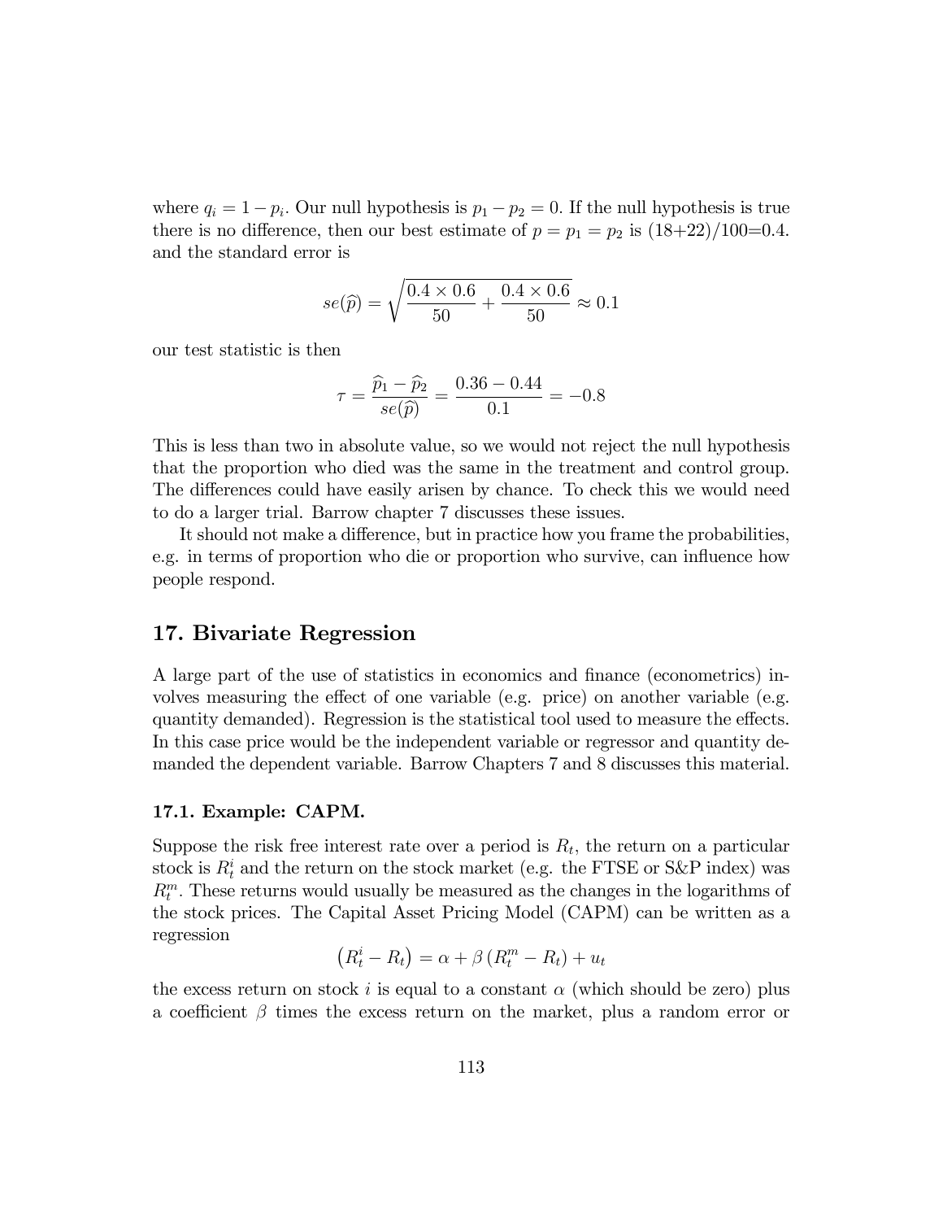where $q_i = 1 - p_i$. Our null hypothesis is $p_1 - p_2 = 0$. If the null hypothesis is true there is no difference, then our best estimate of $p = p_1 = p_2$ is (18+22)/100=0.4. and the standard error is

$$se(\widehat{p}) = \sqrt{\frac{0.4 \times 0.6}{50} + \frac{0.4 \times 0.6}{50}} \approx 0.1$$

our test statistic is then

$$\tau = \frac{\widehat{p}_1 - \widehat{p}_2}{se(\widehat{p})} = \frac{0.36 - 0.44}{0.1} = -0.8$$

This is less than two in absolute value, so we would not reject the null hypothesis that the proportion who died was the same in the treatment and control group. The differences could have easily arisen by chance. To check this we would need to do a larger trial. Barrow chapter 7 discusses these issues.

It should not make a difference, but in practice how you frame the probabilities, e.g. in terms of proportion who die or proportion who survive, can influence how people respond.

## 17. Bivariate Regression

A large part of the use of statistics in economics and finance (econometrics) involves measuring the effect of one variable (e.g. price) on another variable (e.g. quantity demanded). Regression is the statistical tool used to measure the effects. In this case price would be the independent variable or regressor and quantity demanded the dependent variable. Barrow Chapters 7 and 8 discusses this material.

### 17.1. Example: CAPM.

Suppose the risk free interest rate over a period is $R_t$, the return on a particular stock is $R_t^i$ and the return on the stock market (e.g. the FTSE or S&P index) was $R_t^m$. These returns would usually be measured as the changes in the logarithms of the stock prices. The Capital Asset Pricing Model (CAPM) can be written as a regression

$$\left(R_t^i - R_t\right) = \alpha + \beta \left(R_t^m - R_t\right) + u_t$$

the excess return on stock $i$ is equal to a constant $\alpha$ (which should be zero) plus a coefficient $\beta$ times the excess return on the market, plus a random error or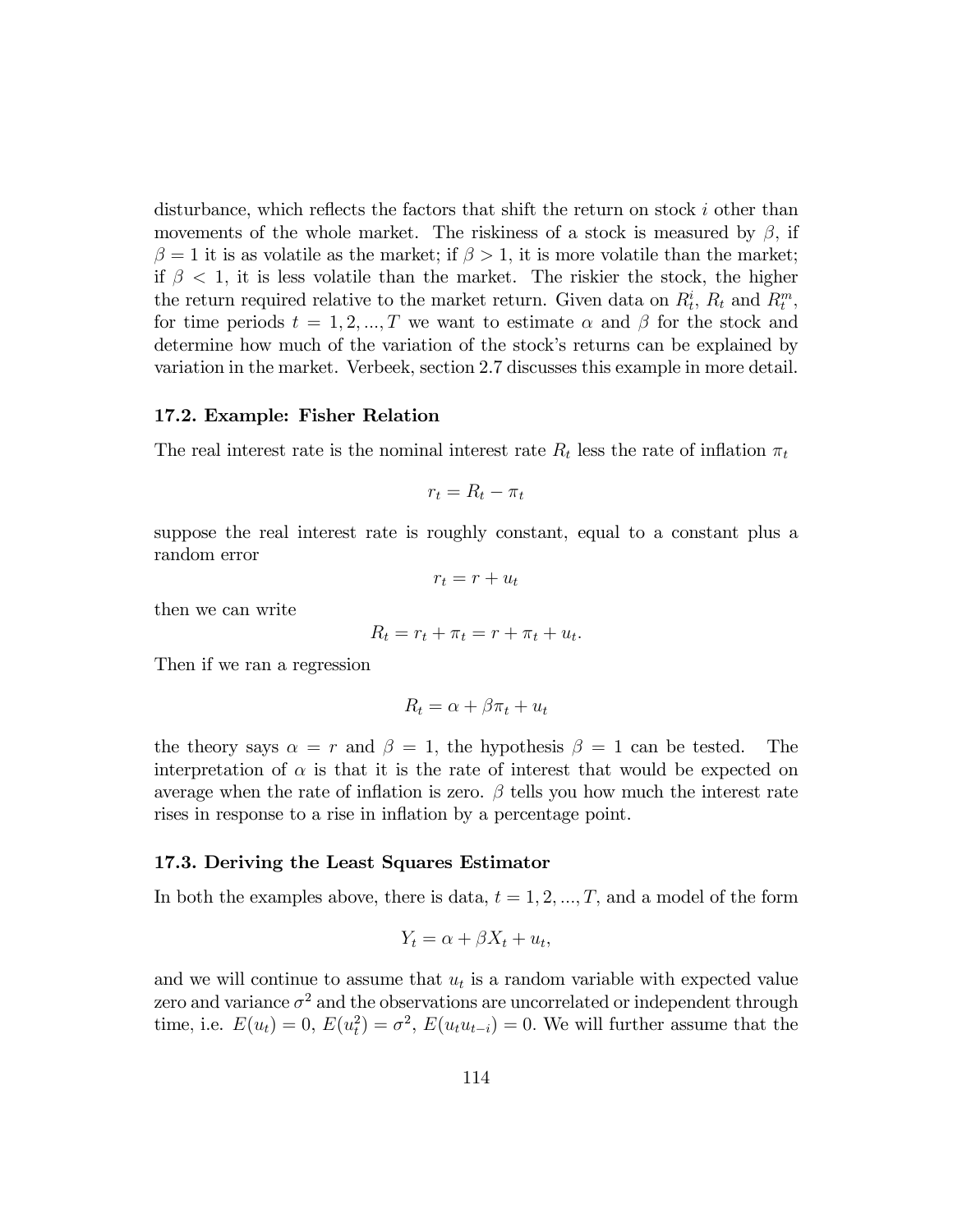disturbance, which reflects the factors that shift the return on stock $i$ other than movements of the whole market. The riskiness of a stock is measured by $\beta$, if $\beta = 1$ it is as volatile as the market; if $\beta > 1$, it is more volatile than the market; if $\beta < 1$, it is less volatile than the market. The riskier the stock, the higher the return required relative to the market return. Given data on $R_t^i$, $R_t$ and $R_t^m$, for time periods $t = 1, 2, ..., T$ we want to estimate $\alpha$ and $\beta$ for the stock and determine how much of the variation of the stock's returns can be explained by variation in the market. Verbeek, section 2.7 discusses this example in more detail.

### 17.2. Example: Fisher Relation

The real interest rate is the nominal interest rate $R_t$ less the rate of inflation $\pi_t$

$$r_t = R_t - \pi_t$$

suppose the real interest rate is roughly constant, equal to a constant plus a random error

$$r_t = r + u_t$$

then we can write

$$R_t = r_t + \pi_t = r + \pi_t + u_t.$$

Then if we ran a regression

$$R_t = \alpha + \beta \pi_t + u_t$$

the theory says $\alpha = r$ and $\beta = 1$, the hypothesis $\beta = 1$ can be tested. The interpretation of $\alpha$ is that it is the rate of interest that would be expected on average when the rate of inflation is zero. $\beta$ tells you how much the interest rate rises in response to a rise in inflation by a percentage point.

### 17.3. Deriving the Least Squares Estimator

In both the examples above, there is data, $t = 1, 2, ..., T$, and a model of the form

$$Y_t = \alpha + \beta X_t + u_t,$$

and we will continue to assume that $u_t$ is a random variable with expected value zero and variance $\sigma^2$ and the observations are uncorrelated or independent through time, i.e. $E(u_t) = 0$, $E(u_t^2) = \sigma^2$, $E(u_t u_{t-i}) = 0$. We will further assume that the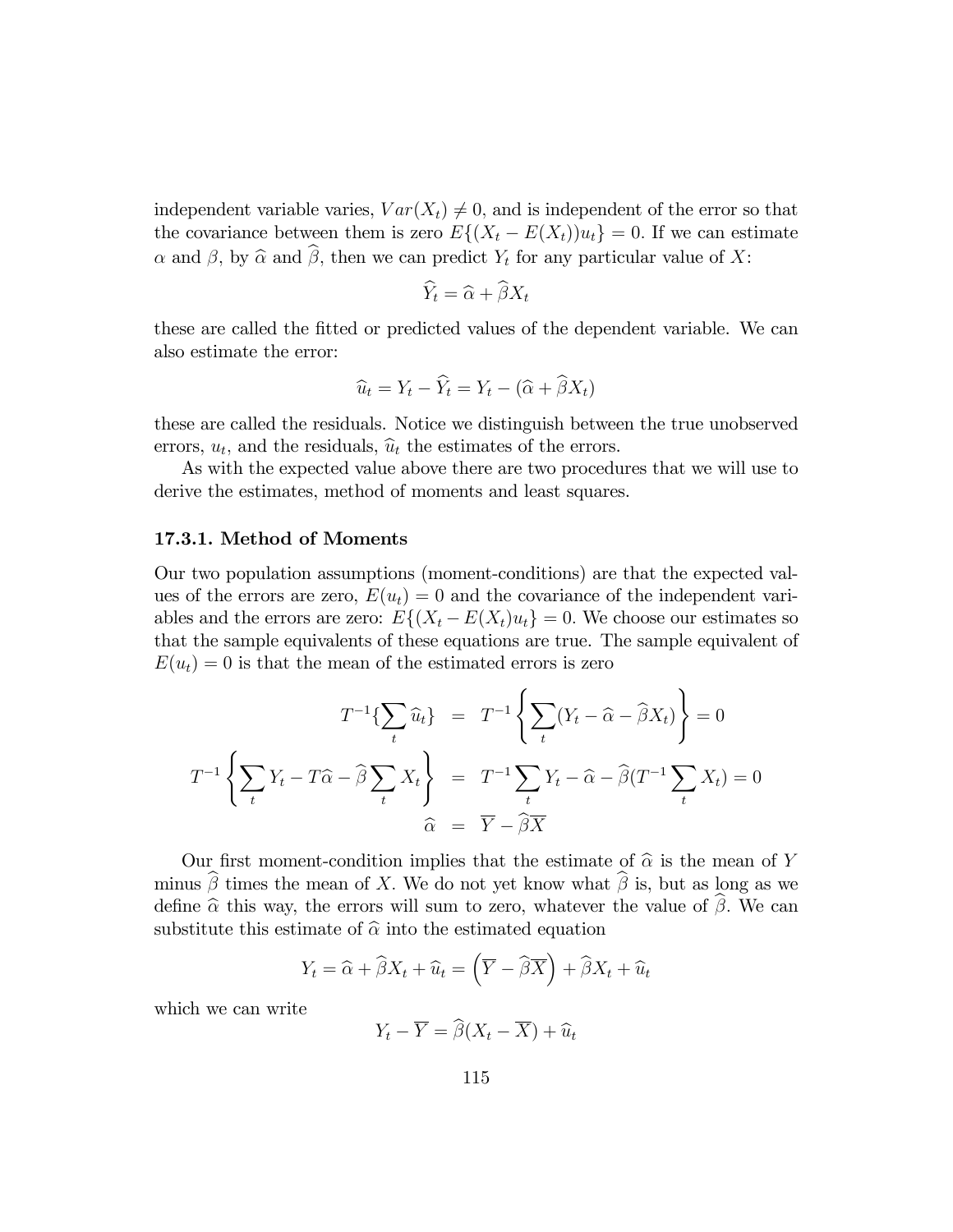independent variable varies, $Var(X_t) \neq 0$, and is independent of the error so that the covariance between them is zero $E\{(X_t - E(X_t))u_t\} = 0$. If we can estimate $\alpha$ and $\beta$, by $\widehat{\alpha}$ and $\widehat{\beta}$, then we can predict $Y_t$ for any particular value of $X$:

$$\widehat{Y}_t = \widehat{\alpha} + \widehat{\beta} X_t$$

these are called the fitted or predicted values of the dependent variable. We can also estimate the error:

$$\widehat{u}_t = Y_t - \widehat{Y}_t = Y_t - (\widehat{\alpha} + \widehat{\beta} X_t)$$

these are called the residuals. Notice we distinguish between the true unobserved errors, $u_t$, and the residuals, $\widehat{u}_t$ the estimates of the errors.

As with the expected value above there are two procedures that we will use to derive the estimates, method of moments and least squares.

### 17.3.1. Method of Moments

Our two population assumptions (moment-conditions) are that the expected values of the errors are zero, $E(u_t) = 0$ and the covariance of the independent variables and the errors are zero: $E\{(X_t - E(X_t)u_t\} = 0$. We choose our estimates so that the sample equivalents of these equations are true. The sample equivalent of $E(u_t) = 0$ is that the mean of the estimated errors is zero

$$\begin{aligned}
T^{-1}\{\sum_t \widehat{u}_t\} &= T^{-1}\left\{\sum_t (Y_t - \widehat{\alpha} - \widehat{\beta} X_t)\right\} = 0 \\
T^{-1}\left\{\sum_t Y_t - T\widehat{\alpha} - \widehat{\beta}\sum_t X_t\right\} &= T^{-1}\sum_t Y_t - \widehat{\alpha} - \widehat{\beta}(T^{-1}\sum_t X_t) = 0 \\
\widehat{\alpha} &= \overline{Y} - \widehat{\beta}\overline{X}
\end{aligned}$$

Our first moment-condition implies that the estimate of $\widehat{\alpha}$ is the mean of $Y$ minus $\widehat{\beta}$ times the mean of $X$. We do not yet know what $\widehat{\beta}$ is, but as long as we define $\widehat{\alpha}$ this way, the errors will sum to zero, whatever the value of $\widehat{\beta}$. We can substitute this estimate of $\widehat{\alpha}$ into the estimated equation

$$Y_t = \widehat{\alpha} + \widehat{\beta} X_t + \widehat{u}_t = \left(\overline{Y} - \widehat{\beta}\overline{X}\right) + \widehat{\beta} X_t + \widehat{u}_t$$

which we can write

$$Y_t - \overline{Y} = \widehat{\beta}(X_t - \overline{X}) + \widehat{u}_t$$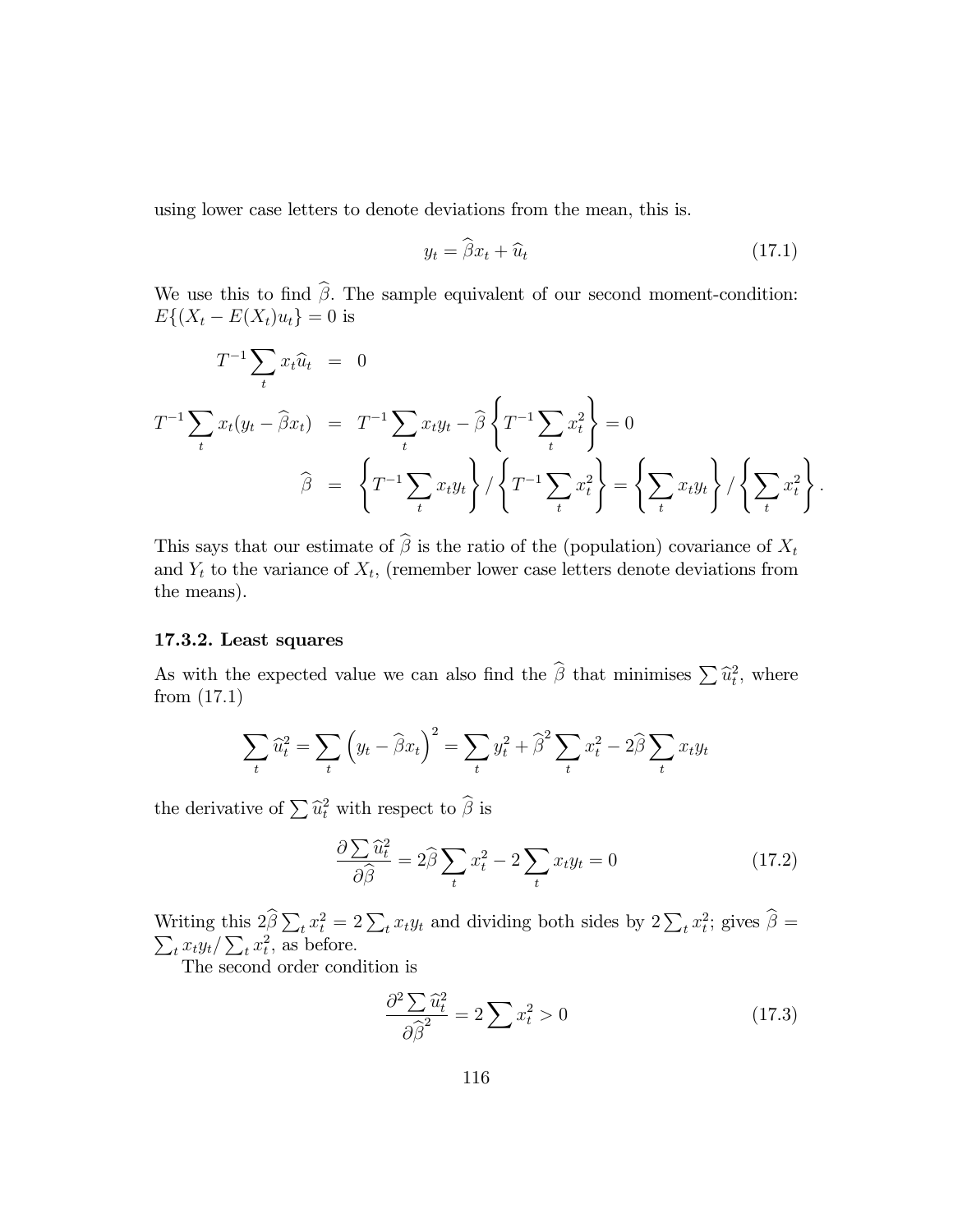using lower case letters to denote deviations from the mean, this is.

$$y_t = \widehat{\beta} x_t + \widehat{u}_t \tag{17.1}$$

We use this to find $\widehat{\beta}$. The sample equivalent of our second moment-condition: $E\{(X_t - E(X_t)u_t\} = 0$ is

$$\begin{aligned}
T^{-1} \sum_t x_t \widehat{u}_t &= 0 \\
T^{-1} \sum_t x_t (y_t - \widehat{\beta} x_t) &= T^{-1} \sum_t x_t y_t - \widehat{\beta} \left\{ T^{-1} \sum_t x_t^2 \right\} = 0 \\
\widehat{\beta} &= \left\{ T^{-1} \sum_t x_t y_t \right\} / \left\{ T^{-1} \sum_t x_t^2 \right\} = \left\{ \sum_t x_t y_t \right\} / \left\{ \sum_t x_t^2 \right\}.
\end{aligned}$$

This says that our estimate of $\widehat{\beta}$ is the ratio of the (population) covariance of $X_t$ and $Y_t$ to the variance of $X_t$, (remember lower case letters denote deviations from the means).

### 17.3.2. Least squares

As with the expected value we can also find the $\widehat{\beta}$ that minimises $\sum \widehat{u}_t^2$, where from (17.1)

$$\sum_t \widehat{u}_t^2 = \sum_t \left( y_t - \widehat{\beta} x_t \right)^2 = \sum_t y_t^2 + \widehat{\beta}^2 \sum_t x_t^2 - 2\widehat{\beta} \sum_t x_t y_t$$

the derivative of $\sum \widehat{u}_t^2$ with respect to $\widehat{\beta}$ is

$$\frac{\partial \sum \widehat{u}_t^2}{\partial \widehat{\beta}} = 2\widehat{\beta} \sum_t x_t^2 - 2 \sum_t x_t y_t = 0 \tag{17.2}$$

Writing this $2\widehat{\beta} \sum_t x_t^2 = 2 \sum_t x_t y_t$ and dividing both sides by $2 \sum_t x_t^2$; gives $\widehat{\beta} = \sum_t x_t y_t / \sum_t x_t^2$, as before.

The second order condition is

$$\frac{\partial^2 \sum \widehat{u}_t^2}{\partial \widehat{\beta}^2} = 2 \sum x_t^2 > 0 \tag{17.3}$$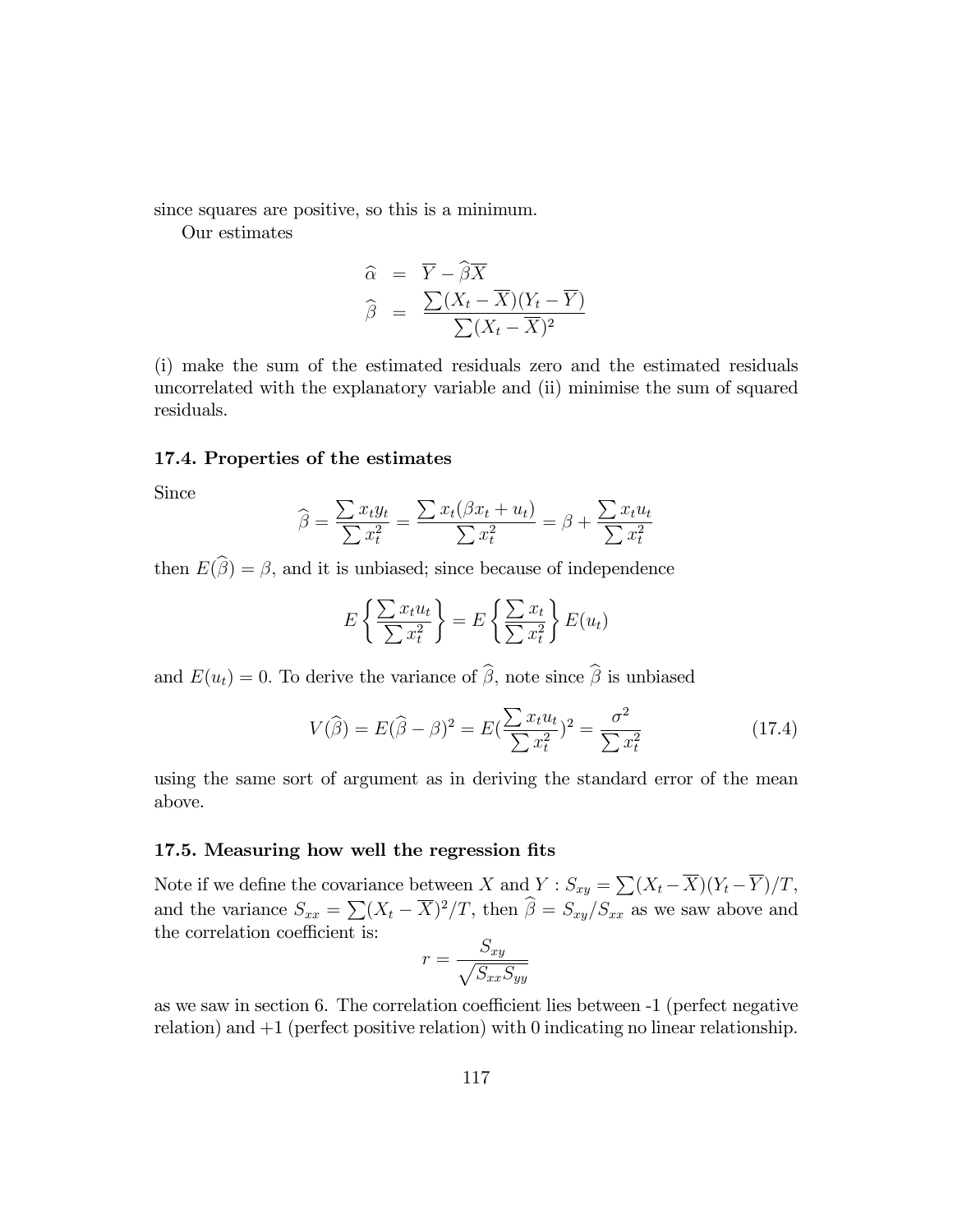since squares are positive, so this is a minimum.

Our estimates

$$
\begin{aligned}
\widehat{\alpha} &= \overline{Y} - \widehat{\beta}\overline{X} \\
\widehat{\beta} &= \frac{\sum(X_t - \overline{X})(Y_t - \overline{Y})}{\sum(X_t - \overline{X})^2}
\end{aligned}
$$

(i) make the sum of the estimated residuals zero and the estimated residuals uncorrelated with the explanatory variable and (ii) minimise the sum of squared residuals.

### 17.4. Properties of the estimates

Since

$$
\widehat{\beta} = \frac{\sum x_t y_t}{\sum x_t^2} = \frac{\sum x_t(\beta x_t + u_t)}{\sum x_t^2} = \beta + \frac{\sum x_t u_t}{\sum x_t^2}
$$

then $E(\widehat{\beta}) = \beta$, and it is unbiased; since because of independence

$$
E\left\{\frac{\sum x_t u_t}{\sum x_t^2}\right\} = E\left\{\frac{\sum x_t}{\sum x_t^2}\right\} E(u_t)
$$

and $E(u_t) = 0$. To derive the variance of $\widehat{\beta}$, note since $\widehat{\beta}$ is unbiased

$$
V(\widehat{\beta}) = E(\widehat{\beta} - \beta)^2 = E(\frac{\sum x_t u_t}{\sum x_t^2})^2 = \frac{\sigma^2}{\sum x_t^2} \tag{17.4}
$$

using the same sort of argument as in deriving the standard error of the mean above.

### 17.5. Measuring how well the regression fits

Note if we define the covariance between $X$ and $Y$ : $S_{xy} = \sum(X_t - \overline{X})(Y_t - \overline{Y})/T$, and the variance $S_{xx} = \sum(X_t - \overline{X})^2/T$, then $\widehat{\beta} = S_{xy}/S_{xx}$ as we saw above and the correlation coefficient is:

$$
r = \frac{S_{xy}}{\sqrt{S_{xx}S_{yy}}}
$$

as we saw in section 6. The correlation coefficient lies between -1 (perfect negative relation) and +1 (perfect positive relation) with 0 indicating no linear relationship.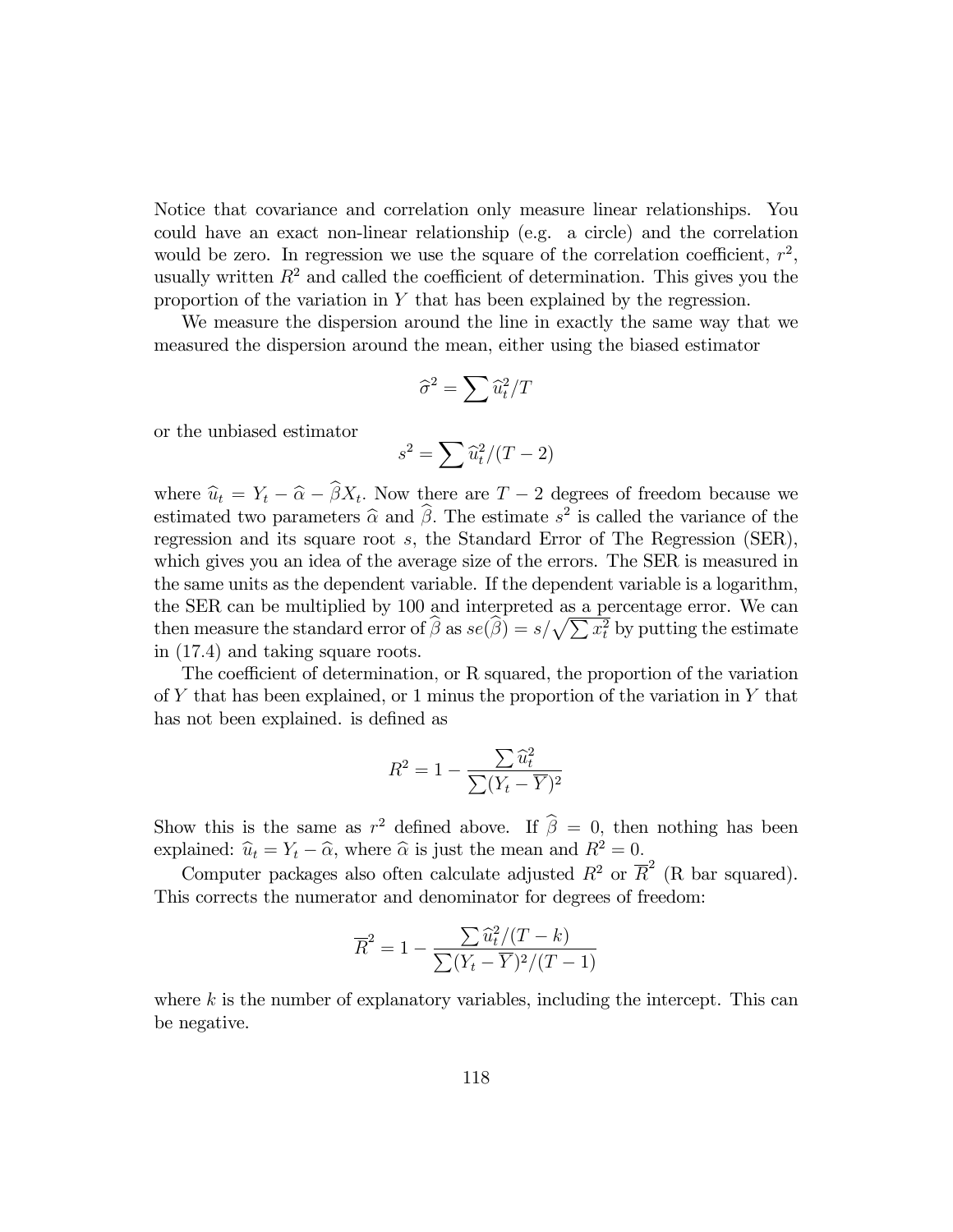Notice that covariance and correlation only measure linear relationships. You could have an exact non-linear relationship (e.g. a circle) and the correlation would be zero. In regression we use the square of the correlation coefficient, $r^2$, usually written $R^2$ and called the coefficient of determination. This gives you the proportion of the variation in $Y$ that has been explained by the regression.

We measure the dispersion around the line in exactly the same way that we measured the dispersion around the mean, either using the biased estimator

$$\widehat{\sigma}^2 = \sum \widehat{u}_t^2 / T$$

or the unbiased estimator

$$s^2 = \sum \widehat{u}_t^2 / (T - 2)$$

where $\widehat{u}_t = Y_t - \widehat{\alpha} - \widehat{\beta} X_t$. Now there are $T - 2$ degrees of freedom because we estimated two parameters $\widehat{\alpha}$ and $\widehat{\beta}$. The estimate $s^2$ is called the variance of the regression and its square root $s$, the Standard Error of The Regression (SER), which gives you an idea of the average size of the errors. The SER is measured in the same units as the dependent variable. If the dependent variable is a logarithm, the SER can be multiplied by 100 and interpreted as a percentage error. We can then measure the standard error of $\widehat{\beta}$ as $se(\widehat{\beta}) = s / \sqrt{\sum x_t^2}$ by putting the estimate in (17.4) and taking square roots.

The coefficient of determination, or R squared, the proportion of the variation of $Y$ that has been explained, or 1 minus the proportion of the variation in $Y$ that has not been explained. is defined as

$$R^2 = 1 - \frac{\sum \widehat{u}_t^2}{\sum (Y_t - \overline{Y})^2}$$

Show this is the same as $r^2$ defined above. If $\widehat{\beta} = 0$, then nothing has been explained: $\widehat{u}_t = Y_t - \widehat{\alpha}$, where $\widehat{\alpha}$ is just the mean and $R^2 = 0$.

Computer packages also often calculate adjusted $R^2$ or $\overline{R}^2$ (R bar squared). This corrects the numerator and denominator for degrees of freedom:

$$\overline{R}^2 = 1 - \frac{\sum \widehat{u}_t^2 / (T - k)}{\sum (Y_t - \overline{Y})^2 / (T - 1)}$$

where $k$ is the number of explanatory variables, including the intercept. This can be negative.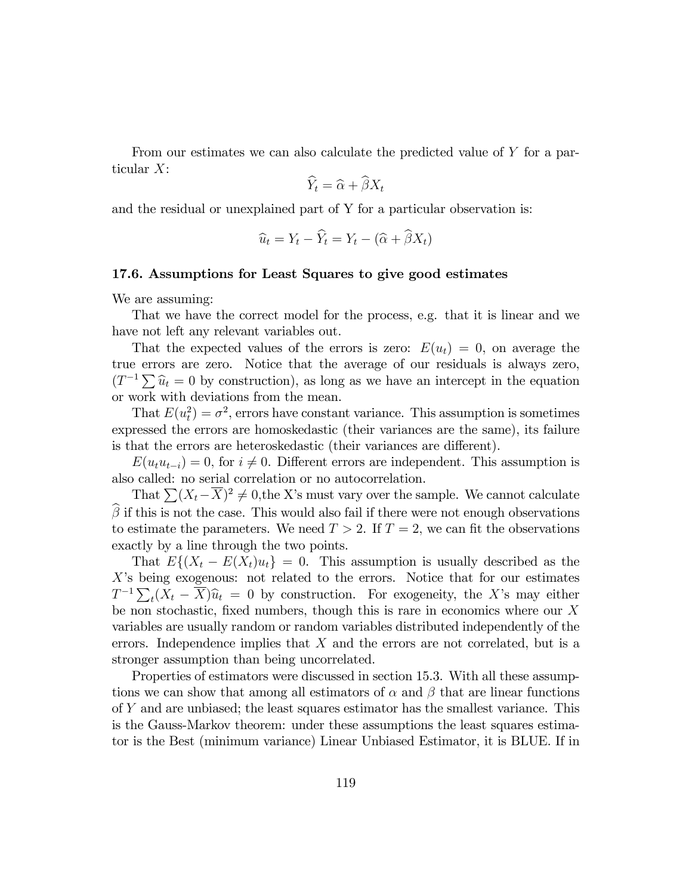From our estimates we can also calculate the predicted value of $Y$ for a particular $X$:

$$\widehat{Y}_t = \widehat{\alpha} + \widehat{\beta} X_t$$

and the residual or unexplained part of Y for a particular observation is:

$$\widehat{u}_t = Y_t - \widehat{Y}_t = Y_t - (\widehat{\alpha} + \widehat{\beta} X_t)$$

### 17.6. Assumptions for Least Squares to give good estimates

We are assuming:

That we have the correct model for the process, e.g. that it is linear and we have not left any relevant variables out.

That the expected values of the errors is zero: $E(u_t) = 0$, on average the true errors are zero. Notice that the average of our residuals is always zero, ($T^{-1} \sum \widehat{u}_t = 0$ by construction), as long as we have an intercept in the equation or work with deviations from the mean.

That $E(u_t^2) = \sigma^2$, errors have constant variance. This assumption is sometimes expressed the errors are homoskedastic (their variances are the same), its failure is that the errors are heteroskedastic (their variances are different).

$E(u_t u_{t-i}) = 0$, for $i \neq 0$. Different errors are independent. This assumption is also called: no serial correlation or no autocorrelation.

That $\sum (X_t - \overline{X})^2 \neq 0$,the X's must vary over the sample. We cannot calculate $\widehat{\beta}$ if this is not the case. This would also fail if there were not enough observations to estimate the parameters. We need $T > 2$. If $T = 2$, we can fit the observations exactly by a line through the two points.

That $E\{(X_t - E(X_t)u_t\} = 0$. This assumption is usually described as the $X$'s being exogenous: not related to the errors. Notice that for our estimates $T^{-1} \sum_t (X_t - \overline{X})\widehat{u}_t = 0$ by construction. For exogeneity, the $X$'s may either be non stochastic, fixed numbers, though this is rare in economics where our $X$ variables are usually random or random variables distributed independently of the errors. Independence implies that $X$ and the errors are not correlated, but is a stronger assumption than being uncorrelated.

Properties of estimators were discussed in section 15.3. With all these assumptions we can show that among all estimators of $\alpha$ and $\beta$ that are linear functions of $Y$ and are unbiased; the least squares estimator has the smallest variance. This is the Gauss-Markov theorem: under these assumptions the least squares estimator is the Best (minimum variance) Linear Unbiased Estimator, it is BLUE. If in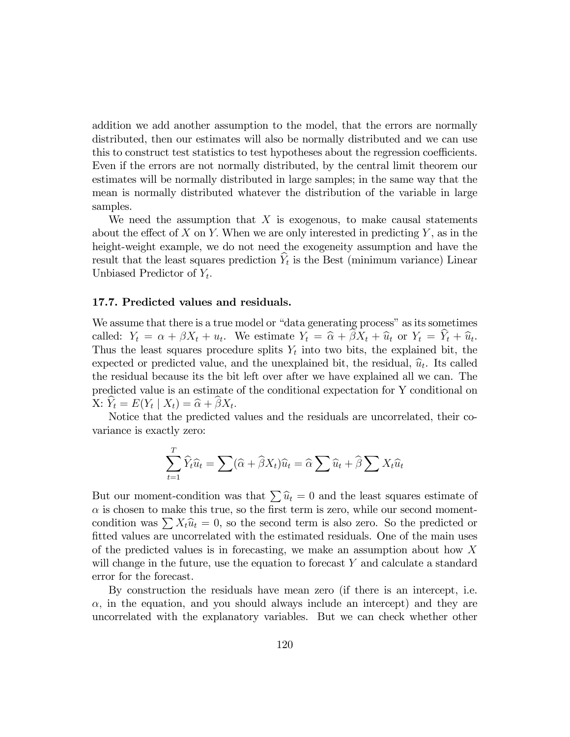addition we add another assumption to the model, that the errors are normally distributed, then our estimates will also be normally distributed and we can use this to construct test statistics to test hypotheses about the regression coefficients. Even if the errors are not normally distributed, by the central limit theorem our estimates will be normally distributed in large samples; in the same way that the mean is normally distributed whatever the distribution of the variable in large samples.

We need the assumption that $X$ is exogenous, to make causal statements about the effect of $X$ on $Y$. When we are only interested in predicting $Y$, as in the height-weight example, we do not need the exogeneity assumption and have the result that the least squares prediction $\widehat{Y}_t$ is the Best (minimum variance) Linear Unbiased Predictor of $Y_t$.

### 17.7. Predicted values and residuals.

We assume that there is a true model or "data generating process" as its sometimes called: $Y_t = \alpha + \beta X_t + u_t$. We estimate $Y_t = \widehat{\alpha} + \widehat{\beta} X_t + \widehat{u}_t$ or $Y_t = \widehat{Y}_t + \widehat{u}_t$. Thus the least squares procedure splits $Y_t$ into two bits, the explained bit, the expected or predicted value, and the unexplained bit, the residual, $\widehat{u}_t$. Its called the residual because its the bit left over after we have explained all we can. The predicted value is an estimate of the conditional expectation for Y conditional on X: $\widehat{Y}_t = E(Y_t \mid X_t) = \widehat{\alpha} + \widehat{\beta} X_t$.

Notice that the predicted values and the residuals are uncorrelated, their covariance is exactly zero:

$$\sum_{t=1}^{T} \widehat{Y}_t \widehat{u}_t = \sum (\widehat{\alpha} + \widehat{\beta} X_t) \widehat{u}_t = \widehat{\alpha} \sum \widehat{u}_t + \widehat{\beta} \sum X_t \widehat{u}_t$$

But our moment-condition was that $\sum \widehat{u}_t = 0$ and the least squares estimate of $\alpha$ is chosen to make this true, so the first term is zero, while our second moment-condition was $\sum X_t \widehat{u}_t = 0$, so the second term is also zero. So the predicted or fitted values are uncorrelated with the estimated residuals. One of the main uses of the predicted values is in forecasting, we make an assumption about how $X$ will change in the future, use the equation to forecast $Y$ and calculate a standard error for the forecast.

By construction the residuals have mean zero (if there is an intercept, i.e. $\alpha$, in the equation, and you should always include an intercept) and they are uncorrelated with the explanatory variables. But we can check whether other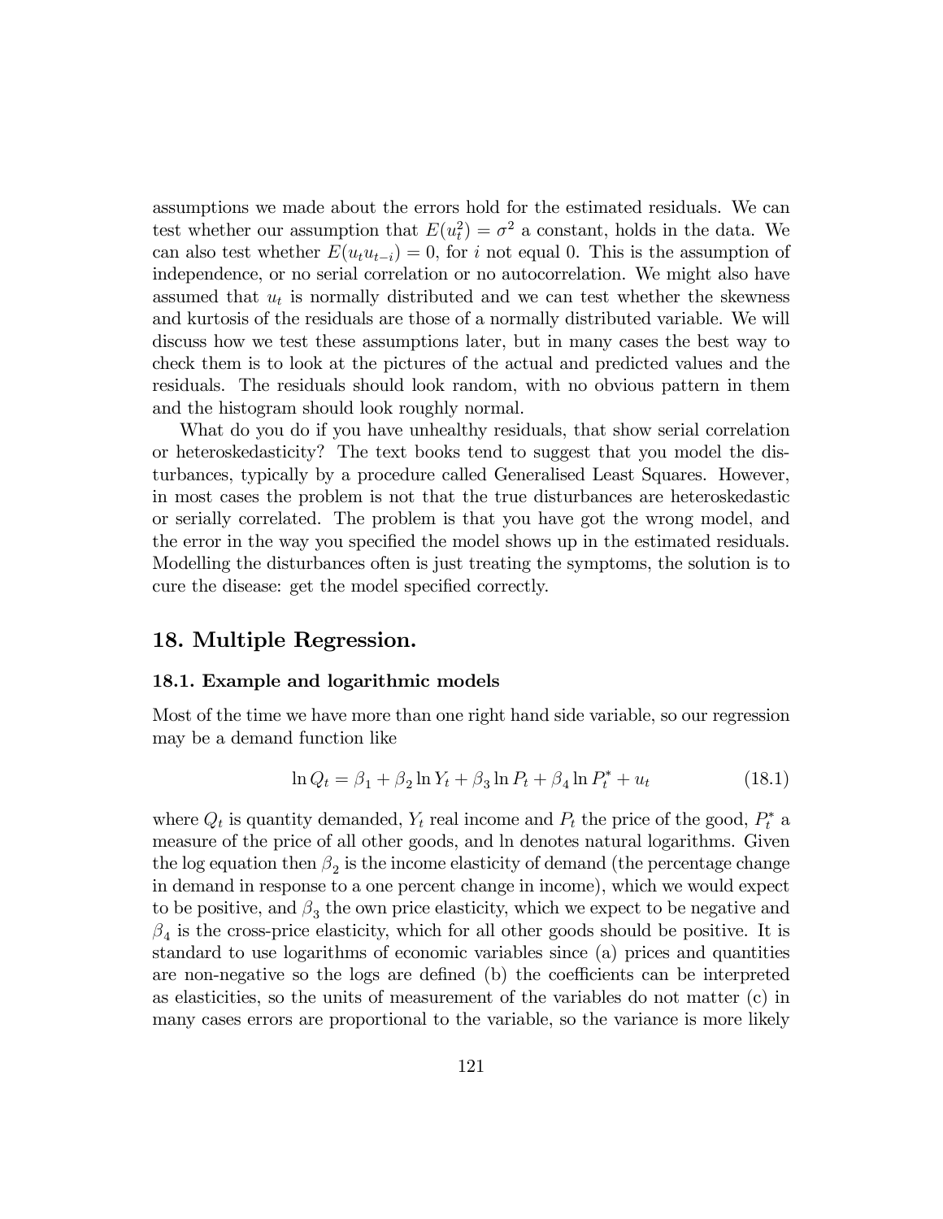assumptions we made about the errors hold for the estimated residuals. We can test whether our assumption that $E(u_t^2) = \sigma^2$ a constant, holds in the data. We can also test whether $E(u_t u_{t-i}) = 0$, for $i$ not equal 0. This is the assumption of independence, or no serial correlation or no autocorrelation. We might also have assumed that $u_t$ is normally distributed and we can test whether the skewness and kurtosis of the residuals are those of a normally distributed variable. We will discuss how we test these assumptions later, but in many cases the best way to check them is to look at the pictures of the actual and predicted values and the residuals. The residuals should look random, with no obvious pattern in them and the histogram should look roughly normal.

What do you do if you have unhealthy residuals, that show serial correlation or heteroskedasticity? The text books tend to suggest that you model the disturbances, typically by a procedure called Generalised Least Squares. However, in most cases the problem is not that the true disturbances are heteroskedastic or serially correlated. The problem is that you have got the wrong model, and the error in the way you specified the model shows up in the estimated residuals. Modelling the disturbances often is just treating the symptoms, the solution is to cure the disease: get the model specified correctly.

## 18. Multiple Regression.

### 18.1. Example and logarithmic models

Most of the time we have more than one right hand side variable, so our regression may be a demand function like

$$\ln Q_t = \beta_1 + \beta_2 \ln Y_t + \beta_3 \ln P_t + \beta_4 \ln P_t^* + u_t \tag{18.1}$$

where $Q_t$ is quantity demanded, $Y_t$ real income and $P_t$ the price of the good, $P_t^*$ a measure of the price of all other goods, and ln denotes natural logarithms. Given the log equation then $\beta_2$ is the income elasticity of demand (the percentage change in demand in response to a one percent change in income), which we would expect to be positive, and $\beta_3$ the own price elasticity, which we expect to be negative and $\beta_4$ is the cross-price elasticity, which for all other goods should be positive. It is standard to use logarithms of economic variables since (a) prices and quantities are non-negative so the logs are defined (b) the coefficients can be interpreted as elasticities, so the units of measurement of the variables do not matter (c) in many cases errors are proportional to the variable, so the variance is more likely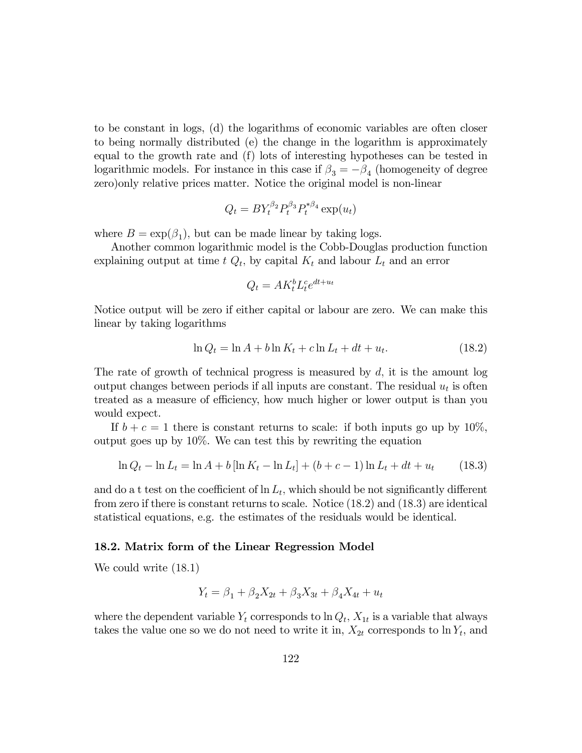to be constant in logs, (d) the logarithms of economic variables are often closer to being normally distributed (e) the change in the logarithm is approximately equal to the growth rate and (f) lots of interesting hypotheses can be tested in logarithmic models. For instance in this case if $\beta_3 = -\beta_4$ (homogeneity of degree zero)only relative prices matter. Notice the original model is non-linear

$$Q_t = BY_t^{\beta_2} P_t^{\beta_3} P_t^{*\beta_4} \exp(u_t)$$

where $B = \exp(\beta_1)$, but can be made linear by taking logs.

Another common logarithmic model is the Cobb-Douglas production function explaining output at time $t$ $Q_t$, by capital $K_t$ and labour $L_t$ and an error

$$Q_t = AK_t^b L_t^c e^{dt+u_t}$$

Notice output will be zero if either capital or labour are zero. We can make this linear by taking logarithms

$$\ln Q_t = \ln A + b \ln K_t + c \ln L_t + dt + u_t. \tag{18.2}$$

The rate of growth of technical progress is measured by $d$, it is the amount log output changes between periods if all inputs are constant. The residual $u_t$ is often treated as a measure of efficiency, how much higher or lower output is than you would expect.

If $b + c = 1$ there is constant returns to scale: if both inputs go up by 10%, output goes up by 10%. We can test this by rewriting the equation

$$\ln Q_t - \ln L_t = \ln A + b [\ln K_t - \ln L_t] + (b + c - 1) \ln L_t + dt + u_t \tag{18.3}$$

and do a t test on the coefficient of $\ln L_t$, which should be not significantly different from zero if there is constant returns to scale. Notice (18.2) and (18.3) are identical statistical equations, e.g. the estimates of the residuals would be identical.

### 18.2. Matrix form of the Linear Regression Model

We could write (18.1)

$$Y_t = \beta_1 + \beta_2 X_{2t} + \beta_3 X_{3t} + \beta_4 X_{4t} + u_t$$

where the dependent variable $Y_t$ corresponds to $\ln Q_t$, $X_{1t}$ is a variable that always takes the value one so we do not need to write it in, $X_{2t}$ corresponds to $\ln Y_t$, and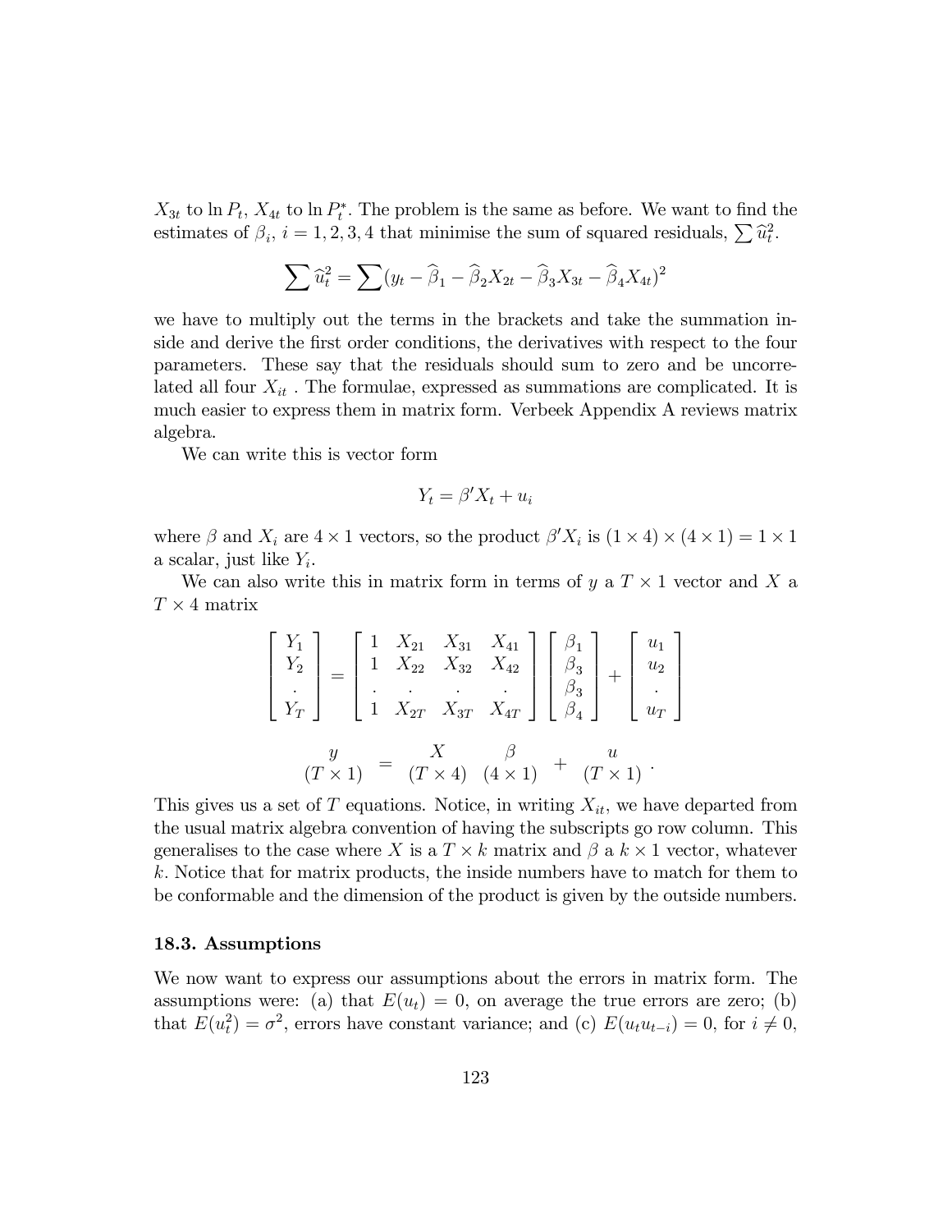$X_{3t}$ to $\ln P_t$, $X_{4t}$ to $\ln P_t^*$. The problem is the same as before. We want to find the estimates of $\beta_i$, $i = 1, 2, 3, 4$ that minimise the sum of squared residuals, $\sum \widehat{u}_t^2$.

$$\sum \widehat{u}_t^2 = \sum (y_t - \widehat{\beta}_1 - \widehat{\beta}_2 X_{2t} - \widehat{\beta}_3 X_{3t} - \widehat{\beta}_4 X_{4t})^2$$

we have to multiply out the terms in the brackets and take the summation inside and derive the first order conditions, the derivatives with respect to the four parameters. These say that the residuals should sum to zero and be uncorrelated all four $X_{it}$ . The formulae, expressed as summations are complicated. It is much easier to express them in matrix form. Verbeek Appendix A reviews matrix algebra.

We can write this is vector form

$$Y_t = \beta' X_t + u_i$$

where $\beta$ and $X_i$ are $4 \times 1$ vectors, so the product $\beta' X_i$ is $(1 \times 4) \times (4 \times 1) = 1 \times 1$ a scalar, just like $Y_i$.

We can also write this in matrix form in terms of $y$ a $T \times 1$ vector and $X$ a $T \times 4$ matrix

$$\begin{bmatrix} Y_1 \\ Y_2 \\ . \\ Y_T \end{bmatrix} = \begin{bmatrix} 1 & X_{21} & X_{31} & X_{41} \\ 1 & X_{22} & X_{32} & X_{42} \\ . & . & . & . \\ 1 & X_{2T} & X_{3T} & X_{4T} \end{bmatrix} \begin{bmatrix} \beta_1 \\ \beta_3 \\ \beta_3 \\ \beta_4 \end{bmatrix} + \begin{bmatrix} u_1 \\ u_2 \\ . \\ u_T \end{bmatrix}$$

$$\underset{(T \times 1)}{y} = \underset{(T \times 4)}{X} \underset{(4 \times 1)}{\beta} + \underset{(T \times 1)}{u}.$$

This gives us a set of $T$ equations. Notice, in writing $X_{it}$, we have departed from the usual matrix algebra convention of having the subscripts go row column. This generalises to the case where $X$ is a $T \times k$ matrix and $\beta$ a $k \times 1$ vector, whatever $k$. Notice that for matrix products, the inside numbers have to match for them to be conformable and the dimension of the product is given by the outside numbers.

### 18.3. Assumptions

We now want to express our assumptions about the errors in matrix form. The assumptions were: (a) that $E(u_t) = 0$, on average the true errors are zero; (b) that $E(u_t^2) = \sigma^2$, errors have constant variance; and (c) $E(u_t u_{t-i}) = 0$, for $i \neq 0$,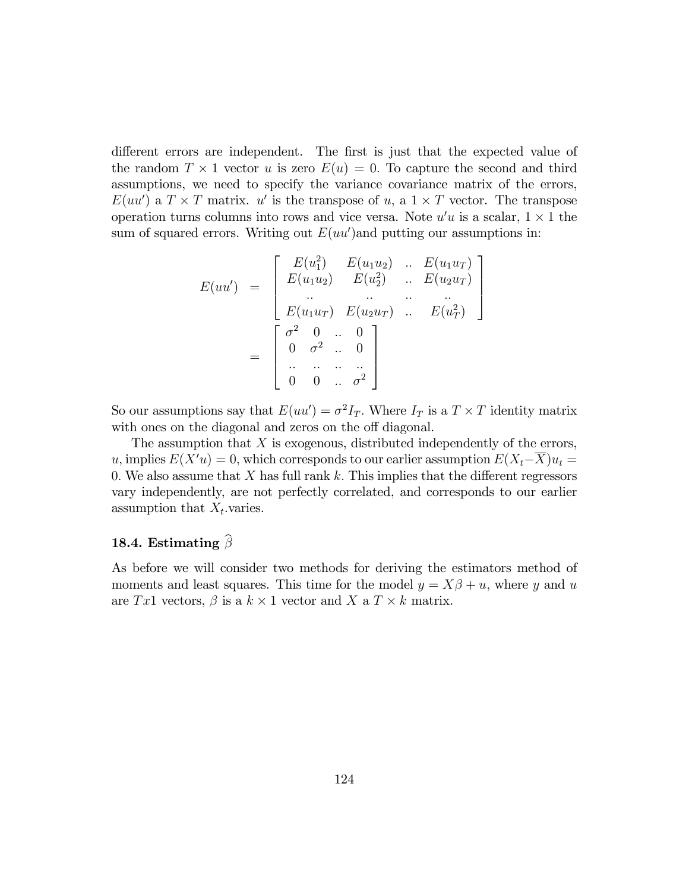different errors are independent. The first is just that the expected value of the random $T \times 1$ vector $u$ is zero $E(u) = 0$. To capture the second and third assumptions, we need to specify the variance covariance matrix of the errors, $E(uu')$ a $T \times T$ matrix. $u'$ is the transpose of $u$, a $1 \times T$ vector. The transpose operation turns columns into rows and vice versa. Note $u'u$ is a scalar, $1 \times 1$ the sum of squared errors. Writing out $E(uu')$and putting our assumptions in:

$$
\begin{aligned}
E(uu') &= \begin{bmatrix} E(u_1^2) & E(u_1u_2) & .. & E(u_1u_T) \\ E(u_1u_2) & E(u_2^2) & .. & E(u_2u_T) \\ .. & .. & .. & .. \\ E(u_1u_T) & E(u_2u_T) & .. & E(u_T^2) \end{bmatrix} \\
&= \begin{bmatrix} \sigma^2 & 0 & .. & 0 \\ 0 & \sigma^2 & .. & 0 \\ .. & .. & .. & .. \\ 0 & 0 & .. & \sigma^2 \end{bmatrix}
\end{aligned}
$$

So our assumptions say that $E(uu') = \sigma^2 I_T$. Where $I_T$ is a $T \times T$ identity matrix with ones on the diagonal and zeros on the off diagonal.

The assumption that $X$ is exogenous, distributed independently of the errors, $u$, implies $E(X'u) = 0$, which corresponds to our earlier assumption $E(X_t - \overline{X})u_t = 0$. We also assume that $X$ has full rank $k$. This implies that the different regressors vary independently, are not perfectly correlated, and corresponds to our earlier assumption that $X_t$.varies.

## 18.4. Estimating $\widehat{\beta}$

As before we will consider two methods for deriving the estimators method of moments and least squares. This time for the model $y = X\beta + u$, where $y$ and $u$ are $Tx1$ vectors, $\beta$ is a $k \times 1$ vector and $X$ a $T \times k$ matrix.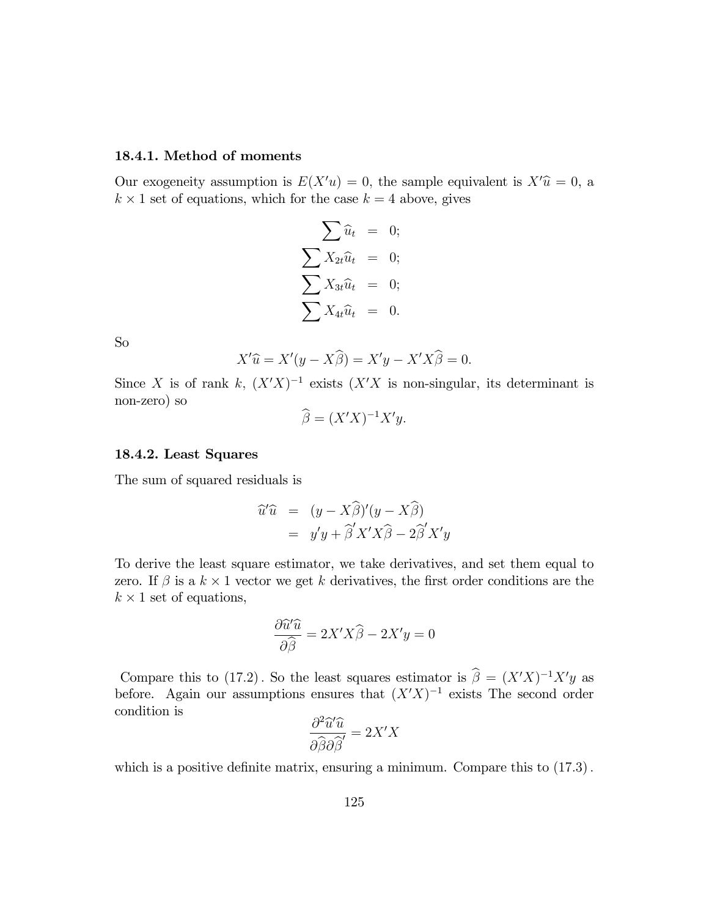### 18.4.1. Method of moments

Our exogeneity assumption is $E(X'u) = 0$, the sample equivalent is $X'\widehat{u} = 0$, a $k \times 1$ set of equations, which for the case $k = 4$ above, gives

$$
\begin{aligned}
\sum \widehat{u}_t &= 0; \\
\sum X_{2t}\widehat{u}_t &= 0; \\
\sum X_{3t}\widehat{u}_t &= 0; \\
\sum X_{4t}\widehat{u}_t &= 0.
\end{aligned}
$$

So

$$
X'\widehat{u} = X'(y - X\widehat{\beta}) = X'y - X'X\widehat{\beta} = 0.
$$

Since $X$ is of rank $k$, $(X'X)^{-1}$ exists ($X'X$ is non-singular, its determinant is non-zero) so

$$
\widehat{\beta} = (X'X)^{-1}X'y.
$$

### 18.4.2. Least Squares

The sum of squared residuals is

$$
\begin{aligned}
\widehat{u}'\widehat{u} &= (y - X\widehat{\beta})'(y - X\widehat{\beta}) \\
&= y'y + \widehat{\beta}'X'X\widehat{\beta} - 2\widehat{\beta}'X'y
\end{aligned}
$$

To derive the least square estimator, we take derivatives, and set them equal to zero. If $\beta$ is a $k \times 1$ vector we get $k$ derivatives, the first order conditions are the $k \times 1$ set of equations,

$$
\frac{\partial \widehat{u}'\widehat{u}}{\partial \widehat{\beta}} = 2X'X\widehat{\beta} - 2X'y = 0
$$

Compare this to (17.2). So the least squares estimator is $\widehat{\beta} = (X'X)^{-1}X'y$ as before. Again our assumptions ensures that $(X'X)^{-1}$ exists The second order condition is

$$
\frac{\partial^2 \widehat{u}'\widehat{u}}{\partial \widehat{\beta} \partial \widehat{\beta}'} = 2X'X
$$

which is a positive definite matrix, ensuring a minimum. Compare this to (17.3).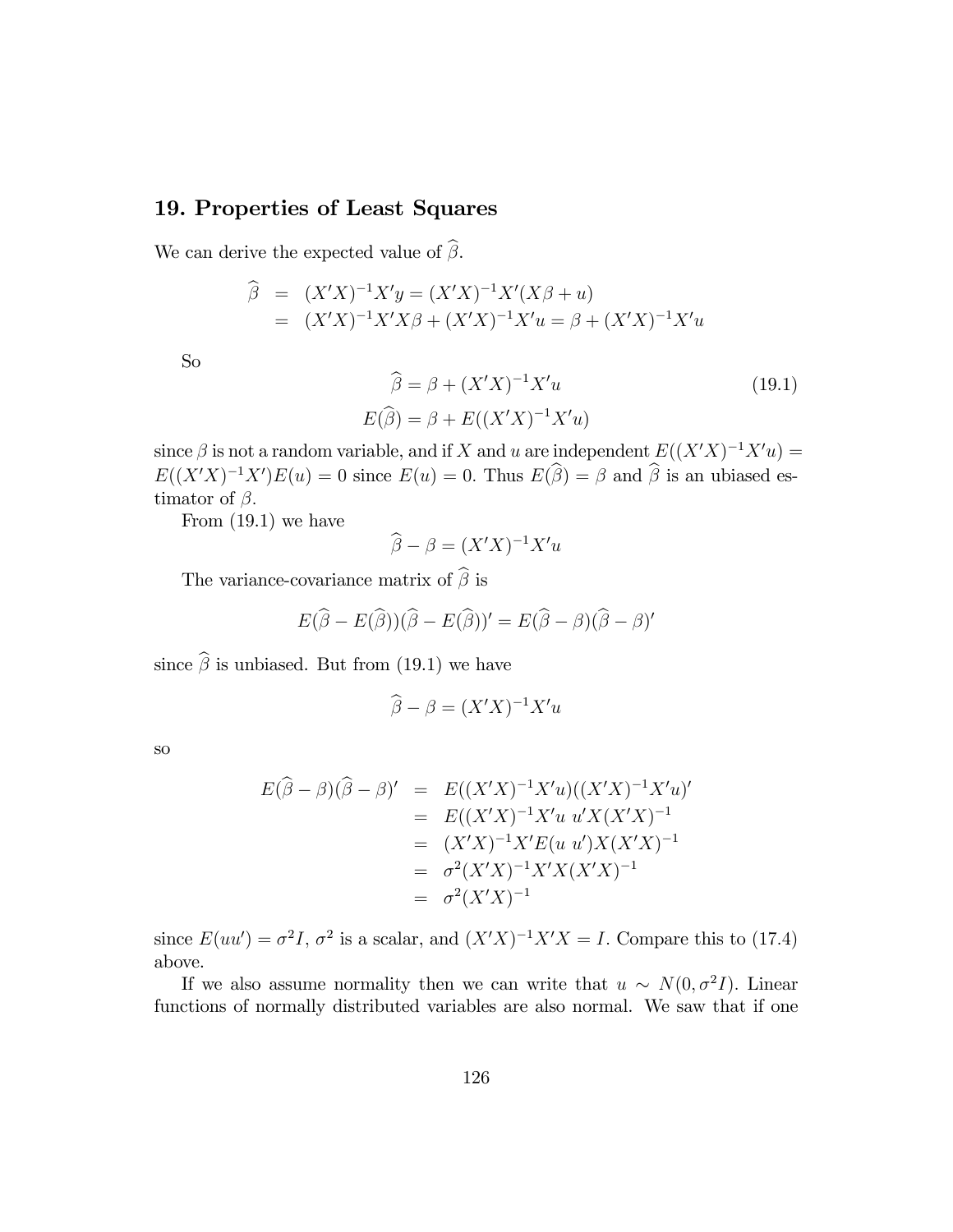## 19. Properties of Least Squares

We can derive the expected value of $\widehat{\beta}$.

$$
\begin{aligned}
\widehat{\beta} &= (X'X)^{-1}X'y = (X'X)^{-1}X'(X\beta + u) \\
&= (X'X)^{-1}X'X\beta + (X'X)^{-1}X'u = \beta + (X'X)^{-1}X'u
\end{aligned}
$$

So

$$
\widehat{\beta} = \beta + (X'X)^{-1}X'u \tag{19.1}
$$

$$
E(\widehat{\beta}) = \beta + E((X'X)^{-1}X'u)
$$

since $\beta$ is not a random variable, and if $X$ and $u$ are independent $E((X'X)^{-1}X'u) = E((X'X)^{-1}X')E(u) = 0$ since $E(u) = 0$. Thus $E(\widehat{\beta}) = \beta$ and $\widehat{\beta}$ is an ubiased estimator of $\beta$.

From (19.1) we have

$$
\widehat{\beta} - \beta = (X'X)^{-1}X'u
$$

The variance-covariance matrix of $\widehat{\beta}$ is

$$
E(\widehat{\beta} - E(\widehat{\beta}))(\widehat{\beta} - E(\widehat{\beta}))' = E(\widehat{\beta} - \beta)(\widehat{\beta} - \beta)'
$$

since $\widehat{\beta}$ is unbiased. But from (19.1) we have

$$
\widehat{\beta} - \beta = (X'X)^{-1}X'u
$$

so

$$
\begin{aligned}
E(\widehat{\beta} - \beta)(\widehat{\beta} - \beta)' &= E((X'X)^{-1}X'u)((X'X)^{-1}X'u)' \\
&= E((X'X)^{-1}X'u\ u'X(X'X)^{-1} \\
&= (X'X)^{-1}X'E(u\ u')X(X'X)^{-1} \\
&= \sigma^2(X'X)^{-1}X'X(X'X)^{-1} \\
&= \sigma^2(X'X)^{-1}
\end{aligned}
$$

since $E(uu') = \sigma^2 I$, $\sigma^2$ is a scalar, and $(X'X)^{-1}X'X = I$. Compare this to (17.4) above.

If we also assume normality then we can write that $u \sim N(0, \sigma^2 I)$. Linear functions of normally distributed variables are also normal. We saw that if one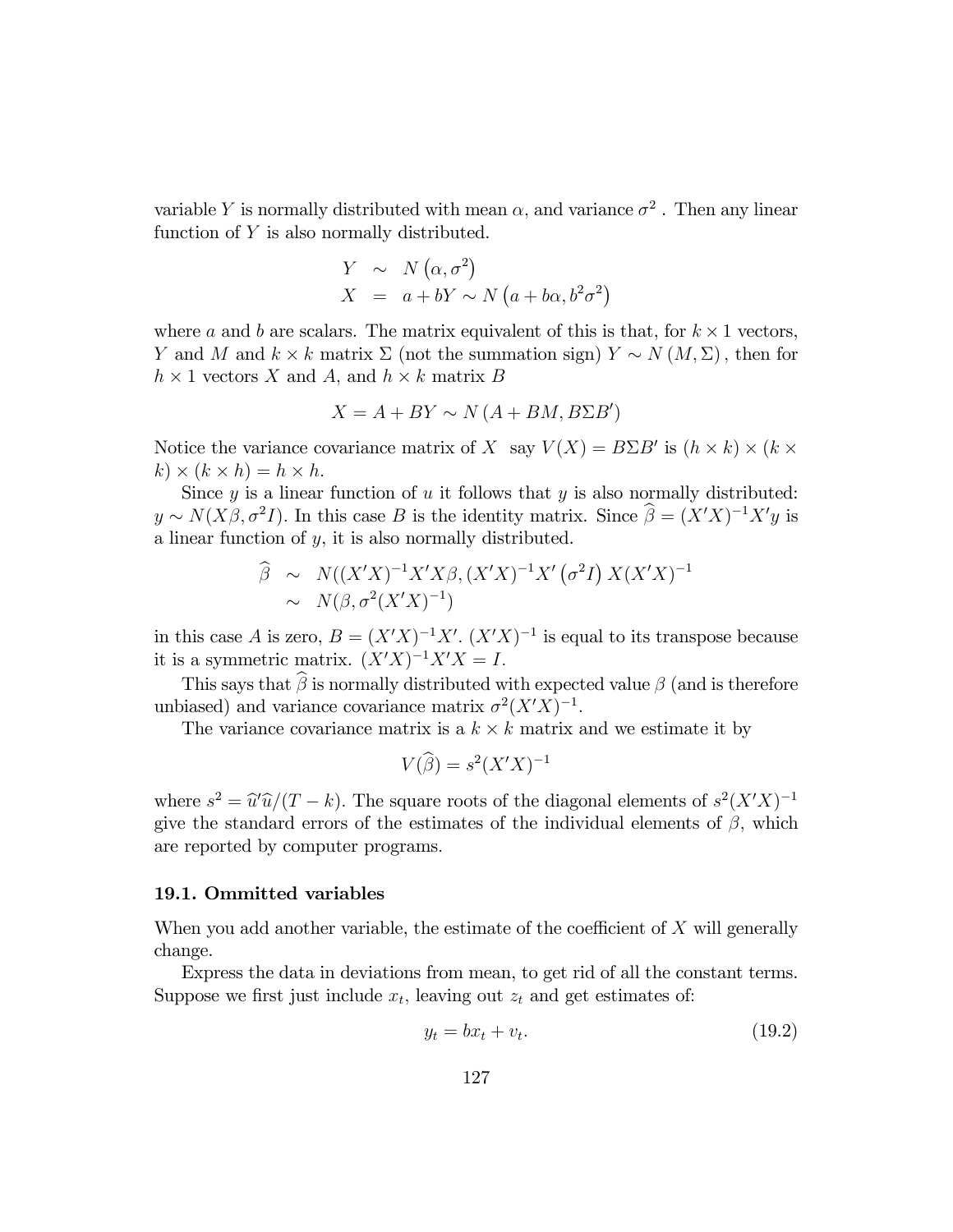variable $Y$ is normally distributed with mean $\alpha$, and variance $\sigma^2$ . Then any linear function of $Y$ is also normally distributed.

$$
\begin{aligned}
Y &\sim N\left(\alpha, \sigma^2\right) \\
X &= a + bY \sim N\left(a + b\alpha, b^2\sigma^2\right)
\end{aligned}
$$

where $a$ and $b$ are scalars. The matrix equivalent of this is that, for $k \times 1$ vectors, $Y$ and $M$ and $k \times k$ matrix $\Sigma$ (not the summation sign) $Y \sim N(M, \Sigma)$, then for $h \times 1$ vectors $X$ and $A$, and $h \times k$ matrix $B$

$$
X = A + BY \sim N(A + BM, B\Sigma B')
$$

Notice the variance covariance matrix of $X$ say $V(X) = B\Sigma B'$ is $(h \times k) \times (k \times k) \times (k \times h) = h \times h$.

Since $y$ is a linear function of $u$ it follows that $y$ is also normally distributed: $y \sim N(X\beta, \sigma^2 I)$. In this case $B$ is the identity matrix. Since $\widehat{\beta} = (X'X)^{-1}X'y$ is a linear function of $y$, it is also normally distributed.

$$
\begin{aligned}
\widehat{\beta} &\sim N((X'X)^{-1}X'X\beta, (X'X)^{-1}X'\left(\sigma^2 I\right)X(X'X)^{-1} \\
&\sim N(\beta, \sigma^2(X'X)^{-1})
\end{aligned}
$$

in this case $A$ is zero, $B = (X'X)^{-1}X'$. $(X'X)^{-1}$ is equal to its transpose because it is a symmetric matrix. $(X'X)^{-1}X'X = I$.

This says that $\widehat{\beta}$ is normally distributed with expected value $\beta$ (and is therefore unbiased) and variance covariance matrix $\sigma^2(X'X)^{-1}$.

The variance covariance matrix is a $k \times k$ matrix and we estimate it by

$$
V(\widehat{\beta}) = s^2(X'X)^{-1}
$$

where $s^2 = \widehat{u}'\widehat{u}/(T-k)$. The square roots of the diagonal elements of $s^2(X'X)^{-1}$ give the standard errors of the estimates of the individual elements of $\beta$, which are reported by computer programs.

### 19.1. Ommitted variables

When you add another variable, the estimate of the coefficient of $X$ will generally change.

Express the data in deviations from mean, to get rid of all the constant terms. Suppose we first just include $x_t$, leaving out $z_t$ and get estimates of:

$$
y_t = bx_t + v_t. \tag{19.2}
$$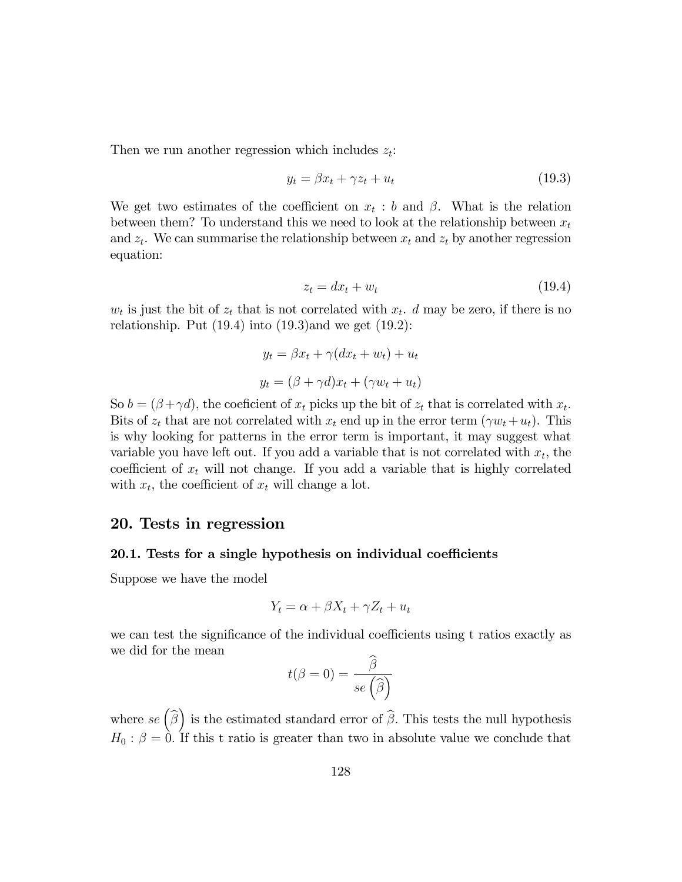Then we run another regression which includes $z_t$:

$$y_t = \beta x_t + \gamma z_t + u_t \tag{19.3}$$

We get two estimates of the coefficient on $x_t$ : $b$ and $\beta$. What is the relation between them? To understand this we need to look at the relationship between $x_t$ and $z_t$. We can summarise the relationship between $x_t$ and $z_t$ by another regression equation:

$$z_t = dx_t + w_t \tag{19.4}$$

$w_t$ is just the bit of $z_t$ that is not correlated with $x_t$. $d$ may be zero, if there is no relationship. Put (19.4) into (19.3)and we get (19.2):

$$y_t = \beta x_t + \gamma(dx_t + w_t) + u_t$$

$$y_t = (\beta + \gamma d)x_t + (\gamma w_t + u_t)$$

So $b = (\beta + \gamma d)$, the coeficient of $x_t$ picks up the bit of $z_t$ that is correlated with $x_t$. Bits of $z_t$ that are not correlated with $x_t$ end up in the error term $(\gamma w_t + u_t)$. This is why looking for patterns in the error term is important, it may suggest what variable you have left out. If you add a variable that is not correlated with $x_t$, the coefficient of $x_t$ will not change. If you add a variable that is highly correlated with $x_t$, the coefficient of $x_t$ will change a lot.

# 20. Tests in regression

## 20.1. Tests for a single hypothesis on individual coefficients

Suppose we have the model

$$Y_t = \alpha + \beta X_t + \gamma Z_t + u_t$$

we can test the significance of the individual coefficients using t ratios exactly as we did for the mean

$$t(\beta = 0) = \frac{\widehat{\beta}}{se\left(\widehat{\beta}\right)}$$

where $se\left(\widehat{\beta}\right)$ is the estimated standard error of $\widehat{\beta}$. This tests the null hypothesis $H_0 : \beta = 0$. If this t ratio is greater than two in absolute value we conclude that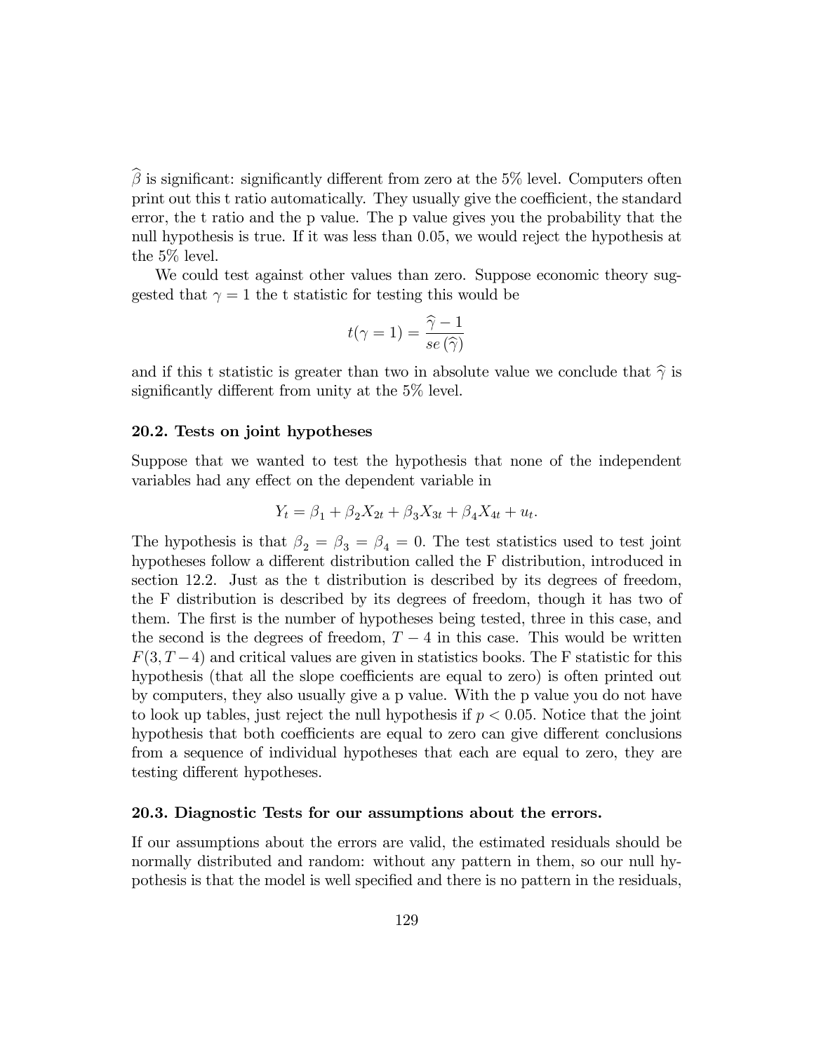$\widehat{\beta}$ is significant: significantly different from zero at the 5% level. Computers often print out this t ratio automatically. They usually give the coefficient, the standard error, the t ratio and the p value. The p value gives you the probability that the null hypothesis is true. If it was less than 0.05, we would reject the hypothesis at the 5% level.

We could test against other values than zero. Suppose economic theory suggested that $\gamma = 1$ the t statistic for testing this would be

$$t(\gamma = 1) = \frac{\widehat{\gamma} - 1}{se\left(\widehat{\gamma}\right)}$$

and if this t statistic is greater than two in absolute value we conclude that $\widehat{\gamma}$ is significantly different from unity at the 5% level.

### 20.2. Tests on joint hypotheses

Suppose that we wanted to test the hypothesis that none of the independent variables had any effect on the dependent variable in

$$Y_t = \beta_1 + \beta_2 X_{2t} + \beta_3 X_{3t} + \beta_4 X_{4t} + u_t.$$

The hypothesis is that $\beta_2 = \beta_3 = \beta_4 = 0$. The test statistics used to test joint hypotheses follow a different distribution called the F distribution, introduced in section 12.2. Just as the t distribution is described by its degrees of freedom, the F distribution is described by its degrees of freedom, though it has two of them. The first is the number of hypotheses being tested, three in this case, and the second is the degrees of freedom, $T - 4$ in this case. This would be written $F(3, T-4)$ and critical values are given in statistics books. The F statistic for this hypothesis (that all the slope coefficients are equal to zero) is often printed out by computers, they also usually give a p value. With the p value you do not have to look up tables, just reject the null hypothesis if $p < 0.05$. Notice that the joint hypothesis that both coefficients are equal to zero can give different conclusions from a sequence of individual hypotheses that each are equal to zero, they are testing different hypotheses.

### 20.3. Diagnostic Tests for our assumptions about the errors.

If our assumptions about the errors are valid, the estimated residuals should be normally distributed and random: without any pattern in them, so our null hypothesis is that the model is well specified and there is no pattern in the residuals,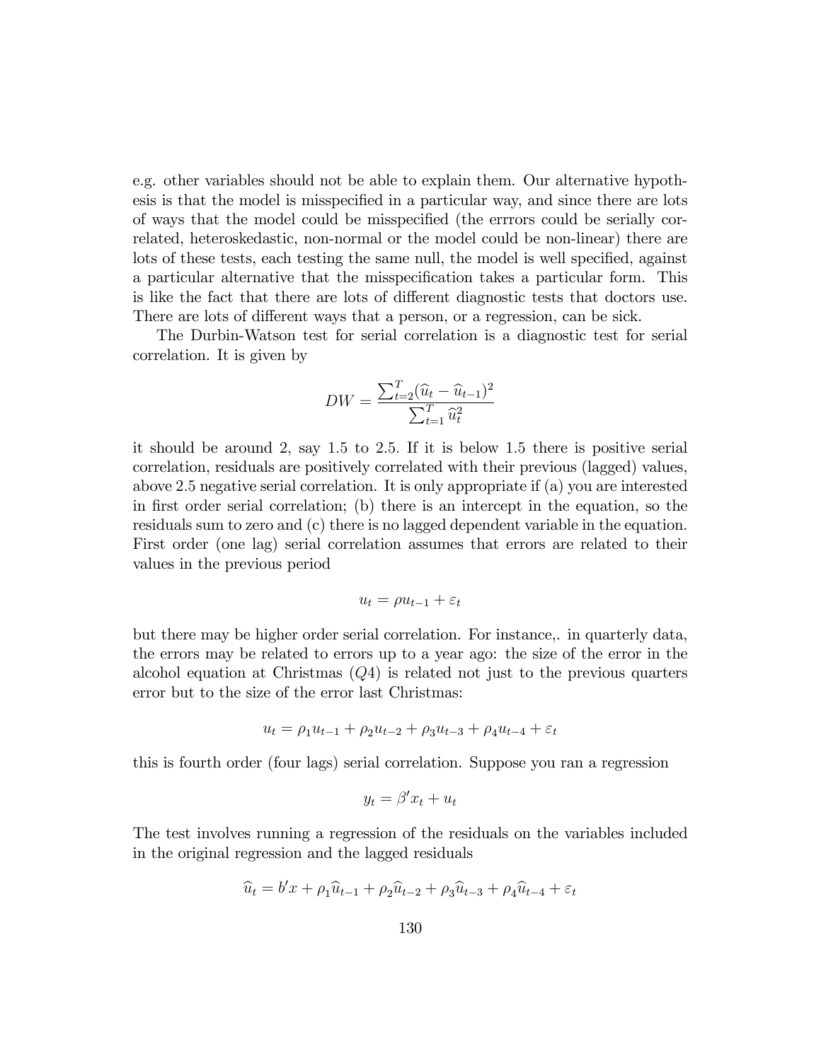e.g. other variables should not be able to explain them. Our alternative hypothesis is that the model is misspecified in a particular way, and since there are lots of ways that the model could be misspecified (the errrors could be serially correlated, heteroskedastic, non-normal or the model could be non-linear) there are lots of these tests, each testing the same null, the model is well specified, against a particular alternative that the misspecification takes a particular form. This is like the fact that there are lots of different diagnostic tests that doctors use. There are lots of different ways that a person, or a regression, can be sick.

The Durbin-Watson test for serial correlation is a diagnostic test for serial correlation. It is given by

$$DW = \frac{\sum_{t=2}^{T}(\widehat{u}_t - \widehat{u}_{t-1})^2}{\sum_{t=1}^{T}\widehat{u}_t^2}$$

it should be around 2, say 1.5 to 2.5. If it is below 1.5 there is positive serial correlation, residuals are positively correlated with their previous (lagged) values, above 2.5 negative serial correlation. It is only appropriate if (a) you are interested in first order serial correlation; (b) there is an intercept in the equation, so the residuals sum to zero and (c) there is no lagged dependent variable in the equation. First order (one lag) serial correlation assumes that errors are related to their values in the previous period

$$u_t = \rho u_{t-1} + \varepsilon_t$$

but there may be higher order serial correlation. For instance,. in quarterly data, the errors may be related to errors up to a year ago: the size of the error in the alcohol equation at Christmas ($Q4$) is related not just to the previous quarters error but to the size of the error last Christmas:

$$u_t = \rho_1 u_{t-1} + \rho_2 u_{t-2} + \rho_3 u_{t-3} + \rho_4 u_{t-4} + \varepsilon_t$$

this is fourth order (four lags) serial correlation. Suppose you ran a regression

$$y_t = \beta' x_t + u_t$$

The test involves running a regression of the residuals on the variables included in the original regression and the lagged residuals

$$\widehat{u}_t = b'x + \rho_1 \widehat{u}_{t-1} + \rho_2 \widehat{u}_{t-2} + \rho_3 \widehat{u}_{t-3} + \rho_4 \widehat{u}_{t-4} + \varepsilon_t$$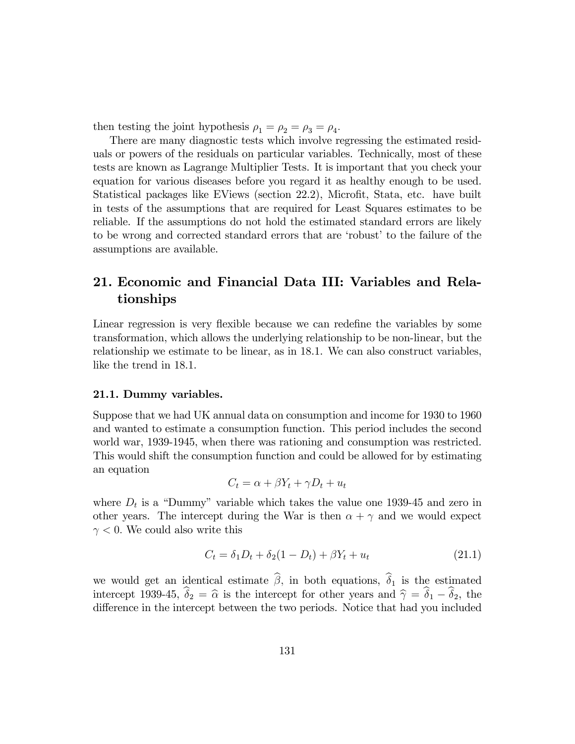then testing the joint hypothesis $\rho_1 = \rho_2 = \rho_3 = \rho_4$.

There are many diagnostic tests which involve regressing the estimated residuals or powers of the residuals on particular variables. Technically, most of these tests are known as Lagrange Multiplier Tests. It is important that you check your equation for various diseases before you regard it as healthy enough to be used. Statistical packages like EViews (section 22.2), Microfit, Stata, etc. have built in tests of the assumptions that are required for Least Squares estimates to be reliable. If the assumptions do not hold the estimated standard errors are likely to be wrong and corrected standard errors that are 'robust' to the failure of the assumptions are available.

# 21. Economic and Financial Data III: Variables and Relationships

Linear regression is very flexible because we can redefine the variables by some transformation, which allows the underlying relationship to be non-linear, but the relationship we estimate to be linear, as in 18.1. We can also construct variables, like the trend in 18.1.

## 21.1. Dummy variables.

Suppose that we had UK annual data on consumption and income for 1930 to 1960 and wanted to estimate a consumption function. This period includes the second world war, 1939-1945, when there was rationing and consumption was restricted. This would shift the consumption function and could be allowed for by estimating an equation

$$C_t = \alpha + \beta Y_t + \gamma D_t + u_t$$

where $D_t$ is a "Dummy" variable which takes the value one 1939-45 and zero in other years. The intercept during the War is then $\alpha + \gamma$ and we would expect $\gamma < 0$. We could also write this

$$C_t = \delta_1 D_t + \delta_2 (1 - D_t) + \beta Y_t + u_t \tag{21.1}$$

we would get an identical estimate $\widehat{\beta}$, in both equations, $\widehat{\delta}_1$ is the estimated intercept 1939-45, $\widehat{\delta}_2 = \widehat{\alpha}$ is the intercept for other years and $\widehat{\gamma} = \widehat{\delta}_1 - \widehat{\delta}_2$, the difference in the intercept between the two periods. Notice that had you included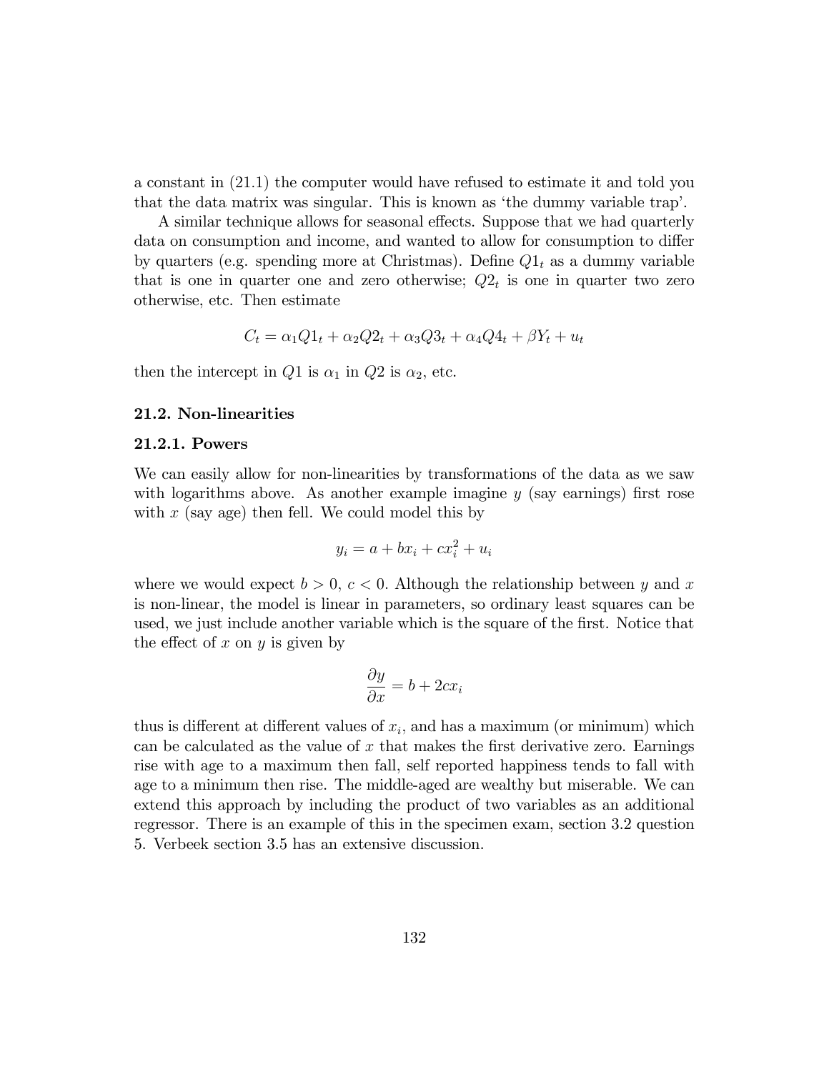a constant in (21.1) the computer would have refused to estimate it and told you that the data matrix was singular. This is known as 'the dummy variable trap'.

A similar technique allows for seasonal effects. Suppose that we had quarterly data on consumption and income, and wanted to allow for consumption to differ by quarters (e.g. spending more at Christmas). Define $Q1_t$ as a dummy variable that is one in quarter one and zero otherwise; $Q2_t$ is one in quarter two zero otherwise, etc. Then estimate

$$C_t = \alpha_1 Q1_t + \alpha_2 Q2_t + \alpha_3 Q3_t + \alpha_4 Q4_t + \beta Y_t + u_t$$

then the intercept in $Q1$ is $\alpha_1$ in $Q2$ is $\alpha_2$, etc.

### 21.2. Non-linearities

#### 21.2.1. Powers

We can easily allow for non-linearities by transformations of the data as we saw with logarithms above. As another example imagine $y$ (say earnings) first rose with $x$ (say age) then fell. We could model this by

$$y_i = a + bx_i + cx_i^2 + u_i$$

where we would expect $b > 0$, $c < 0$. Although the relationship between $y$ and $x$ is non-linear, the model is linear in parameters, so ordinary least squares can be used, we just include another variable which is the square of the first. Notice that the effect of $x$ on $y$ is given by

$$\frac{\partial y}{\partial x} = b + 2cx_i$$

thus is different at different values of $x_i$, and has a maximum (or minimum) which can be calculated as the value of $x$ that makes the first derivative zero. Earnings rise with age to a maximum then fall, self reported happiness tends to fall with age to a minimum then rise. The middle-aged are wealthy but miserable. We can extend this approach by including the product of two variables as an additional regressor. There is an example of this in the specimen exam, section 3.2 question 5. Verbeek section 3.5 has an extensive discussion.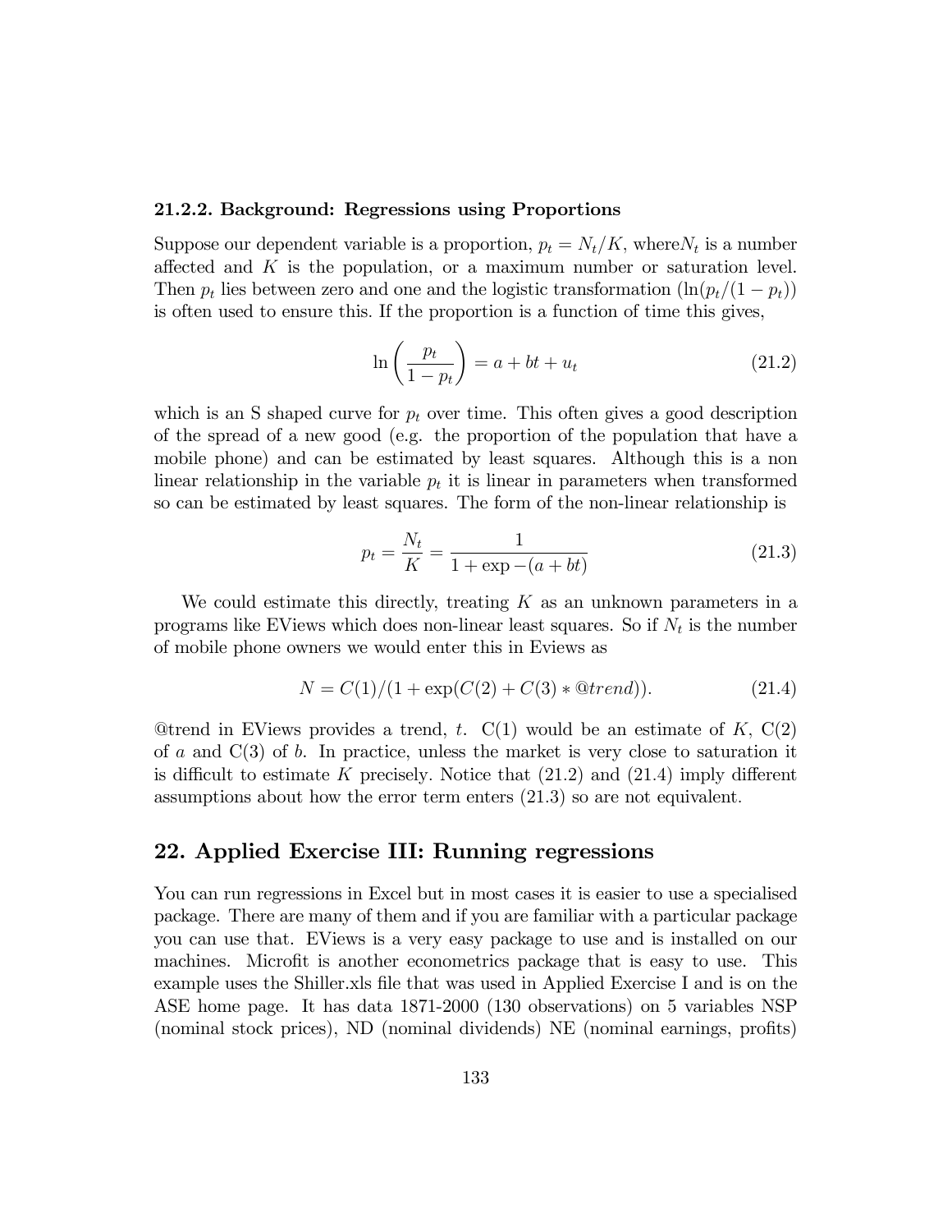### 21.2.2. Background: Regressions using Proportions

Suppose our dependent variable is a proportion, $p_t = N_t/K$, where$N_t$ is a number affected and $K$ is the population, or a maximum number or saturation level. Then $p_t$ lies between zero and one and the logistic transformation ($\ln(p_t/(1-p_t))$) is often used to ensure this. If the proportion is a function of time this gives,

$$\ln\left(\frac{p_t}{1-p_t}\right) = a + bt + u_t \tag{21.2}$$

which is an S shaped curve for $p_t$ over time. This often gives a good description of the spread of a new good (e.g. the proportion of the population that have a mobile phone) and can be estimated by least squares. Although this is a non linear relationship in the variable $p_t$ it is linear in parameters when transformed so can be estimated by least squares. The form of the non-linear relationship is

$$p_t = \frac{N_t}{K} = \frac{1}{1 + \exp -(a + bt)} \tag{21.3}$$

We could estimate this directly, treating $K$ as an unknown parameters in a programs like EViews which does non-linear least squares. So if $N_t$ is the number of mobile phone owners we would enter this in Eviews as

$$N = C(1)/(1 + \exp(C(2) + C(3) * @trend)). \tag{21.4}$$

@trend in EViews provides a trend, $t$. C(1) would be an estimate of $K$, C(2) of $a$ and C(3) of $b$. In practice, unless the market is very close to saturation it is difficult to estimate $K$ precisely. Notice that (21.2) and (21.4) imply different assumptions about how the error term enters (21.3) so are not equivalent.

# 22. Applied Exercise III: Running regressions

You can run regressions in Excel but in most cases it is easier to use a specialised package. There are many of them and if you are familiar with a particular package you can use that. EViews is a very easy package to use and is installed on our machines. Microfit is another econometrics package that is easy to use. This example uses the Shiller.xls file that was used in Applied Exercise I and is on the ASE home page. It has data 1871-2000 (130 observations) on 5 variables NSP (nominal stock prices), ND (nominal dividends) NE (nominal earnings, profits)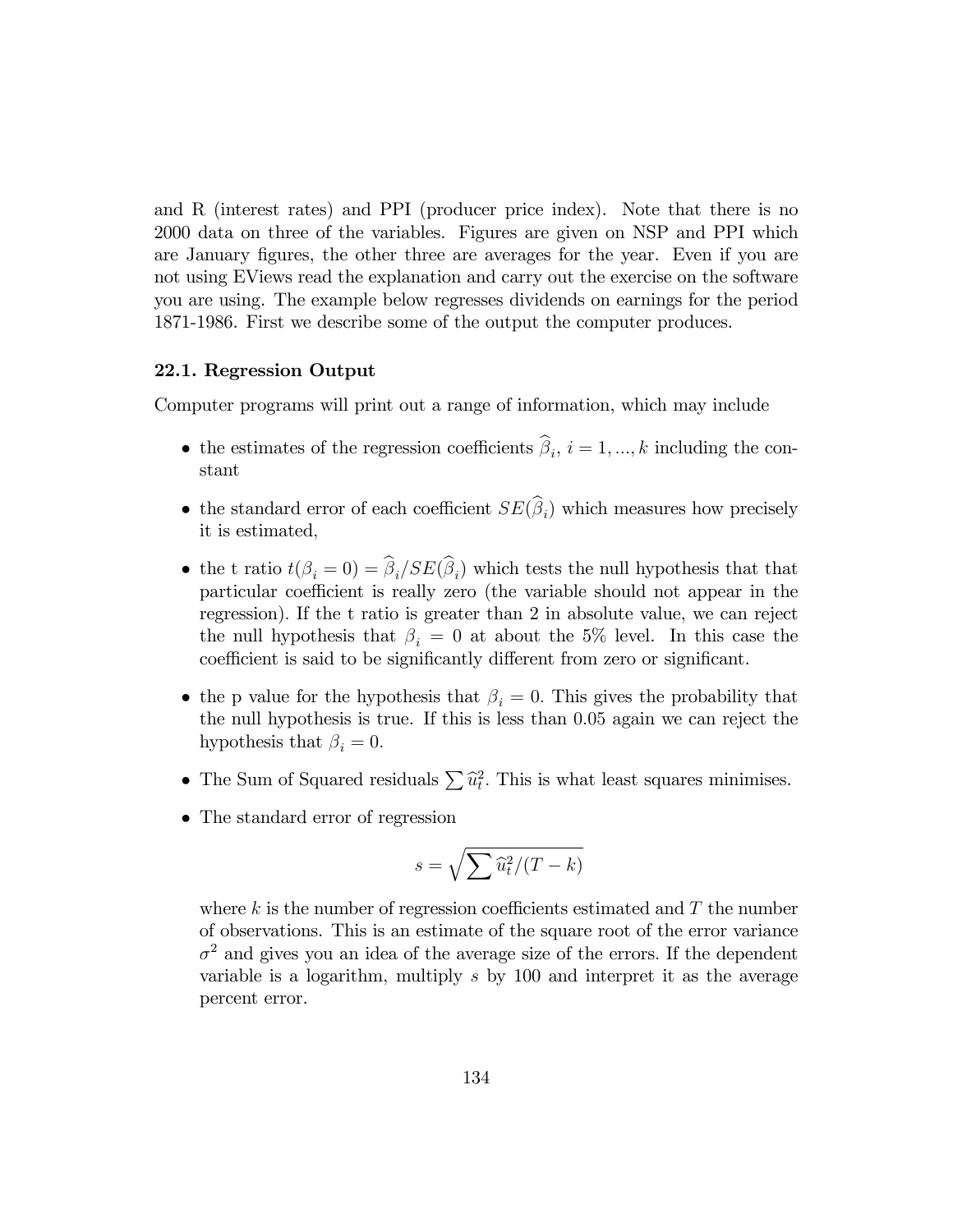and R (interest rates) and PPI (producer price index). Note that there is no 2000 data on three of the variables. Figures are given on NSP and PPI which are January figures, the other three are averages for the year. Even if you are not using EViews read the explanation and carry out the exercise on the software you are using. The example below regresses dividends on earnings for the period 1871-1986. First we describe some of the output the computer produces.

### 22.1. Regression Output

Computer programs will print out a range of information, which may include

- the estimates of the regression coefficients $\widehat{\beta}_i$, $i = 1, ..., k$ including the constant
- the standard error of each coefficient $SE(\widehat{\beta}_i)$ which measures how precisely it is estimated,
- the t ratio $t(\beta_i = 0) = \widehat{\beta}_i / SE(\widehat{\beta}_i)$ which tests the null hypothesis that that particular coefficient is really zero (the variable should not appear in the regression). If the t ratio is greater than 2 in absolute value, we can reject the null hypothesis that $\beta_i = 0$ at about the 5% level. In this case the coefficient is said to be significantly different from zero or significant.
- the p value for the hypothesis that $\beta_i = 0$. This gives the probability that the null hypothesis is true. If this is less than 0.05 again we can reject the hypothesis that $\beta_i = 0$.
- The Sum of Squared residuals $\sum \widehat{u}_t^2$. This is what least squares minimises.
- The standard error of regression

  $$s = \sqrt{\sum \widehat{u}_t^2 / (T - k)}$$

  where $k$ is the number of regression coefficients estimated and $T$ the number of observations. This is an estimate of the square root of the error variance $\sigma^2$ and gives you an idea of the average size of the errors. If the dependent variable is a logarithm, multiply $s$ by 100 and interpret it as the average percent error.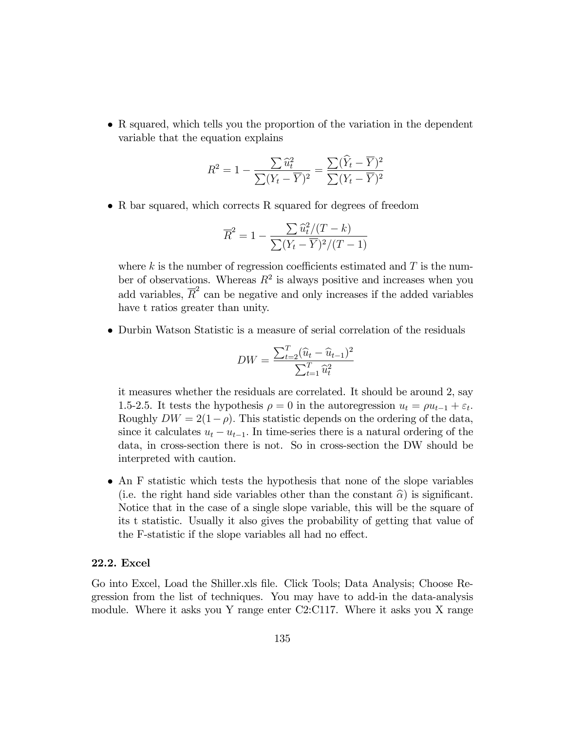- R squared, which tells you the proportion of the variation in the dependent variable that the equation explains

$$R^2 = 1 - \frac{\sum \widehat{u}_t^2}{\sum (Y_t - \overline{Y})^2} = \frac{\sum (\widehat{Y}_t - \overline{Y})^2}{\sum (Y_t - \overline{Y})^2}$$

- R bar squared, which corrects R squared for degrees of freedom

$$\overline{R}^2 = 1 - \frac{\sum \widehat{u}_t^2/(T-k)}{\sum (Y_t - \overline{Y})^2/(T-1)}$$

  where $k$ is the number of regression coefficients estimated and $T$ is the number of observations. Whereas $R^2$ is always positive and increases when you add variables, $\overline{R}^2$ can be negative and only increases if the added variables have t ratios greater than unity.

- Durbin Watson Statistic is a measure of serial correlation of the residuals

$$DW = \frac{\sum_{t=2}^{T} (\widehat{u}_t - \widehat{u}_{t-1})^2}{\sum_{t=1}^{T} \widehat{u}_t^2}$$

  it measures whether the residuals are correlated. It should be around 2, say 1.5-2.5. It tests the hypothesis $\rho = 0$ in the autoregression $u_t = \rho u_{t-1} + \varepsilon_t$. Roughly $DW = 2(1-\rho)$. This statistic depends on the ordering of the data, since it calculates $u_t - u_{t-1}$. In time-series there is a natural ordering of the data, in cross-section there is not. So in cross-section the DW should be interpreted with caution.

- An F statistic which tests the hypothesis that none of the slope variables (i.e. the right hand side variables other than the constant $\widehat{\alpha}$) is significant. Notice that in the case of a single slope variable, this will be the square of its t statistic. Usually it also gives the probability of getting that value of the F-statistic if the slope variables all had no effect.

### 22.2. Excel

Go into Excel, Load the Shiller.xls file. Click Tools; Data Analysis; Choose Regression from the list of techniques. You may have to add-in the data-analysis module. Where it asks you Y range enter C2:C117. Where it asks you X range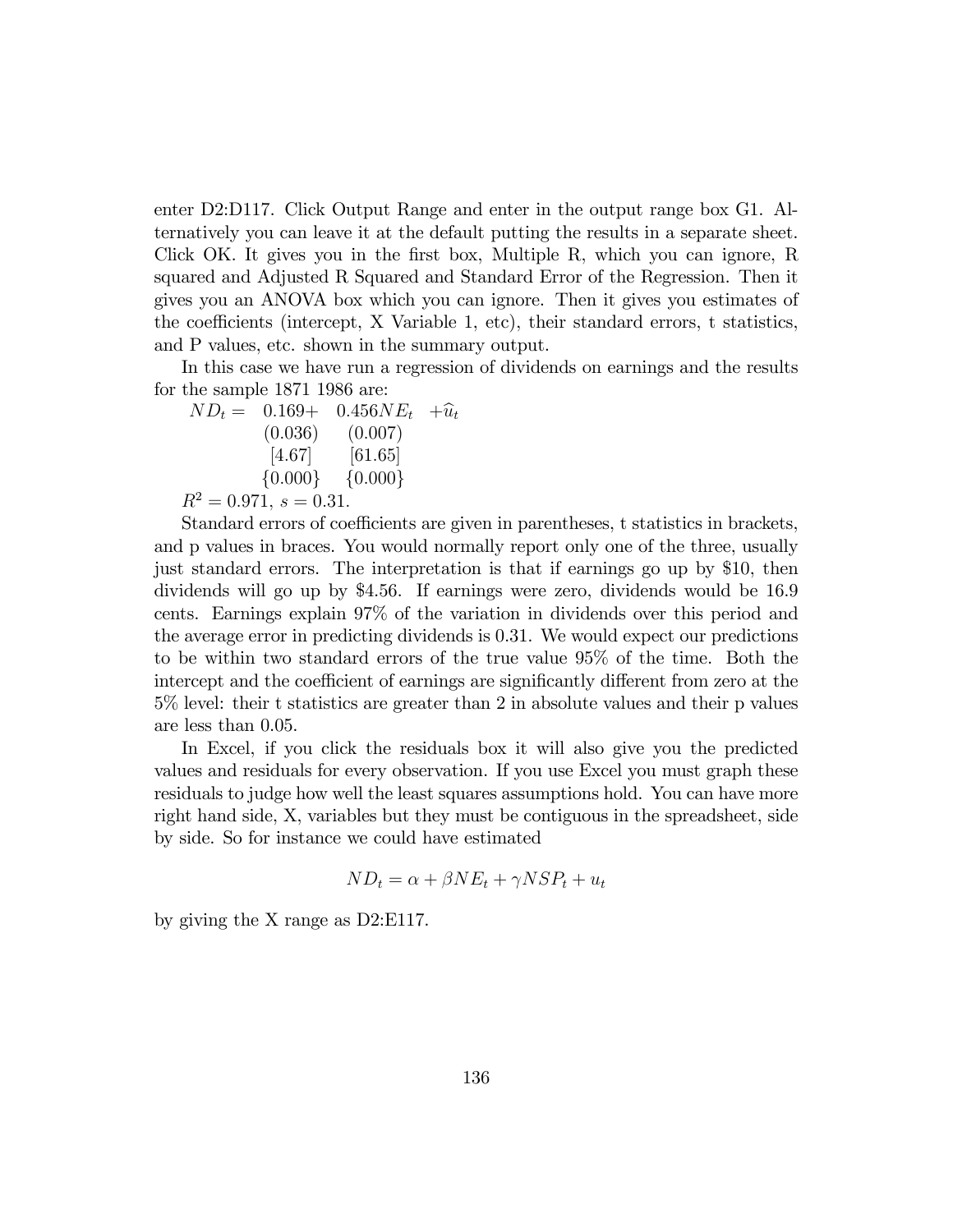enter D2:D117. Click Output Range and enter in the output range box G1. Alternatively you can leave it at the default putting the results in a separate sheet. Click OK. It gives you in the first box, Multiple R, which you can ignore, R squared and Adjusted R Squared and Standard Error of the Regression. Then it gives you an ANOVA box which you can ignore. Then it gives you estimates of the coefficients (intercept, X Variable 1, etc), their standard errors, t statistics, and P values, etc. shown in the summary output.

In this case we have run a regression of dividends on earnings and the results for the sample 1871 1986 are:

$$
\begin{array}{llll}
ND_t = & 0.169+ & 0.456NE_t & +\widehat{u}_t \\
 & (0.036) & (0.007) & \\
 & [4.67] & [61.65] & \\
 & \{0.000\} & \{0.000\} &
\end{array}
$$

$R^2 = 0.971$, $s = 0.31$.

Standard errors of coefficients are given in parentheses, t statistics in brackets, and p values in braces. You would normally report only one of the three, usually just standard errors. The interpretation is that if earnings go up by $10, then dividends will go up by $4.56. If earnings were zero, dividends would be 16.9 cents. Earnings explain 97% of the variation in dividends over this period and the average error in predicting dividends is 0.31. We would expect our predictions to be within two standard errors of the true value 95% of the time. Both the intercept and the coefficient of earnings are significantly different from zero at the 5% level: their t statistics are greater than 2 in absolute values and their p values are less than 0.05.

In Excel, if you click the residuals box it will also give you the predicted values and residuals for every observation. If you use Excel you must graph these residuals to judge how well the least squares assumptions hold. You can have more right hand side, X, variables but they must be contiguous in the spreadsheet, side by side. So for instance we could have estimated

$$ND_t = \alpha + \beta NE_t + \gamma NSP_t + u_t$$

by giving the X range as D2:E117.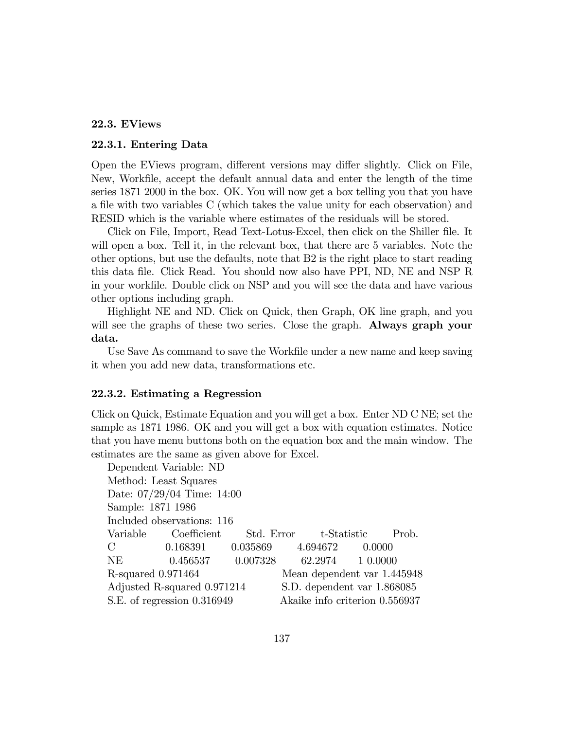### 22.3. EViews

#### 22.3.1. Entering Data

Open the EViews program, different versions may differ slightly. Click on File, New, Workfile, accept the default annual data and enter the length of the time series 1871 2000 in the box. OK. You will now get a box telling you that you have a file with two variables C (which takes the value unity for each observation) and RESID which is the variable where estimates of the residuals will be stored.

Click on File, Import, Read Text-Lotus-Excel, then click on the Shiller file. It will open a box. Tell it, in the relevant box, that there are 5 variables. Note the other options, but use the defaults, note that B2 is the right place to start reading this data file. Click Read. You should now also have PPI, ND, NE and NSP R in your workfile. Double click on NSP and you will see the data and have various other options including graph.

Highlight NE and ND. Click on Quick, then Graph, OK line graph, and you will see the graphs of these two series. Close the graph. **Always graph your data.**

Use Save As command to save the Workfile under a new name and keep saving it when you add new data, transformations etc.

#### 22.3.2. Estimating a Regression

Click on Quick, Estimate Equation and you will get a box. Enter ND C NE; set the sample as 1871 1986. OK and you will get a box with equation estimates. Notice that you have menu buttons both on the equation box and the main window. The estimates are the same as given above for Excel.

Dependent Variable: ND
Method: Least Squares
Date: 07/29/04 Time: 14:00
Sample: 1871 1986
Included observations: 116

| Variable | Coefficient | Std. Error | t-Statistic | Prob. |
|---|---|---|---|---|
| C | 0.168391 | 0.035869 | 4.694672 | 0.0000 |
| NE | 0.456537 | 0.007328 | 62.2974 | 1 0.0000 |

| | | | |
|---|---|---|---|
| R-squared | 0.971464 | Mean dependent var | 1.445948 |
| Adjusted R-squared | 0.971214 | S.D. dependent var | 1.868085 |
| S.E. of regression | 0.316949 | Akaike info criterion | 0.556937 |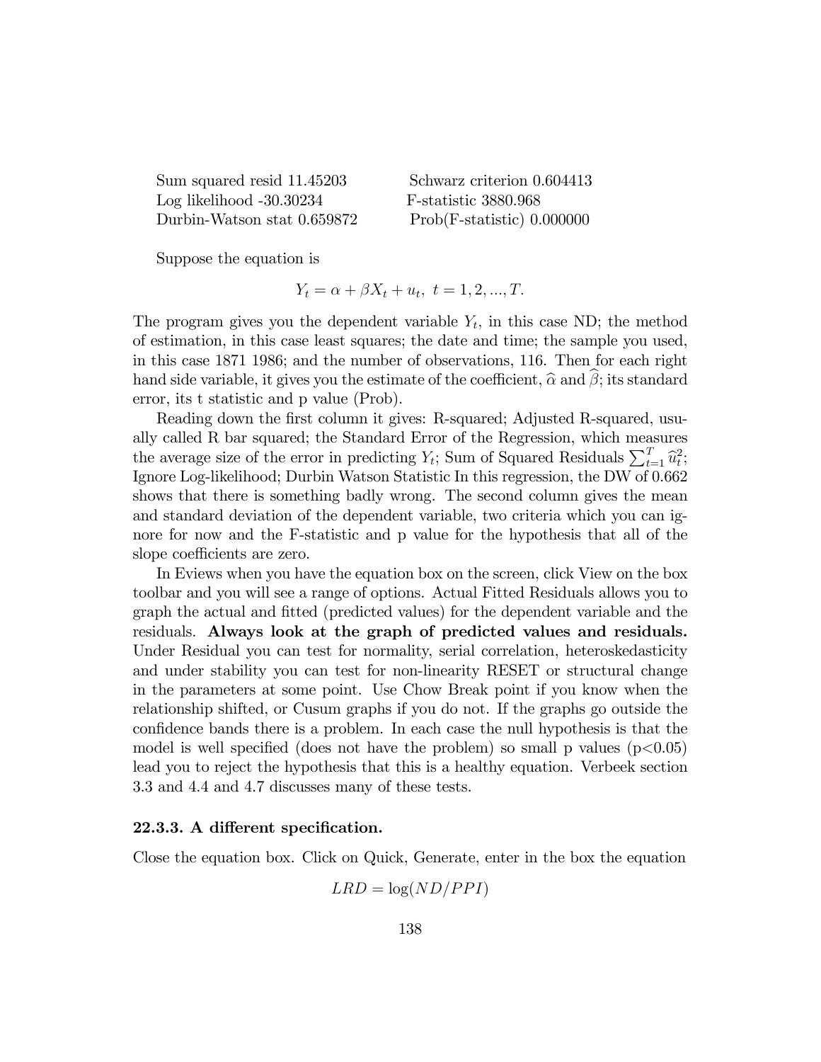| | |
|---|---|
| Sum squared resid 11.45203 | Schwarz criterion 0.604413 |
| Log likelihood -30.30234 | F-statistic 3880.968 |
| Durbin-Watson stat 0.659872 | Prob(F-statistic) 0.000000 |

Suppose the equation is

$$Y_t = \alpha + \beta X_t + u_t,\ t = 1, 2, ..., T.$$

The program gives you the dependent variable $Y_t$, in this case ND; the method of estimation, in this case least squares; the date and time; the sample you used, in this case 1871 1986; and the number of observations, 116. Then for each right hand side variable, it gives you the estimate of the coefficient, $\widehat{\alpha}$ and $\widehat{\beta}$; its standard error, its t statistic and p value (Prob).

Reading down the first column it gives: R-squared; Adjusted R-squared, usually called R bar squared; the Standard Error of the Regression, which measures the average size of the error in predicting $Y_t$; Sum of Squared Residuals $\sum_{t=1}^{T} \widehat{u}_t^2$; Ignore Log-likelihood; Durbin Watson Statistic In this regression, the DW of 0.662 shows that there is something badly wrong. The second column gives the mean and standard deviation of the dependent variable, two criteria which you can ignore for now and the F-statistic and p value for the hypothesis that all of the slope coefficients are zero.

In Eviews when you have the equation box on the screen, click View on the box toolbar and you will see a range of options. Actual Fitted Residuals allows you to graph the actual and fitted (predicted values) for the dependent variable and the residuals. **Always look at the graph of predicted values and residuals.** Under Residual you can test for normality, serial correlation, heteroskedasticity and under stability you can test for non-linearity RESET or structural change in the parameters at some point. Use Chow Break point if you know when the relationship shifted, or Cusum graphs if you do not. If the graphs go outside the confidence bands there is a problem. In each case the null hypothesis is that the model is well specified (does not have the problem) so small p values ($p<0.05$) lead you to reject the hypothesis that this is a healthy equation. Verbeek section 3.3 and 4.4 and 4.7 discusses many of these tests.

### 22.3.3. A different specification.

Close the equation box. Click on Quick, Generate, enter in the box the equation

$$LRD = \log(ND/PPI)$$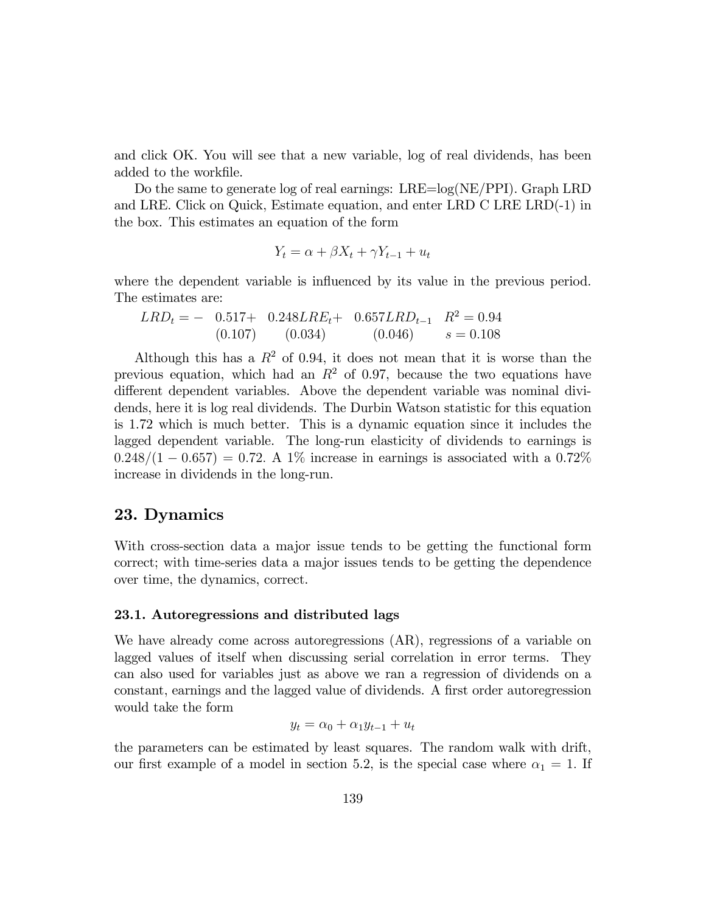and click OK. You will see that a new variable, log of real dividends, has been added to the workfile.

Do the same to generate log of real earnings: LRE=log(NE/PPI). Graph LRD and LRE. Click on Quick, Estimate equation, and enter LRD C LRE LRD(-1) in the box. This estimates an equation of the form

$$Y_t = \alpha + \beta X_t + \gamma Y_{t-1} + u_t$$

where the dependent variable is influenced by its value in the previous period. The estimates are:

$$\begin{array}{lllll} LRD_t = - & 0.517+ & 0.248 LRE_t + & 0.657 LRD_{t-1} & R^2 = 0.94 \\ & (0.107) & (0.034) & (0.046) & s = 0.108 \end{array}$$

Although this has a $R^2$ of 0.94, it does not mean that it is worse than the previous equation, which had an $R^2$ of 0.97, because the two equations have different dependent variables. Above the dependent variable was nominal dividends, here it is log real dividends. The Durbin Watson statistic for this equation is 1.72 which is much better. This is a dynamic equation since it includes the lagged dependent variable. The long-run elasticity of dividends to earnings is $0.248/(1 - 0.657) = 0.72$. A 1% increase in earnings is associated with a 0.72% increase in dividends in the long-run.

## 23. Dynamics

With cross-section data a major issue tends to be getting the functional form correct; with time-series data a major issues tends to be getting the dependence over time, the dynamics, correct.

### 23.1. Autoregressions and distributed lags

We have already come across autoregressions (AR), regressions of a variable on lagged values of itself when discussing serial correlation in error terms. They can also used for variables just as above we ran a regression of dividends on a constant, earnings and the lagged value of dividends. A first order autoregression would take the form

$$y_t = \alpha_0 + \alpha_1 y_{t-1} + u_t$$

the parameters can be estimated by least squares. The random walk with drift, our first example of a model in section 5.2, is the special case where $\alpha_1 = 1$. If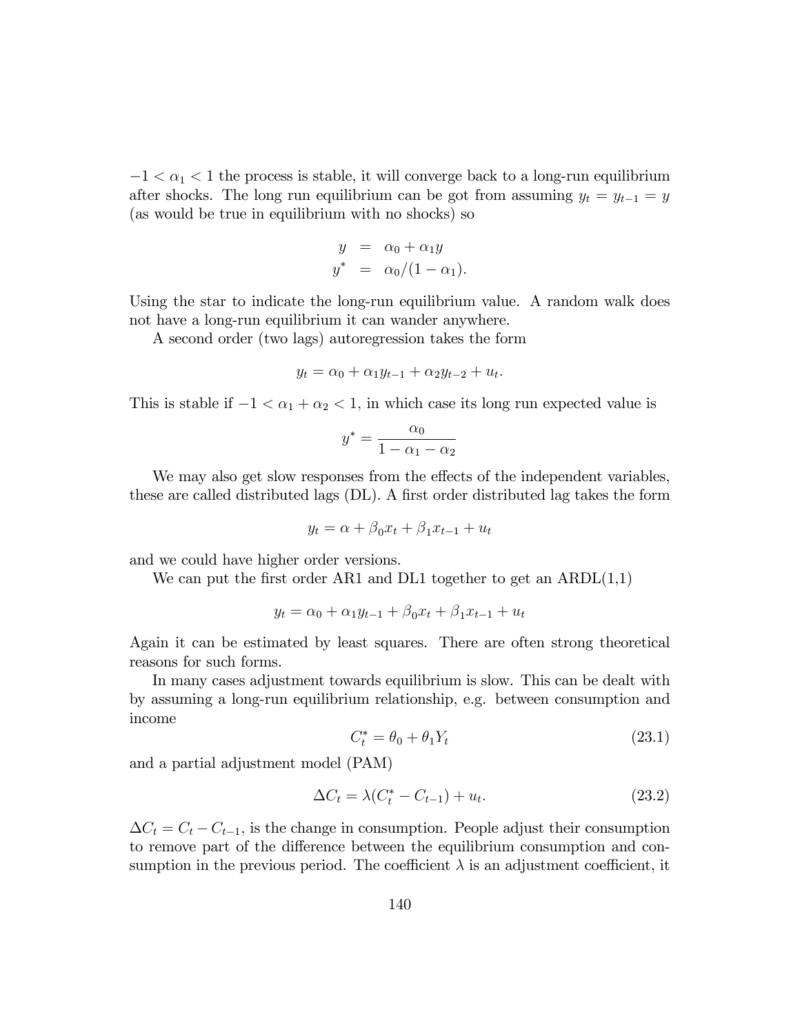$-1 < \alpha_1 < 1$ the process is stable, it will converge back to a long-run equilibrium after shocks. The long run equilibrium can be got from assuming $y_t = y_{t-1} = y$ (as would be true in equilibrium with no shocks) so

$$\begin{aligned} y &= \alpha_0 + \alpha_1 y \\ y^* &= \alpha_0/(1-\alpha_1). \end{aligned}$$

Using the star to indicate the long-run equilibrium value. A random walk does not have a long-run equilibrium it can wander anywhere.

A second order (two lags) autoregression takes the form

$$y_t = \alpha_0 + \alpha_1 y_{t-1} + \alpha_2 y_{t-2} + u_t.$$

This is stable if $-1 < \alpha_1 + \alpha_2 < 1$, in which case its long run expected value is

$$y^* = \frac{\alpha_0}{1 - \alpha_1 - \alpha_2}$$

We may also get slow responses from the effects of the independent variables, these are called distributed lags (DL). A first order distributed lag takes the form

$$y_t = \alpha + \beta_0 x_t + \beta_1 x_{t-1} + u_t$$

and we could have higher order versions.

We can put the first order AR1 and DL1 together to get an ARDL(1,1)

$$y_t = \alpha_0 + \alpha_1 y_{t-1} + \beta_0 x_t + \beta_1 x_{t-1} + u_t$$

Again it can be estimated by least squares. There are often strong theoretical reasons for such forms.

In many cases adjustment towards equilibrium is slow. This can be dealt with by assuming a long-run equilibrium relationship, e.g. between consumption and income

$$C_t^* = \theta_0 + \theta_1 Y_t \tag{23.1}$$

and a partial adjustment model (PAM)

$$\Delta C_t = \lambda(C_t^* - C_{t-1}) + u_t. \tag{23.2}$$

$\Delta C_t = C_t - C_{t-1}$, is the change in consumption. People adjust their consumption to remove part of the difference between the equilibrium consumption and consumption in the previous period. The coefficient $\lambda$ is an adjustment coefficient, it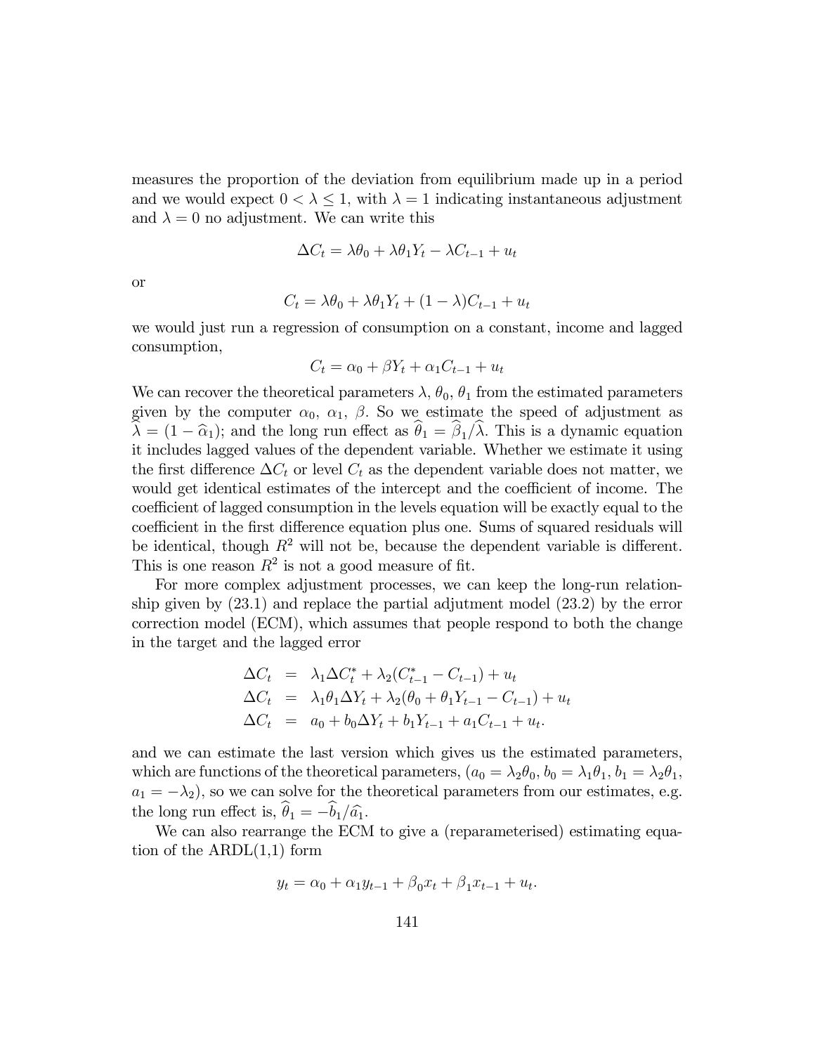measures the proportion of the deviation from equilibrium made up in a period and we would expect $0 < \lambda \leq 1$, with $\lambda = 1$ indicating instantaneous adjustment and $\lambda = 0$ no adjustment. We can write this

$$\Delta C_t = \lambda\theta_0 + \lambda\theta_1 Y_t - \lambda C_{t-1} + u_t$$

or

$$C_t = \lambda\theta_0 + \lambda\theta_1 Y_t + (1-\lambda)C_{t-1} + u_t$$

we would just run a regression of consumption on a constant, income and lagged consumption,

$$C_t = \alpha_0 + \beta Y_t + \alpha_1 C_{t-1} + u_t$$

We can recover the theoretical parameters $\lambda$, $\theta_0$, $\theta_1$ from the estimated parameters given by the computer $\alpha_0$, $\alpha_1$, $\beta$. So we estimate the speed of adjustment as $\widehat{\lambda} = (1 - \widehat{\alpha}_1)$; and the long run effect as $\widehat{\theta}_1 = \widehat{\beta}_1/\widehat{\lambda}$. This is a dynamic equation it includes lagged values of the dependent variable. Whether we estimate it using the first difference $\Delta C_t$ or level $C_t$ as the dependent variable does not matter, we would get identical estimates of the intercept and the coefficient of income. The coefficient of lagged consumption in the levels equation will be exactly equal to the coefficient in the first difference equation plus one. Sums of squared residuals will be identical, though $R^2$ will not be, because the dependent variable is different. This is one reason $R^2$ is not a good measure of fit.

For more complex adjustment processes, we can keep the long-run relationship given by (23.1) and replace the partial adjutment model (23.2) by the error correction model (ECM), which assumes that people respond to both the change in the target and the lagged error

$$\begin{aligned}
\Delta C_t &= \lambda_1 \Delta C_t^* + \lambda_2 (C_{t-1}^* - C_{t-1}) + u_t \\
\Delta C_t &= \lambda_1 \theta_1 \Delta Y_t + \lambda_2 (\theta_0 + \theta_1 Y_{t-1} - C_{t-1}) + u_t \\
\Delta C_t &= a_0 + b_0 \Delta Y_t + b_1 Y_{t-1} + a_1 C_{t-1} + u_t.
\end{aligned}$$

and we can estimate the last version which gives us the estimated parameters, which are functions of the theoretical parameters, ($a_0 = \lambda_2\theta_0$, $b_0 = \lambda_1\theta_1$, $b_1 = \lambda_2\theta_1$, $a_1 = -\lambda_2$), so we can solve for the theoretical parameters from our estimates, e.g. the long run effect is, $\widehat{\theta}_1 = -\widehat{b}_1/\widehat{a}_1$.

We can also rearrange the ECM to give a (reparameterised) estimating equation of the ARDL(1,1) form

$$y_t = \alpha_0 + \alpha_1 y_{t-1} + \beta_0 x_t + \beta_1 x_{t-1} + u_t.$$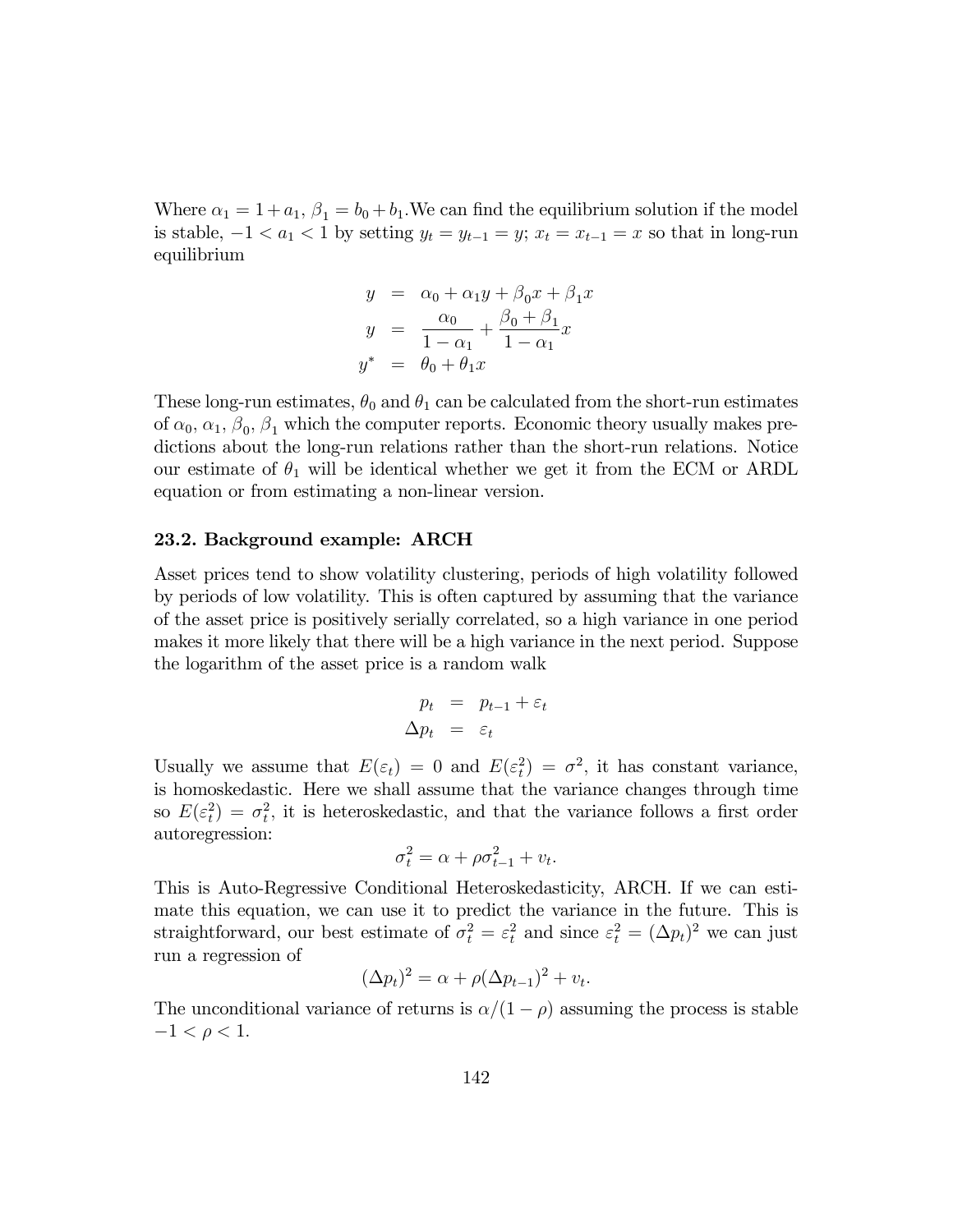Where $\alpha_1 = 1 + a_1$, $\beta_1 = b_0 + b_1$.We can find the equilibrium solution if the model is stable, $-1 < a_1 < 1$ by setting $y_t = y_{t-1} = y$; $x_t = x_{t-1} = x$ so that in long-run equilibrium

$$
\begin{aligned}
y &= \alpha_0 + \alpha_1 y + \beta_0 x + \beta_1 x \\
y &= \frac{\alpha_0}{1-\alpha_1} + \frac{\beta_0 + \beta_1}{1-\alpha_1} x \\
y^* &= \theta_0 + \theta_1 x
\end{aligned}
$$

These long-run estimates, $\theta_0$ and $\theta_1$ can be calculated from the short-run estimates of $\alpha_0$, $\alpha_1$, $\beta_0$, $\beta_1$ which the computer reports. Economic theory usually makes predictions about the long-run relations rather than the short-run relations. Notice our estimate of $\theta_1$ will be identical whether we get it from the ECM or ARDL equation or from estimating a non-linear version.

### 23.2. Background example: ARCH

Asset prices tend to show volatility clustering, periods of high volatility followed by periods of low volatility. This is often captured by assuming that the variance of the asset price is positively serially correlated, so a high variance in one period makes it more likely that there will be a high variance in the next period. Suppose the logarithm of the asset price is a random walk

$$
\begin{aligned}
p_t &= p_{t-1} + \varepsilon_t \\
\Delta p_t &= \varepsilon_t
\end{aligned}
$$

Usually we assume that $E(\varepsilon_t) = 0$ and $E(\varepsilon_t^2) = \sigma^2$, it has constant variance, is homoskedastic. Here we shall assume that the variance changes through time so $E(\varepsilon_t^2) = \sigma_t^2$, it is heteroskedastic, and that the variance follows a first order autoregression:

$$
\sigma_t^2 = \alpha + \rho \sigma_{t-1}^2 + v_t.
$$

This is Auto-Regressive Conditional Heteroskedasticity, ARCH. If we can estimate this equation, we can use it to predict the variance in the future. This is straightforward, our best estimate of $\sigma_t^2 = \varepsilon_t^2$ and since $\varepsilon_t^2 = (\Delta p_t)^2$ we can just run a regression of

$$
(\Delta p_t)^2 = \alpha + \rho (\Delta p_{t-1})^2 + v_t.
$$

The unconditional variance of returns is $\alpha/(1-\rho)$ assuming the process is stable $-1 < \rho < 1$.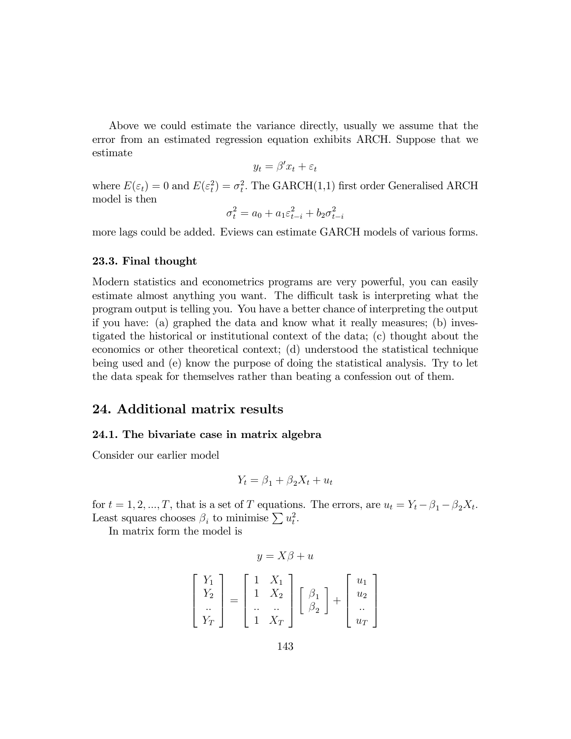Above we could estimate the variance directly, usually we assume that the error from an estimated regression equation exhibits ARCH. Suppose that we estimate

$$y_t = \beta' x_t + \varepsilon_t$$

where $E(\varepsilon_t) = 0$ and $E(\varepsilon_t^2) = \sigma_t^2$. The GARCH(1,1) first order Generalised ARCH model is then

$$\sigma_t^2 = a_0 + a_1 \varepsilon_{t-i}^2 + b_2 \sigma_{t-i}^2$$

more lags could be added. Eviews can estimate GARCH models of various forms.

### 23.3. Final thought

Modern statistics and econometrics programs are very powerful, you can easily estimate almost anything you want. The difficult task is interpreting what the program output is telling you. You have a better chance of interpreting the output if you have: (a) graphed the data and know what it really measures; (b) investigated the historical or institutional context of the data; (c) thought about the economics or other theoretical context; (d) understood the statistical technique being used and (e) know the purpose of doing the statistical analysis. Try to let the data speak for themselves rather than beating a confession out of them.

## 24. Additional matrix results

### 24.1. The bivariate case in matrix algebra

Consider our earlier model

$$Y_t = \beta_1 + \beta_2 X_t + u_t$$

for $t = 1, 2, ..., T$, that is a set of $T$ equations. The errors, are $u_t = Y_t - \beta_1 - \beta_2 X_t$. Least squares chooses $\beta_i$ to minimise $\sum u_t^2$.

In matrix form the model is

$$y = X\beta + u$$

$$\begin{bmatrix} Y_1 \\ Y_2 \\ .. \\ Y_T \end{bmatrix} = \begin{bmatrix} 1 & X_1 \\ 1 & X_2 \\ .. & .. \\ 1 & X_T \end{bmatrix} \begin{bmatrix} \beta_1 \\ \beta_2 \end{bmatrix} + \begin{bmatrix} u_1 \\ u_2 \\ .. \\ u_T \end{bmatrix}$$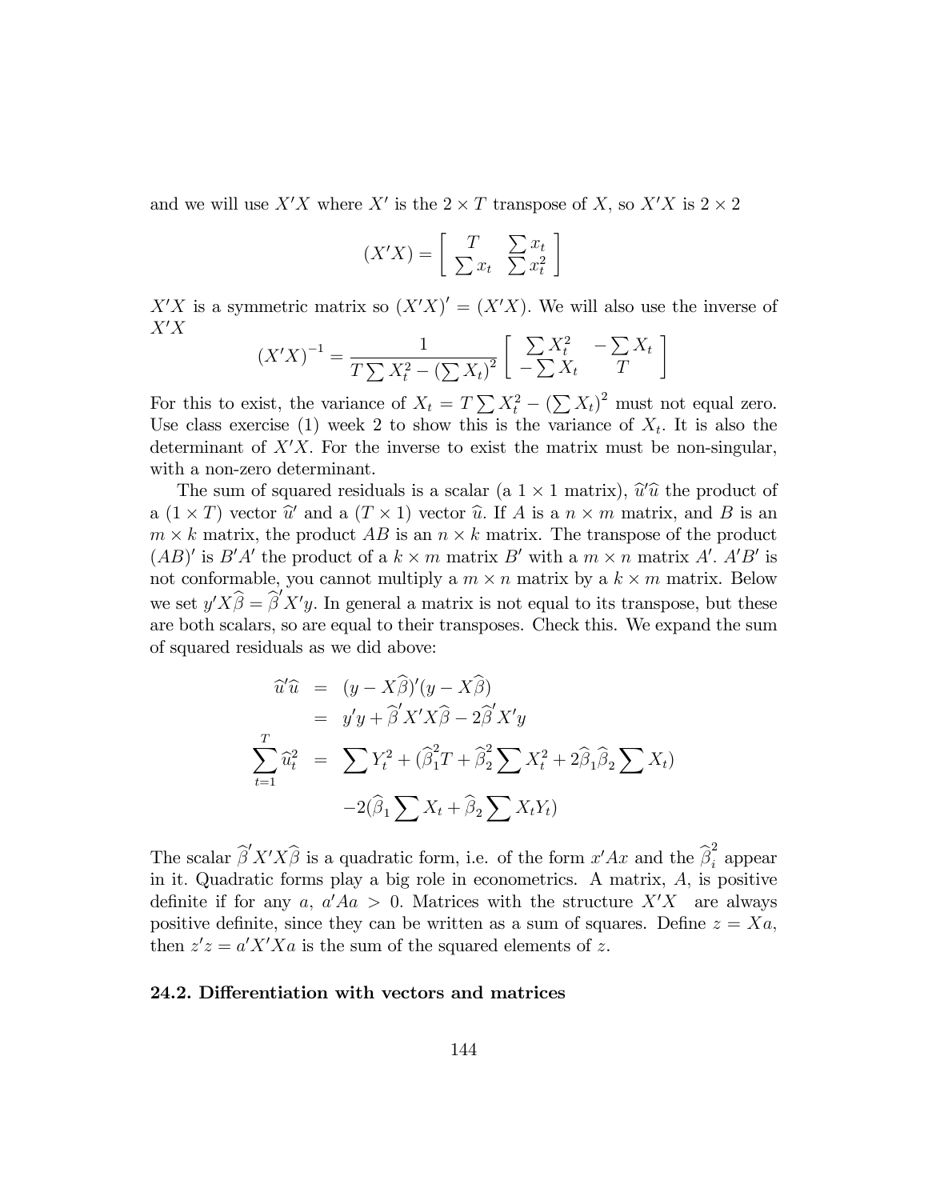and we will use $X'X$ where $X'$ is the $2 \times T$ transpose of $X$, so $X'X$ is $2 \times 2$

$$(X'X) = \begin{bmatrix} T & \sum x_t \\ \sum x_t & \sum x_t^2 \end{bmatrix}$$

$X'X$ is a symmetric matrix so $(X'X)' = (X'X)$. We will also use the inverse of $X'X$

$$(X'X)^{-1} = \frac{1}{T\sum X_t^2 - \left(\sum X_t\right)^2} \begin{bmatrix} \sum X_t^2 & -\sum X_t \\ -\sum X_t & T \end{bmatrix}$$

For this to exist, the variance of $X_t = T\sum X_t^2 - \left(\sum X_t\right)^2$ must not equal zero. Use class exercise (1) week 2 to show this is the variance of $X_t$. It is also the determinant of $X'X$. For the inverse to exist the matrix must be non-singular, with a non-zero determinant.

The sum of squared residuals is a scalar (a $1 \times 1$ matrix), $\widehat{u}'\widehat{u}$ the product of a $(1 \times T)$ vector $\widehat{u}'$ and a $(T \times 1)$ vector $\widehat{u}$. If $A$ is a $n \times m$ matrix, and $B$ is an $m \times k$ matrix, the product $AB$ is an $n \times k$ matrix. The transpose of the product $(AB)'$ is $B'A'$ the product of a $k \times m$ matrix $B'$ with a $m \times n$ matrix $A'$. $A'B'$ is not conformable, you cannot multiply a $m \times n$ matrix by a $k \times m$ matrix. Below we set $y'X\widehat{\beta} = \widehat{\beta}'X'y$. In general a matrix is not equal to its transpose, but these are both scalars, so are equal to their transposes. Check this. We expand the sum of squared residuals as we did above:

$$\begin{aligned}
\widehat{u}'\widehat{u} &= (y - X\widehat{\beta})'(y - X\widehat{\beta}) \\
&= y'y + \widehat{\beta}'X'X\widehat{\beta} - 2\widehat{\beta}'X'y \\
\sum_{t=1}^{T} \widehat{u}_t^2 &= \sum Y_t^2 + (\widehat{\beta}_1^2 T + \widehat{\beta}_2^2 \sum X_t^2 + 2\widehat{\beta}_1\widehat{\beta}_2 \sum X_t) \\
&\quad -2(\widehat{\beta}_1 \sum X_t + \widehat{\beta}_2 \sum X_t Y_t)
\end{aligned}$$

The scalar $\widehat{\beta}'X'X\widehat{\beta}$ is a quadratic form, i.e. of the form $x'Ax$ and the $\widehat{\beta}_i^2$ appear in it. Quadratic forms play a big role in econometrics. A matrix, $A$, is positive definite if for any $a$, $a'Aa > 0$. Matrices with the structure $X'X$ are always positive definite, since they can be written as a sum of squares. Define $z = Xa$, then $z'z = a'X'Xa$ is the sum of the squared elements of $z$.

### 24.2. Differentiation with vectors and matrices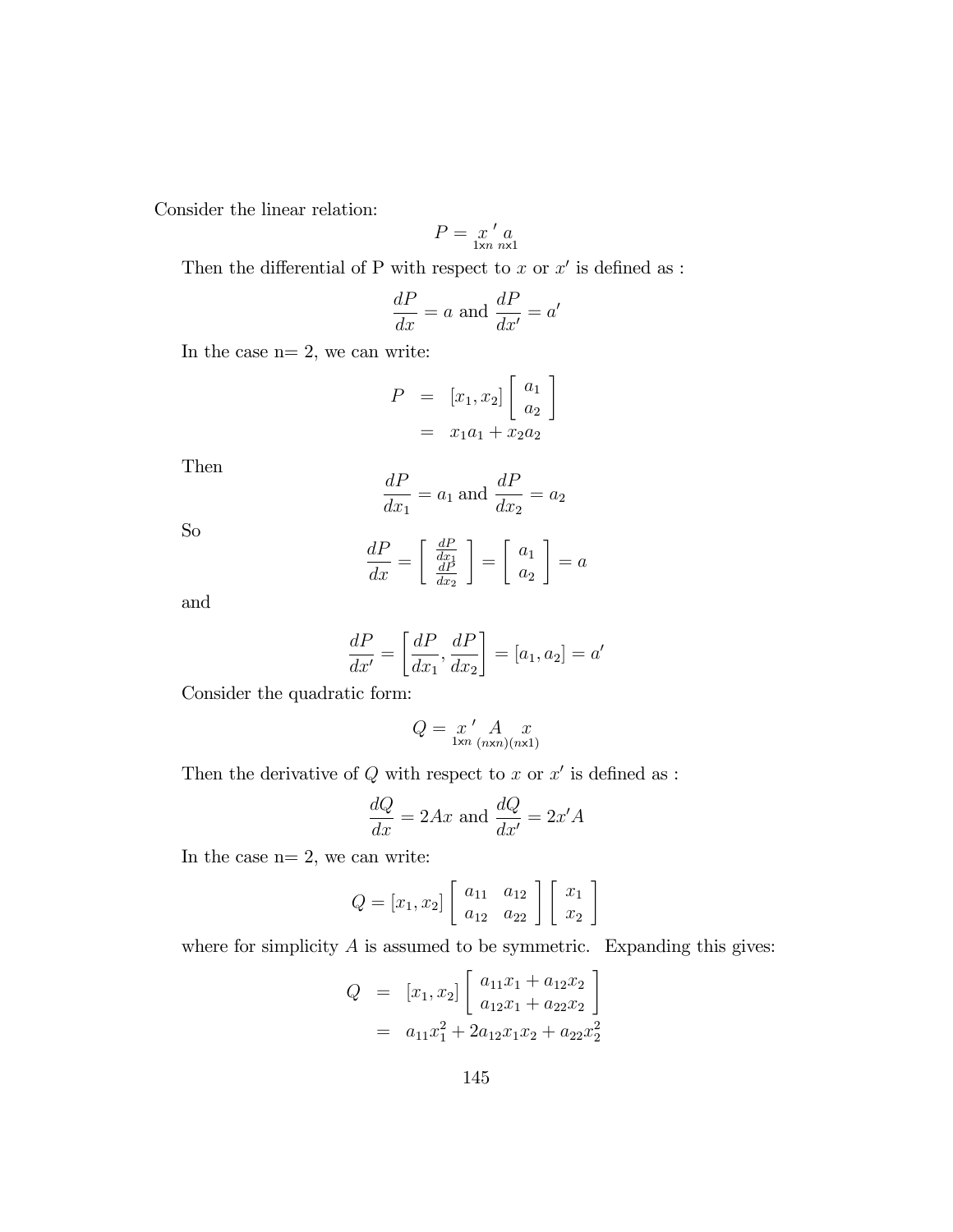Consider the linear relation:

$$P = \underset{1\text{x}n}{x'} \underset{n\text{x}1}{a}$$

Then the differential of P with respect to $x$ or $x'$ is defined as :

$$\frac{dP}{dx} = a \text{ and } \frac{dP}{dx'} = a'$$

In the case n= 2, we can write:

$$\begin{aligned} P &= [x_1, x_2] \begin{bmatrix} a_1 \\ a_2 \end{bmatrix} \\ &= x_1 a_1 + x_2 a_2 \end{aligned}$$

Then

$$\frac{dP}{dx_1} = a_1 \text{ and } \frac{dP}{dx_2} = a_2$$

So

$$\frac{dP}{dx} = \begin{bmatrix} \frac{dP}{dx_1} \\ \frac{dP}{dx_2} \end{bmatrix} = \begin{bmatrix} a_1 \\ a_2 \end{bmatrix} = a$$

and

$$\frac{dP}{dx'} = \left[ \frac{dP}{dx_1}, \frac{dP}{dx_2} \right] = [a_1, a_2] = a'$$

Consider the quadratic form:

$$Q = \underset{1\text{x}n}{x'} \underset{(n\text{x}n)}{A} \underset{(n\text{x}1)}{x}$$

Then the derivative of $Q$ with respect to $x$ or $x'$ is defined as :

$$\frac{dQ}{dx} = 2Ax \text{ and } \frac{dQ}{dx'} = 2x'A$$

In the case n= 2, we can write:

$$Q = [x_1, x_2] \begin{bmatrix} a_{11} & a_{12} \\ a_{12} & a_{22} \end{bmatrix} \begin{bmatrix} x_1 \\ x_2 \end{bmatrix}$$

where for simplicity $A$ is assumed to be symmetric. Expanding this gives:

$$\begin{aligned} Q &= [x_1, x_2] \begin{bmatrix} a_{11}x_1 + a_{12}x_2 \\ a_{12}x_1 + a_{22}x_2 \end{bmatrix} \\ &= a_{11}x_1^2 + 2a_{12}x_1 x_2 + a_{22}x_2^2 \end{aligned}$$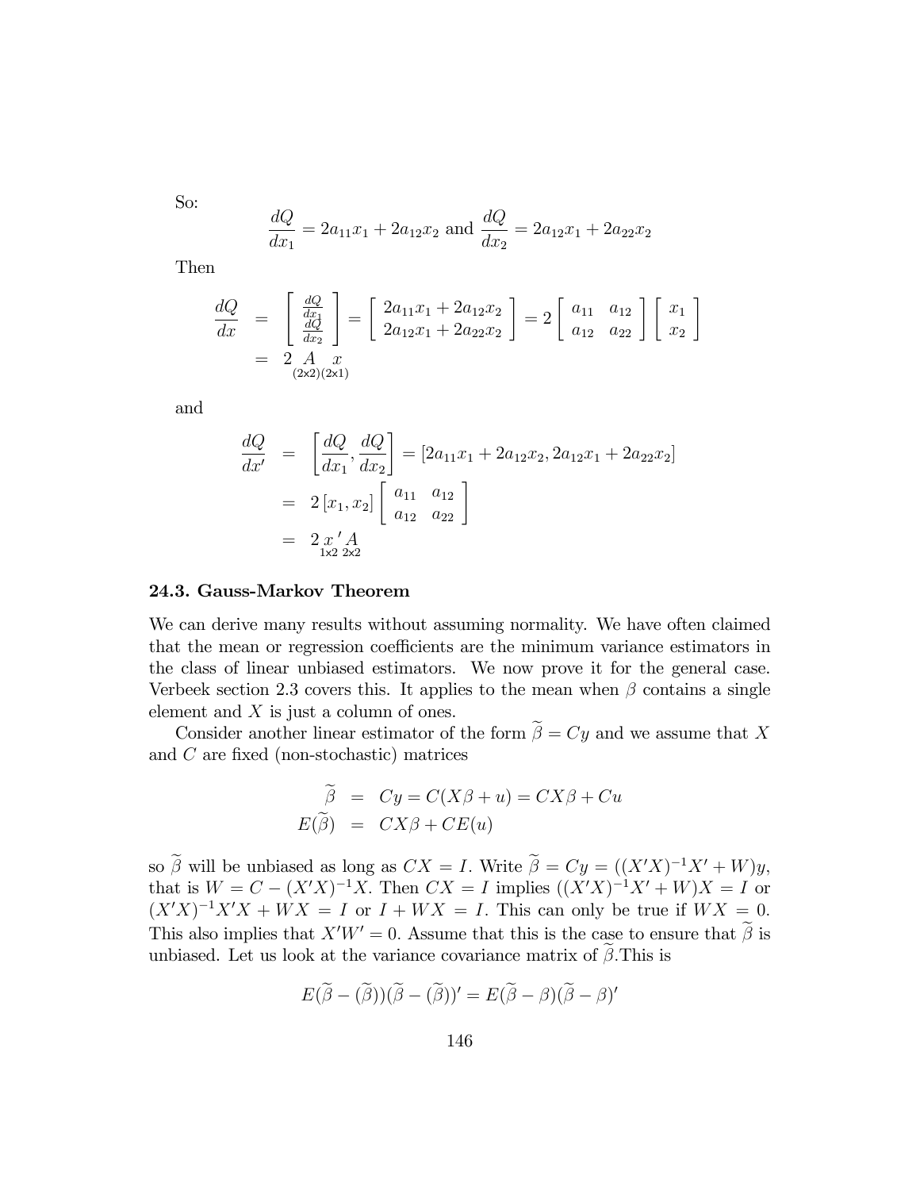So:

$$\frac{dQ}{dx_1} = 2a_{11}x_1 + 2a_{12}x_2 \text{ and } \frac{dQ}{dx_2} = 2a_{12}x_1 + 2a_{22}x_2$$

Then

$$\begin{aligned}
\frac{dQ}{dx} &= \begin{bmatrix} \frac{dQ}{dx_1} \\ \frac{dQ}{dx_2} \end{bmatrix} = \begin{bmatrix} 2a_{11}x_1 + 2a_{12}x_2 \\ 2a_{12}x_1 + 2a_{22}x_2 \end{bmatrix} = 2 \begin{bmatrix} a_{11} & a_{12} \\ a_{12} & a_{22} \end{bmatrix} \begin{bmatrix} x_1 \\ x_2 \end{bmatrix} \\
&= 2 \underset{(2\text{x}2)}{A} \underset{(2\text{x}1)}{x}
\end{aligned}$$

and

$$\begin{aligned}
\frac{dQ}{dx'} &= \left[ \frac{dQ}{dx_1}, \frac{dQ}{dx_2} \right] = [2a_{11}x_1 + 2a_{12}x_2, 2a_{12}x_1 + 2a_{22}x_2] \\
&= 2\,[x_1, x_2] \begin{bmatrix} a_{11} & a_{12} \\ a_{12} & a_{22} \end{bmatrix} \\
&= 2 \underset{1\text{x}2}{x'} \underset{2\text{x}2}{A}
\end{aligned}$$

### 24.3. Gauss-Markov Theorem

We can derive many results without assuming normality. We have often claimed that the mean or regression coefficients are the minimum variance estimators in the class of linear unbiased estimators. We now prove it for the general case. Verbeek section 2.3 covers this. It applies to the mean when $\beta$ contains a single element and $X$ is just a column of ones.

Consider another linear estimator of the form $\widetilde{\beta} = Cy$ and we assume that $X$ and $C$ are fixed (non-stochastic) matrices

$$\begin{aligned}
\widetilde{\beta} &= Cy = C(X\beta + u) = CX\beta + Cu \\
E(\widetilde{\beta}) &= CX\beta + CE(u)
\end{aligned}$$

so $\widetilde{\beta}$ will be unbiased as long as $CX = I$. Write $\widetilde{\beta} = Cy = ((X'X)^{-1}X' + W)y$, that is $W = C - (X'X)^{-1}X$. Then $CX = I$ implies $((X'X)^{-1}X' + W)X = I$ or $(X'X)^{-1}X'X + WX = I$ or $I + WX = I$. This can only be true if $WX = 0$. This also implies that $X'W' = 0$. Assume that this is the case to ensure that $\widetilde{\beta}$ is unbiased. Let us look at the variance covariance matrix of $\widetilde{\beta}$.This is

$$E(\widetilde{\beta} - (\widetilde{\beta}))(\widetilde{\beta} - (\widetilde{\beta}))' = E(\widetilde{\beta} - \beta)(\widetilde{\beta} - \beta)'$$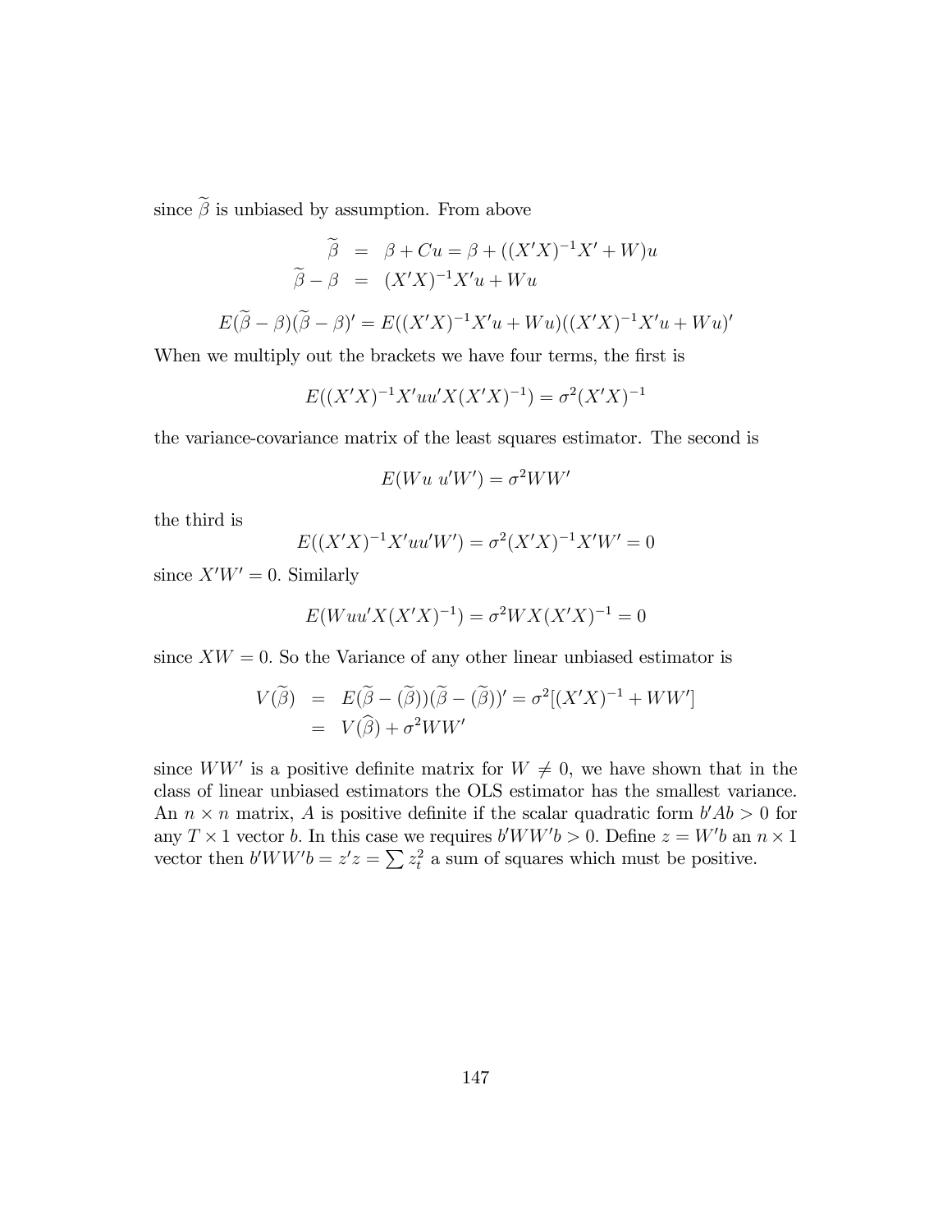since $\widetilde{\beta}$ is unbiased by assumption. From above

$$
\begin{aligned}
\widetilde{\beta} &= \beta + Cu = \beta + ((X'X)^{-1}X' + W)u \\
\widetilde{\beta} - \beta &= (X'X)^{-1}X'u + Wu
\end{aligned}
$$

$$
E(\widetilde{\beta} - \beta)(\widetilde{\beta} - \beta)' = E((X'X)^{-1}X'u + Wu)((X'X)^{-1}X'u + Wu)'
$$

When we multiply out the brackets we have four terms, the first is

$$
E((X'X)^{-1}X'uu'X(X'X)^{-1}) = \sigma^2(X'X)^{-1}
$$

the variance-covariance matrix of the least squares estimator. The second is

$$
E(Wu\ u'W') = \sigma^2 WW'
$$

the third is

$$
E((X'X)^{-1}X'uu'W') = \sigma^2(X'X)^{-1}X'W' = 0
$$

since $X'W' = 0$. Similarly

$$
E(Wuu'X(X'X)^{-1}) = \sigma^2 WX(X'X)^{-1} = 0
$$

since $XW = 0$. So the Variance of any other linear unbiased estimator is

$$
\begin{aligned}
V(\widetilde{\beta}) &= E(\widetilde{\beta} - (\widetilde{\beta}))(\widetilde{\beta} - (\widetilde{\beta}))' = \sigma^2[(X'X)^{-1} + WW'] \\
&= V(\widehat{\beta}) + \sigma^2 WW'
\end{aligned}
$$

since $WW'$ is a positive definite matrix for $W \neq 0$, we have shown that in the class of linear unbiased estimators the OLS estimator has the smallest variance. An $n \times n$ matrix, $A$ is positive definite if the scalar quadratic form $b'Ab > 0$ for any $T \times 1$ vector $b$. In this case we requires $b'WW'b > 0$. Define $z = W'b$ an $n \times 1$ vector then $b'WW'b = z'z = \sum z_t^2$ a sum of squares which must be positive.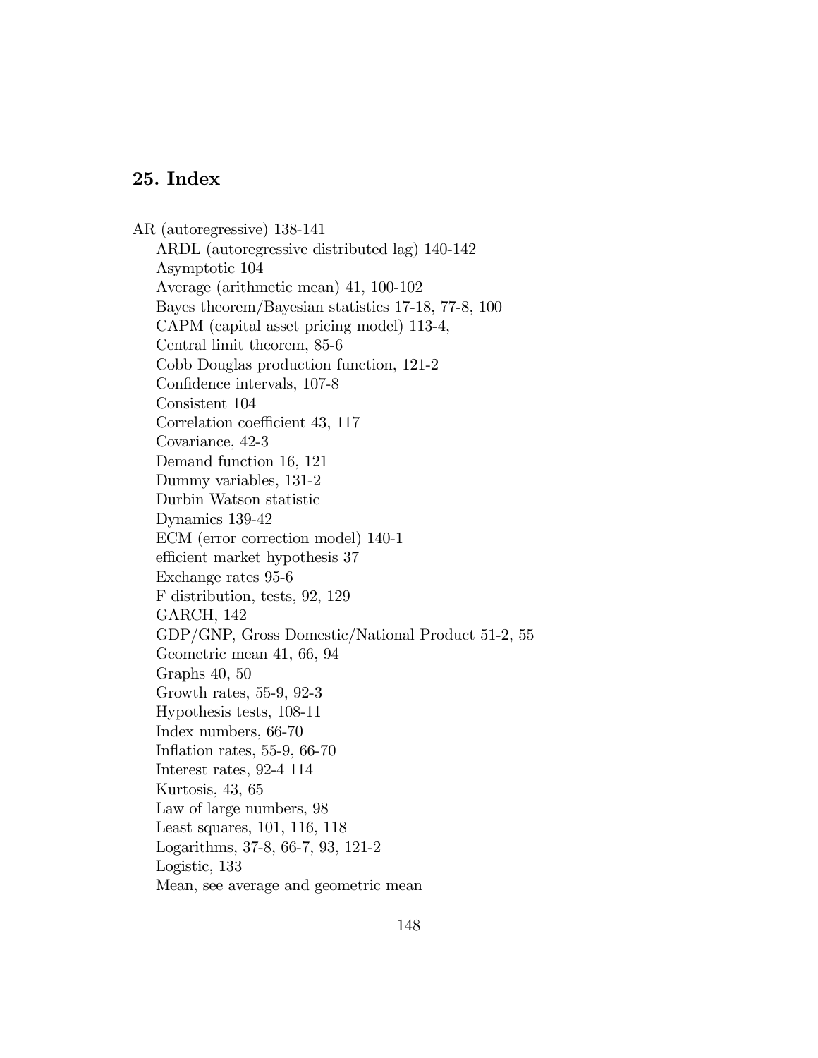## 25. Index

AR (autoregressive) 138-141

ARDL (autoregressive distributed lag) 140-142

Asymptotic 104

Average (arithmetic mean) 41, 100-102

Bayes theorem/Bayesian statistics 17-18, 77-8, 100

CAPM (capital asset pricing model) 113-4,

Central limit theorem, 85-6

Cobb Douglas production function, 121-2

Confidence intervals, 107-8

Consistent 104

Correlation coefficient 43, 117

Covariance, 42-3

Demand function 16, 121

Dummy variables, 131-2

Durbin Watson statistic

Dynamics 139-42

ECM (error correction model) 140-1

efficient market hypothesis 37

Exchange rates 95-6

F distribution, tests, 92, 129

GARCH, 142

GDP/GNP, Gross Domestic/National Product 51-2, 55

Geometric mean 41, 66, 94

Graphs 40, 50

Growth rates, 55-9, 92-3

Hypothesis tests, 108-11

Index numbers, 66-70

Inflation rates, 55-9, 66-70

Interest rates, 92-4 114

Kurtosis, 43, 65

Law of large numbers, 98

Least squares, 101, 116, 118

Logarithms, 37-8, 66-7, 93, 121-2

Logistic, 133

Mean, see average and geometric mean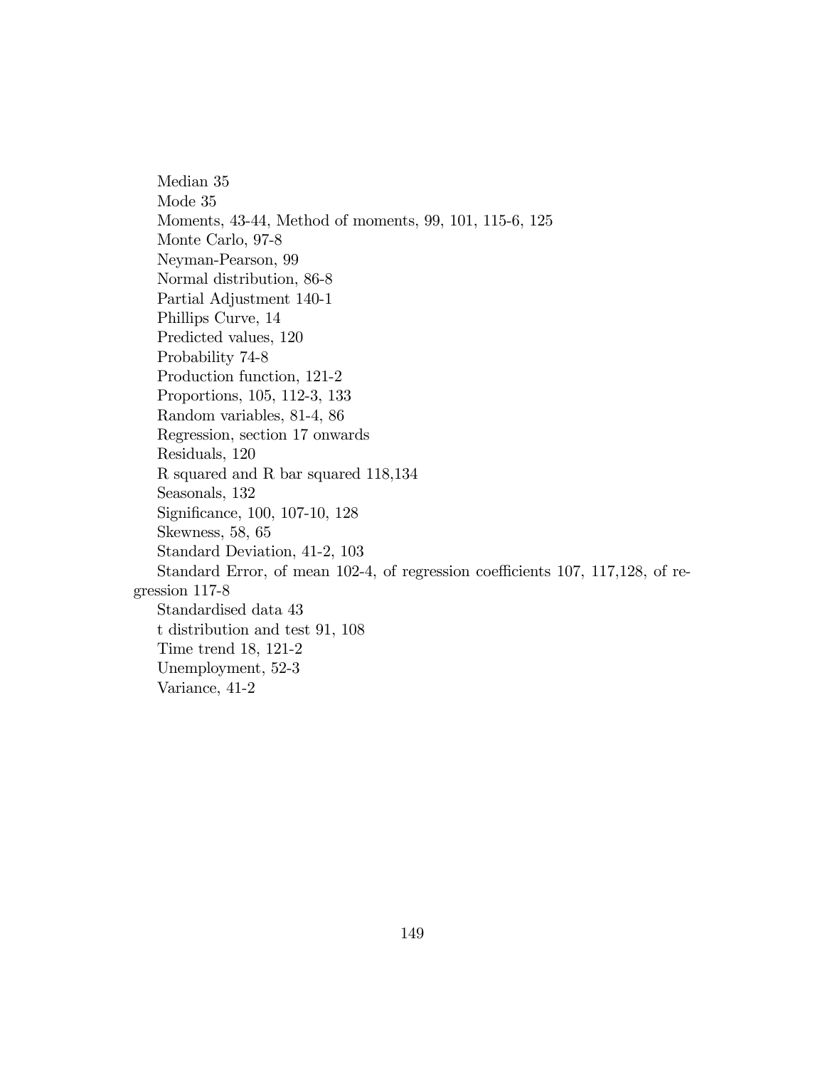Median 35

Mode 35

Moments, 43-44, Method of moments, 99, 101, 115-6, 125

Monte Carlo, 97-8

Neyman-Pearson, 99

Normal distribution, 86-8

Partial Adjustment 140-1

Phillips Curve, 14

Predicted values, 120

Probability 74-8

Production function, 121-2

Proportions, 105, 112-3, 133

Random variables, 81-4, 86

Regression, section 17 onwards

Residuals, 120

R squared and R bar squared 118,134

Seasonals, 132

Significance, 100, 107-10, 128

Skewness, 58, 65

Standard Deviation, 41-2, 103

Standard Error, of mean 102-4, of regression coefficients 107, 117,128, of regression 117-8

Standardised data 43

t distribution and test 91, 108

Time trend 18, 121-2

Unemployment, 52-3

Variance, 41-2